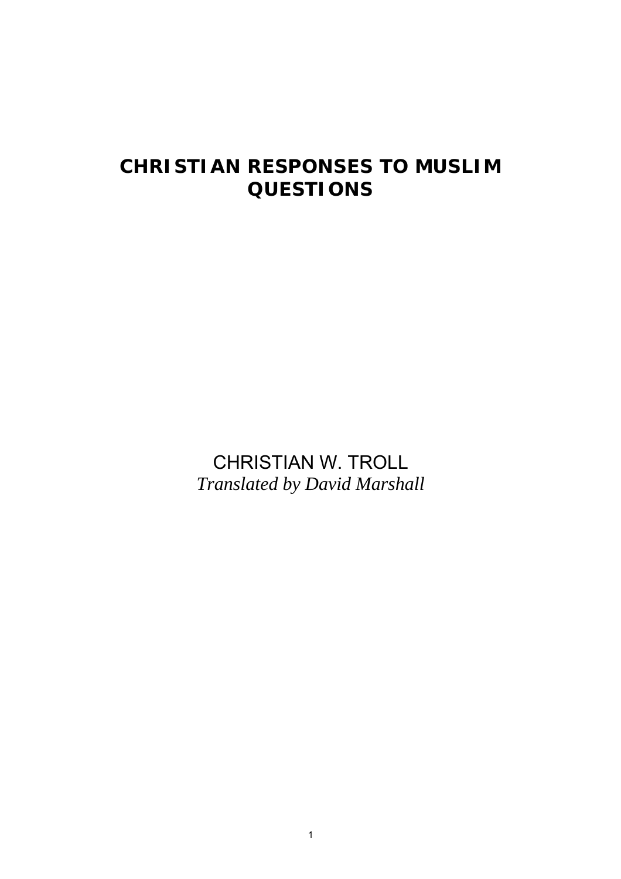# CHRISTIAN RESPONSES TO MUSLIM QUESTIONS

CHRISTIAN W. TROLL

*Translated by David Marshall*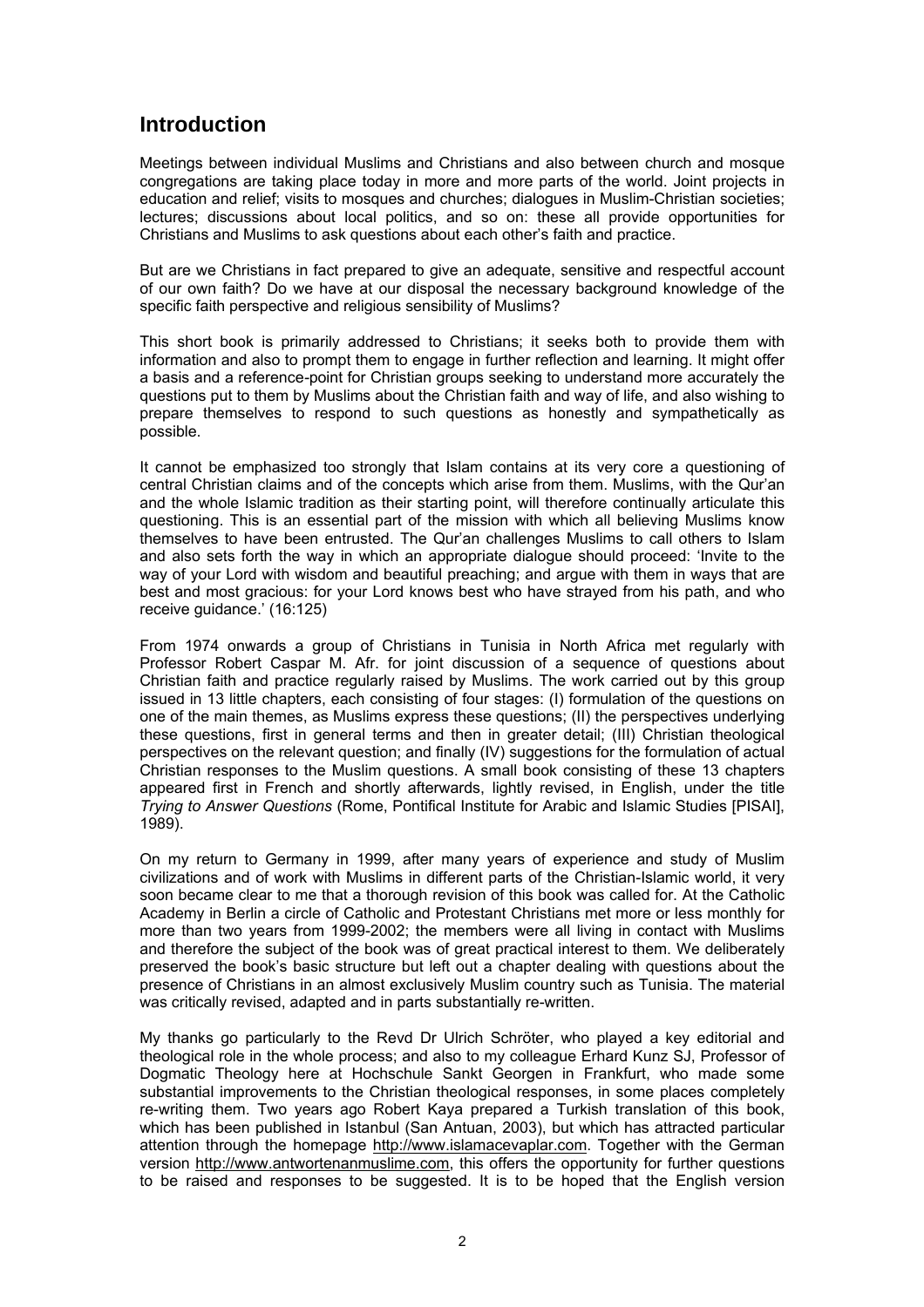## Introduction

Meetings between individual Muslims and Christians and also between church and mosque congregations are taking place today in more and more parts of the world. Joint projects in education and relief; visits to mosques and churches; dialogues in Muslim-Christian societies; lectures; discussions about local politics, and so on: these all provide opportunities for Christians and Muslims to ask questions about each other's faith and practice.

But are we Christians in fact prepared to give an adequate, sensitive and respectful account of our own faith? Do we have at our disposal the necessary background knowledge of the specific faith perspective and religious sensibility of Muslims?

This short book is primarily addressed to Christians; it seeks both to provide them with information and also to prompt them to engage in further reflection and learning. It might offer a basis and a reference-point for Christian groups seeking to understand more accurately the questions put to them by Muslims about the Christian faith and way of life, and also wishing to prepare themselves to respond to such questions as honestly and sympathetically as possible.

It cannot be emphasized too strongly that Islam contains at its very core a questioning of central Christian claims and of the concepts which arise from them. Muslims, with the Qur'an and the whole Islamic tradition as their starting point, will therefore continually articulate this questioning. This is an essential part of the mission with which all believing Muslims know themselves to have been entrusted. The Qur'an challenges Muslims to call others to Islam and also sets forth the way in which an appropriate dialogue should proceed: 'Invite to the way of your Lord with wisdom and beautiful preaching; and argue with them in ways that are best and most gracious: for your Lord knows best who have strayed from his path, and who receive guidance.' (16:125)

From 1974 onwards a group of Christians in Tunisia in North Africa met regularly with Professor Robert Caspar M. Afr. for joint discussion of a sequence of questions about Christian faith and practice regularly raised by Muslims. The work carried out by this group issued in 13 little chapters, each consisting of four stages: (I) formulation of the questions on one of the main themes, as Muslims express these questions; (II) the perspectives underlying these questions, first in general terms and then in greater detail; (III) Christian theological perspectives on the relevant question; and finally (IV) suggestions for the formulation of actual Christian responses to the Muslim questions. A small book consisting of these 13 chapters appeared first in French and shortly afterwards, lightly revised, in English, under the title *Trying to Answer Questions* (Rome, Pontifical Institute for Arabic and Islamic Studies [PISAI], 1989).

On my return to Germany in 1999, after many years of experience and study of Muslim civilizations and of work with Muslims in different parts of the Christian-Islamic world, it very soon became clear to me that a thorough revision of this book was called for. At the Catholic Academy in Berlin a circle of Catholic and Protestant Christians met more or less monthly for more than two years from 1999-2002; the members were all living in contact with Muslims and therefore the subject of the book was of great practical interest to them. We deliberately preserved the book's basic structure but left out a chapter dealing with questions about the presence of Christians in an almost exclusively Muslim country such as Tunisia. The material was critically revised, adapted and in parts substantially re-written.

My thanks go particularly to the Revd Dr Ulrich Schröter, who played a key editorial and theological role in the whole process; and also to my colleague Erhard Kunz SJ, Professor of Dogmatic Theology here at Hochschule Sankt Georgen in Frankfurt, who made some substantial improvements to the Christian theological responses, in some places completely re-writing them. Two years ago Robert Kaya prepared a Turkish translation of this book, which has been published in Istanbul (San Antuan, 2003), but which has attracted particular attention through the homepage http://www.islamacevaplar.com. Together with the German version http://www.antwortenanmuslime.com, this offers the opportunity for further questions to be raised and responses to be suggested. It is to be hoped that the English version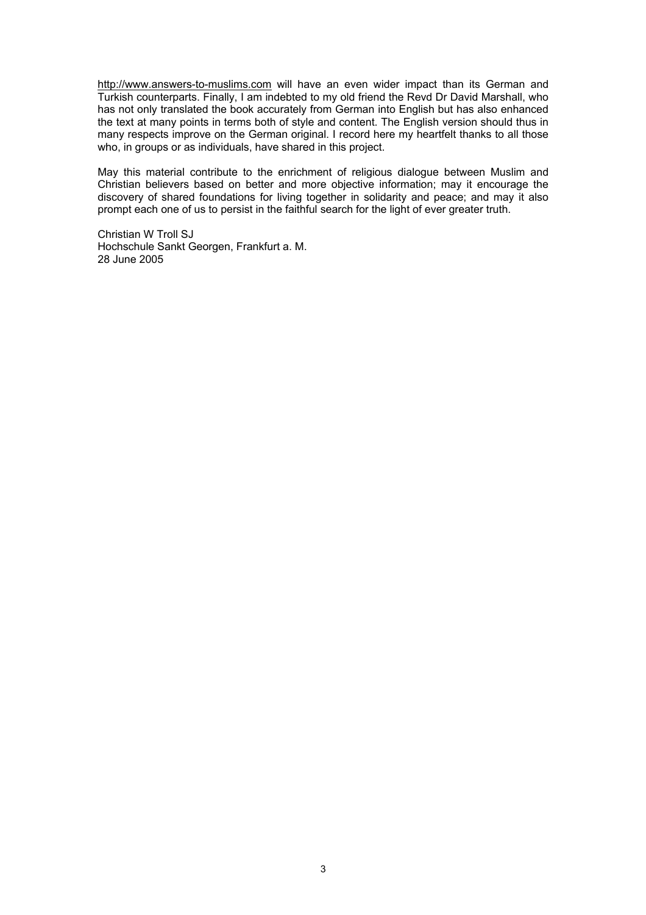http://www.answers-to-muslims.com will have an even wider impact than its German and Turkish counterparts. Finally, I am indebted to my old friend the Revd Dr David Marshall, who has not only translated the book accurately from German into English but has also enhanced the text at many points in terms both of style and content. The English version should thus in many respects improve on the German original. I record here my heartfelt thanks to all those who, in groups or as individuals, have shared in this project.

May this material contribute to the enrichment of religious dialogue between Muslim and Christian believers based on better and more objective information; may it encourage the discovery of shared foundations for living together in solidarity and peace; and may it also prompt each one of us to persist in the faithful search for the light of ever greater truth.

Christian W Troll SJ  
Hochschule Sankt Georgen, Frankfurt a. M.  
28 June 2005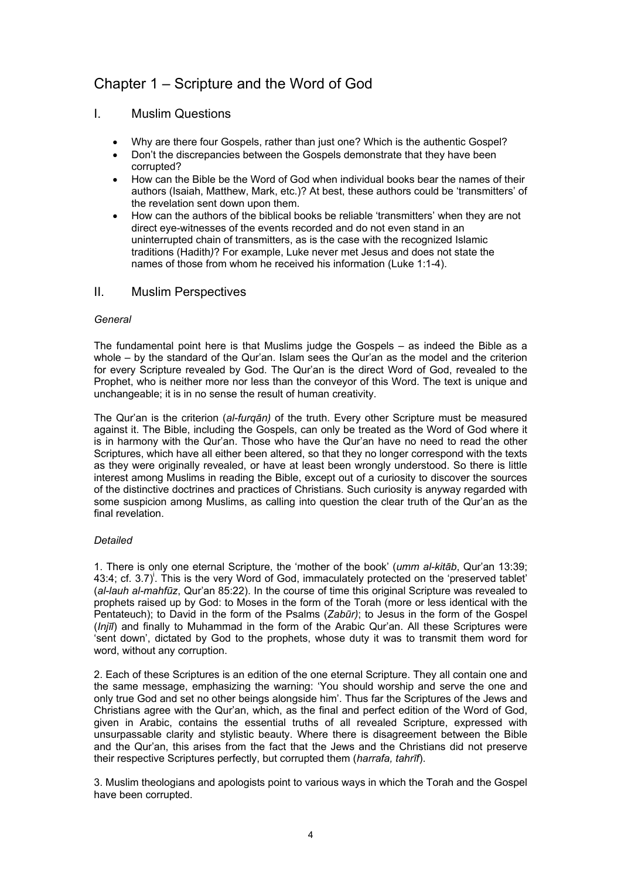# Chapter 1 – Scripture and the Word of God

## I. Muslim Questions

- Why are there four Gospels, rather than just one? Which is the authentic Gospel?
- Don't the discrepancies between the Gospels demonstrate that they have been corrupted?
- How can the Bible be the Word of God when individual books bear the names of their authors (Isaiah, Matthew, Mark, etc.)? At best, these authors could be 'transmitters' of the revelation sent down upon them.
- How can the authors of the biblical books be reliable 'transmitters' when they are not direct eye-witnesses of the events recorded and do not even stand in an uninterrupted chain of transmitters, as is the case with the recognized Islamic traditions (Hadith)? For example, Luke never met Jesus and does not state the names of those from whom he received his information (Luke 1:1-4).

## II. Muslim Perspectives

*General*

The fundamental point here is that Muslims judge the Gospels – as indeed the Bible as a whole – by the standard of the Qur'an. Islam sees the Qur'an as the model and the criterion for every Scripture revealed by God. The Qur'an is the direct Word of God, revealed to the Prophet, who is neither more nor less than the conveyor of this Word. The text is unique and unchangeable; it is in no sense the result of human creativity.

The Qur'an is the criterion (*al-furqān)* of the truth. Every other Scripture must be measured against it. The Bible, including the Gospels, can only be treated as the Word of God where it is in harmony with the Qur'an. Those who have the Qur'an have no need to read the other Scriptures, which have all either been altered, so that they no longer correspond with the texts as they were originally revealed, or have at least been wrongly understood. So there is little interest among Muslims in reading the Bible, except out of a curiosity to discover the sources of the distinctive doctrines and practices of Christians. Such curiosity is anyway regarded with some suspicion among Muslims, as calling into question the clear truth of the Qur'an as the final revelation.

*Detailed*

1. There is only one eternal Scripture, the 'mother of the book' (*umm al-kitāb*, Qur'an 13:39; 43:4; cf. 3.7)[i]. This is the very Word of God, immaculately protected on the 'preserved tablet' (*al-lauh al-mahfūz*, Qur'an 85:22). In the course of time this original Scripture was revealed to prophets raised up by God: to Moses in the form of the Torah (more or less identical with the Pentateuch); to David in the form of the Psalms (*Zabūr)*; to Jesus in the form of the Gospel (*Injīl*) and finally to Muhammad in the form of the Arabic Qur'an. All these Scriptures were 'sent down', dictated by God to the prophets, whose duty it was to transmit them word for word, without any corruption.

2. Each of these Scriptures is an edition of the one eternal Scripture. They all contain one and the same message, emphasizing the warning: 'You should worship and serve the one and only true God and set no other beings alongside him'. Thus far the Scriptures of the Jews and Christians agree with the Qur'an, which, as the final and perfect edition of the Word of God, given in Arabic, contains the essential truths of all revealed Scripture, expressed with unsurpassable clarity and stylistic beauty. Where there is disagreement between the Bible and the Qur'an, this arises from the fact that the Jews and the Christians did not preserve their respective Scriptures perfectly, but corrupted them (*harrafa, tahrīf*).

3. Muslim theologians and apologists point to various ways in which the Torah and the Gospel have been corrupted.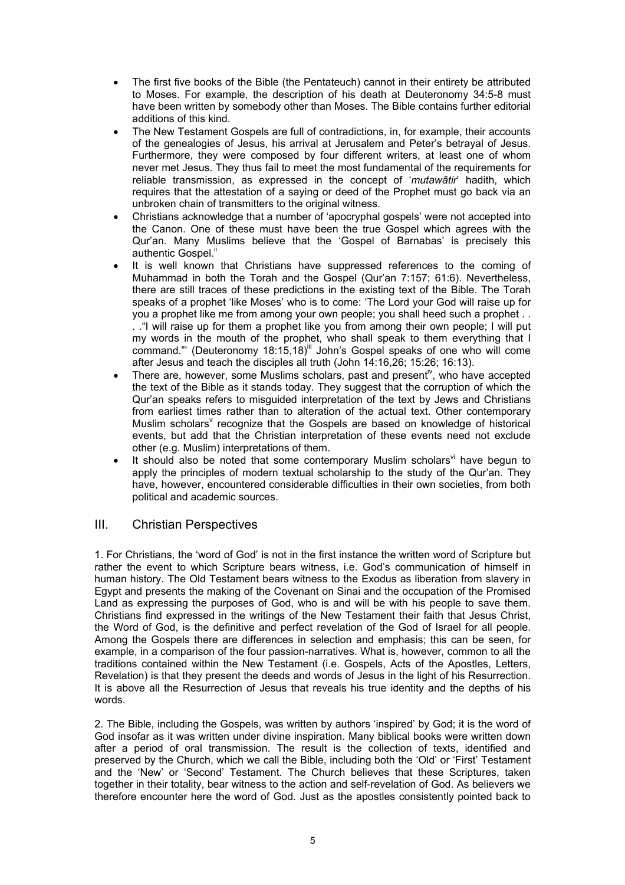- The first five books of the Bible (the Pentateuch) cannot in their entirety be attributed to Moses. For example, the description of his death at Deuteronomy 34:5-8 must have been written by somebody other than Moses. The Bible contains further editorial additions of this kind.
- The New Testament Gospels are full of contradictions, in, for example, their accounts of the genealogies of Jesus, his arrival at Jerusalem and Peter's betrayal of Jesus. Furthermore, they were composed by four different writers, at least one of whom never met Jesus. They thus fail to meet the most fundamental of the requirements for reliable transmission, as expressed in the concept of '*mutawātir*' hadith, which requires that the attestation of a saying or deed of the Prophet must go back via an unbroken chain of transmitters to the original witness.
- Christians acknowledge that a number of 'apocryphal gospels' were not accepted into the Canon. One of these must have been the true Gospel which agrees with the Qur'an. Many Muslims believe that the 'Gospel of Barnabas' is precisely this authentic Gospel.[ii]
- It is well known that Christians have suppressed references to the coming of Muhammad in both the Torah and the Gospel (Qur'an 7:157; 61:6). Nevertheless, there are still traces of these predictions in the existing text of the Bible. The Torah speaks of a prophet 'like Moses' who is to come: 'The Lord your God will raise up for you a prophet like me from among your own people; you shall heed such a prophet . . . ."I will raise up for them a prophet like you from among their own people; I will put my words in the mouth of the prophet, who shall speak to them everything that I command."' (Deuteronomy 18:15,18)[iii] John's Gospel speaks of one who will come after Jesus and teach the disciples all truth (John 14:16,26; 15:26; 16:13).
- There are, however, some Muslims scholars, past and present[iv], who have accepted the text of the Bible as it stands today. They suggest that the corruption of which the Qur'an speaks refers to misguided interpretation of the text by Jews and Christians from earliest times rather than to alteration of the actual text. Other contemporary Muslim scholars[v] recognize that the Gospels are based on knowledge of historical events, but add that the Christian interpretation of these events need not exclude other (e.g. Muslim) interpretations of them.
- It should also be noted that some contemporary Muslim scholars[vi] have begun to apply the principles of modern textual scholarship to the study of the Qur'an. They have, however, encountered considerable difficulties in their own societies, from both political and academic sources.

## III. Christian Perspectives

1. For Christians, the 'word of God' is not in the first instance the written word of Scripture but rather the event to which Scripture bears witness, i.e. God's communication of himself in human history. The Old Testament bears witness to the Exodus as liberation from slavery in Egypt and presents the making of the Covenant on Sinai and the occupation of the Promised Land as expressing the purposes of God, who is and will be with his people to save them. Christians find expressed in the writings of the New Testament their faith that Jesus Christ, the Word of God, is the definitive and perfect revelation of the God of Israel for all people. Among the Gospels there are differences in selection and emphasis; this can be seen, for example, in a comparison of the four passion-narratives. What is, however, common to all the traditions contained within the New Testament (i.e. Gospels, Acts of the Apostles, Letters, Revelation) is that they present the deeds and words of Jesus in the light of his Resurrection. It is above all the Resurrection of Jesus that reveals his true identity and the depths of his words.

2. The Bible, including the Gospels, was written by authors 'inspired' by God; it is the word of God insofar as it was written under divine inspiration. Many biblical books were written down after a period of oral transmission. The result is the collection of texts, identified and preserved by the Church, which we call the Bible, including both the 'Old' or 'First' Testament and the 'New' or 'Second' Testament. The Church believes that these Scriptures, taken together in their totality, bear witness to the action and self-revelation of God. As believers we therefore encounter here the word of God. Just as the apostles consistently pointed back to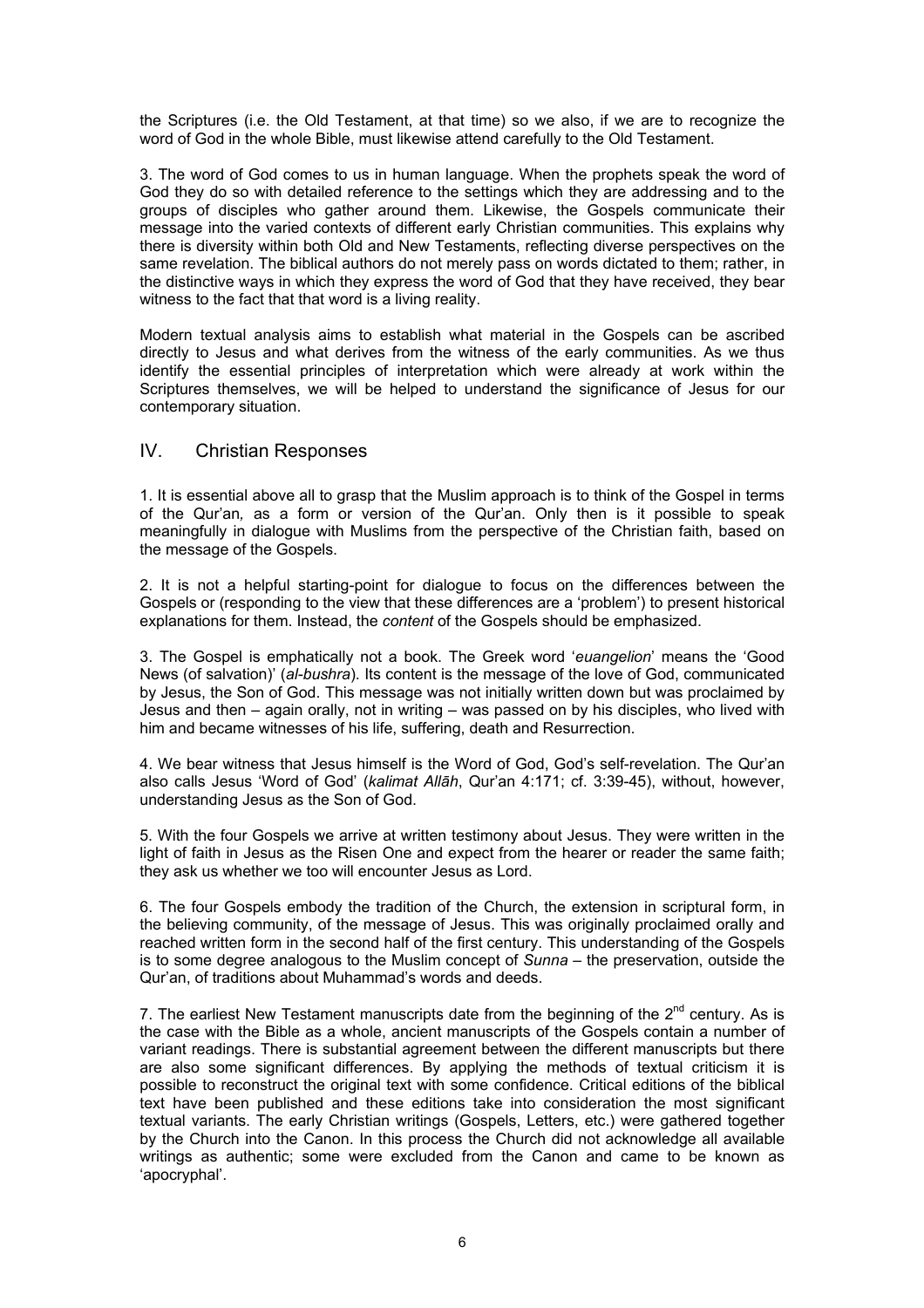the Scriptures (i.e. the Old Testament, at that time) so we also, if we are to recognize the word of God in the whole Bible, must likewise attend carefully to the Old Testament.

3. The word of God comes to us in human language. When the prophets speak the word of God they do so with detailed reference to the settings which they are addressing and to the groups of disciples who gather around them. Likewise, the Gospels communicate their message into the varied contexts of different early Christian communities. This explains why there is diversity within both Old and New Testaments, reflecting diverse perspectives on the same revelation. The biblical authors do not merely pass on words dictated to them; rather, in the distinctive ways in which they express the word of God that they have received, they bear witness to the fact that that word is a living reality.

Modern textual analysis aims to establish what material in the Gospels can be ascribed directly to Jesus and what derives from the witness of the early communities. As we thus identify the essential principles of interpretation which were already at work within the Scriptures themselves, we will be helped to understand the significance of Jesus for our contemporary situation.

## IV. Christian Responses

1. It is essential above all to grasp that the Muslim approach is to think of the Gospel in terms of the Qur'an*,* as a form or version of the Qur'an. Only then is it possible to speak meaningfully in dialogue with Muslims from the perspective of the Christian faith, based on the message of the Gospels.

2. It is not a helpful starting-point for dialogue to focus on the differences between the Gospels or (responding to the view that these differences are a 'problem') to present historical explanations for them. Instead, the *content* of the Gospels should be emphasized.

3. The Gospel is emphatically not a book. The Greek word '*euangelion*' means the 'Good News (of salvation)' (*al-bushra*). Its content is the message of the love of God, communicated by Jesus, the Son of God. This message was not initially written down but was proclaimed by Jesus and then – again orally, not in writing – was passed on by his disciples, who lived with him and became witnesses of his life, suffering, death and Resurrection.

4. We bear witness that Jesus himself is the Word of God, God's self-revelation. The Qur'an also calls Jesus 'Word of God' (*kalimat Allāh*, Qur'an 4:171; cf. 3:39-45), without, however, understanding Jesus as the Son of God.

5. With the four Gospels we arrive at written testimony about Jesus. They were written in the light of faith in Jesus as the Risen One and expect from the hearer or reader the same faith; they ask us whether we too will encounter Jesus as Lord.

6. The four Gospels embody the tradition of the Church, the extension in scriptural form, in the believing community, of the message of Jesus. This was originally proclaimed orally and reached written form in the second half of the first century. This understanding of the Gospels is to some degree analogous to the Muslim concept of *Sunna* – the preservation, outside the Qur'an, of traditions about Muhammad's words and deeds.

7. The earliest New Testament manuscripts date from the beginning of the 2nd century. As is the case with the Bible as a whole, ancient manuscripts of the Gospels contain a number of variant readings. There is substantial agreement between the different manuscripts but there are also some significant differences. By applying the methods of textual criticism it is possible to reconstruct the original text with some confidence. Critical editions of the biblical text have been published and these editions take into consideration the most significant textual variants. The early Christian writings (Gospels, Letters, etc.) were gathered together by the Church into the Canon. In this process the Church did not acknowledge all available writings as authentic; some were excluded from the Canon and came to be known as 'apocryphal'.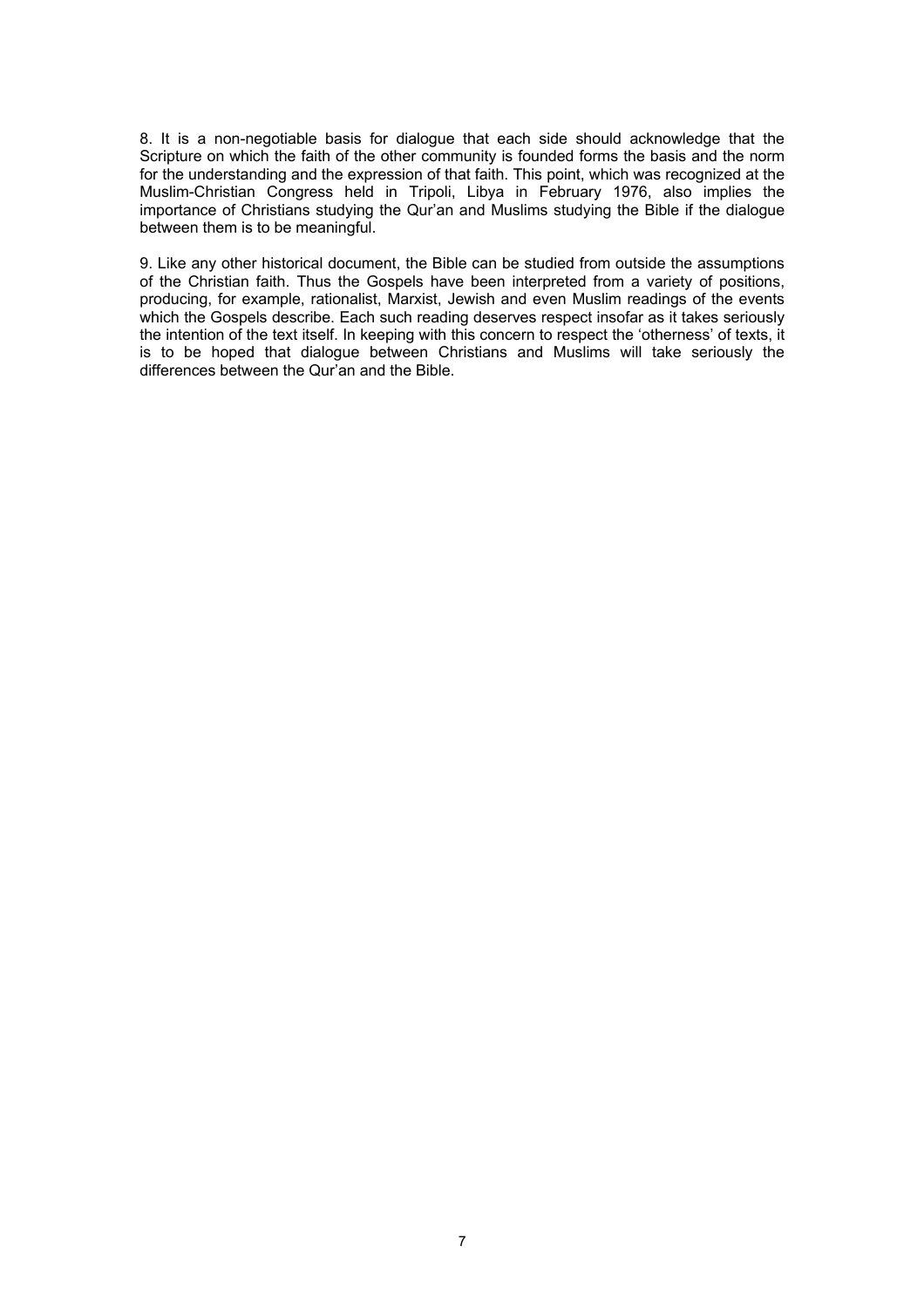8. It is a non-negotiable basis for dialogue that each side should acknowledge that the Scripture on which the faith of the other community is founded forms the basis and the norm for the understanding and the expression of that faith. This point, which was recognized at the Muslim-Christian Congress held in Tripoli, Libya in February 1976, also implies the importance of Christians studying the Qur'an and Muslims studying the Bible if the dialogue between them is to be meaningful.

9. Like any other historical document, the Bible can be studied from outside the assumptions of the Christian faith. Thus the Gospels have been interpreted from a variety of positions, producing, for example, rationalist, Marxist, Jewish and even Muslim readings of the events which the Gospels describe. Each such reading deserves respect insofar as it takes seriously the intention of the text itself. In keeping with this concern to respect the 'otherness' of texts, it is to be hoped that dialogue between Christians and Muslims will take seriously the differences between the Qur'an and the Bible.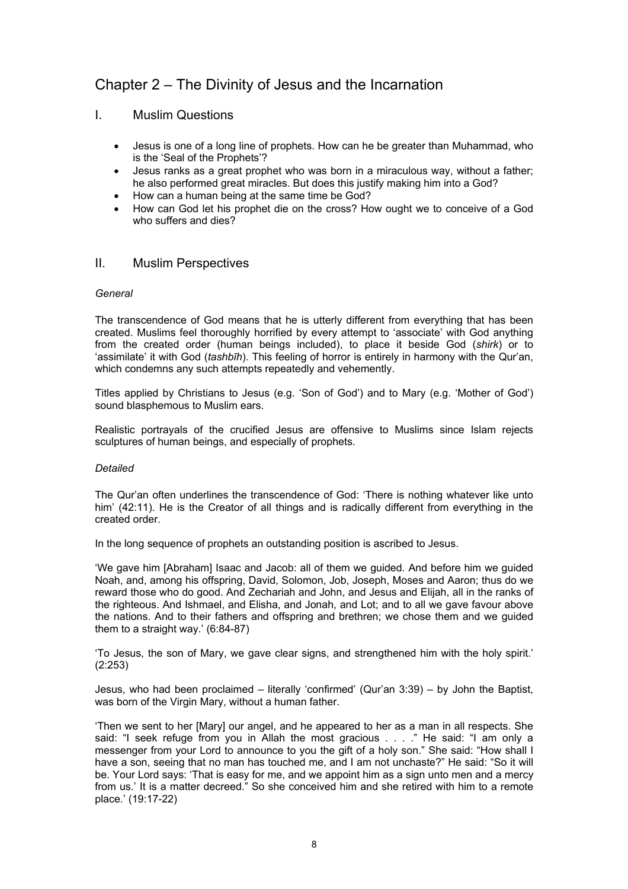# Chapter 2 – The Divinity of Jesus and the Incarnation

## I. Muslim Questions

- Jesus is one of a long line of prophets. How can he be greater than Muhammad, who is the 'Seal of the Prophets'?
- Jesus ranks as a great prophet who was born in a miraculous way, without a father; he also performed great miracles. But does this justify making him into a God?
- How can a human being at the same time be God?
- How can God let his prophet die on the cross? How ought we to conceive of a God who suffers and dies?

## II. Muslim Perspectives

*General*

The transcendence of God means that he is utterly different from everything that has been created. Muslims feel thoroughly horrified by every attempt to 'associate' with God anything from the created order (human beings included), to place it beside God (*shirk*) or to 'assimilate' it with God (*tashbīh*). This feeling of horror is entirely in harmony with the Qur'an, which condemns any such attempts repeatedly and vehemently.

Titles applied by Christians to Jesus (e.g. 'Son of God') and to Mary (e.g. 'Mother of God') sound blasphemous to Muslim ears.

Realistic portrayals of the crucified Jesus are offensive to Muslims since Islam rejects sculptures of human beings, and especially of prophets.

*Detailed*

The Qur'an often underlines the transcendence of God: 'There is nothing whatever like unto him' (42:11). He is the Creator of all things and is radically different from everything in the created order.

In the long sequence of prophets an outstanding position is ascribed to Jesus.

'We gave him [Abraham] Isaac and Jacob: all of them we guided. And before him we guided Noah, and, among his offspring, David, Solomon, Job, Joseph, Moses and Aaron; thus do we reward those who do good. And Zechariah and John, and Jesus and Elijah, all in the ranks of the righteous. And Ishmael, and Elisha, and Jonah, and Lot; and to all we gave favour above the nations. And to their fathers and offspring and brethren; we chose them and we guided them to a straight way.' (6:84-87)

'To Jesus, the son of Mary, we gave clear signs, and strengthened him with the holy spirit.' (2:253)

Jesus, who had been proclaimed – literally 'confirmed' (Qur'an 3:39) – by John the Baptist, was born of the Virgin Mary, without a human father.

'Then we sent to her [Mary] our angel, and he appeared to her as a man in all respects. She said: "I seek refuge from you in Allah the most gracious . . . ." He said: "I am only a messenger from your Lord to announce to you the gift of a holy son." She said: "How shall I have a son, seeing that no man has touched me, and I am not unchaste?" He said: "So it will be. Your Lord says: 'That is easy for me, and we appoint him as a sign unto men and a mercy from us.' It is a matter decreed." So she conceived him and she retired with him to a remote place.' (19:17-22)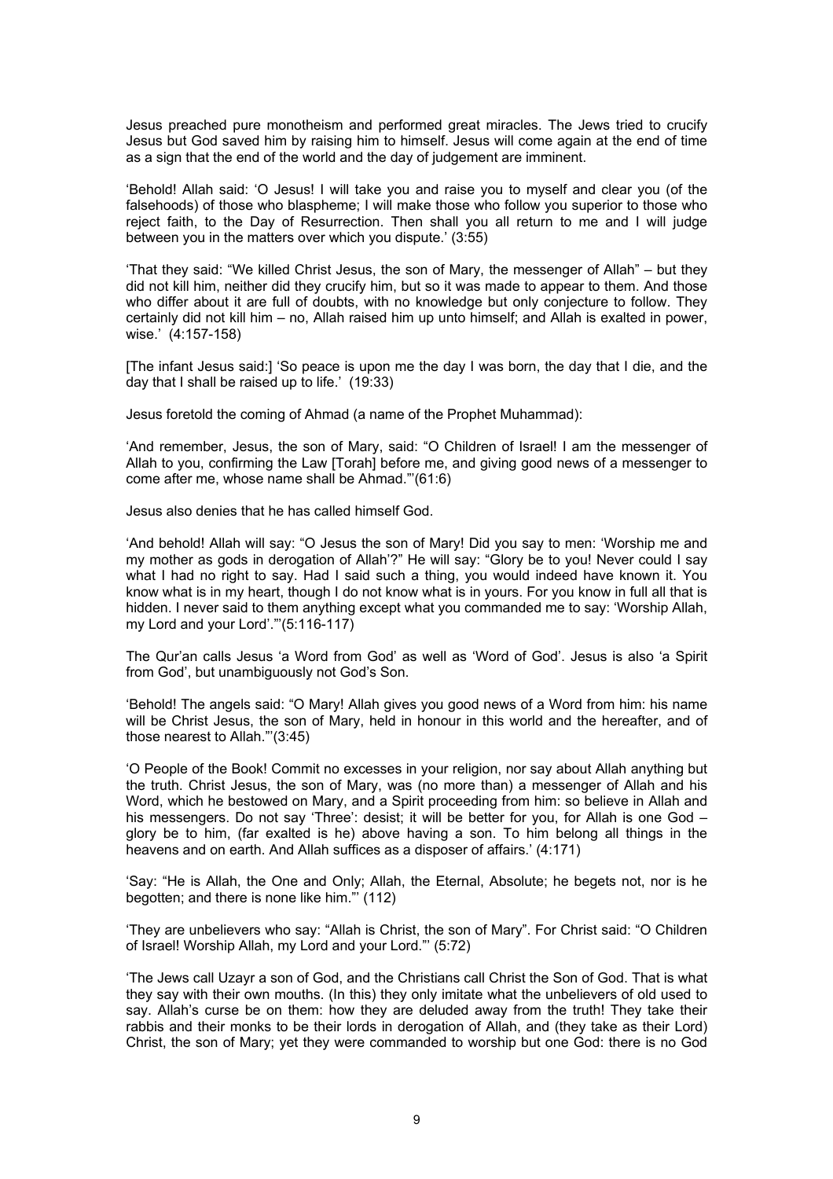Jesus preached pure monotheism and performed great miracles. The Jews tried to crucify Jesus but God saved him by raising him to himself. Jesus will come again at the end of time as a sign that the end of the world and the day of judgement are imminent.

'Behold! Allah said: 'O Jesus! I will take you and raise you to myself and clear you (of the falsehoods) of those who blaspheme; I will make those who follow you superior to those who reject faith, to the Day of Resurrection. Then shall you all return to me and I will judge between you in the matters over which you dispute.' (3:55)

'That they said: "We killed Christ Jesus, the son of Mary, the messenger of Allah" – but they did not kill him, neither did they crucify him, but so it was made to appear to them. And those who differ about it are full of doubts, with no knowledge but only conjecture to follow. They certainly did not kill him – no, Allah raised him up unto himself; and Allah is exalted in power, wise.' (4:157-158)

[The infant Jesus said:] 'So peace is upon me the day I was born, the day that I die, and the day that I shall be raised up to life.' (19:33)

Jesus foretold the coming of Ahmad (a name of the Prophet Muhammad):

'And remember, Jesus, the son of Mary, said: "O Children of Israel! I am the messenger of Allah to you, confirming the Law [Torah] before me, and giving good news of a messenger to come after me, whose name shall be Ahmad."'(61:6)

Jesus also denies that he has called himself God.

'And behold! Allah will say: "O Jesus the son of Mary! Did you say to men: 'Worship me and my mother as gods in derogation of Allah'?" He will say: "Glory be to you! Never could I say what I had no right to say. Had I said such a thing, you would indeed have known it. You know what is in my heart, though I do not know what is in yours. For you know in full all that is hidden. I never said to them anything except what you commanded me to say: 'Worship Allah, my Lord and your Lord'."'(5:116-117)

The Qur'an calls Jesus 'a Word from God' as well as 'Word of God'. Jesus is also 'a Spirit from God', but unambiguously not God's Son.

'Behold! The angels said: "O Mary! Allah gives you good news of a Word from him: his name will be Christ Jesus, the son of Mary, held in honour in this world and the hereafter, and of those nearest to Allah."'(3:45)

'O People of the Book! Commit no excesses in your religion, nor say about Allah anything but the truth. Christ Jesus, the son of Mary, was (no more than) a messenger of Allah and his Word, which he bestowed on Mary, and a Spirit proceeding from him: so believe in Allah and his messengers. Do not say 'Three': desist; it will be better for you, for Allah is one God – glory be to him, (far exalted is he) above having a son. To him belong all things in the heavens and on earth. And Allah suffices as a disposer of affairs.' (4:171)

'Say: "He is Allah, the One and Only; Allah, the Eternal, Absolute; he begets not, nor is he begotten; and there is none like him."' (112)

'They are unbelievers who say: "Allah is Christ, the son of Mary". For Christ said: "O Children of Israel! Worship Allah, my Lord and your Lord."' (5:72)

'The Jews call Uzayr a son of God, and the Christians call Christ the Son of God. That is what they say with their own mouths. (In this) they only imitate what the unbelievers of old used to say. Allah's curse be on them: how they are deluded away from the truth! They take their rabbis and their monks to be their lords in derogation of Allah, and (they take as their Lord) Christ, the son of Mary; yet they were commanded to worship but one God: there is no God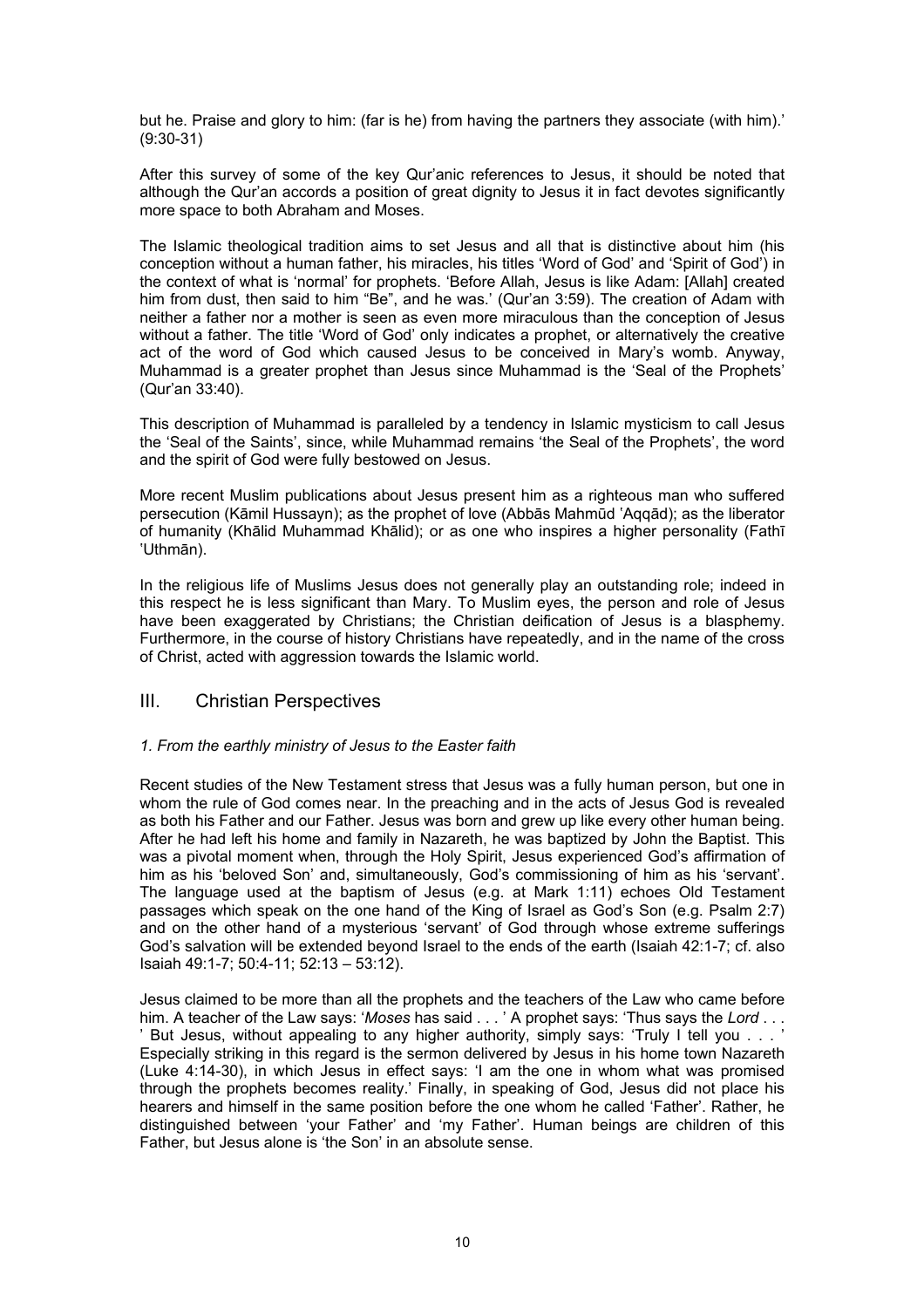but he. Praise and glory to him: (far is he) from having the partners they associate (with him).' (9:30-31)

After this survey of some of the key Qur'anic references to Jesus, it should be noted that although the Qur'an accords a position of great dignity to Jesus it in fact devotes significantly more space to both Abraham and Moses.

The Islamic theological tradition aims to set Jesus and all that is distinctive about him (his conception without a human father, his miracles, his titles 'Word of God' and 'Spirit of God') in the context of what is 'normal' for prophets. 'Before Allah, Jesus is like Adam: [Allah] created him from dust, then said to him "Be", and he was.' (Qur'an 3:59). The creation of Adam with neither a father nor a mother is seen as even more miraculous than the conception of Jesus without a father. The title 'Word of God' only indicates a prophet, or alternatively the creative act of the word of God which caused Jesus to be conceived in Mary's womb. Anyway, Muhammad is a greater prophet than Jesus since Muhammad is the 'Seal of the Prophets' (Qur'an 33:40).

This description of Muhammad is paralleled by a tendency in Islamic mysticism to call Jesus the 'Seal of the Saints', since, while Muhammad remains 'the Seal of the Prophets', the word and the spirit of God were fully bestowed on Jesus.

More recent Muslim publications about Jesus present him as a righteous man who suffered persecution (Kāmil Hussayn); as the prophet of love (Abbās Mahmūd 'Aqqād); as the liberator of humanity (Khālid Muhammad Khālid); or as one who inspires a higher personality (Fathī 'Uthmān).

In the religious life of Muslims Jesus does not generally play an outstanding role; indeed in this respect he is less significant than Mary. To Muslim eyes, the person and role of Jesus have been exaggerated by Christians; the Christian deification of Jesus is a blasphemy. Furthermore, in the course of history Christians have repeatedly, and in the name of the cross of Christ, acted with aggression towards the Islamic world.

## III. Christian Perspectives

### *1. From the earthly ministry of Jesus to the Easter faith*

Recent studies of the New Testament stress that Jesus was a fully human person, but one in whom the rule of God comes near. In the preaching and in the acts of Jesus God is revealed as both his Father and our Father. Jesus was born and grew up like every other human being. After he had left his home and family in Nazareth, he was baptized by John the Baptist. This was a pivotal moment when, through the Holy Spirit, Jesus experienced God's affirmation of him as his 'beloved Son' and, simultaneously, God's commissioning of him as his 'servant'. The language used at the baptism of Jesus (e.g. at Mark 1:11) echoes Old Testament passages which speak on the one hand of the King of Israel as God's Son (e.g. Psalm 2:7) and on the other hand of a mysterious 'servant' of God through whose extreme sufferings God's salvation will be extended beyond Israel to the ends of the earth (Isaiah 42:1-7; cf. also Isaiah 49:1-7; 50:4-11; 52:13 – 53:12).

Jesus claimed to be more than all the prophets and the teachers of the Law who came before him. A teacher of the Law says: '*Moses* has said . . . ' A prophet says: 'Thus says the *Lord* . . . ' But Jesus, without appealing to any higher authority, simply says: 'Truly I tell you . . . ' Especially striking in this regard is the sermon delivered by Jesus in his home town Nazareth (Luke 4:14-30), in which Jesus in effect says: 'I am the one in whom what was promised through the prophets becomes reality.' Finally, in speaking of God, Jesus did not place his hearers and himself in the same position before the one whom he called 'Father'. Rather, he distinguished between 'your Father' and 'my Father'. Human beings are children of this Father, but Jesus alone is 'the Son' in an absolute sense.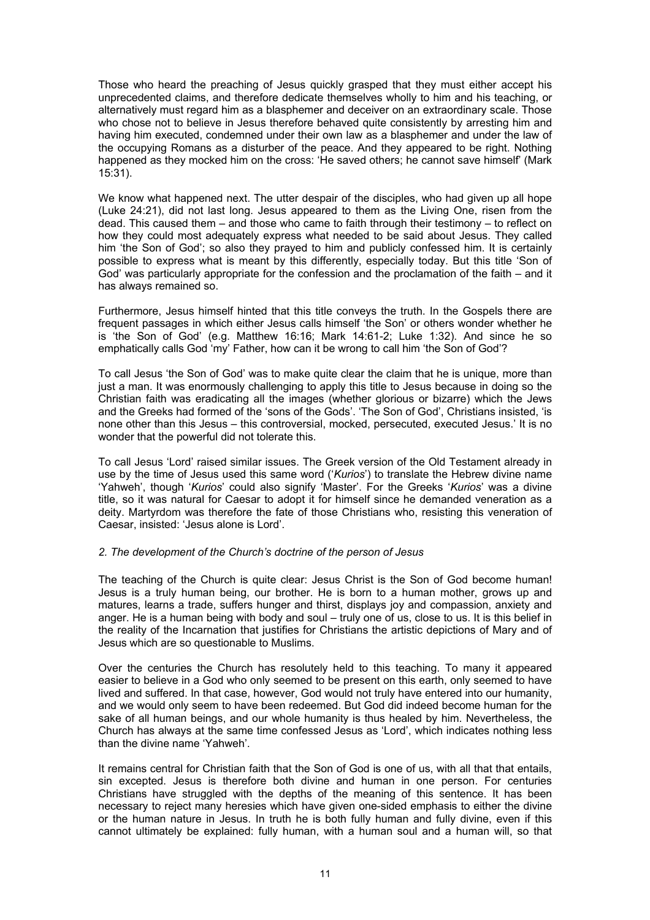Those who heard the preaching of Jesus quickly grasped that they must either accept his unprecedented claims, and therefore dedicate themselves wholly to him and his teaching, or alternatively must regard him as a blasphemer and deceiver on an extraordinary scale. Those who chose not to believe in Jesus therefore behaved quite consistently by arresting him and having him executed, condemned under their own law as a blasphemer and under the law of the occupying Romans as a disturber of the peace. And they appeared to be right. Nothing happened as they mocked him on the cross: 'He saved others; he cannot save himself' (Mark 15:31).

We know what happened next. The utter despair of the disciples, who had given up all hope (Luke 24:21), did not last long. Jesus appeared to them as the Living One, risen from the dead. This caused them – and those who came to faith through their testimony – to reflect on how they could most adequately express what needed to be said about Jesus. They called him 'the Son of God'; so also they prayed to him and publicly confessed him. It is certainly possible to express what is meant by this differently, especially today. But this title 'Son of God' was particularly appropriate for the confession and the proclamation of the faith – and it has always remained so.

Furthermore, Jesus himself hinted that this title conveys the truth. In the Gospels there are frequent passages in which either Jesus calls himself 'the Son' or others wonder whether he is 'the Son of God' (e.g. Matthew 16:16; Mark 14:61-2; Luke 1:32). And since he so emphatically calls God 'my' Father, how can it be wrong to call him 'the Son of God'?

To call Jesus 'the Son of God' was to make quite clear the claim that he is unique, more than just a man. It was enormously challenging to apply this title to Jesus because in doing so the Christian faith was eradicating all the images (whether glorious or bizarre) which the Jews and the Greeks had formed of the 'sons of the Gods'. 'The Son of God', Christians insisted, 'is none other than this Jesus – this controversial, mocked, persecuted, executed Jesus.' It is no wonder that the powerful did not tolerate this.

To call Jesus 'Lord' raised similar issues. The Greek version of the Old Testament already in use by the time of Jesus used this same word ('*Kurios*') to translate the Hebrew divine name 'Yahweh', though '*Kurios*' could also signify 'Master'. For the Greeks '*Kurios*' was a divine title, so it was natural for Caesar to adopt it for himself since he demanded veneration as a deity. Martyrdom was therefore the fate of those Christians who, resisting this veneration of Caesar, insisted: 'Jesus alone is Lord'.

### *2. The development of the Church's doctrine of the person of Jesus*

The teaching of the Church is quite clear: Jesus Christ is the Son of God become human! Jesus is a truly human being, our brother. He is born to a human mother, grows up and matures, learns a trade, suffers hunger and thirst, displays joy and compassion, anxiety and anger. He is a human being with body and soul – truly one of us, close to us. It is this belief in the reality of the Incarnation that justifies for Christians the artistic depictions of Mary and of Jesus which are so questionable to Muslims.

Over the centuries the Church has resolutely held to this teaching. To many it appeared easier to believe in a God who only seemed to be present on this earth, only seemed to have lived and suffered. In that case, however, God would not truly have entered into our humanity, and we would only seem to have been redeemed. But God did indeed become human for the sake of all human beings, and our whole humanity is thus healed by him. Nevertheless, the Church has always at the same time confessed Jesus as 'Lord', which indicates nothing less than the divine name 'Yahweh'.

It remains central for Christian faith that the Son of God is one of us, with all that that entails, sin excepted. Jesus is therefore both divine and human in one person. For centuries Christians have struggled with the depths of the meaning of this sentence. It has been necessary to reject many heresies which have given one-sided emphasis to either the divine or the human nature in Jesus. In truth he is both fully human and fully divine, even if this cannot ultimately be explained: fully human, with a human soul and a human will, so that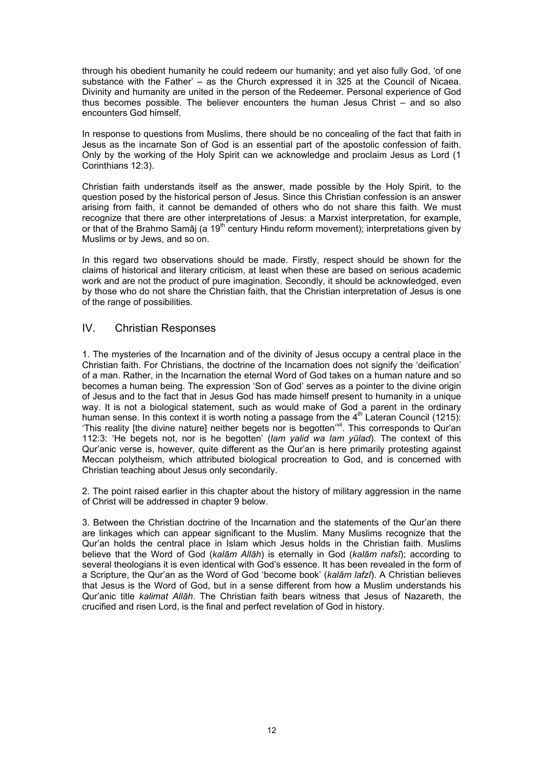through his obedient humanity he could redeem our humanity; and yet also fully God, 'of one substance with the Father' – as the Church expressed it in 325 at the Council of Nicaea. Divinity and humanity are united in the person of the Redeemer. Personal experience of God thus becomes possible. The believer encounters the human Jesus Christ – and so also encounters God himself.

In response to questions from Muslims, there should be no concealing of the fact that faith in Jesus as the incarnate Son of God is an essential part of the apostolic confession of faith. Only by the working of the Holy Spirit can we acknowledge and proclaim Jesus as Lord (1 Corinthians 12:3).

Christian faith understands itself as the answer, made possible by the Holy Spirit, to the question posed by the historical person of Jesus. Since this Christian confession is an answer arising from faith, it cannot be demanded of others who do not share this faith. We must recognize that there are other interpretations of Jesus: a Marxist interpretation, for example, or that of the Brahmo Samāj (a 19th century Hindu reform movement); interpretations given by Muslims or by Jews, and so on.

In this regard two observations should be made. Firstly, respect should be shown for the claims of historical and literary criticism, at least when these are based on serious academic work and are not the product of pure imagination. Secondly, it should be acknowledged, even by those who do not share the Christian faith, that the Christian interpretation of Jesus is one of the range of possibilities.

## IV. Christian Responses

1. The mysteries of the Incarnation and of the divinity of Jesus occupy a central place in the Christian faith. For Christians, the doctrine of the Incarnation does not signify the 'deification' of a man. Rather, in the Incarnation the eternal Word of God takes on a human nature and so becomes a human being. The expression 'Son of God' serves as a pointer to the divine origin of Jesus and to the fact that in Jesus God has made himself present to humanity in a unique way. It is not a biological statement, such as would make of God a parent in the ordinary human sense. In this context it is worth noting a passage from the 4th Lateran Council (1215): 'This reality [the divine nature] neither begets nor is begotten'[vii]. This corresponds to Qur'an 112:3: 'He begets not, nor is he begotten' (*lam yalid wa lam yūlad*). The context of this Qur'anic verse is, however, quite different as the Qur'an is here primarily protesting against Meccan polytheism, which attributed biological procreation to God, and is concerned with Christian teaching about Jesus only secondarily.

2. The point raised earlier in this chapter about the history of military aggression in the name of Christ will be addressed in chapter 9 below.

3. Between the Christian doctrine of the Incarnation and the statements of the Qur'an there are linkages which can appear significant to the Muslim. Many Muslims recognize that the Qur'an holds the central place in Islam which Jesus holds in the Christian faith. Muslims believe that the Word of God (*kalām Allāh*) is eternally in God (*kalām nafsī*); according to several theologians it is even identical with God's essence. It has been revealed in the form of a Scripture, the Qur'an as the Word of God 'become book' (*kalām lafzī*). A Christian believes that Jesus is the Word of God, but in a sense different from how a Muslim understands his Qur'anic title *kalimat Allāh*. The Christian faith bears witness that Jesus of Nazareth, the crucified and risen Lord, is the final and perfect revelation of God in history.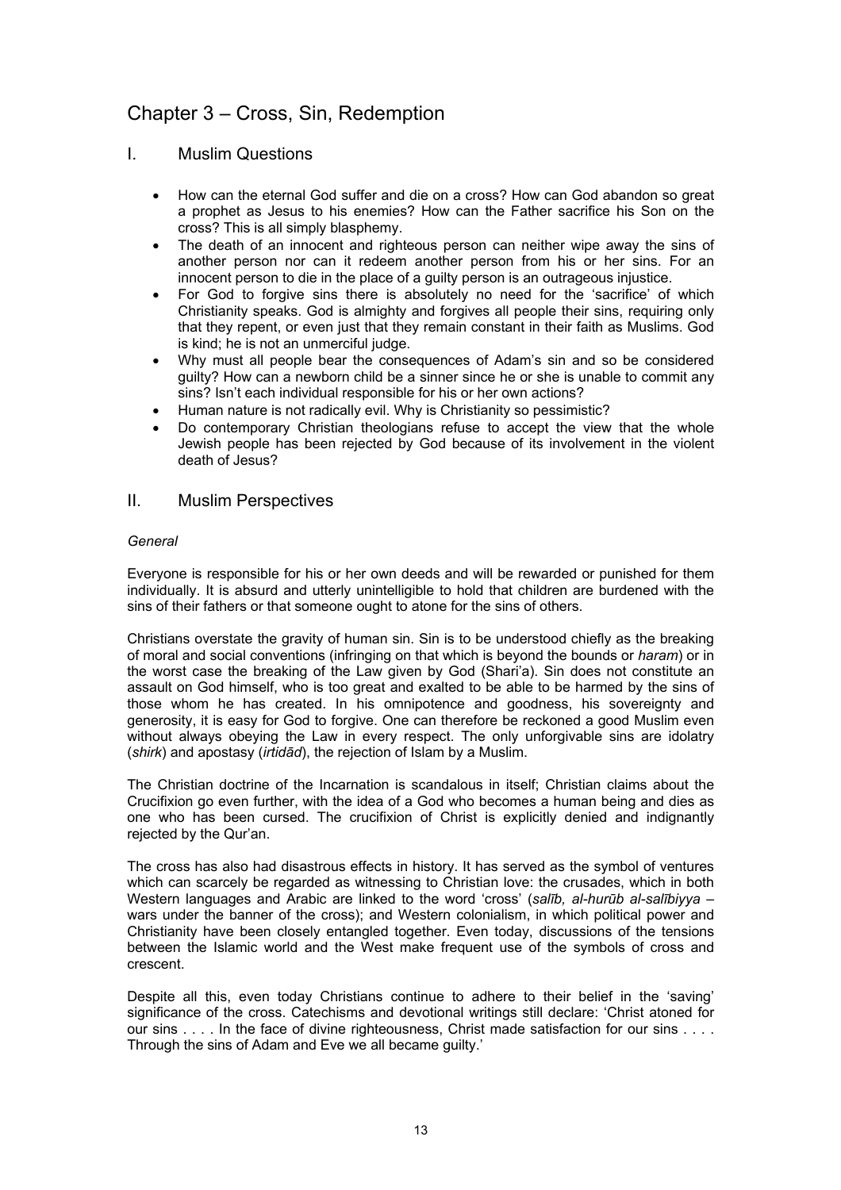# Chapter 3 – Cross, Sin, Redemption

## I. Muslim Questions

- How can the eternal God suffer and die on a cross? How can God abandon so great a prophet as Jesus to his enemies? How can the Father sacrifice his Son on the cross? This is all simply blasphemy.
- The death of an innocent and righteous person can neither wipe away the sins of another person nor can it redeem another person from his or her sins. For an innocent person to die in the place of a guilty person is an outrageous injustice.
- For God to forgive sins there is absolutely no need for the 'sacrifice' of which Christianity speaks. God is almighty and forgives all people their sins, requiring only that they repent, or even just that they remain constant in their faith as Muslims. God is kind; he is not an unmerciful judge.
- Why must all people bear the consequences of Adam's sin and so be considered guilty? How can a newborn child be a sinner since he or she is unable to commit any sins? Isn't each individual responsible for his or her own actions?
- Human nature is not radically evil. Why is Christianity so pessimistic?
- Do contemporary Christian theologians refuse to accept the view that the whole Jewish people has been rejected by God because of its involvement in the violent death of Jesus?

## II. Muslim Perspectives

*General*

Everyone is responsible for his or her own deeds and will be rewarded or punished for them individually. It is absurd and utterly unintelligible to hold that children are burdened with the sins of their fathers or that someone ought to atone for the sins of others.

Christians overstate the gravity of human sin. Sin is to be understood chiefly as the breaking of moral and social conventions (infringing on that which is beyond the bounds or *haram*) or in the worst case the breaking of the Law given by God (Shari'a). Sin does not constitute an assault on God himself, who is too great and exalted to be able to be harmed by the sins of those whom he has created. In his omnipotence and goodness, his sovereignty and generosity, it is easy for God to forgive. One can therefore be reckoned a good Muslim even without always obeying the Law in every respect. The only unforgivable sins are idolatry (*shirk*) and apostasy (*irtidād*), the rejection of Islam by a Muslim.

The Christian doctrine of the Incarnation is scandalous in itself; Christian claims about the Crucifixion go even further, with the idea of a God who becomes a human being and dies as one who has been cursed. The crucifixion of Christ is explicitly denied and indignantly rejected by the Qur'an.

The cross has also had disastrous effects in history. It has served as the symbol of ventures which can scarcely be regarded as witnessing to Christian love: the crusades, which in both Western languages and Arabic are linked to the word 'cross' (*salīb, al-hurūb al-salībiyya* – wars under the banner of the cross); and Western colonialism, in which political power and Christianity have been closely entangled together. Even today, discussions of the tensions between the Islamic world and the West make frequent use of the symbols of cross and crescent.

Despite all this, even today Christians continue to adhere to their belief in the 'saving' significance of the cross. Catechisms and devotional writings still declare: 'Christ atoned for our sins . . . . In the face of divine righteousness, Christ made satisfaction for our sins . . . . Through the sins of Adam and Eve we all became guilty.'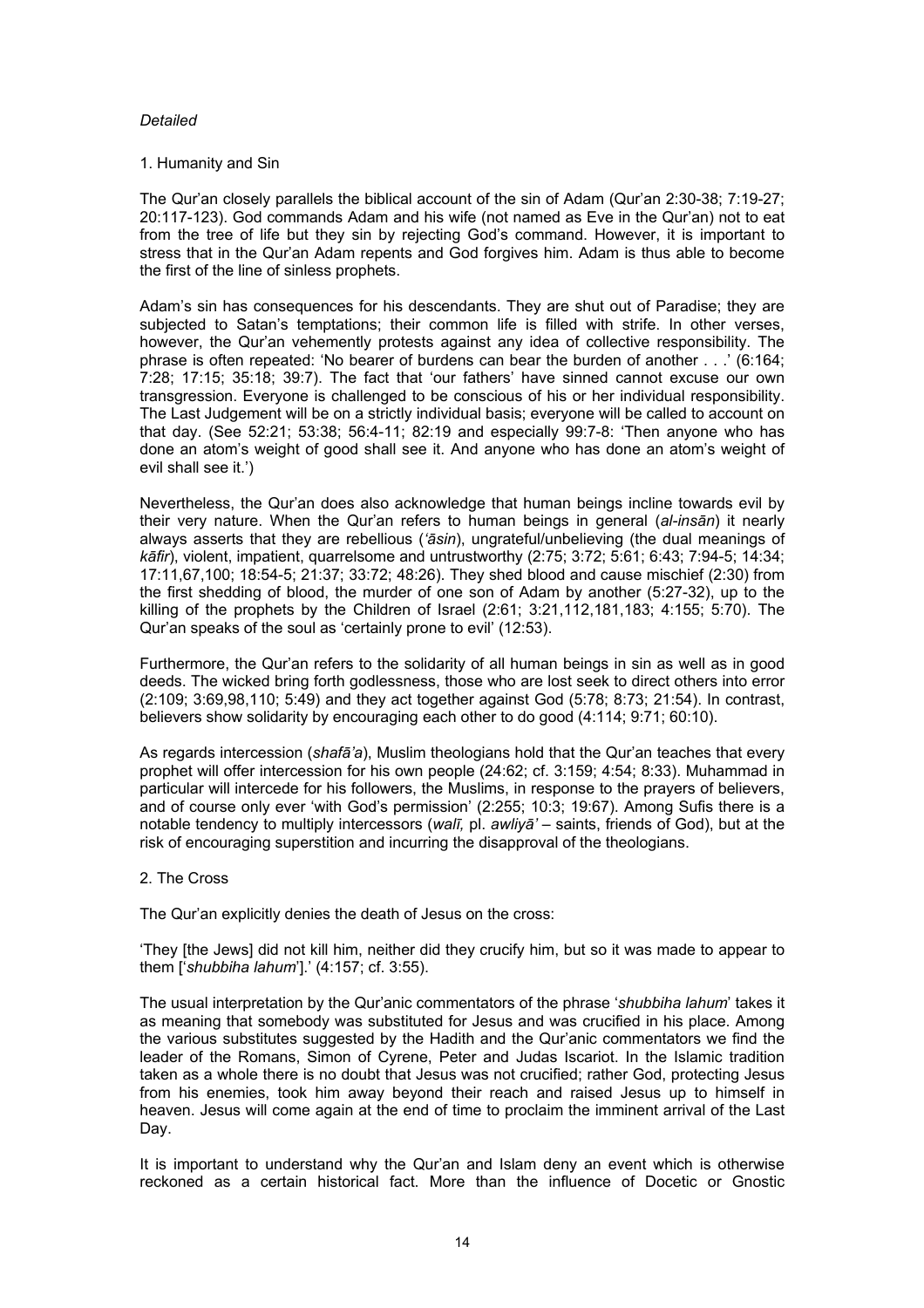*Detailed*

1. Humanity and Sin

The Qur'an closely parallels the biblical account of the sin of Adam (Qur'an 2:30-38; 7:19-27; 20:117-123). God commands Adam and his wife (not named as Eve in the Qur'an) not to eat from the tree of life but they sin by rejecting God's command. However, it is important to stress that in the Qur'an Adam repents and God forgives him. Adam is thus able to become the first of the line of sinless prophets.

Adam's sin has consequences for his descendants. They are shut out of Paradise; they are subjected to Satan's temptations; their common life is filled with strife. In other verses, however, the Qur'an vehemently protests against any idea of collective responsibility. The phrase is often repeated: 'No bearer of burdens can bear the burden of another . . .' (6:164; 7:28; 17:15; 35:18; 39:7). The fact that 'our fathers' have sinned cannot excuse our own transgression. Everyone is challenged to be conscious of his or her individual responsibility. The Last Judgement will be on a strictly individual basis; everyone will be called to account on that day. (See 52:21; 53:38; 56:4-11; 82:19 and especially 99:7-8: 'Then anyone who has done an atom's weight of good shall see it. And anyone who has done an atom's weight of evil shall see it.')

Nevertheless, the Qur'an does also acknowledge that human beings incline towards evil by their very nature. When the Qur'an refers to human beings in general (*al-insān*) it nearly always asserts that they are rebellious (*'āsin*), ungrateful/unbelieving (the dual meanings of *kāfir*), violent, impatient, quarrelsome and untrustworthy (2:75; 3:72; 5:61; 6:43; 7:94-5; 14:34; 17:11,67,100; 18:54-5; 21:37; 33:72; 48:26). They shed blood and cause mischief (2:30) from the first shedding of blood, the murder of one son of Adam by another (5:27-32), up to the killing of the prophets by the Children of Israel (2:61; 3:21,112,181,183; 4:155; 5:70). The Qur'an speaks of the soul as 'certainly prone to evil' (12:53).

Furthermore, the Qur'an refers to the solidarity of all human beings in sin as well as in good deeds. The wicked bring forth godlessness, those who are lost seek to direct others into error (2:109; 3:69,98,110; 5:49) and they act together against God (5:78; 8:73; 21:54). In contrast, believers show solidarity by encouraging each other to do good (4:114; 9:71; 60:10).

As regards intercession (*shafā'a*), Muslim theologians hold that the Qur'an teaches that every prophet will offer intercession for his own people (24:62; cf. 3:159; 4:54; 8:33). Muhammad in particular will intercede for his followers, the Muslims, in response to the prayers of believers, and of course only ever 'with God's permission' (2:255; 10:3; 19:67). Among Sufis there is a notable tendency to multiply intercessors (*walī,* pl. *awliyā'* – saints, friends of God), but at the risk of encouraging superstition and incurring the disapproval of the theologians.

2. The Cross

The Qur'an explicitly denies the death of Jesus on the cross:

'They [the Jews] did not kill him, neither did they crucify him, but so it was made to appear to them ['*shubbiha lahum*'].' (4:157; cf. 3:55).

The usual interpretation by the Qur'anic commentators of the phrase '*shubbiha lahum*' takes it as meaning that somebody was substituted for Jesus and was crucified in his place. Among the various substitutes suggested by the Hadith and the Qur'anic commentators we find the leader of the Romans, Simon of Cyrene, Peter and Judas Iscariot. In the Islamic tradition taken as a whole there is no doubt that Jesus was not crucified; rather God, protecting Jesus from his enemies, took him away beyond their reach and raised Jesus up to himself in heaven. Jesus will come again at the end of time to proclaim the imminent arrival of the Last Day.

It is important to understand why the Qur'an and Islam deny an event which is otherwise reckoned as a certain historical fact. More than the influence of Docetic or Gnostic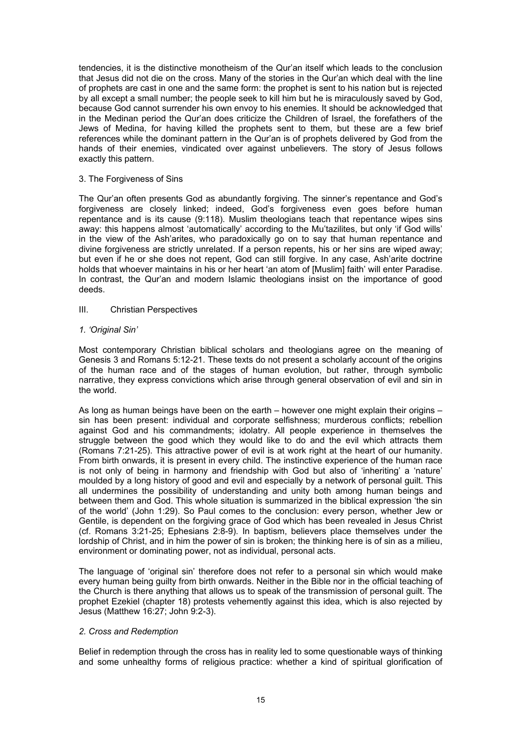tendencies, it is the distinctive monotheism of the Qur'an itself which leads to the conclusion that Jesus did not die on the cross. Many of the stories in the Qur'an which deal with the line of prophets are cast in one and the same form: the prophet is sent to his nation but is rejected by all except a small number; the people seek to kill him but he is miraculously saved by God, because God cannot surrender his own envoy to his enemies. It should be acknowledged that in the Medinan period the Qur'an does criticize the Children of Israel, the forefathers of the Jews of Medina, for having killed the prophets sent to them, but these are a few brief references while the dominant pattern in the Qur'an is of prophets delivered by God from the hands of their enemies, vindicated over against unbelievers. The story of Jesus follows exactly this pattern.

### 3. The Forgiveness of Sins

The Qur'an often presents God as abundantly forgiving. The sinner's repentance and God's forgiveness are closely linked; indeed, God's forgiveness even goes before human repentance and is its cause (9:118). Muslim theologians teach that repentance wipes sins away: this happens almost 'automatically' according to the Mu'tazilites, but only 'if God wills' in the view of the Ash'arites, who paradoxically go on to say that human repentance and divine forgiveness are strictly unrelated. If a person repents, his or her sins are wiped away; but even if he or she does not repent, God can still forgive. In any case, Ash'arite doctrine holds that whoever maintains in his or her heart 'an atom of [Muslim] faith' will enter Paradise. In contrast, the Qur'an and modern Islamic theologians insist on the importance of good deeds.

## III. Christian Perspectives

### *1. 'Original Sin'*

Most contemporary Christian biblical scholars and theologians agree on the meaning of Genesis 3 and Romans 5:12-21. These texts do not present a scholarly account of the origins of the human race and of the stages of human evolution, but rather, through symbolic narrative, they express convictions which arise through general observation of evil and sin in the world.

As long as human beings have been on the earth – however one might explain their origins – sin has been present: individual and corporate selfishness; murderous conflicts; rebellion against God and his commandments; idolatry. All people experience in themselves the struggle between the good which they would like to do and the evil which attracts them (Romans 7:21-25). This attractive power of evil is at work right at the heart of our humanity. From birth onwards, it is present in every child. The instinctive experience of the human race is not only of being in harmony and friendship with God but also of 'inheriting' a 'nature' moulded by a long history of good and evil and especially by a network of personal guilt. This all undermines the possibility of understanding and unity both among human beings and between them and God. This whole situation is summarized in the biblical expression 'the sin of the world' (John 1:29). So Paul comes to the conclusion: every person, whether Jew or Gentile, is dependent on the forgiving grace of God which has been revealed in Jesus Christ (cf. Romans 3:21-25; Ephesians 2:8-9). In baptism, believers place themselves under the lordship of Christ, and in him the power of sin is broken; the thinking here is of sin as a milieu, environment or dominating power, not as individual, personal acts.

The language of 'original sin' therefore does not refer to a personal sin which would make every human being guilty from birth onwards. Neither in the Bible nor in the official teaching of the Church is there anything that allows us to speak of the transmission of personal guilt. The prophet Ezekiel (chapter 18) protests vehemently against this idea, which is also rejected by Jesus (Matthew 16:27; John 9:2-3).

### *2. Cross and Redemption*

Belief in redemption through the cross has in reality led to some questionable ways of thinking and some unhealthy forms of religious practice: whether a kind of spiritual glorification of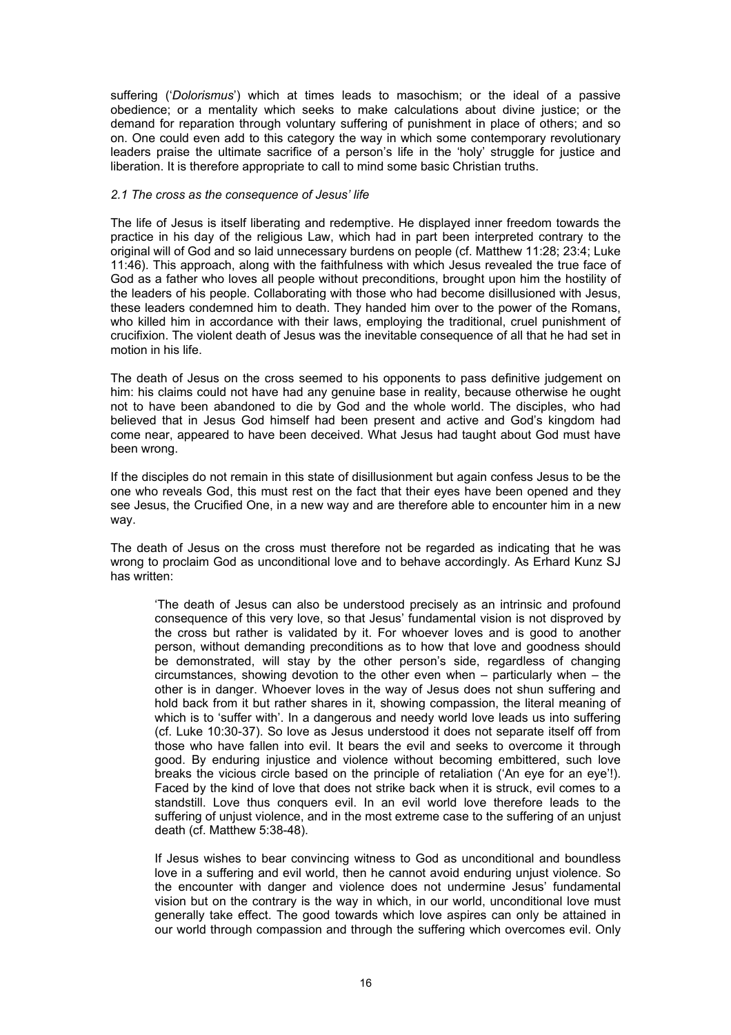suffering ('*Dolorismus*') which at times leads to masochism; or the ideal of a passive obedience; or a mentality which seeks to make calculations about divine justice; or the demand for reparation through voluntary suffering of punishment in place of others; and so on. One could even add to this category the way in which some contemporary revolutionary leaders praise the ultimate sacrifice of a person's life in the 'holy' struggle for justice and liberation. It is therefore appropriate to call to mind some basic Christian truths.

### *2.1 The cross as the consequence of Jesus' life*

The life of Jesus is itself liberating and redemptive. He displayed inner freedom towards the practice in his day of the religious Law, which had in part been interpreted contrary to the original will of God and so laid unnecessary burdens on people (cf. Matthew 11:28; 23:4; Luke 11:46). This approach, along with the faithfulness with which Jesus revealed the true face of God as a father who loves all people without preconditions, brought upon him the hostility of the leaders of his people. Collaborating with those who had become disillusioned with Jesus, these leaders condemned him to death. They handed him over to the power of the Romans, who killed him in accordance with their laws, employing the traditional, cruel punishment of crucifixion. The violent death of Jesus was the inevitable consequence of all that he had set in motion in his life.

The death of Jesus on the cross seemed to his opponents to pass definitive judgement on him: his claims could not have had any genuine base in reality, because otherwise he ought not to have been abandoned to die by God and the whole world. The disciples, who had believed that in Jesus God himself had been present and active and God's kingdom had come near, appeared to have been deceived. What Jesus had taught about God must have been wrong.

If the disciples do not remain in this state of disillusionment but again confess Jesus to be the one who reveals God, this must rest on the fact that their eyes have been opened and they see Jesus, the Crucified One, in a new way and are therefore able to encounter him in a new way.

The death of Jesus on the cross must therefore not be regarded as indicating that he was wrong to proclaim God as unconditional love and to behave accordingly. As Erhard Kunz SJ has written:

> 'The death of Jesus can also be understood precisely as an intrinsic and profound consequence of this very love, so that Jesus' fundamental vision is not disproved by the cross but rather is validated by it. For whoever loves and is good to another person, without demanding preconditions as to how that love and goodness should be demonstrated, will stay by the other person's side, regardless of changing circumstances, showing devotion to the other even when – particularly when – the other is in danger. Whoever loves in the way of Jesus does not shun suffering and hold back from it but rather shares in it, showing compassion, the literal meaning of which is to 'suffer with'. In a dangerous and needy world love leads us into suffering (cf. Luke 10:30-37). So love as Jesus understood it does not separate itself off from those who have fallen into evil. It bears the evil and seeks to overcome it through good. By enduring injustice and violence without becoming embittered, such love breaks the vicious circle based on the principle of retaliation ('An eye for an eye'!). Faced by the kind of love that does not strike back when it is struck, evil comes to a standstill. Love thus conquers evil. In an evil world love therefore leads to the suffering of unjust violence, and in the most extreme case to the suffering of an unjust death (cf. Matthew 5:38-48).
>
> If Jesus wishes to bear convincing witness to God as unconditional and boundless love in a suffering and evil world, then he cannot avoid enduring unjust violence. So the encounter with danger and violence does not undermine Jesus' fundamental vision but on the contrary is the way in which, in our world, unconditional love must generally take effect. The good towards which love aspires can only be attained in our world through compassion and through the suffering which overcomes evil. Only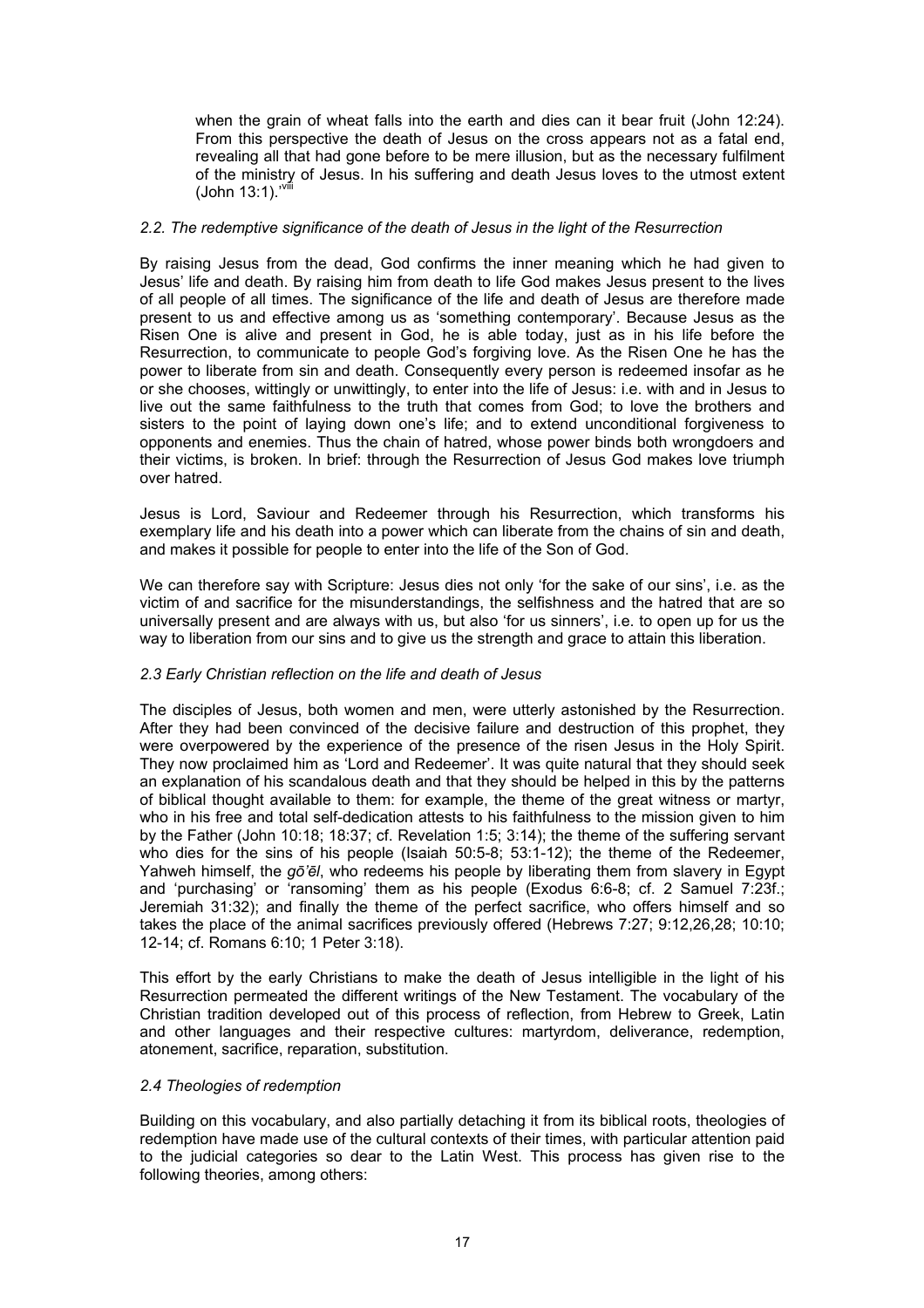when the grain of wheat falls into the earth and dies can it bear fruit (John 12:24). From this perspective the death of Jesus on the cross appears not as a fatal end, revealing all that had gone before to be mere illusion, but as the necessary fulfilment of the ministry of Jesus. In his suffering and death Jesus loves to the utmost extent (John 13:1).'[viii]

### *2.2. The redemptive significance of the death of Jesus in the light of the Resurrection*

By raising Jesus from the dead, God confirms the inner meaning which he had given to Jesus' life and death. By raising him from death to life God makes Jesus present to the lives of all people of all times. The significance of the life and death of Jesus are therefore made present to us and effective among us as 'something contemporary'. Because Jesus as the Risen One is alive and present in God, he is able today, just as in his life before the Resurrection, to communicate to people God's forgiving love. As the Risen One he has the power to liberate from sin and death. Consequently every person is redeemed insofar as he or she chooses, wittingly or unwittingly, to enter into the life of Jesus: i.e. with and in Jesus to live out the same faithfulness to the truth that comes from God; to love the brothers and sisters to the point of laying down one's life; and to extend unconditional forgiveness to opponents and enemies. Thus the chain of hatred, whose power binds both wrongdoers and their victims, is broken. In brief: through the Resurrection of Jesus God makes love triumph over hatred.

Jesus is Lord, Saviour and Redeemer through his Resurrection, which transforms his exemplary life and his death into a power which can liberate from the chains of sin and death, and makes it possible for people to enter into the life of the Son of God.

We can therefore say with Scripture: Jesus dies not only 'for the sake of our sins', i.e. as the victim of and sacrifice for the misunderstandings, the selfishness and the hatred that are so universally present and are always with us, but also 'for us sinners', i.e. to open up for us the way to liberation from our sins and to give us the strength and grace to attain this liberation.

### *2.3 Early Christian reflection on the life and death of Jesus*

The disciples of Jesus, both women and men, were utterly astonished by the Resurrection. After they had been convinced of the decisive failure and destruction of this prophet, they were overpowered by the experience of the presence of the risen Jesus in the Holy Spirit. They now proclaimed him as 'Lord and Redeemer'. It was quite natural that they should seek an explanation of his scandalous death and that they should be helped in this by the patterns of biblical thought available to them: for example, the theme of the great witness or martyr, who in his free and total self-dedication attests to his faithfulness to the mission given to him by the Father (John 10:18; 18:37; cf. Revelation 1:5; 3:14); the theme of the suffering servant who dies for the sins of his people (Isaiah 50:5-8; 53:1-12); the theme of the Redeemer, Yahweh himself, the *gō'ēl*, who redeems his people by liberating them from slavery in Egypt and 'purchasing' or 'ransoming' them as his people (Exodus 6:6-8; cf. 2 Samuel 7:23f.; Jeremiah 31:32); and finally the theme of the perfect sacrifice, who offers himself and so takes the place of the animal sacrifices previously offered (Hebrews 7:27; 9:12,26,28; 10:10; 12-14; cf. Romans 6:10; 1 Peter 3:18).

This effort by the early Christians to make the death of Jesus intelligible in the light of his Resurrection permeated the different writings of the New Testament. The vocabulary of the Christian tradition developed out of this process of reflection, from Hebrew to Greek, Latin and other languages and their respective cultures: martyrdom, deliverance, redemption, atonement, sacrifice, reparation, substitution.

### *2.4 Theologies of redemption*

Building on this vocabulary, and also partially detaching it from its biblical roots, theologies of redemption have made use of the cultural contexts of their times, with particular attention paid to the judicial categories so dear to the Latin West. This process has given rise to the following theories, among others: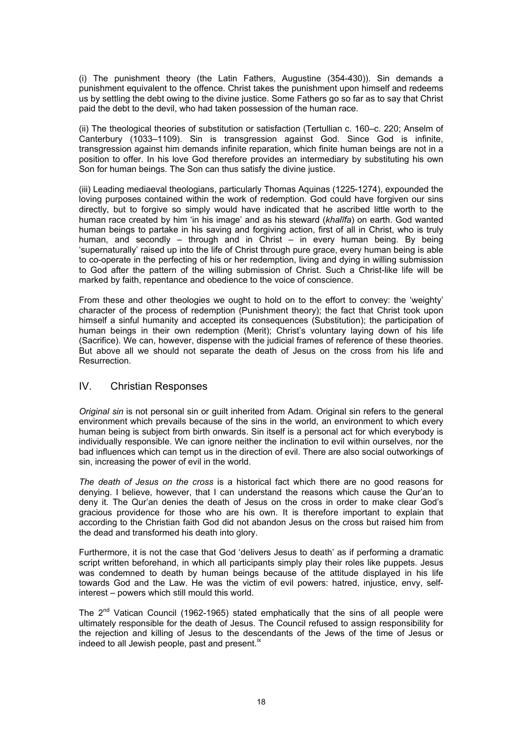(i) The punishment theory (the Latin Fathers, Augustine (354-430)). Sin demands a punishment equivalent to the offence. Christ takes the punishment upon himself and redeems us by settling the debt owing to the divine justice. Some Fathers go so far as to say that Christ paid the debt to the devil, who had taken possession of the human race.

(ii) The theological theories of substitution or satisfaction (Tertullian c. 160–c. 220; Anselm of Canterbury (1033–1109). Sin is transgression against God. Since God is infinite, transgression against him demands infinite reparation, which finite human beings are not in a position to offer. In his love God therefore provides an intermediary by substituting his own Son for human beings. The Son can thus satisfy the divine justice.

(iii) Leading mediaeval theologians, particularly Thomas Aquinas (1225-1274), expounded the loving purposes contained within the work of redemption. God could have forgiven our sins directly, but to forgive so simply would have indicated that he ascribed little worth to the human race created by him 'in his image' and as his steward (*khalīfa*) on earth. God wanted human beings to partake in his saving and forgiving action, first of all in Christ, who is truly human, and secondly – through and in Christ – in every human being. By being 'supernaturally' raised up into the life of Christ through pure grace, every human being is able to co-operate in the perfecting of his or her redemption, living and dying in willing submission to God after the pattern of the willing submission of Christ. Such a Christ-like life will be marked by faith, repentance and obedience to the voice of conscience.

From these and other theologies we ought to hold on to the effort to convey: the 'weighty' character of the process of redemption (Punishment theory); the fact that Christ took upon himself a sinful humanity and accepted its consequences (Substitution); the participation of human beings in their own redemption (Merit); Christ's voluntary laying down of his life (Sacrifice). We can, however, dispense with the judicial frames of reference of these theories. But above all we should not separate the death of Jesus on the cross from his life and Resurrection.

## IV. Christian Responses

*Original sin* is not personal sin or guilt inherited from Adam. Original sin refers to the general environment which prevails because of the sins in the world, an environment to which every human being is subject from birth onwards. Sin itself is a personal act for which everybody is individually responsible. We can ignore neither the inclination to evil within ourselves, nor the bad influences which can tempt us in the direction of evil. There are also social outworkings of sin, increasing the power of evil in the world.

*The death of Jesus on the cross* is a historical fact which there are no good reasons for denying. I believe, however, that I can understand the reasons which cause the Qur'an to deny it. The Qur'an denies the death of Jesus on the cross in order to make clear God's gracious providence for those who are his own. It is therefore important to explain that according to the Christian faith God did not abandon Jesus on the cross but raised him from the dead and transformed his death into glory.

Furthermore, it is not the case that God 'delivers Jesus to death' as if performing a dramatic script written beforehand, in which all participants simply play their roles like puppets. Jesus was condemned to death by human beings because of the attitude displayed in his life towards God and the Law. He was the victim of evil powers: hatred, injustice, envy, self-interest – powers which still mould this world.

The 2nd Vatican Council (1962-1965) stated emphatically that the sins of all people were ultimately responsible for the death of Jesus. The Council refused to assign responsibility for the rejection and killing of Jesus to the descendants of the Jews of the time of Jesus or indeed to all Jewish people, past and present.[ix]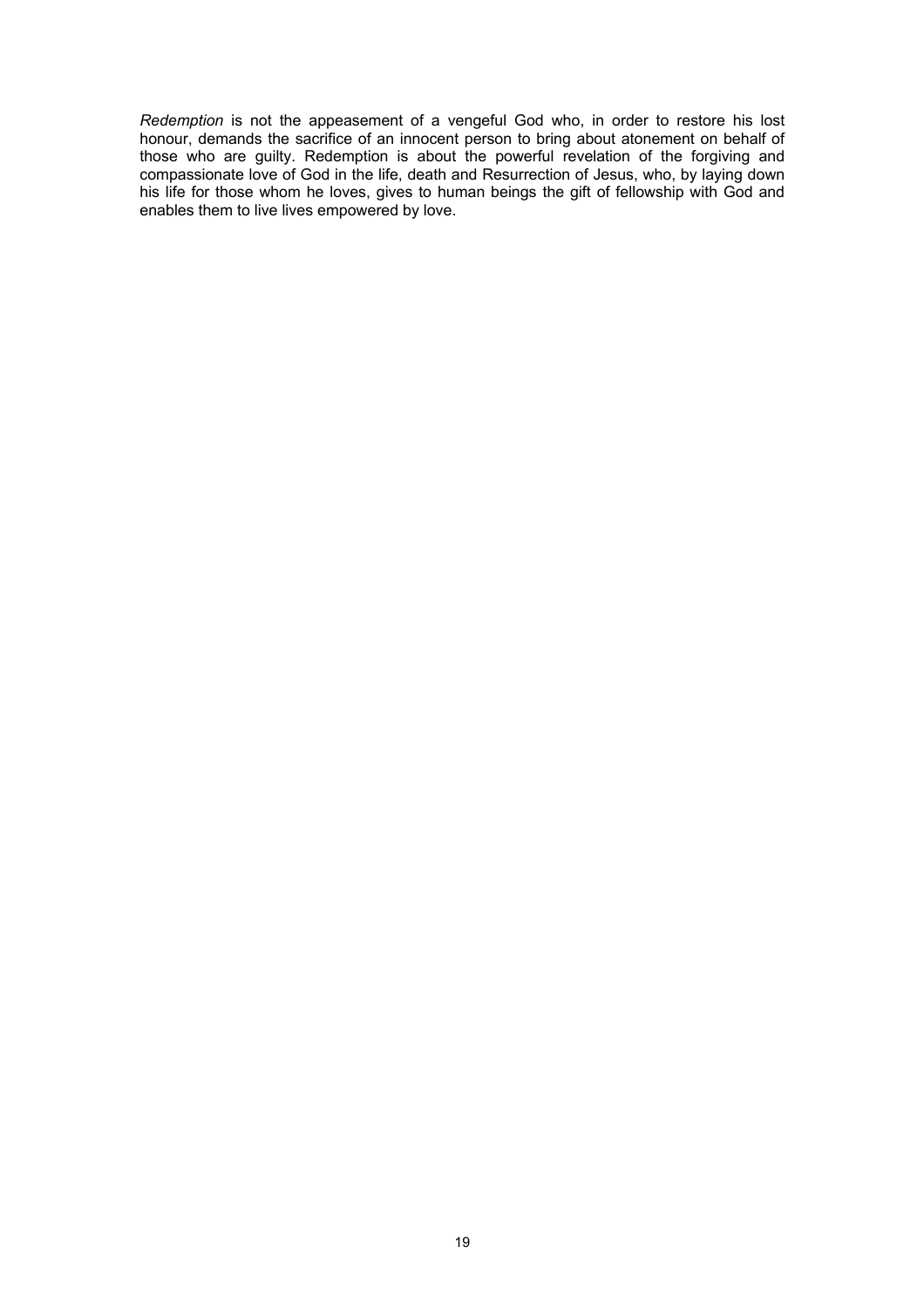*Redemption* is not the appeasement of a vengeful God who, in order to restore his lost honour, demands the sacrifice of an innocent person to bring about atonement on behalf of those who are guilty. Redemption is about the powerful revelation of the forgiving and compassionate love of God in the life, death and Resurrection of Jesus, who, by laying down his life for those whom he loves, gives to human beings the gift of fellowship with God and enables them to live lives empowered by love.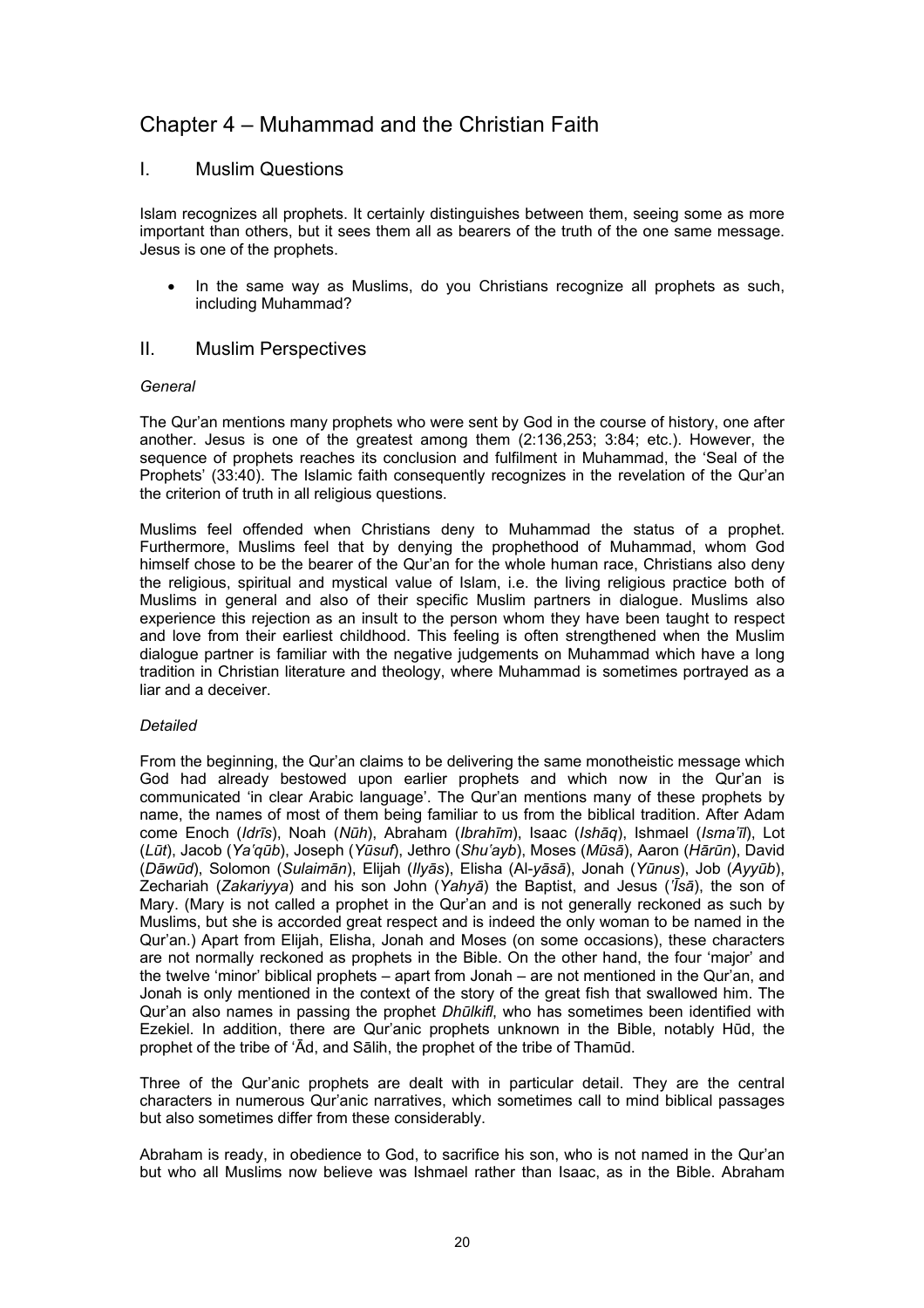# Chapter 4 – Muhammad and the Christian Faith

## I. Muslim Questions

Islam recognizes all prophets. It certainly distinguishes between them, seeing some as more important than others, but it sees them all as bearers of the truth of the one same message. Jesus is one of the prophets.

- In the same way as Muslims, do you Christians recognize all prophets as such, including Muhammad?

## II. Muslim Perspectives

### *General*

The Qur'an mentions many prophets who were sent by God in the course of history, one after another. Jesus is one of the greatest among them (2:136,253; 3:84; etc.). However, the sequence of prophets reaches its conclusion and fulfilment in Muhammad, the 'Seal of the Prophets' (33:40). The Islamic faith consequently recognizes in the revelation of the Qur'an the criterion of truth in all religious questions.

Muslims feel offended when Christians deny to Muhammad the status of a prophet. Furthermore, Muslims feel that by denying the prophethood of Muhammad, whom God himself chose to be the bearer of the Qur'an for the whole human race, Christians also deny the religious, spiritual and mystical value of Islam, i.e. the living religious practice both of Muslims in general and also of their specific Muslim partners in dialogue. Muslims also experience this rejection as an insult to the person whom they have been taught to respect and love from their earliest childhood. This feeling is often strengthened when the Muslim dialogue partner is familiar with the negative judgements on Muhammad which have a long tradition in Christian literature and theology, where Muhammad is sometimes portrayed as a liar and a deceiver.

### *Detailed*

From the beginning, the Qur'an claims to be delivering the same monotheistic message which God had already bestowed upon earlier prophets and which now in the Qur'an is communicated 'in clear Arabic language'. The Qur'an mentions many of these prophets by name, the names of most of them being familiar to us from the biblical tradition. After Adam come Enoch (*Idrīs*), Noah (*Nūh*), Abraham (*Ibrahīm*), Isaac (*Ishāq*), Ishmael (*Isma'īl*), Lot (*Lūt*), Jacob (*Ya'qūb*), Joseph (*Yūsuf*), Jethro (*Shu'ayb*), Moses (*Mūsā*), Aaron (*Hārūn*), David (*Dāwūd*), Solomon (*Sulaimān*), Elijah (*Ilyās*), Elisha (Al-*yāsā*), Jonah (*Yūnus*), Job (*Ayyūb*), Zechariah (*Zakariyya*) and his son John (*Yahyā*) the Baptist, and Jesus (*'Īsā*), the son of Mary. (Mary is not called a prophet in the Qur'an and is not generally reckoned as such by Muslims, but she is accorded great respect and is indeed the only woman to be named in the Qur'an.) Apart from Elijah, Elisha, Jonah and Moses (on some occasions), these characters are not normally reckoned as prophets in the Bible. On the other hand, the four 'major' and the twelve 'minor' biblical prophets – apart from Jonah – are not mentioned in the Qur'an, and Jonah is only mentioned in the context of the story of the great fish that swallowed him. The Qur'an also names in passing the prophet *Dhūlkifl*, who has sometimes been identified with Ezekiel. In addition, there are Qur'anic prophets unknown in the Bible, notably Hūd, the prophet of the tribe of 'Ād, and Sālih, the prophet of the tribe of Thamūd.

Three of the Qur'anic prophets are dealt with in particular detail. They are the central characters in numerous Qur'anic narratives, which sometimes call to mind biblical passages but also sometimes differ from these considerably.

Abraham is ready, in obedience to God, to sacrifice his son, who is not named in the Qur'an but who all Muslims now believe was Ishmael rather than Isaac, as in the Bible. Abraham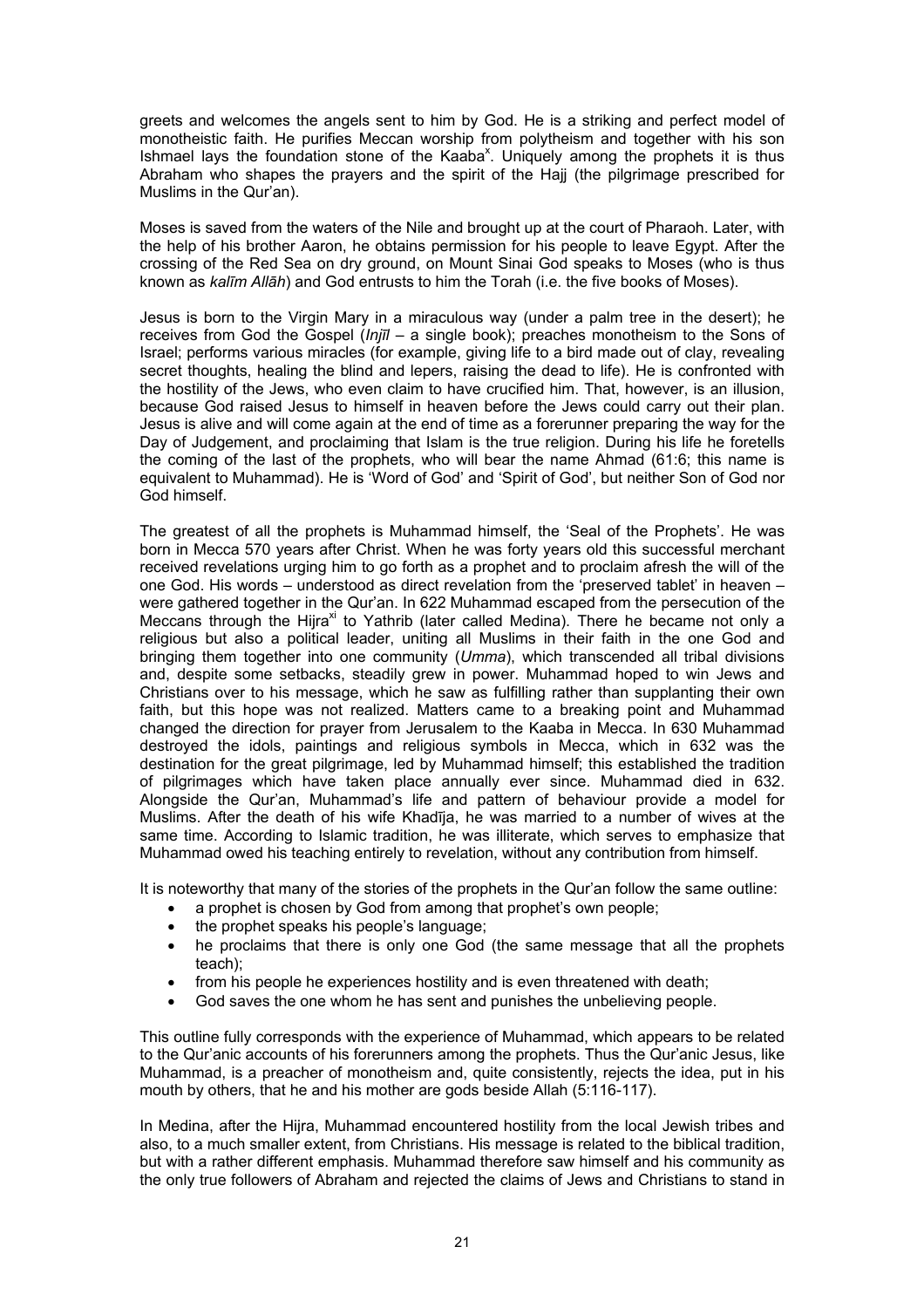greets and welcomes the angels sent to him by God. He is a striking and perfect model of monotheistic faith. He purifies Meccan worship from polytheism and together with his son Ishmael lays the foundation stone of the Kaaba[x]. Uniquely among the prophets it is thus Abraham who shapes the prayers and the spirit of the Hajj (the pilgrimage prescribed for Muslims in the Qur'an).

Moses is saved from the waters of the Nile and brought up at the court of Pharaoh. Later, with the help of his brother Aaron, he obtains permission for his people to leave Egypt. After the crossing of the Red Sea on dry ground, on Mount Sinai God speaks to Moses (who is thus known as *kalīm Allāh*) and God entrusts to him the Torah (i.e. the five books of Moses).

Jesus is born to the Virgin Mary in a miraculous way (under a palm tree in the desert); he receives from God the Gospel (*Injīl* – a single book); preaches monotheism to the Sons of Israel; performs various miracles (for example, giving life to a bird made out of clay, revealing secret thoughts, healing the blind and lepers, raising the dead to life). He is confronted with the hostility of the Jews, who even claim to have crucified him. That, however, is an illusion, because God raised Jesus to himself in heaven before the Jews could carry out their plan. Jesus is alive and will come again at the end of time as a forerunner preparing the way for the Day of Judgement, and proclaiming that Islam is the true religion. During his life he foretells the coming of the last of the prophets, who will bear the name Ahmad (61:6; this name is equivalent to Muhammad). He is 'Word of God' and 'Spirit of God', but neither Son of God nor God himself.

The greatest of all the prophets is Muhammad himself, the 'Seal of the Prophets'. He was born in Mecca 570 years after Christ. When he was forty years old this successful merchant received revelations urging him to go forth as a prophet and to proclaim afresh the will of the one God. His words – understood as direct revelation from the 'preserved tablet' in heaven – were gathered together in the Qur'an. In 622 Muhammad escaped from the persecution of the Meccans through the Hijra[xi] to Yathrib (later called Medina). There he became not only a religious but also a political leader, uniting all Muslims in their faith in the one God and bringing them together into one community (*Umma*), which transcended all tribal divisions and, despite some setbacks, steadily grew in power. Muhammad hoped to win Jews and Christians over to his message, which he saw as fulfilling rather than supplanting their own faith, but this hope was not realized. Matters came to a breaking point and Muhammad changed the direction for prayer from Jerusalem to the Kaaba in Mecca. In 630 Muhammad destroyed the idols, paintings and religious symbols in Mecca, which in 632 was the destination for the great pilgrimage, led by Muhammad himself; this established the tradition of pilgrimages which have taken place annually ever since. Muhammad died in 632. Alongside the Qur'an, Muhammad's life and pattern of behaviour provide a model for Muslims. After the death of his wife Khadīja, he was married to a number of wives at the same time. According to Islamic tradition, he was illiterate, which serves to emphasize that Muhammad owed his teaching entirely to revelation, without any contribution from himself.

It is noteworthy that many of the stories of the prophets in the Qur'an follow the same outline:

- a prophet is chosen by God from among that prophet's own people;
- the prophet speaks his people's language;
- he proclaims that there is only one God (the same message that all the prophets teach);
- from his people he experiences hostility and is even threatened with death;
- God saves the one whom he has sent and punishes the unbelieving people.

This outline fully corresponds with the experience of Muhammad, which appears to be related to the Qur'anic accounts of his forerunners among the prophets. Thus the Qur'anic Jesus, like Muhammad, is a preacher of monotheism and, quite consistently, rejects the idea, put in his mouth by others, that he and his mother are gods beside Allah (5:116-117).

In Medina, after the Hijra, Muhammad encountered hostility from the local Jewish tribes and also, to a much smaller extent, from Christians. His message is related to the biblical tradition, but with a rather different emphasis. Muhammad therefore saw himself and his community as the only true followers of Abraham and rejected the claims of Jews and Christians to stand in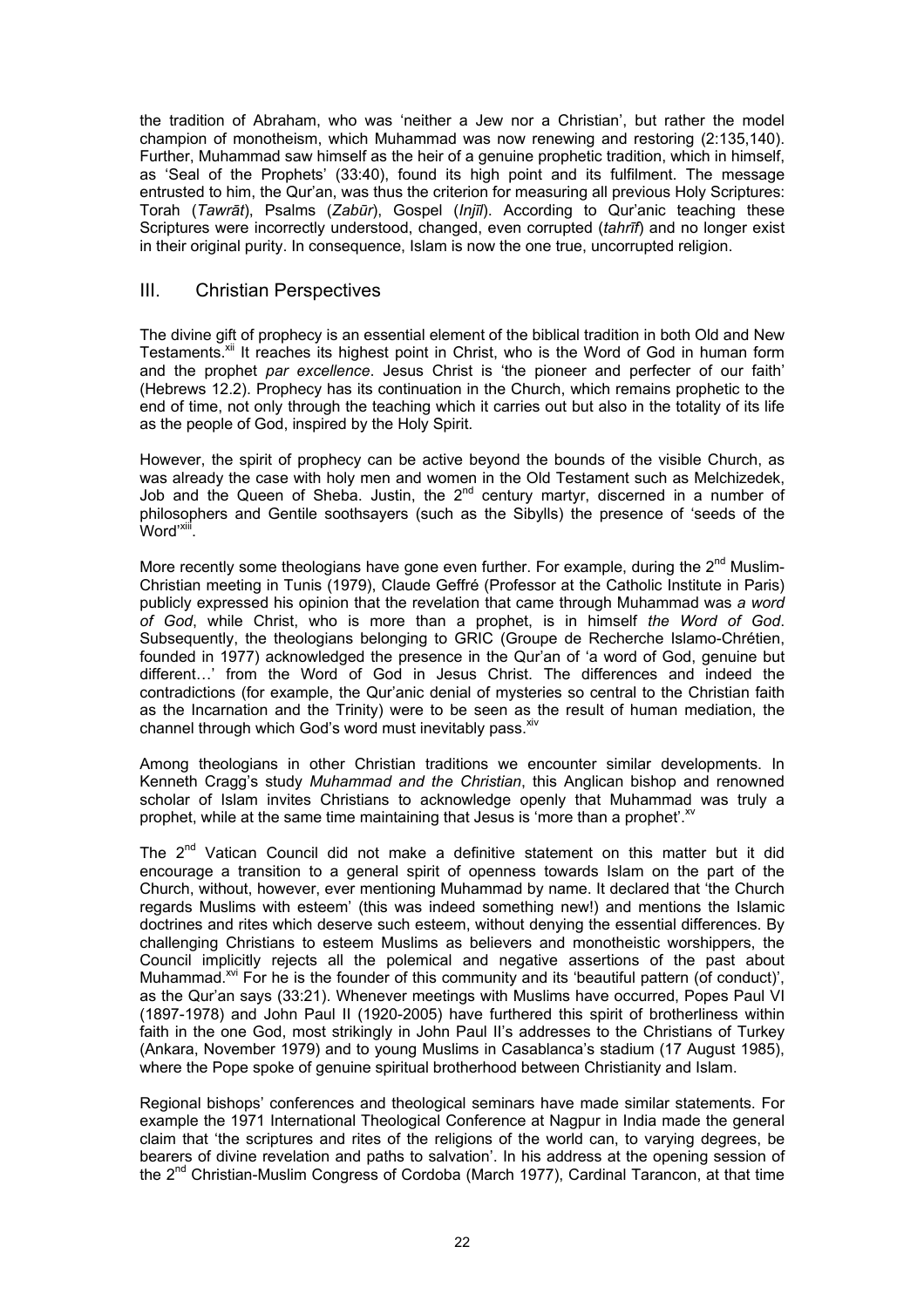the tradition of Abraham, who was 'neither a Jew nor a Christian', but rather the model champion of monotheism, which Muhammad was now renewing and restoring (2:135,140). Further, Muhammad saw himself as the heir of a genuine prophetic tradition, which in himself, as 'Seal of the Prophets' (33:40), found its high point and its fulfilment. The message entrusted to him, the Qur'an, was thus the criterion for measuring all previous Holy Scriptures: Torah (*Tawrāt*), Psalms (*Zabūr*), Gospel (*Injīl*). According to Qur'anic teaching these Scriptures were incorrectly understood, changed, even corrupted (*tahrīf*) and no longer exist in their original purity. In consequence, Islam is now the one true, uncorrupted religion.

## III. Christian Perspectives

The divine gift of prophecy is an essential element of the biblical tradition in both Old and New Testaments.[xii] It reaches its highest point in Christ, who is the Word of God in human form and the prophet *par excellence*. Jesus Christ is 'the pioneer and perfecter of our faith' (Hebrews 12.2). Prophecy has its continuation in the Church, which remains prophetic to the end of time, not only through the teaching which it carries out but also in the totality of its life as the people of God, inspired by the Holy Spirit.

However, the spirit of prophecy can be active beyond the bounds of the visible Church, as was already the case with holy men and women in the Old Testament such as Melchizedek, Job and the Queen of Sheba. Justin, the 2nd century martyr, discerned in a number of philosophers and Gentile soothsayers (such as the Sibylls) the presence of 'seeds of the Word'[xiii].

More recently some theologians have gone even further. For example, during the 2nd Muslim-Christian meeting in Tunis (1979), Claude Geffré (Professor at the Catholic Institute in Paris) publicly expressed his opinion that the revelation that came through Muhammad was *a word of God*, while Christ, who is more than a prophet, is in himself *the Word of God*. Subsequently, the theologians belonging to GRIC (Groupe de Recherche Islamo-Chrétien, founded in 1977) acknowledged the presence in the Qur'an of 'a word of God, genuine but different…' from the Word of God in Jesus Christ. The differences and indeed the contradictions (for example, the Qur'anic denial of mysteries so central to the Christian faith as the Incarnation and the Trinity) were to be seen as the result of human mediation, the channel through which God's word must inevitably pass.[xiv]

Among theologians in other Christian traditions we encounter similar developments. In Kenneth Cragg's study *Muhammad and the Christian*, this Anglican bishop and renowned scholar of Islam invites Christians to acknowledge openly that Muhammad was truly a prophet, while at the same time maintaining that Jesus is 'more than a prophet'.[xv]

The 2nd Vatican Council did not make a definitive statement on this matter but it did encourage a transition to a general spirit of openness towards Islam on the part of the Church, without, however, ever mentioning Muhammad by name. It declared that 'the Church regards Muslims with esteem' (this was indeed something new!) and mentions the Islamic doctrines and rites which deserve such esteem, without denying the essential differences. By challenging Christians to esteem Muslims as believers and monotheistic worshippers, the Council implicitly rejects all the polemical and negative assertions of the past about Muhammad.[xvi] For he is the founder of this community and its 'beautiful pattern (of conduct)', as the Qur'an says (33:21). Whenever meetings with Muslims have occurred, Popes Paul VI (1897-1978) and John Paul II (1920-2005) have furthered this spirit of brotherliness within faith in the one God, most strikingly in John Paul II's addresses to the Christians of Turkey (Ankara, November 1979) and to young Muslims in Casablanca's stadium (17 August 1985), where the Pope spoke of genuine spiritual brotherhood between Christianity and Islam.

Regional bishops' conferences and theological seminars have made similar statements. For example the 1971 International Theological Conference at Nagpur in India made the general claim that 'the scriptures and rites of the religions of the world can, to varying degrees, be bearers of divine revelation and paths to salvation'. In his address at the opening session of the 2nd Christian-Muslim Congress of Cordoba (March 1977), Cardinal Tarancon, at that time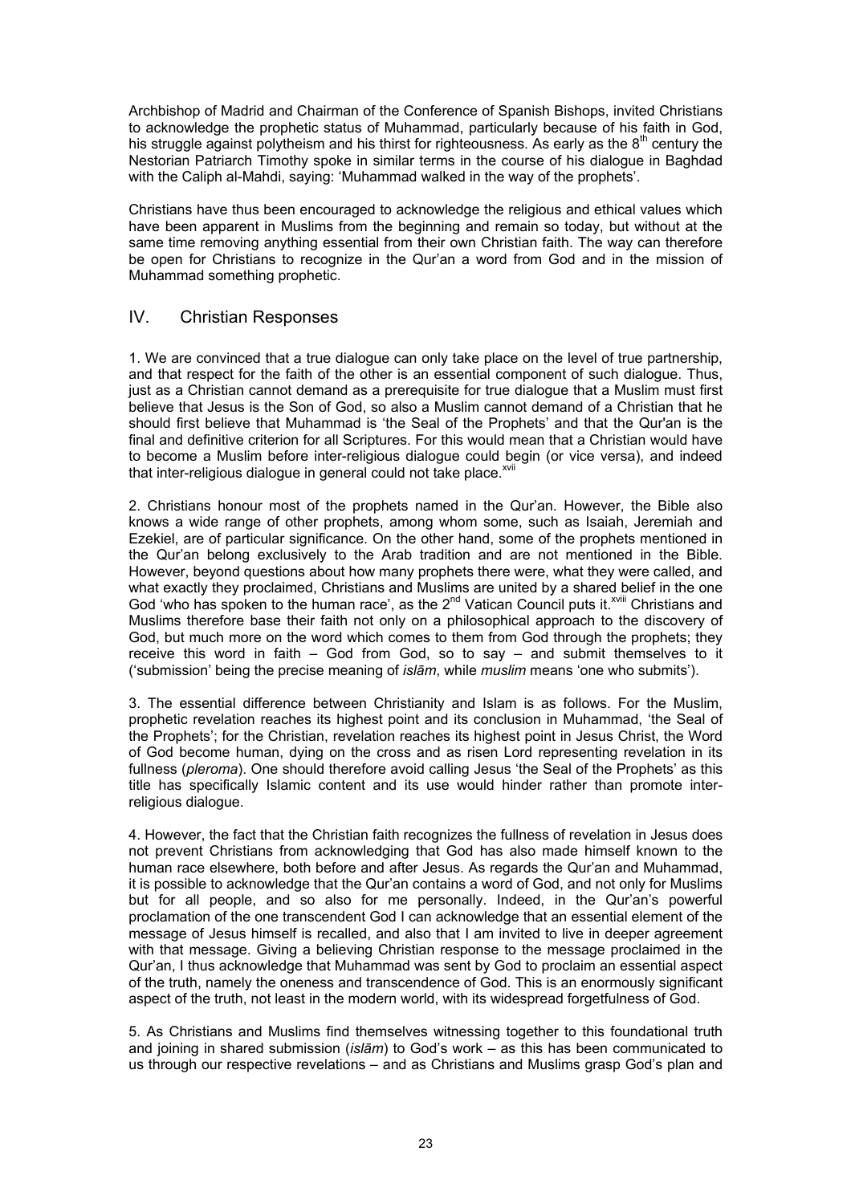Archbishop of Madrid and Chairman of the Conference of Spanish Bishops, invited Christians to acknowledge the prophetic status of Muhammad, particularly because of his faith in God, his struggle against polytheism and his thirst for righteousness. As early as the 8th century the Nestorian Patriarch Timothy spoke in similar terms in the course of his dialogue in Baghdad with the Caliph al-Mahdi, saying: 'Muhammad walked in the way of the prophets'.

Christians have thus been encouraged to acknowledge the religious and ethical values which have been apparent in Muslims from the beginning and remain so today, but without at the same time removing anything essential from their own Christian faith. The way can therefore be open for Christians to recognize in the Qur'an a word from God and in the mission of Muhammad something prophetic.

## IV. Christian Responses

1. We are convinced that a true dialogue can only take place on the level of true partnership, and that respect for the faith of the other is an essential component of such dialogue. Thus, just as a Christian cannot demand as a prerequisite for true dialogue that a Muslim must first believe that Jesus is the Son of God, so also a Muslim cannot demand of a Christian that he should first believe that Muhammad is 'the Seal of the Prophets' and that the Qur'an is the final and definitive criterion for all Scriptures. For this would mean that a Christian would have to become a Muslim before inter-religious dialogue could begin (or vice versa), and indeed that inter-religious dialogue in general could not take place.[xvii]

2. Christians honour most of the prophets named in the Qur'an. However, the Bible also knows a wide range of other prophets, among whom some, such as Isaiah, Jeremiah and Ezekiel, are of particular significance. On the other hand, some of the prophets mentioned in the Qur'an belong exclusively to the Arab tradition and are not mentioned in the Bible. However, beyond questions about how many prophets there were, what they were called, and what exactly they proclaimed, Christians and Muslims are united by a shared belief in the one God 'who has spoken to the human race', as the 2nd Vatican Council puts it.[xviii] Christians and Muslims therefore base their faith not only on a philosophical approach to the discovery of God, but much more on the word which comes to them from God through the prophets; they receive this word in faith – God from God, so to say – and submit themselves to it ('submission' being the precise meaning of *islām*, while *muslim* means 'one who submits').

3. The essential difference between Christianity and Islam is as follows. For the Muslim, prophetic revelation reaches its highest point and its conclusion in Muhammad, 'the Seal of the Prophets'; for the Christian, revelation reaches its highest point in Jesus Christ, the Word of God become human, dying on the cross and as risen Lord representing revelation in its fullness (*pleroma*). One should therefore avoid calling Jesus 'the Seal of the Prophets' as this title has specifically Islamic content and its use would hinder rather than promote inter-religious dialogue.

4. However, the fact that the Christian faith recognizes the fullness of revelation in Jesus does not prevent Christians from acknowledging that God has also made himself known to the human race elsewhere, both before and after Jesus. As regards the Qur'an and Muhammad, it is possible to acknowledge that the Qur'an contains a word of God, and not only for Muslims but for all people, and so also for me personally. Indeed, in the Qur'an's powerful proclamation of the one transcendent God I can acknowledge that an essential element of the message of Jesus himself is recalled, and also that I am invited to live in deeper agreement with that message. Giving a believing Christian response to the message proclaimed in the Qur'an, I thus acknowledge that Muhammad was sent by God to proclaim an essential aspect of the truth, namely the oneness and transcendence of God. This is an enormously significant aspect of the truth, not least in the modern world, with its widespread forgetfulness of God.

5. As Christians and Muslims find themselves witnessing together to this foundational truth and joining in shared submission (*islām*) to God's work – as this has been communicated to us through our respective revelations – and as Christians and Muslims grasp God's plan and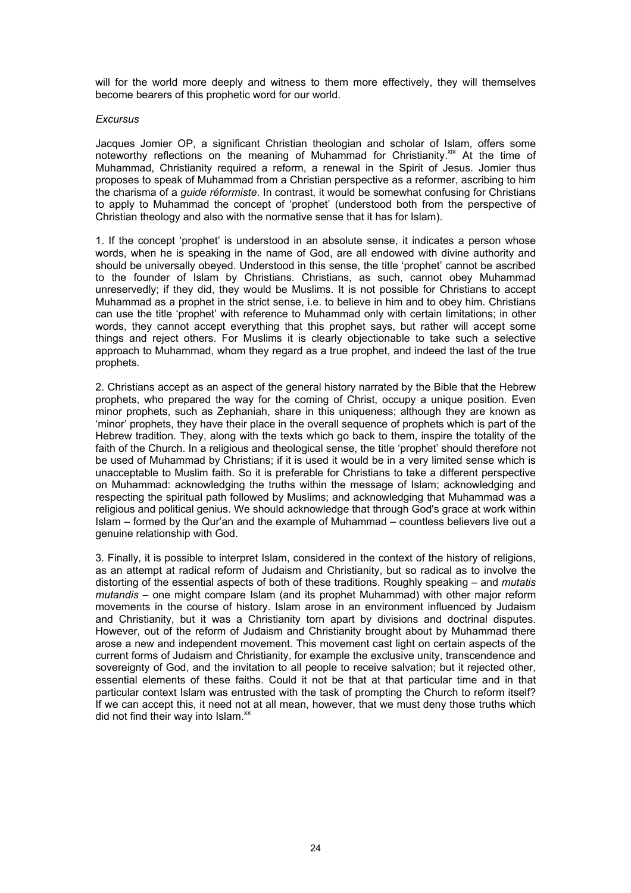will for the world more deeply and witness to them more effectively, they will themselves become bearers of this prophetic word for our world.

*Excursus*

Jacques Jomier OP, a significant Christian theologian and scholar of Islam, offers some noteworthy reflections on the meaning of Muhammad for Christianity.[xix] At the time of Muhammad, Christianity required a reform, a renewal in the Spirit of Jesus. Jomier thus proposes to speak of Muhammad from a Christian perspective as a reformer, ascribing to him the charisma of a *guide réformiste*. In contrast, it would be somewhat confusing for Christians to apply to Muhammad the concept of 'prophet' (understood both from the perspective of Christian theology and also with the normative sense that it has for Islam).

1. If the concept 'prophet' is understood in an absolute sense, it indicates a person whose words, when he is speaking in the name of God, are all endowed with divine authority and should be universally obeyed. Understood in this sense, the title 'prophet' cannot be ascribed to the founder of Islam by Christians. Christians, as such, cannot obey Muhammad unreservedly; if they did, they would be Muslims. It is not possible for Christians to accept Muhammad as a prophet in the strict sense, i.e. to believe in him and to obey him. Christians can use the title 'prophet' with reference to Muhammad only with certain limitations; in other words, they cannot accept everything that this prophet says, but rather will accept some things and reject others. For Muslims it is clearly objectionable to take such a selective approach to Muhammad, whom they regard as a true prophet, and indeed the last of the true prophets.

2. Christians accept as an aspect of the general history narrated by the Bible that the Hebrew prophets, who prepared the way for the coming of Christ, occupy a unique position. Even minor prophets, such as Zephaniah, share in this uniqueness; although they are known as 'minor' prophets, they have their place in the overall sequence of prophets which is part of the Hebrew tradition. They, along with the texts which go back to them, inspire the totality of the faith of the Church. In a religious and theological sense, the title 'prophet' should therefore not be used of Muhammad by Christians; if it is used it would be in a very limited sense which is unacceptable to Muslim faith. So it is preferable for Christians to take a different perspective on Muhammad: acknowledging the truths within the message of Islam; acknowledging and respecting the spiritual path followed by Muslims; and acknowledging that Muhammad was a religious and political genius. We should acknowledge that through God's grace at work within Islam – formed by the Qur'an and the example of Muhammad – countless believers live out a genuine relationship with God.

3. Finally, it is possible to interpret Islam, considered in the context of the history of religions, as an attempt at radical reform of Judaism and Christianity, but so radical as to involve the distorting of the essential aspects of both of these traditions. Roughly speaking – and *mutatis mutandis* – one might compare Islam (and its prophet Muhammad) with other major reform movements in the course of history. Islam arose in an environment influenced by Judaism and Christianity, but it was a Christianity torn apart by divisions and doctrinal disputes. However, out of the reform of Judaism and Christianity brought about by Muhammad there arose a new and independent movement. This movement cast light on certain aspects of the current forms of Judaism and Christianity, for example the exclusive unity, transcendence and sovereignty of God, and the invitation to all people to receive salvation; but it rejected other, essential elements of these faiths. Could it not be that at that particular time and in that particular context Islam was entrusted with the task of prompting the Church to reform itself? If we can accept this, it need not at all mean, however, that we must deny those truths which did not find their way into Islam.[xx]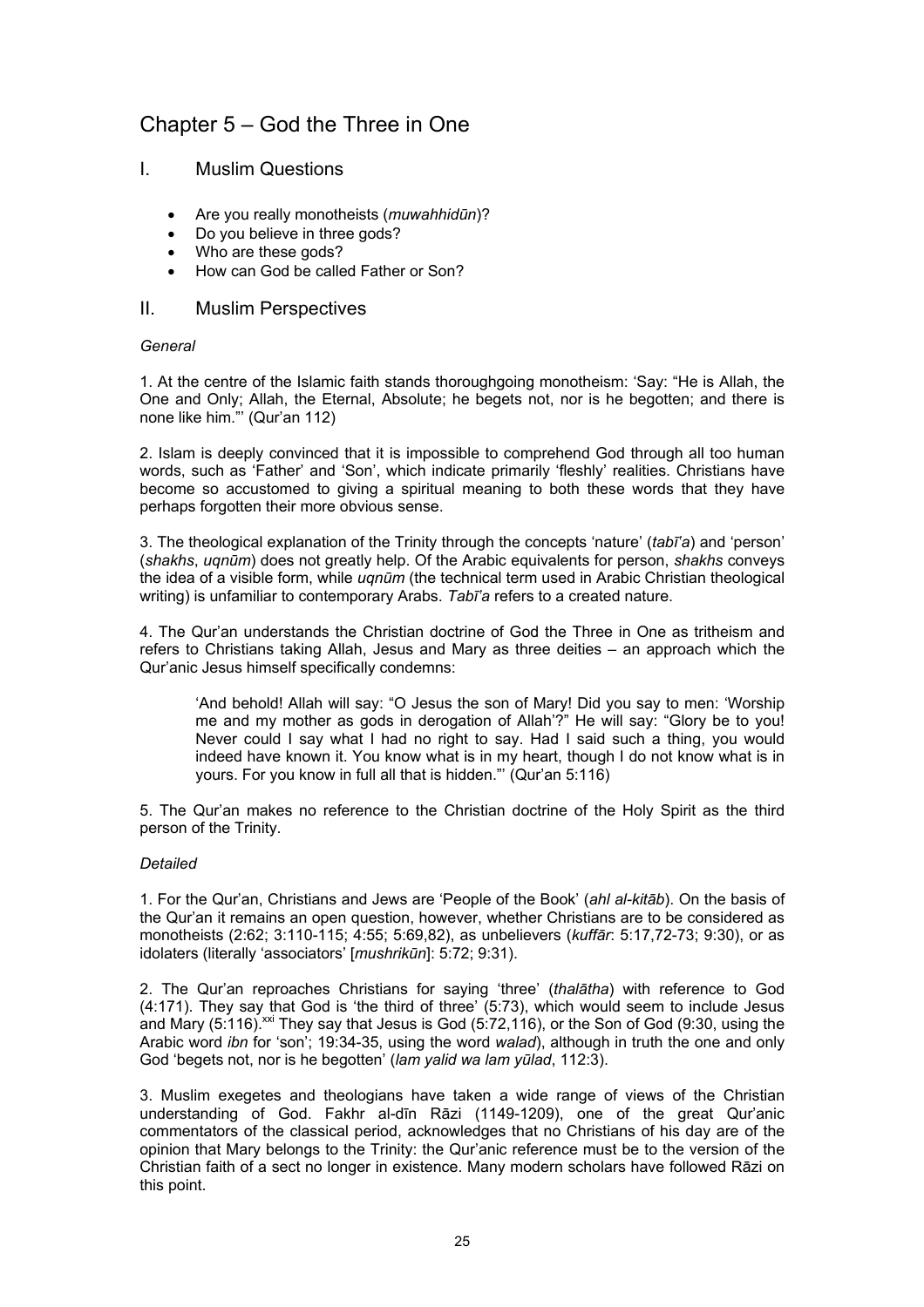# Chapter 5 – God the Three in One

## I. Muslim Questions

- Are you really monotheists (*muwahhidūn*)?
- Do you believe in three gods?
- Who are these gods?
- How can God be called Father or Son?

## II. Muslim Perspectives

*General*

1. At the centre of the Islamic faith stands thoroughgoing monotheism: 'Say: "He is Allah, the One and Only; Allah, the Eternal, Absolute; he begets not, nor is he begotten; and there is none like him."' (Qur'an 112)

2. Islam is deeply convinced that it is impossible to comprehend God through all too human words, such as 'Father' and 'Son', which indicate primarily 'fleshly' realities. Christians have become so accustomed to giving a spiritual meaning to both these words that they have perhaps forgotten their more obvious sense.

3. The theological explanation of the Trinity through the concepts 'nature' (*tabī'a*) and 'person' (*shakhs*, *uqnūm*) does not greatly help. Of the Arabic equivalents for person, *shakhs* conveys the idea of a visible form, while *uqnūm* (the technical term used in Arabic Christian theological writing) is unfamiliar to contemporary Arabs. *Tabī'a* refers to a created nature.

4. The Qur'an understands the Christian doctrine of God the Three in One as tritheism and refers to Christians taking Allah, Jesus and Mary as three deities – an approach which the Qur'anic Jesus himself specifically condemns:

> 'And behold! Allah will say: "O Jesus the son of Mary! Did you say to men: 'Worship me and my mother as gods in derogation of Allah'?" He will say: "Glory be to you! Never could I say what I had no right to say. Had I said such a thing, you would indeed have known it. You know what is in my heart, though I do not know what is in yours. For you know in full all that is hidden."' (Qur'an 5:116)

5. The Qur'an makes no reference to the Christian doctrine of the Holy Spirit as the third person of the Trinity.

*Detailed*

1. For the Qur'an, Christians and Jews are 'People of the Book' (*ahl al-kitāb*). On the basis of the Qur'an it remains an open question, however, whether Christians are to be considered as monotheists (2:62; 3:110-115; 4:55; 5:69,82), as unbelievers (*kuffār*: 5:17,72-73; 9:30), or as idolaters (literally 'associators' [*mushrikūn*]: 5:72; 9:31).

2. The Qur'an reproaches Christians for saying 'three' (*thalātha*) with reference to God (4:171). They say that God is 'the third of three' (5:73), which would seem to include Jesus and Mary (5:116).[xxi] They say that Jesus is God (5:72,116), or the Son of God (9:30, using the Arabic word *ibn* for 'son'; 19:34-35, using the word *walad*), although in truth the one and only God 'begets not, nor is he begotten' (*lam yalid wa lam yūlad*, 112:3).

3. Muslim exegetes and theologians have taken a wide range of views of the Christian understanding of God. Fakhr al-dīn Rāzi (1149-1209), one of the great Qur'anic commentators of the classical period, acknowledges that no Christians of his day are of the opinion that Mary belongs to the Trinity: the Qur'anic reference must be to the version of the Christian faith of a sect no longer in existence. Many modern scholars have followed Rāzi on this point.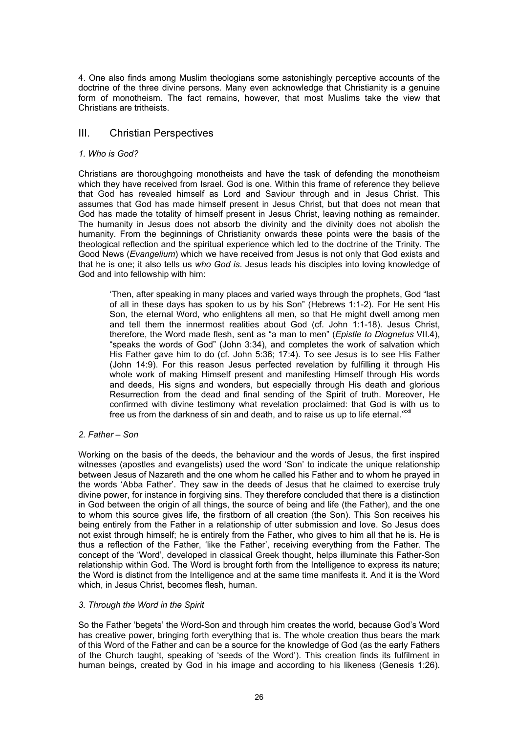4. One also finds among Muslim theologians some astonishingly perceptive accounts of the doctrine of the three divine persons. Many even acknowledge that Christianity is a genuine form of monotheism. The fact remains, however, that most Muslims take the view that Christians are tritheists.

## III. Christian Perspectives

### *1. Who is God?*

Christians are thoroughgoing monotheists and have the task of defending the monotheism which they have received from Israel. God is one. Within this frame of reference they believe that God has revealed himself as Lord and Saviour through and in Jesus Christ. This assumes that God has made himself present in Jesus Christ, but that does not mean that God has made the totality of himself present in Jesus Christ, leaving nothing as remainder. The humanity in Jesus does not absorb the divinity and the divinity does not abolish the humanity. From the beginnings of Christianity onwards these points were the basis of the theological reflection and the spiritual experience which led to the doctrine of the Trinity. The Good News (*Evangelium*) which we have received from Jesus is not only that God exists and that he is one; it also tells us *who God is*. Jesus leads his disciples into loving knowledge of God and into fellowship with him:

> 'Then, after speaking in many places and varied ways through the prophets, God "last of all in these days has spoken to us by his Son" (Hebrews 1:1-2). For He sent His Son, the eternal Word, who enlightens all men, so that He might dwell among men and tell them the innermost realities about God (cf. John 1:1-18). Jesus Christ, therefore, the Word made flesh, sent as "a man to men" (*Epistle to Diognetus* VII.4), "speaks the words of God" (John 3:34), and completes the work of salvation which His Father gave him to do (cf. John 5:36; 17:4). To see Jesus is to see His Father (John 14:9). For this reason Jesus perfected revelation by fulfilling it through His whole work of making Himself present and manifesting Himself through His words and deeds, His signs and wonders, but especially through His death and glorious Resurrection from the dead and final sending of the Spirit of truth. Moreover, He confirmed with divine testimony what revelation proclaimed: that God is with us to free us from the darkness of sin and death, and to raise us up to life eternal.'[xxii]

### *2. Father – Son*

Working on the basis of the deeds, the behaviour and the words of Jesus, the first inspired witnesses (apostles and evangelists) used the word 'Son' to indicate the unique relationship between Jesus of Nazareth and the one whom he called his Father and to whom he prayed in the words 'Abba Father'. They saw in the deeds of Jesus that he claimed to exercise truly divine power, for instance in forgiving sins. They therefore concluded that there is a distinction in God between the origin of all things, the source of being and life (the Father), and the one to whom this source gives life, the firstborn of all creation (the Son). This Son receives his being entirely from the Father in a relationship of utter submission and love. So Jesus does not exist through himself; he is entirely from the Father, who gives to him all that he is. He is thus a reflection of the Father, 'like the Father', receiving everything from the Father. The concept of the 'Word', developed in classical Greek thought, helps illuminate this Father-Son relationship within God. The Word is brought forth from the Intelligence to express its nature; the Word is distinct from the Intelligence and at the same time manifests it. And it is the Word which, in Jesus Christ, becomes flesh, human.

### *3. Through the Word in the Spirit*

So the Father 'begets' the Word-Son and through him creates the world, because God's Word has creative power, bringing forth everything that is. The whole creation thus bears the mark of this Word of the Father and can be a source for the knowledge of God (as the early Fathers of the Church taught, speaking of 'seeds of the Word'). This creation finds its fulfilment in human beings, created by God in his image and according to his likeness (Genesis 1:26).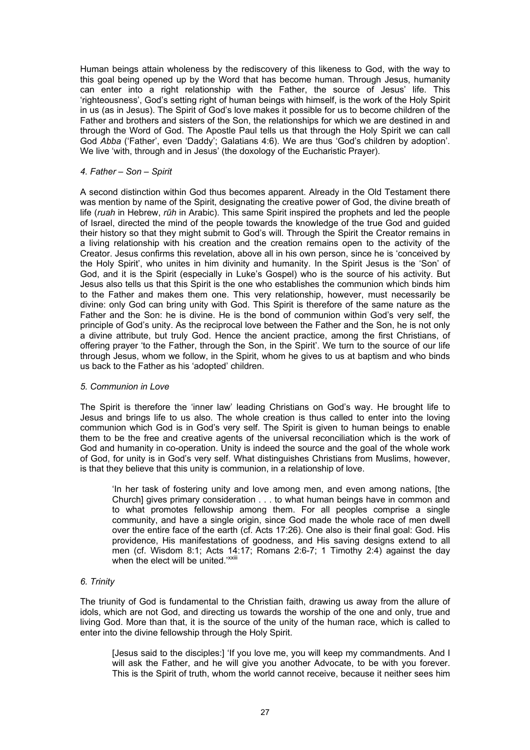Human beings attain wholeness by the rediscovery of this likeness to God, with the way to this goal being opened up by the Word that has become human. Through Jesus, humanity can enter into a right relationship with the Father, the source of Jesus' life. This 'righteousness', God's setting right of human beings with himself, is the work of the Holy Spirit in us (as in Jesus). The Spirit of God's love makes it possible for us to become children of the Father and brothers and sisters of the Son, the relationships for which we are destined in and through the Word of God. The Apostle Paul tells us that through the Holy Spirit we can call God *Abba* ('Father', even 'Daddy'; Galatians 4:6). We are thus 'God's children by adoption'. We live 'with, through and in Jesus' (the doxology of the Eucharistic Prayer).

### *4. Father – Son – Spirit*

A second distinction within God thus becomes apparent. Already in the Old Testament there was mention by name of the Spirit, designating the creative power of God, the divine breath of life (*ruah* in Hebrew, *rūh* in Arabic). This same Spirit inspired the prophets and led the people of Israel, directed the mind of the people towards the knowledge of the true God and guided their history so that they might submit to God's will. Through the Spirit the Creator remains in a living relationship with his creation and the creation remains open to the activity of the Creator. Jesus confirms this revelation, above all in his own person, since he is 'conceived by the Holy Spirit', who unites in him divinity and humanity. In the Spirit Jesus is the 'Son' of God, and it is the Spirit (especially in Luke's Gospel) who is the source of his activity. But Jesus also tells us that this Spirit is the one who establishes the communion which binds him to the Father and makes them one. This very relationship, however, must necessarily be divine: only God can bring unity with God. This Spirit is therefore of the same nature as the Father and the Son: he is divine. He is the bond of communion within God's very self, the principle of God's unity. As the reciprocal love between the Father and the Son, he is not only a divine attribute, but truly God. Hence the ancient practice, among the first Christians, of offering prayer 'to the Father, through the Son, in the Spirit'. We turn to the source of our life through Jesus, whom we follow, in the Spirit, whom he gives to us at baptism and who binds us back to the Father as his 'adopted' children.

### *5. Communion in Love*

The Spirit is therefore the 'inner law' leading Christians on God's way. He brought life to Jesus and brings life to us also. The whole creation is thus called to enter into the loving communion which God is in God's very self. The Spirit is given to human beings to enable them to be the free and creative agents of the universal reconciliation which is the work of God and humanity in co-operation. Unity is indeed the source and the goal of the whole work of God, for unity is in God's very self. What distinguishes Christians from Muslims, however, is that they believe that this unity is communion, in a relationship of love.

> 'In her task of fostering unity and love among men, and even among nations, [the Church] gives primary consideration . . . to what human beings have in common and to what promotes fellowship among them. For all peoples comprise a single community, and have a single origin, since God made the whole race of men dwell over the entire face of the earth (cf. Acts 17:26). One also is their final goal: God. His providence, His manifestations of goodness, and His saving designs extend to all men (cf. Wisdom 8:1; Acts 14:17; Romans 2:6-7; 1 Timothy 2:4) against the day when the elect will be united.'[xxiii]

### *6. Trinity*

The triunity of God is fundamental to the Christian faith, drawing us away from the allure of idols, which are not God, and directing us towards the worship of the one and only, true and living God. More than that, it is the source of the unity of the human race, which is called to enter into the divine fellowship through the Holy Spirit.

> [Jesus said to the disciples:] 'If you love me, you will keep my commandments. And I will ask the Father, and he will give you another Advocate, to be with you forever. This is the Spirit of truth, whom the world cannot receive, because it neither sees him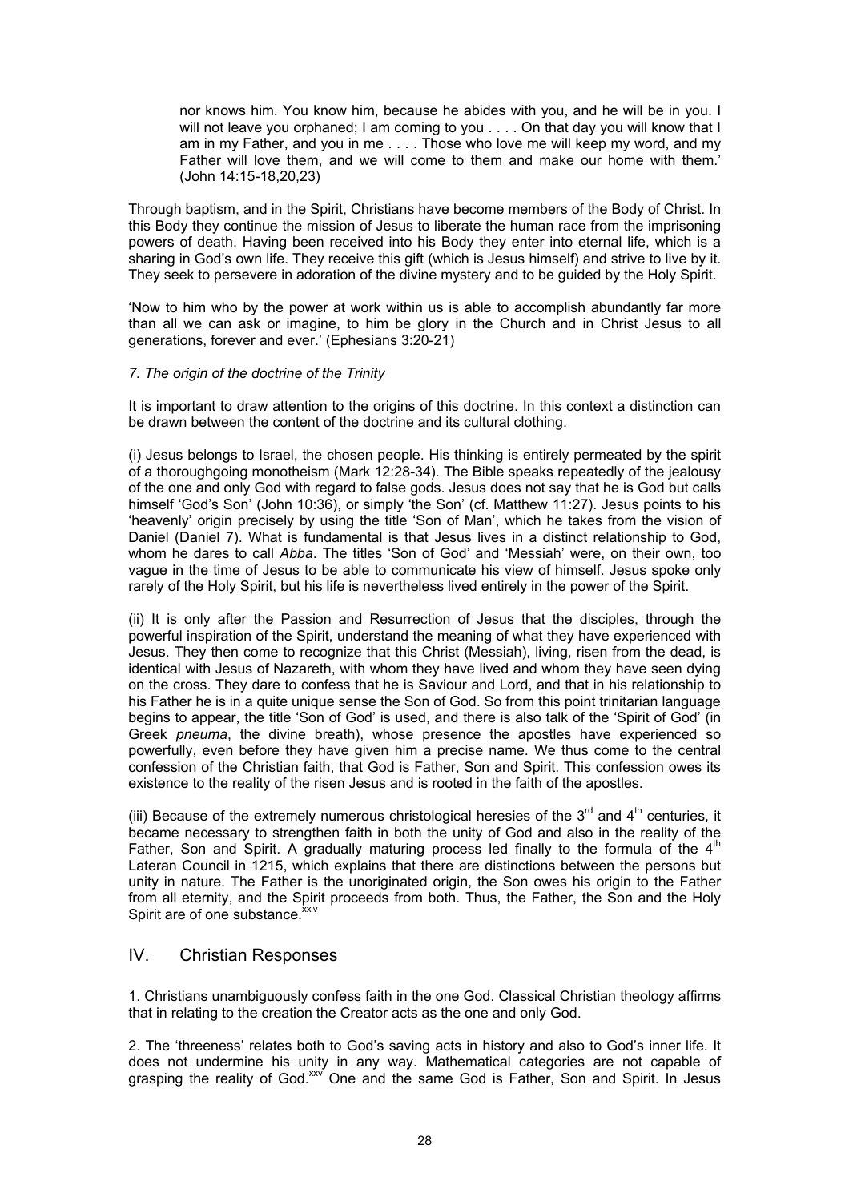> nor knows him. You know him, because he abides with you, and he will be in you. I will not leave you orphaned; I am coming to you . . . . On that day you will know that I am in my Father, and you in me . . . . Those who love me will keep my word, and my Father will love them, and we will come to them and make our home with them.' (John 14:15-18,20,23)

Through baptism, and in the Spirit, Christians have become members of the Body of Christ. In this Body they continue the mission of Jesus to liberate the human race from the imprisoning powers of death. Having been received into his Body they enter into eternal life, which is a sharing in God's own life. They receive this gift (which is Jesus himself) and strive to live by it. They seek to persevere in adoration of the divine mystery and to be guided by the Holy Spirit.

'Now to him who by the power at work within us is able to accomplish abundantly far more than all we can ask or imagine, to him be glory in the Church and in Christ Jesus to all generations, forever and ever.' (Ephesians 3:20-21)

*7. The origin of the doctrine of the Trinity*

It is important to draw attention to the origins of this doctrine. In this context a distinction can be drawn between the content of the doctrine and its cultural clothing.

(i) Jesus belongs to Israel, the chosen people. His thinking is entirely permeated by the spirit of a thoroughgoing monotheism (Mark 12:28-34). The Bible speaks repeatedly of the jealousy of the one and only God with regard to false gods. Jesus does not say that he is God but calls himself 'God's Son' (John 10:36), or simply 'the Son' (cf. Matthew 11:27). Jesus points to his 'heavenly' origin precisely by using the title 'Son of Man', which he takes from the vision of Daniel (Daniel 7). What is fundamental is that Jesus lives in a distinct relationship to God, whom he dares to call *Abba*. The titles 'Son of God' and 'Messiah' were, on their own, too vague in the time of Jesus to be able to communicate his view of himself. Jesus spoke only rarely of the Holy Spirit, but his life is nevertheless lived entirely in the power of the Spirit.

(ii) It is only after the Passion and Resurrection of Jesus that the disciples, through the powerful inspiration of the Spirit, understand the meaning of what they have experienced with Jesus. They then come to recognize that this Christ (Messiah), living, risen from the dead, is identical with Jesus of Nazareth, with whom they have lived and whom they have seen dying on the cross. They dare to confess that he is Saviour and Lord, and that in his relationship to his Father he is in a quite unique sense the Son of God. So from this point trinitarian language begins to appear, the title 'Son of God' is used, and there is also talk of the 'Spirit of God' (in Greek *pneuma*, the divine breath), whose presence the apostles have experienced so powerfully, even before they have given him a precise name. We thus come to the central confession of the Christian faith, that God is Father, Son and Spirit. This confession owes its existence to the reality of the risen Jesus and is rooted in the faith of the apostles.

(iii) Because of the extremely numerous christological heresies of the 3rd and 4th centuries, it became necessary to strengthen faith in both the unity of God and also in the reality of the Father, Son and Spirit. A gradually maturing process led finally to the formula of the 4th Lateran Council in 1215, which explains that there are distinctions between the persons but unity in nature. The Father is the unoriginated origin, the Son owes his origin to the Father from all eternity, and the Spirit proceeds from both. Thus, the Father, the Son and the Holy Spirit are of one substance.[xxiv]

## IV. Christian Responses

1. Christians unambiguously confess faith in the one God. Classical Christian theology affirms that in relating to the creation the Creator acts as the one and only God.

2. The 'threeness' relates both to God's saving acts in history and also to God's inner life. It does not undermine his unity in any way. Mathematical categories are not capable of grasping the reality of God.[xxv] One and the same God is Father, Son and Spirit. In Jesus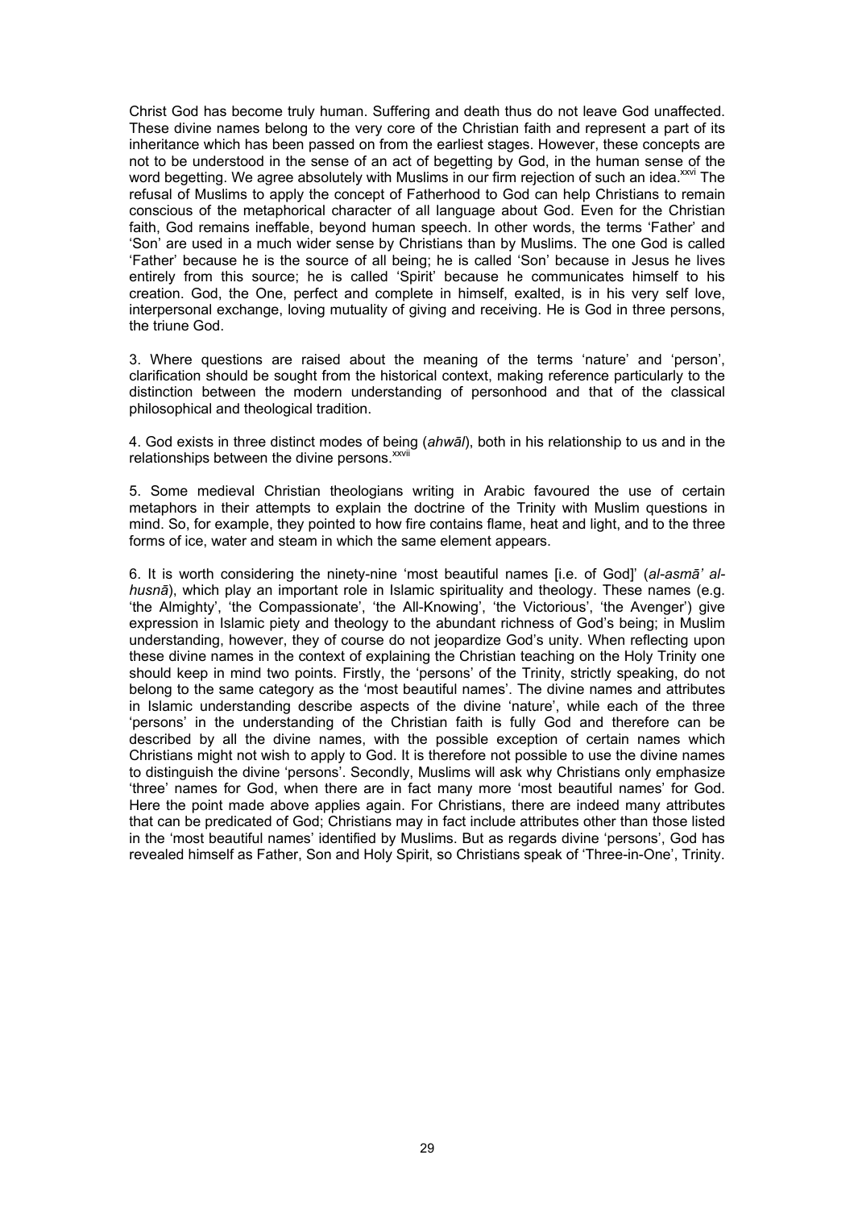Christ God has become truly human. Suffering and death thus do not leave God unaffected. These divine names belong to the very core of the Christian faith and represent a part of its inheritance which has been passed on from the earliest stages. However, these concepts are not to be understood in the sense of an act of begetting by God, in the human sense of the word begetting. We agree absolutely with Muslims in our firm rejection of such an idea.[xxvi] The refusal of Muslims to apply the concept of Fatherhood to God can help Christians to remain conscious of the metaphorical character of all language about God. Even for the Christian faith, God remains ineffable, beyond human speech. In other words, the terms 'Father' and 'Son' are used in a much wider sense by Christians than by Muslims. The one God is called 'Father' because he is the source of all being; he is called 'Son' because in Jesus he lives entirely from this source; he is called 'Spirit' because he communicates himself to his creation. God, the One, perfect and complete in himself, exalted, is in his very self love, interpersonal exchange, loving mutuality of giving and receiving. He is God in three persons, the triune God.

3. Where questions are raised about the meaning of the terms 'nature' and 'person', clarification should be sought from the historical context, making reference particularly to the distinction between the modern understanding of personhood and that of the classical philosophical and theological tradition.

4. God exists in three distinct modes of being (*ahwāl*), both in his relationship to us and in the relationships between the divine persons.[xxvii]

5. Some medieval Christian theologians writing in Arabic favoured the use of certain metaphors in their attempts to explain the doctrine of the Trinity with Muslim questions in mind. So, for example, they pointed to how fire contains flame, heat and light, and to the three forms of ice, water and steam in which the same element appears.

6. It is worth considering the ninety-nine 'most beautiful names [i.e. of God]' (*al-asmā' al-husnā*), which play an important role in Islamic spirituality and theology. These names (e.g. 'the Almighty', 'the Compassionate', 'the All-Knowing', 'the Victorious', 'the Avenger') give expression in Islamic piety and theology to the abundant richness of God's being; in Muslim understanding, however, they of course do not jeopardize God's unity. When reflecting upon these divine names in the context of explaining the Christian teaching on the Holy Trinity one should keep in mind two points. Firstly, the 'persons' of the Trinity, strictly speaking, do not belong to the same category as the 'most beautiful names'. The divine names and attributes in Islamic understanding describe aspects of the divine 'nature', while each of the three 'persons' in the understanding of the Christian faith is fully God and therefore can be described by all the divine names, with the possible exception of certain names which Christians might not wish to apply to God. It is therefore not possible to use the divine names to distinguish the divine 'persons'. Secondly, Muslims will ask why Christians only emphasize 'three' names for God, when there are in fact many more 'most beautiful names' for God. Here the point made above applies again. For Christians, there are indeed many attributes that can be predicated of God; Christians may in fact include attributes other than those listed in the 'most beautiful names' identified by Muslims. But as regards divine 'persons', God has revealed himself as Father, Son and Holy Spirit, so Christians speak of 'Three-in-One', Trinity.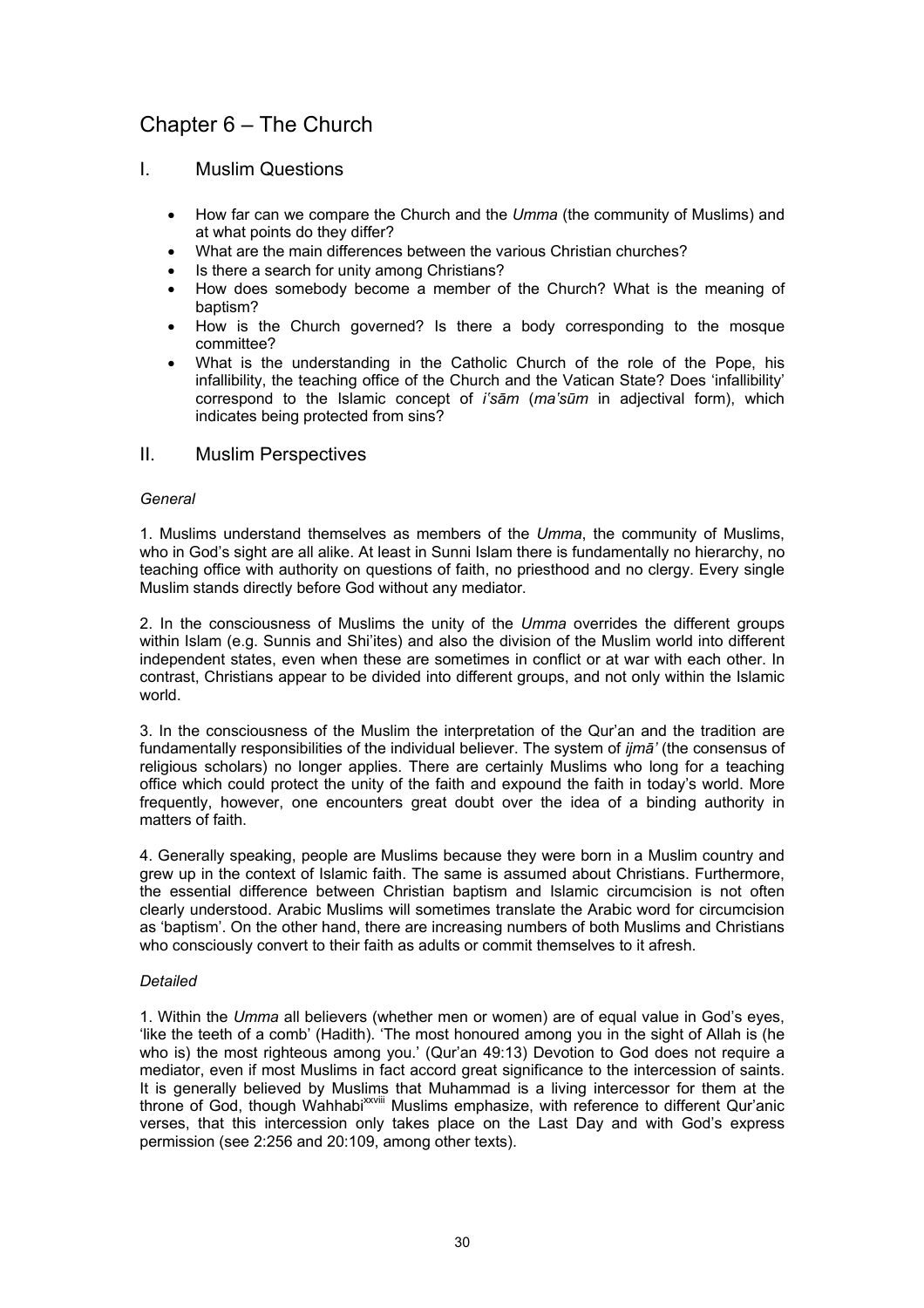# Chapter 6 – The Church

## I. Muslim Questions

- How far can we compare the Church and the *Umma* (the community of Muslims) and at what points do they differ?
- What are the main differences between the various Christian churches?
- Is there a search for unity among Christians?
- How does somebody become a member of the Church? What is the meaning of baptism?
- How is the Church governed? Is there a body corresponding to the mosque committee?
- What is the understanding in the Catholic Church of the role of the Pope, his infallibility, the teaching office of the Church and the Vatican State? Does 'infallibility' correspond to the Islamic concept of *i'sām* (*ma'sūm* in adjectival form), which indicates being protected from sins?

## II. Muslim Perspectives

### *General*

1. Muslims understand themselves as members of the *Umma*, the community of Muslims, who in God's sight are all alike. At least in Sunni Islam there is fundamentally no hierarchy, no teaching office with authority on questions of faith, no priesthood and no clergy. Every single Muslim stands directly before God without any mediator.

2. In the consciousness of Muslims the unity of the *Umma* overrides the different groups within Islam (e.g. Sunnis and Shi'ites) and also the division of the Muslim world into different independent states, even when these are sometimes in conflict or at war with each other. In contrast, Christians appear to be divided into different groups, and not only within the Islamic world.

3. In the consciousness of the Muslim the interpretation of the Qur'an and the tradition are fundamentally responsibilities of the individual believer. The system of *ijmā'* (the consensus of religious scholars) no longer applies. There are certainly Muslims who long for a teaching office which could protect the unity of the faith and expound the faith in today's world. More frequently, however, one encounters great doubt over the idea of a binding authority in matters of faith.

4. Generally speaking, people are Muslims because they were born in a Muslim country and grew up in the context of Islamic faith. The same is assumed about Christians. Furthermore, the essential difference between Christian baptism and Islamic circumcision is not often clearly understood. Arabic Muslims will sometimes translate the Arabic word for circumcision as 'baptism'. On the other hand, there are increasing numbers of both Muslims and Christians who consciously convert to their faith as adults or commit themselves to it afresh.

### *Detailed*

1. Within the *Umma* all believers (whether men or women) are of equal value in God's eyes, 'like the teeth of a comb' (Hadith). 'The most honoured among you in the sight of Allah is (he who is) the most righteous among you.' (Qur'an 49:13) Devotion to God does not require a mediator, even if most Muslims in fact accord great significance to the intercession of saints. It is generally believed by Muslims that Muhammad is a living intercessor for them at the throne of God, though Wahhabi[xxviii] Muslims emphasize, with reference to different Qur'anic verses, that this intercession only takes place on the Last Day and with God's express permission (see 2:256 and 20:109, among other texts).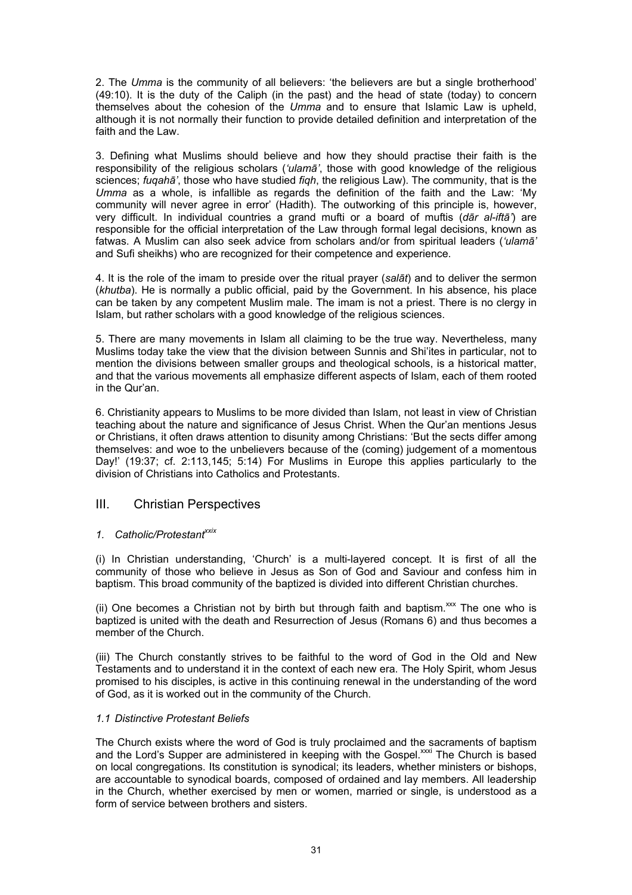2. The *Umma* is the community of all believers: 'the believers are but a single brotherhood' (49:10). It is the duty of the Caliph (in the past) and the head of state (today) to concern themselves about the cohesion of the *Umma* and to ensure that Islamic Law is upheld, although it is not normally their function to provide detailed definition and interpretation of the faith and the Law.

3. Defining what Muslims should believe and how they should practise their faith is the responsibility of the religious scholars (*'ulamā'*, those with good knowledge of the religious sciences; *fuqahā'*, those who have studied *fiqh*, the religious Law). The community, that is the *Umma* as a whole, is infallible as regards the definition of the faith and the Law: 'My community will never agree in error' (Hadith). The outworking of this principle is, however, very difficult. In individual countries a grand mufti or a board of muftis (*dār al-iftā'*) are responsible for the official interpretation of the Law through formal legal decisions, known as fatwas. A Muslim can also seek advice from scholars and/or from spiritual leaders (*'ulamā'* and Sufi sheikhs) who are recognized for their competence and experience.

4. It is the role of the imam to preside over the ritual prayer (*salāt*) and to deliver the sermon (*khutba*). He is normally a public official, paid by the Government. In his absence, his place can be taken by any competent Muslim male. The imam is not a priest. There is no clergy in Islam, but rather scholars with a good knowledge of the religious sciences.

5. There are many movements in Islam all claiming to be the true way. Nevertheless, many Muslims today take the view that the division between Sunnis and Shi'ites in particular, not to mention the divisions between smaller groups and theological schools, is a historical matter, and that the various movements all emphasize different aspects of Islam, each of them rooted in the Qur'an.

6. Christianity appears to Muslims to be more divided than Islam, not least in view of Christian teaching about the nature and significance of Jesus Christ. When the Qur'an mentions Jesus or Christians, it often draws attention to disunity among Christians: 'But the sects differ among themselves: and woe to the unbelievers because of the (coming) judgement of a momentous Day!' (19:37; cf. 2:113,145; 5:14) For Muslims in Europe this applies particularly to the division of Christians into Catholics and Protestants.

## III. Christian Perspectives

### *1. Catholic/Protestant*[xxix]

(i) In Christian understanding, 'Church' is a multi-layered concept. It is first of all the community of those who believe in Jesus as Son of God and Saviour and confess him in baptism. This broad community of the baptized is divided into different Christian churches.

(ii) One becomes a Christian not by birth but through faith and baptism.[xxx] The one who is baptized is united with the death and Resurrection of Jesus (Romans 6) and thus becomes a member of the Church.

(iii) The Church constantly strives to be faithful to the word of God in the Old and New Testaments and to understand it in the context of each new era. The Holy Spirit, whom Jesus promised to his disciples, is active in this continuing renewal in the understanding of the word of God, as it is worked out in the community of the Church.

#### *1.1 Distinctive Protestant Beliefs*

The Church exists where the word of God is truly proclaimed and the sacraments of baptism and the Lord's Supper are administered in keeping with the Gospel.[xxxi] The Church is based on local congregations. Its constitution is synodical; its leaders, whether ministers or bishops, are accountable to synodical boards, composed of ordained and lay members. All leadership in the Church, whether exercised by men or women, married or single, is understood as a form of service between brothers and sisters.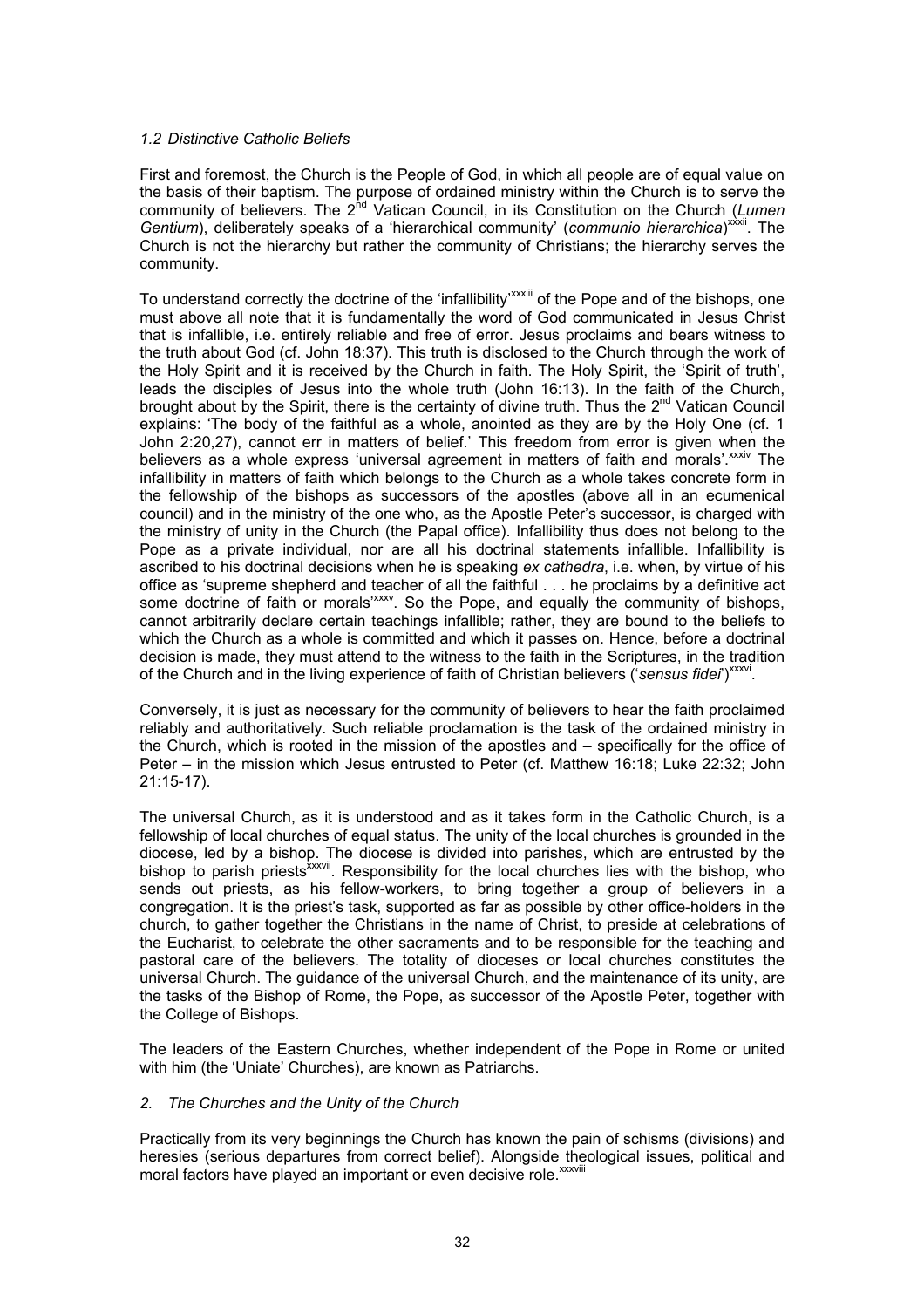### *1.2 Distinctive Catholic Beliefs*

First and foremost, the Church is the People of God, in which all people are of equal value on the basis of their baptism. The purpose of ordained ministry within the Church is to serve the community of believers. The 2nd Vatican Council, in its Constitution on the Church (*Lumen Gentium*), deliberately speaks of a 'hierarchical community' (*communio hierarchica*)[xxxii]. The Church is not the hierarchy but rather the community of Christians; the hierarchy serves the community.

To understand correctly the doctrine of the 'infallibility'[xxxiii] of the Pope and of the bishops, one must above all note that it is fundamentally the word of God communicated in Jesus Christ that is infallible, i.e. entirely reliable and free of error. Jesus proclaims and bears witness to the truth about God (cf. John 18:37). This truth is disclosed to the Church through the work of the Holy Spirit and it is received by the Church in faith. The Holy Spirit, the 'Spirit of truth', leads the disciples of Jesus into the whole truth (John 16:13). In the faith of the Church, brought about by the Spirit, there is the certainty of divine truth. Thus the 2nd Vatican Council explains: 'The body of the faithful as a whole, anointed as they are by the Holy One (cf. 1 John 2:20,27), cannot err in matters of belief.' This freedom from error is given when the believers as a whole express 'universal agreement in matters of faith and morals'.[xxxiv] The infallibility in matters of faith which belongs to the Church as a whole takes concrete form in the fellowship of the bishops as successors of the apostles (above all in an ecumenical council) and in the ministry of the one who, as the Apostle Peter's successor, is charged with the ministry of unity in the Church (the Papal office). Infallibility thus does not belong to the Pope as a private individual, nor are all his doctrinal statements infallible. Infallibility is ascribed to his doctrinal decisions when he is speaking *ex cathedra*, i.e. when, by virtue of his office as 'supreme shepherd and teacher of all the faithful . . . he proclaims by a definitive act some doctrine of faith or morals'[xxxv]. So the Pope, and equally the community of bishops, cannot arbitrarily declare certain teachings infallible; rather, they are bound to the beliefs to which the Church as a whole is committed and which it passes on. Hence, before a doctrinal decision is made, they must attend to the witness to the faith in the Scriptures, in the tradition of the Church and in the living experience of faith of Christian believers ('*sensus fidei*')[xxxvi].

Conversely, it is just as necessary for the community of believers to hear the faith proclaimed reliably and authoritatively. Such reliable proclamation is the task of the ordained ministry in the Church, which is rooted in the mission of the apostles and – specifically for the office of Peter – in the mission which Jesus entrusted to Peter (cf. Matthew 16:18; Luke 22:32; John 21:15-17).

The universal Church, as it is understood and as it takes form in the Catholic Church, is a fellowship of local churches of equal status. The unity of the local churches is grounded in the diocese, led by a bishop. The diocese is divided into parishes, which are entrusted by the bishop to parish priests[xxxvii]. Responsibility for the local churches lies with the bishop, who sends out priests, as his fellow-workers, to bring together a group of believers in a congregation. It is the priest's task, supported as far as possible by other office-holders in the church, to gather together the Christians in the name of Christ, to preside at celebrations of the Eucharist, to celebrate the other sacraments and to be responsible for the teaching and pastoral care of the believers. The totality of dioceses or local churches constitutes the universal Church. The guidance of the universal Church, and the maintenance of its unity, are the tasks of the Bishop of Rome, the Pope, as successor of the Apostle Peter, together with the College of Bishops.

The leaders of the Eastern Churches, whether independent of the Pope in Rome or united with him (the 'Uniate' Churches), are known as Patriarchs.

## *2. The Churches and the Unity of the Church*

Practically from its very beginnings the Church has known the pain of schisms (divisions) and heresies (serious departures from correct belief). Alongside theological issues, political and moral factors have played an important or even decisive role.[xxxviii]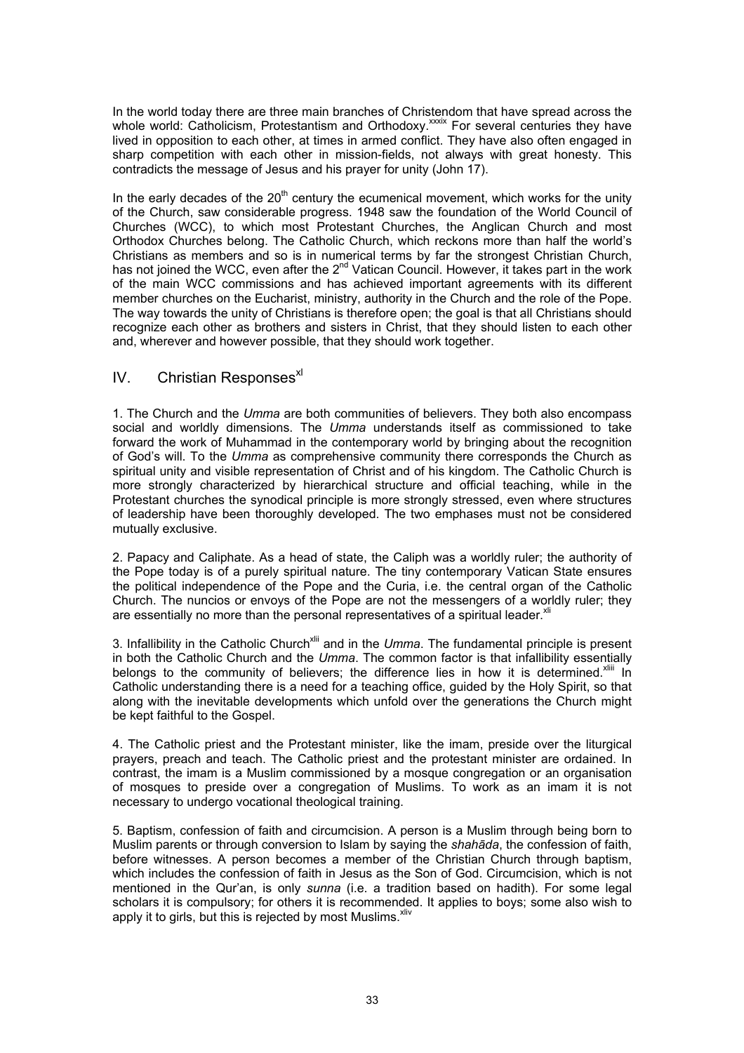In the world today there are three main branches of Christendom that have spread across the whole world: Catholicism, Protestantism and Orthodoxy.[xxxix] For several centuries they have lived in opposition to each other, at times in armed conflict. They have also often engaged in sharp competition with each other in mission-fields, not always with great honesty. This contradicts the message of Jesus and his prayer for unity (John 17).

In the early decades of the 20th century the ecumenical movement, which works for the unity of the Church, saw considerable progress. 1948 saw the foundation of the World Council of Churches (WCC), to which most Protestant Churches, the Anglican Church and most Orthodox Churches belong. The Catholic Church, which reckons more than half the world's Christians as members and so is in numerical terms by far the strongest Christian Church, has not joined the WCC, even after the 2nd Vatican Council. However, it takes part in the work of the main WCC commissions and has achieved important agreements with its different member churches on the Eucharist, ministry, authority in the Church and the role of the Pope. The way towards the unity of Christians is therefore open; the goal is that all Christians should recognize each other as brothers and sisters in Christ, that they should listen to each other and, wherever and however possible, that they should work together.

## IV. Christian Responses[xl]

1. The Church and the *Umma* are both communities of believers. They both also encompass social and worldly dimensions. The *Umma* understands itself as commissioned to take forward the work of Muhammad in the contemporary world by bringing about the recognition of God's will. To the *Umma* as comprehensive community there corresponds the Church as spiritual unity and visible representation of Christ and of his kingdom. The Catholic Church is more strongly characterized by hierarchical structure and official teaching, while in the Protestant churches the synodical principle is more strongly stressed, even where structures of leadership have been thoroughly developed. The two emphases must not be considered mutually exclusive.

2. Papacy and Caliphate. As a head of state, the Caliph was a worldly ruler; the authority of the Pope today is of a purely spiritual nature. The tiny contemporary Vatican State ensures the political independence of the Pope and the Curia, i.e. the central organ of the Catholic Church. The nuncios or envoys of the Pope are not the messengers of a worldly ruler; they are essentially no more than the personal representatives of a spiritual leader.[xli]

3. Infallibility in the Catholic Church[xlii] and in the *Umma*. The fundamental principle is present in both the Catholic Church and the *Umma*. The common factor is that infallibility essentially belongs to the community of believers; the difference lies in how it is determined.[xliii] In Catholic understanding there is a need for a teaching office, guided by the Holy Spirit, so that along with the inevitable developments which unfold over the generations the Church might be kept faithful to the Gospel.

4. The Catholic priest and the Protestant minister, like the imam, preside over the liturgical prayers, preach and teach. The Catholic priest and the protestant minister are ordained. In contrast, the imam is a Muslim commissioned by a mosque congregation or an organisation of mosques to preside over a congregation of Muslims. To work as an imam it is not necessary to undergo vocational theological training.

5. Baptism, confession of faith and circumcision. A person is a Muslim through being born to Muslim parents or through conversion to Islam by saying the *shahāda*, the confession of faith, before witnesses. A person becomes a member of the Christian Church through baptism, which includes the confession of faith in Jesus as the Son of God. Circumcision, which is not mentioned in the Qur'an, is only *sunna* (i.e. a tradition based on hadith). For some legal scholars it is compulsory; for others it is recommended. It applies to boys; some also wish to apply it to girls, but this is rejected by most Muslims.[xliv]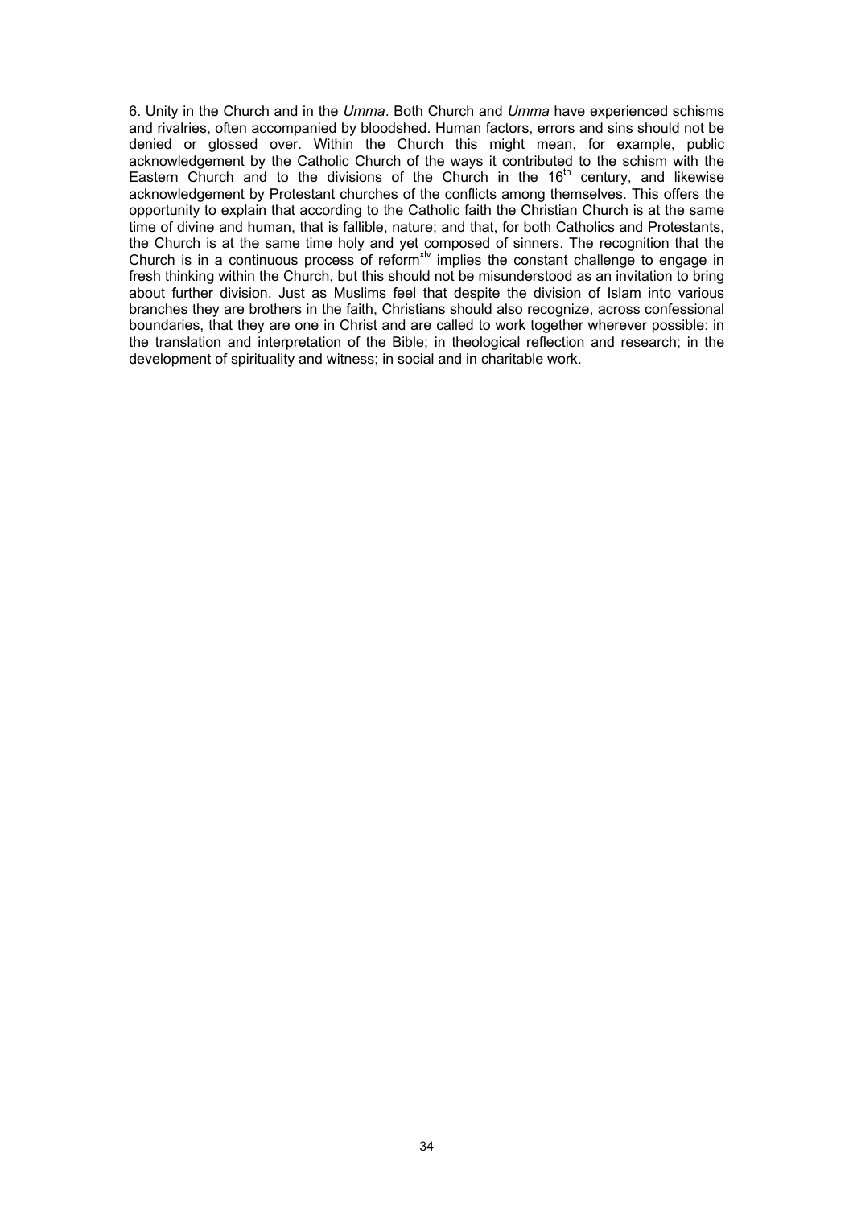6. Unity in the Church and in the *Umma*. Both Church and *Umma* have experienced schisms and rivalries, often accompanied by bloodshed. Human factors, errors and sins should not be denied or glossed over. Within the Church this might mean, for example, public acknowledgement by the Catholic Church of the ways it contributed to the schism with the Eastern Church and to the divisions of the Church in the 16$^{th}$ century, and likewise acknowledgement by Protestant churches of the conflicts among themselves. This offers the opportunity to explain that according to the Catholic faith the Christian Church is at the same time of divine and human, that is fallible, nature; and that, for both Catholics and Protestants, the Church is at the same time holy and yet composed of sinners. The recognition that the Church is in a continuous process of reform[xlv] implies the constant challenge to engage in fresh thinking within the Church, but this should not be misunderstood as an invitation to bring about further division. Just as Muslims feel that despite the division of Islam into various branches they are brothers in the faith, Christians should also recognize, across confessional boundaries, that they are one in Christ and are called to work together wherever possible: in the translation and interpretation of the Bible; in theological reflection and research; in the development of spirituality and witness; in social and in charitable work.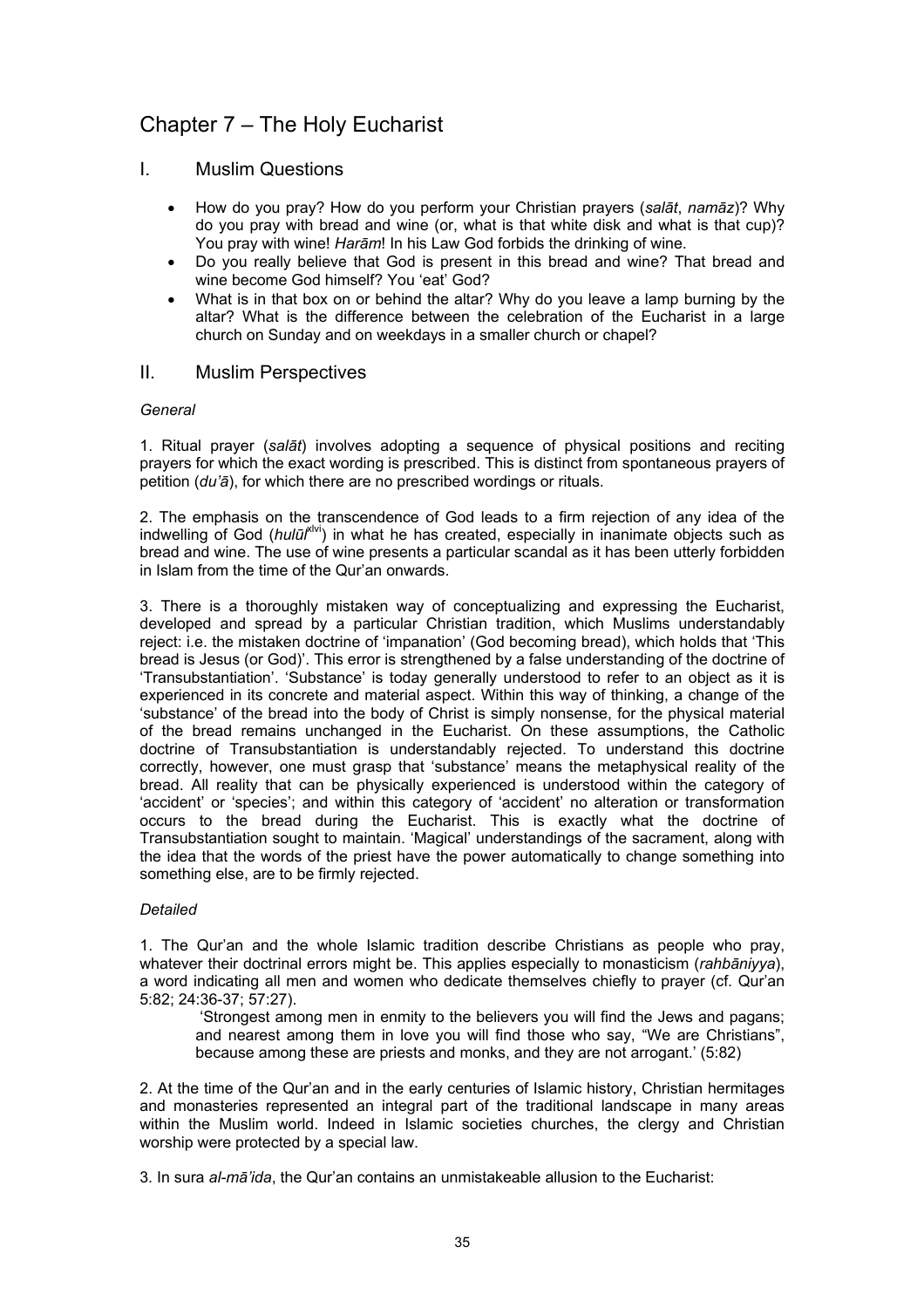# Chapter 7 – The Holy Eucharist

## I. Muslim Questions

- How do you pray? How do you perform your Christian prayers (*salāt*, *namāz*)? Why do you pray with bread and wine (or, what is that white disk and what is that cup)? You pray with wine! *Harām*! In his Law God forbids the drinking of wine.
- Do you really believe that God is present in this bread and wine? That bread and wine become God himself? You 'eat' God?
- What is in that box on or behind the altar? Why do you leave a lamp burning by the altar? What is the difference between the celebration of the Eucharist in a large church on Sunday and on weekdays in a smaller church or chapel?

## II. Muslim Perspectives

*General*

1. Ritual prayer (*salāt*) involves adopting a sequence of physical positions and reciting prayers for which the exact wording is prescribed. This is distinct from spontaneous prayers of petition (*du'ā*), for which there are no prescribed wordings or rituals.

2. The emphasis on the transcendence of God leads to a firm rejection of any idea of the indwelling of God (*hulūl*[xlvi]) in what he has created, especially in inanimate objects such as bread and wine. The use of wine presents a particular scandal as it has been utterly forbidden in Islam from the time of the Qur'an onwards.

3. There is a thoroughly mistaken way of conceptualizing and expressing the Eucharist, developed and spread by a particular Christian tradition, which Muslims understandably reject: i.e. the mistaken doctrine of 'impanation' (God becoming bread), which holds that 'This bread is Jesus (or God)'. This error is strengthened by a false understanding of the doctrine of 'Transubstantiation'. 'Substance' is today generally understood to refer to an object as it is experienced in its concrete and material aspect. Within this way of thinking, a change of the 'substance' of the bread into the body of Christ is simply nonsense, for the physical material of the bread remains unchanged in the Eucharist. On these assumptions, the Catholic doctrine of Transubstantiation is understandably rejected. To understand this doctrine correctly, however, one must grasp that 'substance' means the metaphysical reality of the bread. All reality that can be physically experienced is understood within the category of 'accident' or 'species'; and within this category of 'accident' no alteration or transformation occurs to the bread during the Eucharist. This is exactly what the doctrine of Transubstantiation sought to maintain. 'Magical' understandings of the sacrament, along with the idea that the words of the priest have the power automatically to change something into something else, are to be firmly rejected.

*Detailed*

1. The Qur'an and the whole Islamic tradition describe Christians as people who pray, whatever their doctrinal errors might be. This applies especially to monasticism (*rahbāniyya*), a word indicating all men and women who dedicate themselves chiefly to prayer (cf. Qur'an 5:82; 24:36-37; 57:27).

> 'Strongest among men in enmity to the believers you will find the Jews and pagans; and nearest among them in love you will find those who say, "We are Christians", because among these are priests and monks, and they are not arrogant.' (5:82)

2. At the time of the Qur'an and in the early centuries of Islamic history, Christian hermitages and monasteries represented an integral part of the traditional landscape in many areas within the Muslim world. Indeed in Islamic societies churches, the clergy and Christian worship were protected by a special law.

3. In sura *al-mā'ida*, the Qur'an contains an unmistakeable allusion to the Eucharist: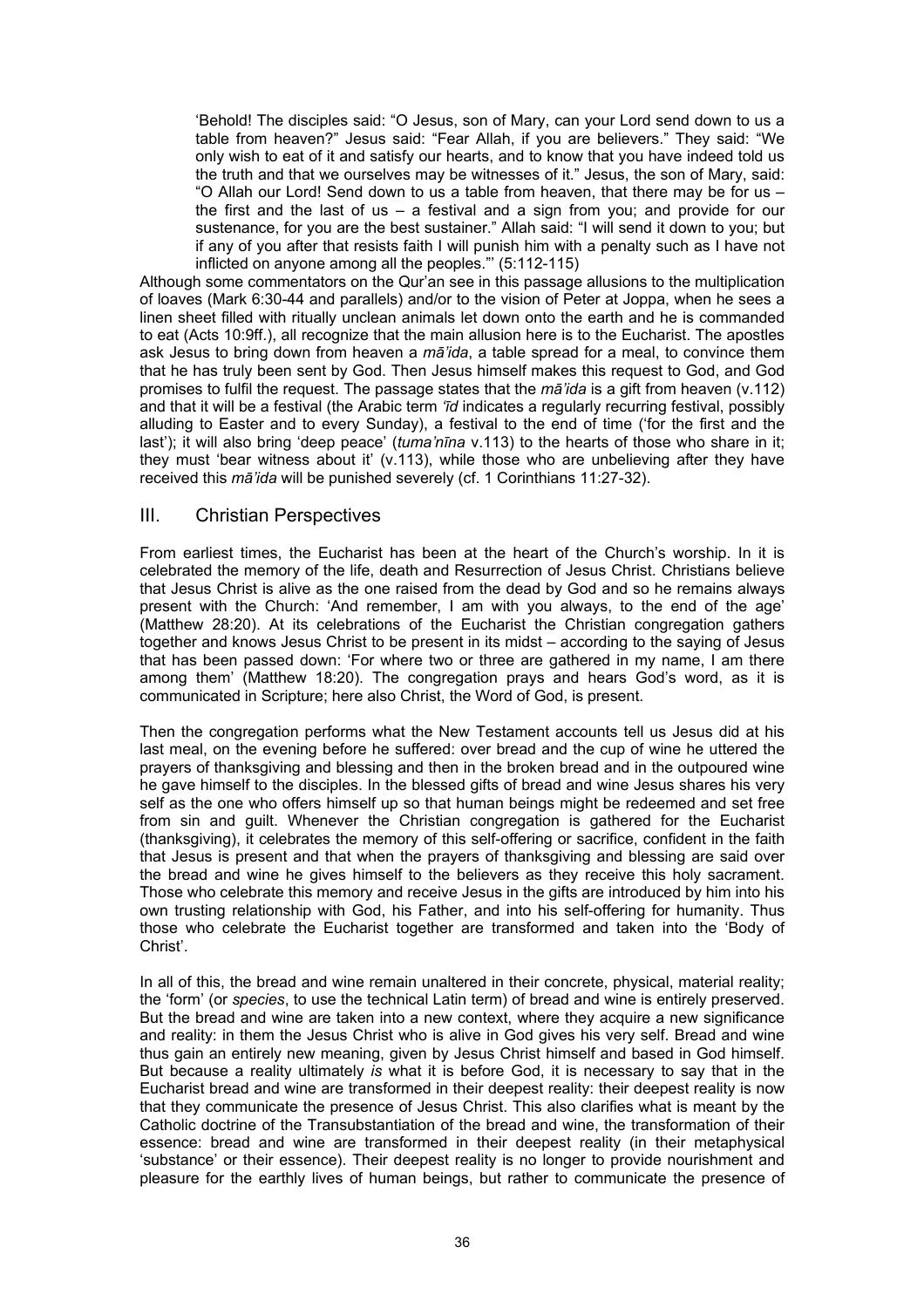> 'Behold! The disciples said: "O Jesus, son of Mary, can your Lord send down to us a table from heaven?" Jesus said: "Fear Allah, if you are believers." They said: "We only wish to eat of it and satisfy our hearts, and to know that you have indeed told us the truth and that we ourselves may be witnesses of it." Jesus, the son of Mary, said: "O Allah our Lord! Send down to us a table from heaven, that there may be for us – the first and the last of us – a festival and a sign from you; and provide for our sustenance, for you are the best sustainer." Allah said: "I will send it down to you; but if any of you after that resists faith I will punish him with a penalty such as I have not inflicted on anyone among all the peoples."' (5:112-115)

Although some commentators on the Qur'an see in this passage allusions to the multiplication of loaves (Mark 6:30-44 and parallels) and/or to the vision of Peter at Joppa, when he sees a linen sheet filled with ritually unclean animals let down onto the earth and he is commanded to eat (Acts 10:9ff.), all recognize that the main allusion here is to the Eucharist. The apostles ask Jesus to bring down from heaven a *mā'ida*, a table spread for a meal, to convince them that he has truly been sent by God. Then Jesus himself makes this request to God, and God promises to fulfil the request. The passage states that the *mā'ida* is a gift from heaven (v.112) and that it will be a festival (the Arabic term *'īd* indicates a regularly recurring festival, possibly alluding to Easter and to every Sunday), a festival to the end of time ('for the first and the last'); it will also bring 'deep peace' (*tuma'nīna* v.113) to the hearts of those who share in it; they must 'bear witness about it' (v.113), while those who are unbelieving after they have received this *mā'ida* will be punished severely (cf. 1 Corinthians 11:27-32).

## III. Christian Perspectives

From earliest times, the Eucharist has been at the heart of the Church's worship. In it is celebrated the memory of the life, death and Resurrection of Jesus Christ. Christians believe that Jesus Christ is alive as the one raised from the dead by God and so he remains always present with the Church: 'And remember, I am with you always, to the end of the age' (Matthew 28:20). At its celebrations of the Eucharist the Christian congregation gathers together and knows Jesus Christ to be present in its midst – according to the saying of Jesus that has been passed down: 'For where two or three are gathered in my name, I am there among them' (Matthew 18:20). The congregation prays and hears God's word, as it is communicated in Scripture; here also Christ, the Word of God, is present.

Then the congregation performs what the New Testament accounts tell us Jesus did at his last meal, on the evening before he suffered: over bread and the cup of wine he uttered the prayers of thanksgiving and blessing and then in the broken bread and in the outpoured wine he gave himself to the disciples. In the blessed gifts of bread and wine Jesus shares his very self as the one who offers himself up so that human beings might be redeemed and set free from sin and guilt. Whenever the Christian congregation is gathered for the Eucharist (thanksgiving), it celebrates the memory of this self-offering or sacrifice, confident in the faith that Jesus is present and that when the prayers of thanksgiving and blessing are said over the bread and wine he gives himself to the believers as they receive this holy sacrament. Those who celebrate this memory and receive Jesus in the gifts are introduced by him into his own trusting relationship with God, his Father, and into his self-offering for humanity. Thus those who celebrate the Eucharist together are transformed and taken into the 'Body of Christ'.

In all of this, the bread and wine remain unaltered in their concrete, physical, material reality; the 'form' (or *species*, to use the technical Latin term) of bread and wine is entirely preserved. But the bread and wine are taken into a new context, where they acquire a new significance and reality: in them the Jesus Christ who is alive in God gives his very self. Bread and wine thus gain an entirely new meaning, given by Jesus Christ himself and based in God himself. But because a reality ultimately *is* what it is before God, it is necessary to say that in the Eucharist bread and wine are transformed in their deepest reality: their deepest reality is now that they communicate the presence of Jesus Christ. This also clarifies what is meant by the Catholic doctrine of the Transubstantiation of the bread and wine, the transformation of their essence: bread and wine are transformed in their deepest reality (in their metaphysical 'substance' or their essence). Their deepest reality is no longer to provide nourishment and pleasure for the earthly lives of human beings, but rather to communicate the presence of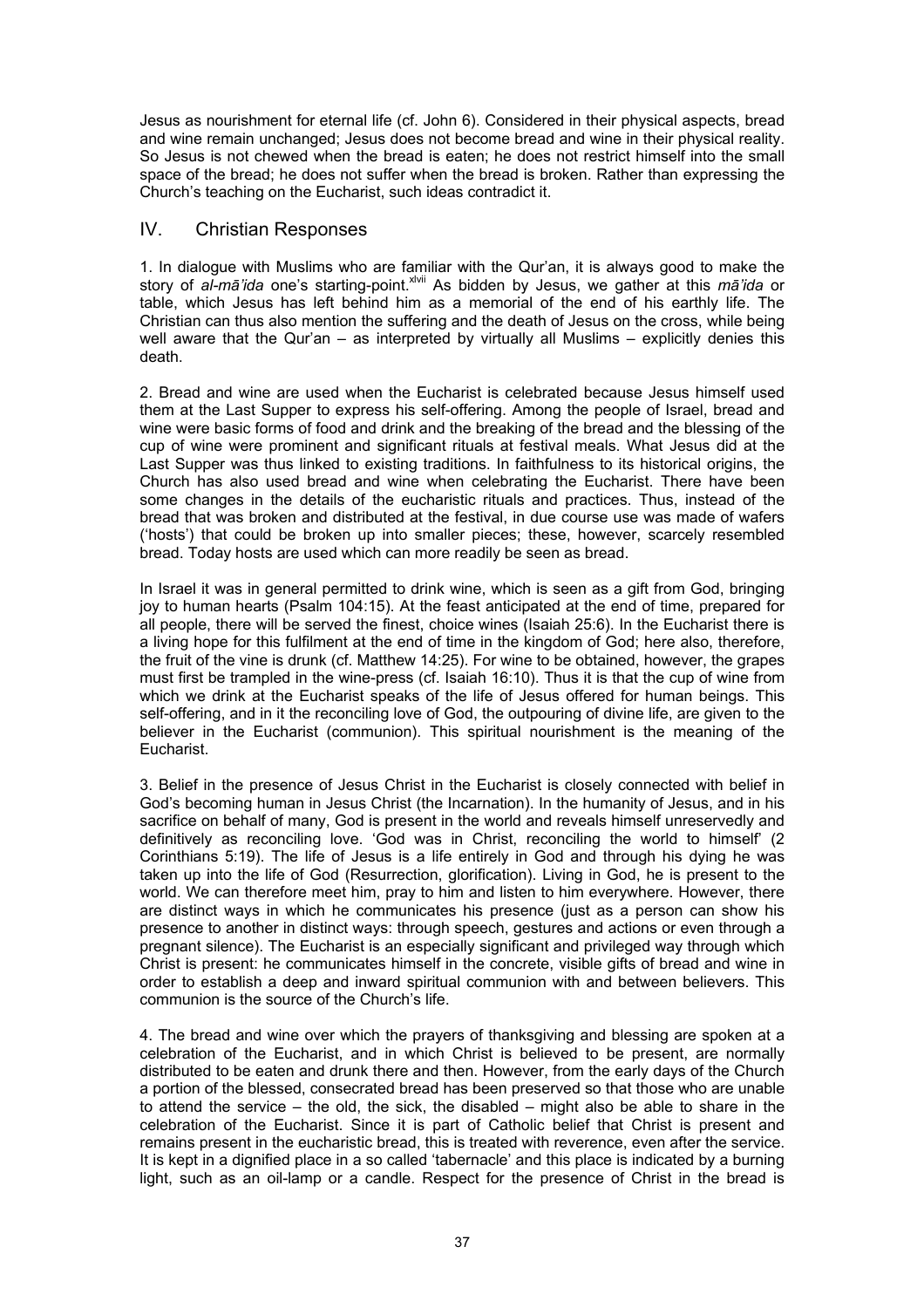Jesus as nourishment for eternal life (cf. John 6). Considered in their physical aspects, bread and wine remain unchanged; Jesus does not become bread and wine in their physical reality. So Jesus is not chewed when the bread is eaten; he does not restrict himself into the small space of the bread; he does not suffer when the bread is broken. Rather than expressing the Church's teaching on the Eucharist, such ideas contradict it.

## IV. Christian Responses

1. In dialogue with Muslims who are familiar with the Qur'an, it is always good to make the story of *al-mā'ida* one's starting-point.[xlvii] As bidden by Jesus, we gather at this *mā'ida* or table, which Jesus has left behind him as a memorial of the end of his earthly life. The Christian can thus also mention the suffering and the death of Jesus on the cross, while being well aware that the Qur'an – as interpreted by virtually all Muslims – explicitly denies this death.

2. Bread and wine are used when the Eucharist is celebrated because Jesus himself used them at the Last Supper to express his self-offering. Among the people of Israel, bread and wine were basic forms of food and drink and the breaking of the bread and the blessing of the cup of wine were prominent and significant rituals at festival meals. What Jesus did at the Last Supper was thus linked to existing traditions. In faithfulness to its historical origins, the Church has also used bread and wine when celebrating the Eucharist. There have been some changes in the details of the eucharistic rituals and practices. Thus, instead of the bread that was broken and distributed at the festival, in due course use was made of wafers ('hosts') that could be broken up into smaller pieces; these, however, scarcely resembled bread. Today hosts are used which can more readily be seen as bread.

In Israel it was in general permitted to drink wine, which is seen as a gift from God, bringing joy to human hearts (Psalm 104:15). At the feast anticipated at the end of time, prepared for all people, there will be served the finest, choice wines (Isaiah 25:6). In the Eucharist there is a living hope for this fulfilment at the end of time in the kingdom of God; here also, therefore, the fruit of the vine is drunk (cf. Matthew 14:25). For wine to be obtained, however, the grapes must first be trampled in the wine-press (cf. Isaiah 16:10). Thus it is that the cup of wine from which we drink at the Eucharist speaks of the life of Jesus offered for human beings. This self-offering, and in it the reconciling love of God, the outpouring of divine life, are given to the believer in the Eucharist (communion). This spiritual nourishment is the meaning of the Eucharist.

3. Belief in the presence of Jesus Christ in the Eucharist is closely connected with belief in God's becoming human in Jesus Christ (the Incarnation). In the humanity of Jesus, and in his sacrifice on behalf of many, God is present in the world and reveals himself unreservedly and definitively as reconciling love. 'God was in Christ, reconciling the world to himself' (2 Corinthians 5:19). The life of Jesus is a life entirely in God and through his dying he was taken up into the life of God (Resurrection, glorification). Living in God, he is present to the world. We can therefore meet him, pray to him and listen to him everywhere. However, there are distinct ways in which he communicates his presence (just as a person can show his presence to another in distinct ways: through speech, gestures and actions or even through a pregnant silence). The Eucharist is an especially significant and privileged way through which Christ is present: he communicates himself in the concrete, visible gifts of bread and wine in order to establish a deep and inward spiritual communion with and between believers. This communion is the source of the Church's life.

4. The bread and wine over which the prayers of thanksgiving and blessing are spoken at a celebration of the Eucharist, and in which Christ is believed to be present, are normally distributed to be eaten and drunk there and then. However, from the early days of the Church a portion of the blessed, consecrated bread has been preserved so that those who are unable to attend the service – the old, the sick, the disabled – might also be able to share in the celebration of the Eucharist. Since it is part of Catholic belief that Christ is present and remains present in the eucharistic bread, this is treated with reverence, even after the service. It is kept in a dignified place in a so called 'tabernacle' and this place is indicated by a burning light, such as an oil-lamp or a candle. Respect for the presence of Christ in the bread is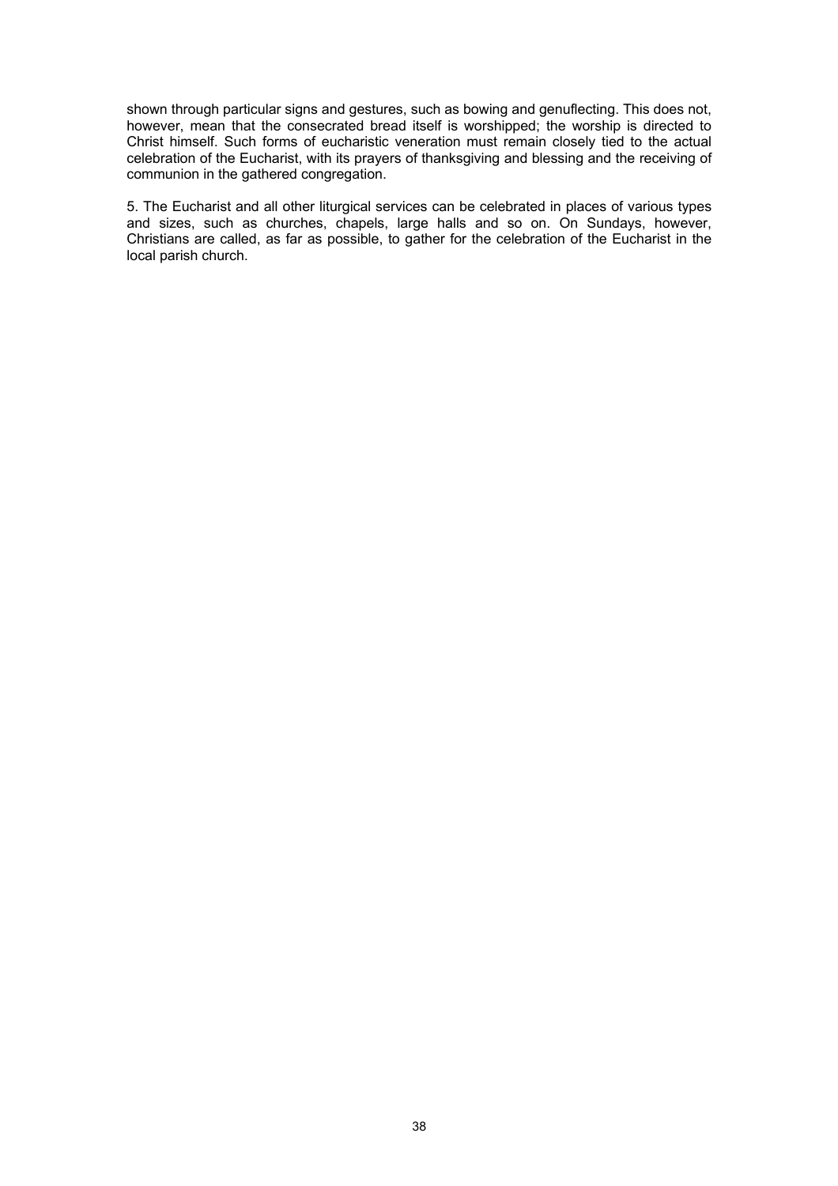shown through particular signs and gestures, such as bowing and genuflecting. This does not, however, mean that the consecrated bread itself is worshipped; the worship is directed to Christ himself. Such forms of eucharistic veneration must remain closely tied to the actual celebration of the Eucharist, with its prayers of thanksgiving and blessing and the receiving of communion in the gathered congregation.

5. The Eucharist and all other liturgical services can be celebrated in places of various types and sizes, such as churches, chapels, large halls and so on. On Sundays, however, Christians are called, as far as possible, to gather for the celebration of the Eucharist in the local parish church.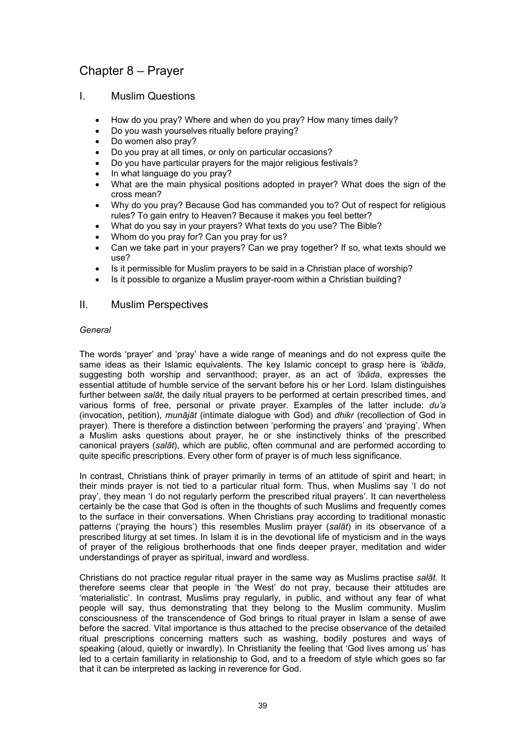# Chapter 8 – Prayer

## I. Muslim Questions

- How do you pray? Where and when do you pray? How many times daily?
- Do you wash yourselves ritually before praying?
- Do women also pray?
- Do you pray at all times, or only on particular occasions?
- Do you have particular prayers for the major religious festivals?
- In what language do you pray?
- What are the main physical positions adopted in prayer? What does the sign of the cross mean?
- Why do you pray? Because God has commanded you to? Out of respect for religious rules? To gain entry to Heaven? Because it makes you feel better?
- What do you say in your prayers? What texts do you use? The Bible?
- Whom do you pray for? Can you pray for us?
- Can we take part in your prayers? Can we pray together? If so, what texts should we use?
- Is it permissible for Muslim prayers to be said in a Christian place of worship?
- Is it possible to organize a Muslim prayer-room within a Christian building?

## II. Muslim Perspectives

*General*

The words 'prayer' and 'pray' have a wide range of meanings and do not express quite the same ideas as their Islamic equivalents. The key Islamic concept to grasp here is *'ibāda*, suggesting both worship and servanthood; prayer, as an act of *'ibāda*, expresses the essential attitude of humble service of the servant before his or her Lord. Islam distinguishes further between *salāt*, the daily ritual prayers to be performed at certain prescribed times, and various forms of free, personal or private prayer. Examples of the latter include: *du'a* (invocation, petition), *munājāt* (intimate dialogue with God) and *dhikr* (recollection of God in prayer). There is therefore a distinction between 'performing the prayers' and 'praying'. When a Muslim asks questions about prayer, he or she instinctively thinks of the prescribed canonical prayers (*salāt*), which are public, often communal and are performed according to quite specific prescriptions. Every other form of prayer is of much less significance.

In contrast, Christians think of prayer primarily in terms of an attitude of spirit and heart; in their minds prayer is not tied to a particular ritual form. Thus, when Muslims say 'I do not pray', they mean 'I do not regularly perform the prescribed ritual prayers'. It can nevertheless certainly be the case that God is often in the thoughts of such Muslims and frequently comes to the surface in their conversations. When Christians pray according to traditional monastic patterns ('praying the hours') this resembles Muslim prayer (*salāt*) in its observance of a prescribed liturgy at set times. In Islam it is in the devotional life of mysticism and in the ways of prayer of the religious brotherhoods that one finds deeper prayer, meditation and wider understandings of prayer as spiritual, inward and wordless.

Christians do not practice regular ritual prayer in the same way as Muslims practise *salāt*. It therefore seems clear that people in 'the West' do not pray, because their attitudes are 'materialistic'. In contrast, Muslims pray regularly, in public, and without any fear of what people will say, thus demonstrating that they belong to the Muslim community. Muslim consciousness of the transcendence of God brings to ritual prayer in Islam a sense of awe before the sacred. Vital importance is thus attached to the precise observance of the detailed ritual prescriptions concerning matters such as washing, bodily postures and ways of speaking (aloud, quietly or inwardly). In Christianity the feeling that 'God lives among us' has led to a certain familiarity in relationship to God, and to a freedom of style which goes so far that it can be interpreted as lacking in reverence for God.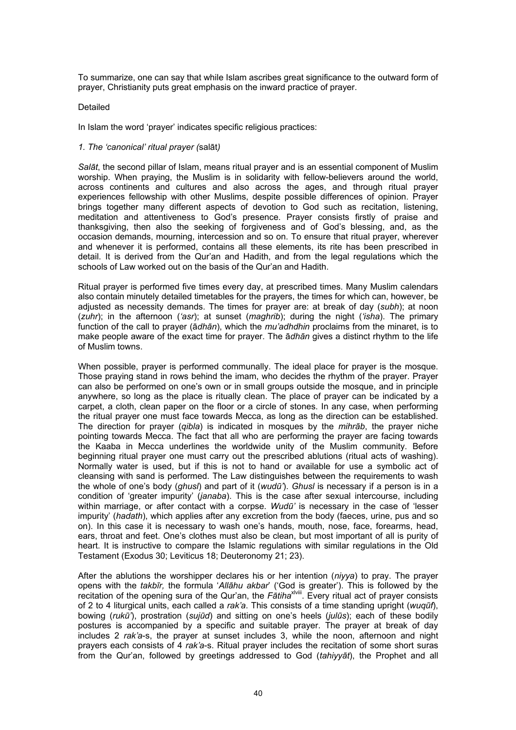To summarize, one can say that while Islam ascribes great significance to the outward form of prayer, Christianity puts great emphasis on the inward practice of prayer.

Detailed

In Islam the word 'prayer' indicates specific religious practices:

*1. The 'canonical' ritual prayer (*salāt*)*

*Salāt*, the second pillar of Islam, means ritual prayer and is an essential component of Muslim worship. When praying, the Muslim is in solidarity with fellow-believers around the world, across continents and cultures and also across the ages, and through ritual prayer experiences fellowship with other Muslims, despite possible differences of opinion. Prayer brings together many different aspects of devotion to God such as recitation, listening, meditation and attentiveness to God's presence. Prayer consists firstly of praise and thanksgiving, then also the seeking of forgiveness and of God's blessing, and, as the occasion demands, mourning, intercession and so on. To ensure that ritual prayer, wherever and whenever it is performed, contains all these elements, its rite has been prescribed in detail. It is derived from the Qur'an and Hadith, and from the legal regulations which the schools of Law worked out on the basis of the Qur'an and Hadith.

Ritual prayer is performed five times every day, at prescribed times. Many Muslim calendars also contain minutely detailed timetables for the prayers, the times for which can, however, be adjusted as necessity demands. The times for prayer are: at break of day (*subh*); at noon (*zuhr*); in the afternoon (*'asr*); at sunset (*maghrib*); during the night (*'isha*). The primary function of the call to prayer (ā*dhān*), which the *mu'adhdhin* proclaims from the minaret, is to make people aware of the exact time for prayer. The ā*dhān* gives a distinct rhythm to the life of Muslim towns.

When possible, prayer is performed communally. The ideal place for prayer is the mosque. Those praying stand in rows behind the imam, who decides the rhythm of the prayer. Prayer can also be performed on one's own or in small groups outside the mosque, and in principle anywhere, so long as the place is ritually clean. The place of prayer can be indicated by a carpet, a cloth, clean paper on the floor or a circle of stones. In any case, when performing the ritual prayer one must face towards Mecca, as long as the direction can be established. The direction for prayer (*qibla*) is indicated in mosques by the *mihrāb*, the prayer niche pointing towards Mecca. The fact that all who are performing the prayer are facing towards the Kaaba in Mecca underlines the worldwide unity of the Muslim community. Before beginning ritual prayer one must carry out the prescribed ablutions (ritual acts of washing). Normally water is used, but if this is not to hand or available for use a symbolic act of cleansing with sand is performed. The Law distinguishes between the requirements to wash the whole of one's body (*ghusl*) and part of it (*wudū'*). *Ghusl* is necessary if a person is in a condition of 'greater impurity' (*janaba*). This is the case after sexual intercourse, including within marriage, or after contact with a corpse. *Wudū'* is necessary in the case of 'lesser impurity' (*hadath*), which applies after any excretion from the body (faeces, urine, pus and so on). In this case it is necessary to wash one's hands, mouth, nose, face, forearms, head, ears, throat and feet. One's clothes must also be clean, but most important of all is purity of heart. It is instructive to compare the Islamic regulations with similar regulations in the Old Testament (Exodus 30; Leviticus 18; Deuteronomy 21; 23).

After the ablutions the worshipper declares his or her intention (*niyya*) to pray. The prayer opens with the *takbīr,* the formula '*Allāhu akbar*' ('God is greater'). This is followed by the recitation of the opening sura of the Qur'an, the *Fātiha*[xlviii]. Every ritual act of prayer consists of 2 to 4 liturgical units, each called a *rak'a*. This consists of a time standing upright (*wuqūf*), bowing (*rukū'*), prostration (*sujūd*) and sitting on one's heels (*julūs*); each of these bodily postures is accompanied by a specific and suitable prayer. The prayer at break of day includes 2 *rak'a*-s, the prayer at sunset includes 3, while the noon, afternoon and night prayers each consists of 4 *rak'a*-s. Ritual prayer includes the recitation of some short suras from the Qur'an, followed by greetings addressed to God (*tahiyyāt*), the Prophet and all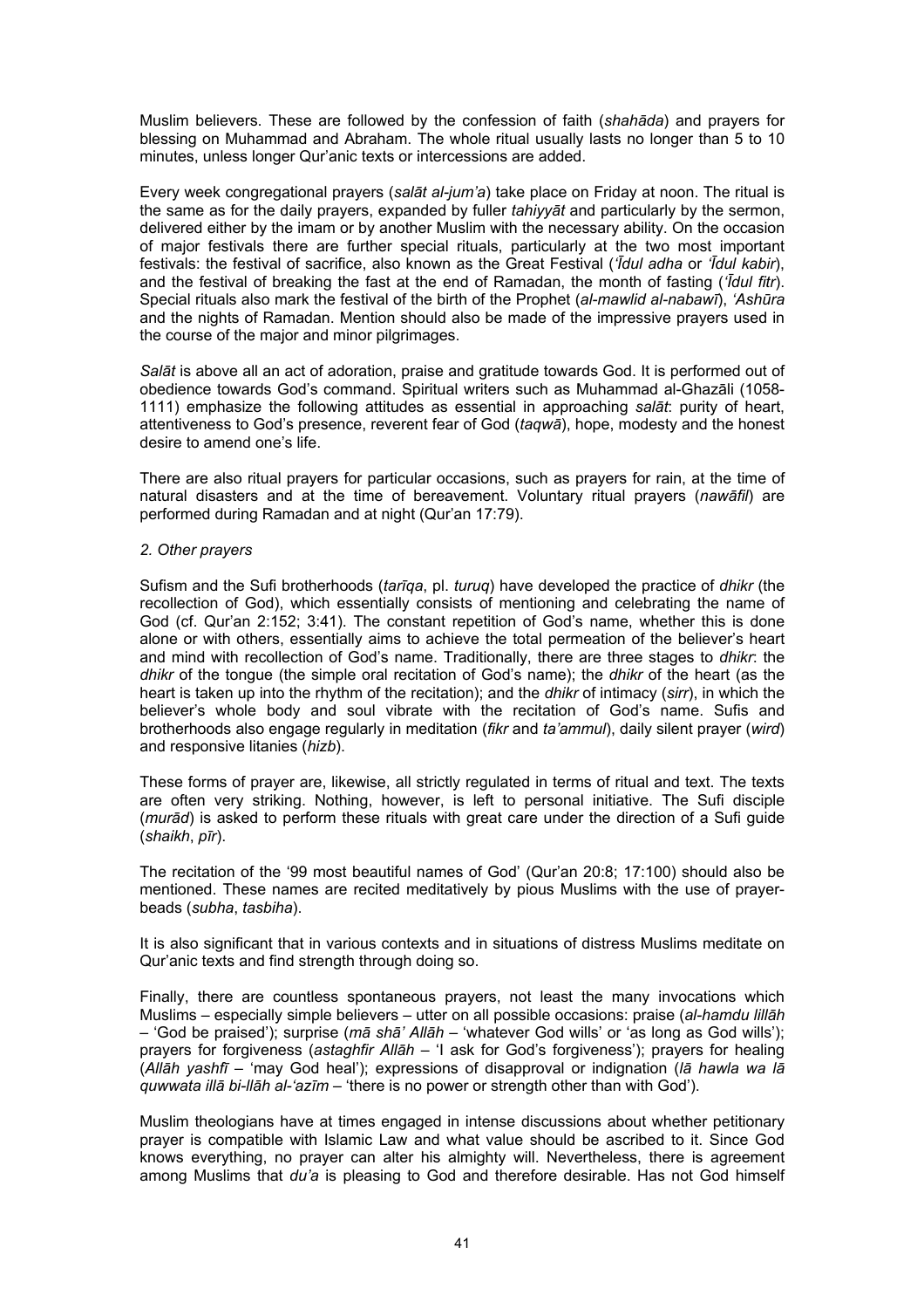Muslim believers. These are followed by the confession of faith (*shahāda*) and prayers for blessing on Muhammad and Abraham. The whole ritual usually lasts no longer than 5 to 10 minutes, unless longer Qur'anic texts or intercessions are added.

Every week congregational prayers (*salāt al-jum'a*) take place on Friday at noon. The ritual is the same as for the daily prayers, expanded by fuller *tahiyyāt* and particularly by the sermon, delivered either by the imam or by another Muslim with the necessary ability. On the occasion of major festivals there are further special rituals, particularly at the two most important festivals: the festival of sacrifice, also known as the Great Festival (*'Īdul adha* or *'Īdul kabir*), and the festival of breaking the fast at the end of Ramadan, the month of fasting (*'Īdul fitr*). Special rituals also mark the festival of the birth of the Prophet (*al-mawlid al-nabawī*), *'Ashūra* and the nights of Ramadan. Mention should also be made of the impressive prayers used in the course of the major and minor pilgrimages.

*Salāt* is above all an act of adoration, praise and gratitude towards God. It is performed out of obedience towards God's command. Spiritual writers such as Muhammad al-Ghazāli (1058-1111) emphasize the following attitudes as essential in approaching *salāt*: purity of heart, attentiveness to God's presence, reverent fear of God (*taqwā*), hope, modesty and the honest desire to amend one's life.

There are also ritual prayers for particular occasions, such as prayers for rain, at the time of natural disasters and at the time of bereavement. Voluntary ritual prayers (*nawāfil*) are performed during Ramadan and at night (Qur'an 17:79).

*2. Other prayers*

Sufism and the Sufi brotherhoods (*tarīqa*, pl. *turuq*) have developed the practice of *dhikr* (the recollection of God), which essentially consists of mentioning and celebrating the name of God (cf. Qur'an 2:152; 3:41). The constant repetition of God's name, whether this is done alone or with others, essentially aims to achieve the total permeation of the believer's heart and mind with recollection of God's name. Traditionally, there are three stages to *dhikr*: the *dhikr* of the tongue (the simple oral recitation of God's name); the *dhikr* of the heart (as the heart is taken up into the rhythm of the recitation); and the *dhikr* of intimacy (*sirr*), in which the believer's whole body and soul vibrate with the recitation of God's name. Sufis and brotherhoods also engage regularly in meditation (*fikr* and *ta'ammul*), daily silent prayer (*wird*) and responsive litanies (*hizb*).

These forms of prayer are, likewise, all strictly regulated in terms of ritual and text. The texts are often very striking. Nothing, however, is left to personal initiative. The Sufi disciple (*murād*) is asked to perform these rituals with great care under the direction of a Sufi guide (*shaikh*, *pīr*).

The recitation of the '99 most beautiful names of God' (Qur'an 20:8; 17:100) should also be mentioned. These names are recited meditatively by pious Muslims with the use of prayer-beads (*subha*, *tasbiha*).

It is also significant that in various contexts and in situations of distress Muslims meditate on Qur'anic texts and find strength through doing so.

Finally, there are countless spontaneous prayers, not least the many invocations which Muslims – especially simple believers – utter on all possible occasions: praise (*al-hamdu lillāh* – 'God be praised'); surprise (*mā shā' Allāh* – 'whatever God wills' or 'as long as God wills'); prayers for forgiveness (*astaghfir Allāh* – 'I ask for God's forgiveness'); prayers for healing (*Allāh yashfī* – 'may God heal'); expressions of disapproval or indignation (*lā hawla wa lā quwwata illā bi-llāh al-'azīm* – 'there is no power or strength other than with God').

Muslim theologians have at times engaged in intense discussions about whether petitionary prayer is compatible with Islamic Law and what value should be ascribed to it. Since God knows everything, no prayer can alter his almighty will. Nevertheless, there is agreement among Muslims that *du'a* is pleasing to God and therefore desirable. Has not God himself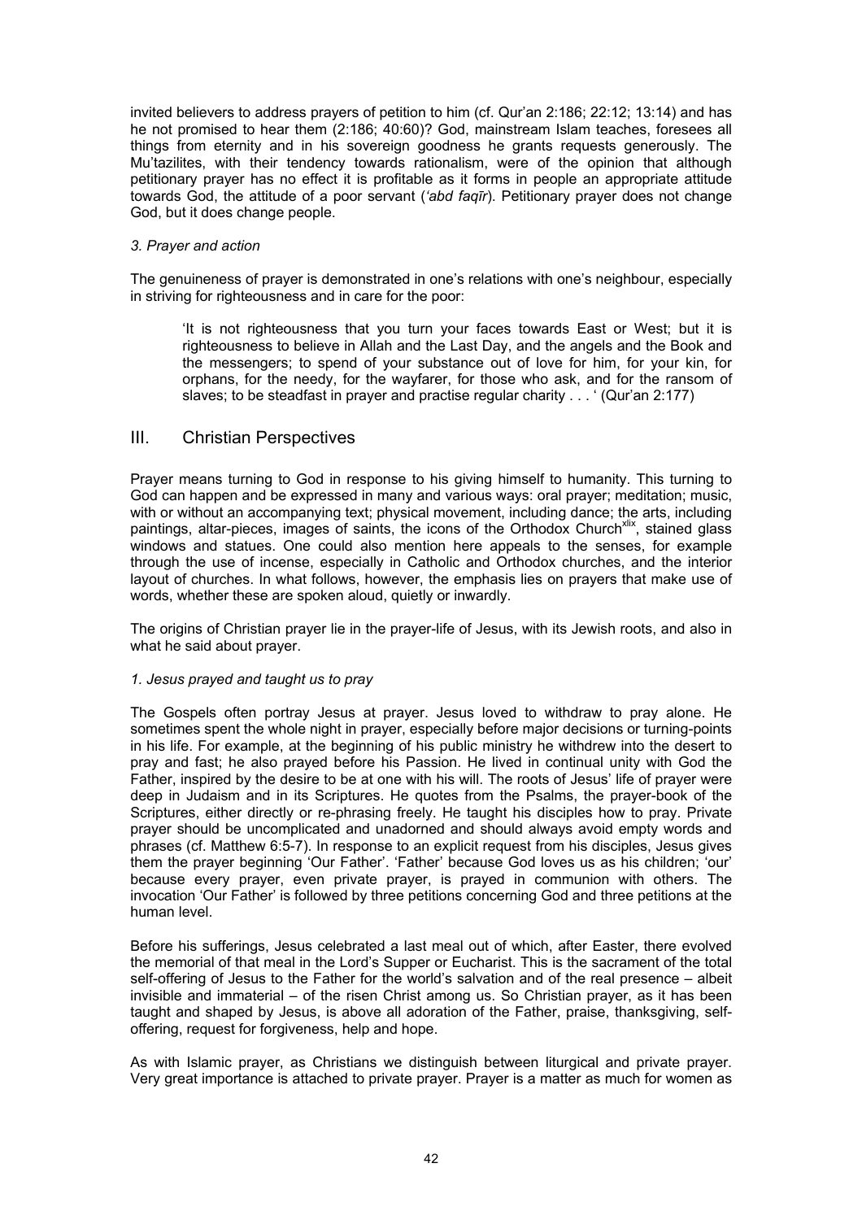invited believers to address prayers of petition to him (cf. Qur'an 2:186; 22:12; 13:14) and has he not promised to hear them (2:186; 40:60)? God, mainstream Islam teaches, foresees all things from eternity and in his sovereign goodness he grants requests generously. The Mu'tazilites, with their tendency towards rationalism, were of the opinion that although petitionary prayer has no effect it is profitable as it forms in people an appropriate attitude towards God, the attitude of a poor servant (*'abd faqīr*). Petitionary prayer does not change God, but it does change people.

### *3. Prayer and action*

The genuineness of prayer is demonstrated in one's relations with one's neighbour, especially in striving for righteousness and in care for the poor:

> 'It is not righteousness that you turn your faces towards East or West; but it is righteousness to believe in Allah and the Last Day, and the angels and the Book and the messengers; to spend of your substance out of love for him, for your kin, for orphans, for the needy, for the wayfarer, for those who ask, and for the ransom of slaves; to be steadfast in prayer and practise regular charity . . . ' (Qur'an 2:177)

## III. Christian Perspectives

Prayer means turning to God in response to his giving himself to humanity. This turning to God can happen and be expressed in many and various ways: oral prayer; meditation; music, with or without an accompanying text; physical movement, including dance; the arts, including paintings, altar-pieces, images of saints, the icons of the Orthodox Church[xlix], stained glass windows and statues. One could also mention here appeals to the senses, for example through the use of incense, especially in Catholic and Orthodox churches, and the interior layout of churches. In what follows, however, the emphasis lies on prayers that make use of words, whether these are spoken aloud, quietly or inwardly.

The origins of Christian prayer lie in the prayer-life of Jesus, with its Jewish roots, and also in what he said about prayer.

### *1. Jesus prayed and taught us to pray*

The Gospels often portray Jesus at prayer. Jesus loved to withdraw to pray alone. He sometimes spent the whole night in prayer, especially before major decisions or turning-points in his life. For example, at the beginning of his public ministry he withdrew into the desert to pray and fast; he also prayed before his Passion. He lived in continual unity with God the Father, inspired by the desire to be at one with his will. The roots of Jesus' life of prayer were deep in Judaism and in its Scriptures. He quotes from the Psalms, the prayer-book of the Scriptures, either directly or re-phrasing freely. He taught his disciples how to pray. Private prayer should be uncomplicated and unadorned and should always avoid empty words and phrases (cf. Matthew 6:5-7). In response to an explicit request from his disciples, Jesus gives them the prayer beginning 'Our Father'. 'Father' because God loves us as his children; 'our' because every prayer, even private prayer, is prayed in communion with others. The invocation 'Our Father' is followed by three petitions concerning God and three petitions at the human level.

Before his sufferings, Jesus celebrated a last meal out of which, after Easter, there evolved the memorial of that meal in the Lord's Supper or Eucharist. This is the sacrament of the total self-offering of Jesus to the Father for the world's salvation and of the real presence – albeit invisible and immaterial – of the risen Christ among us. So Christian prayer, as it has been taught and shaped by Jesus, is above all adoration of the Father, praise, thanksgiving, self-offering, request for forgiveness, help and hope.

As with Islamic prayer, as Christians we distinguish between liturgical and private prayer. Very great importance is attached to private prayer. Prayer is a matter as much for women as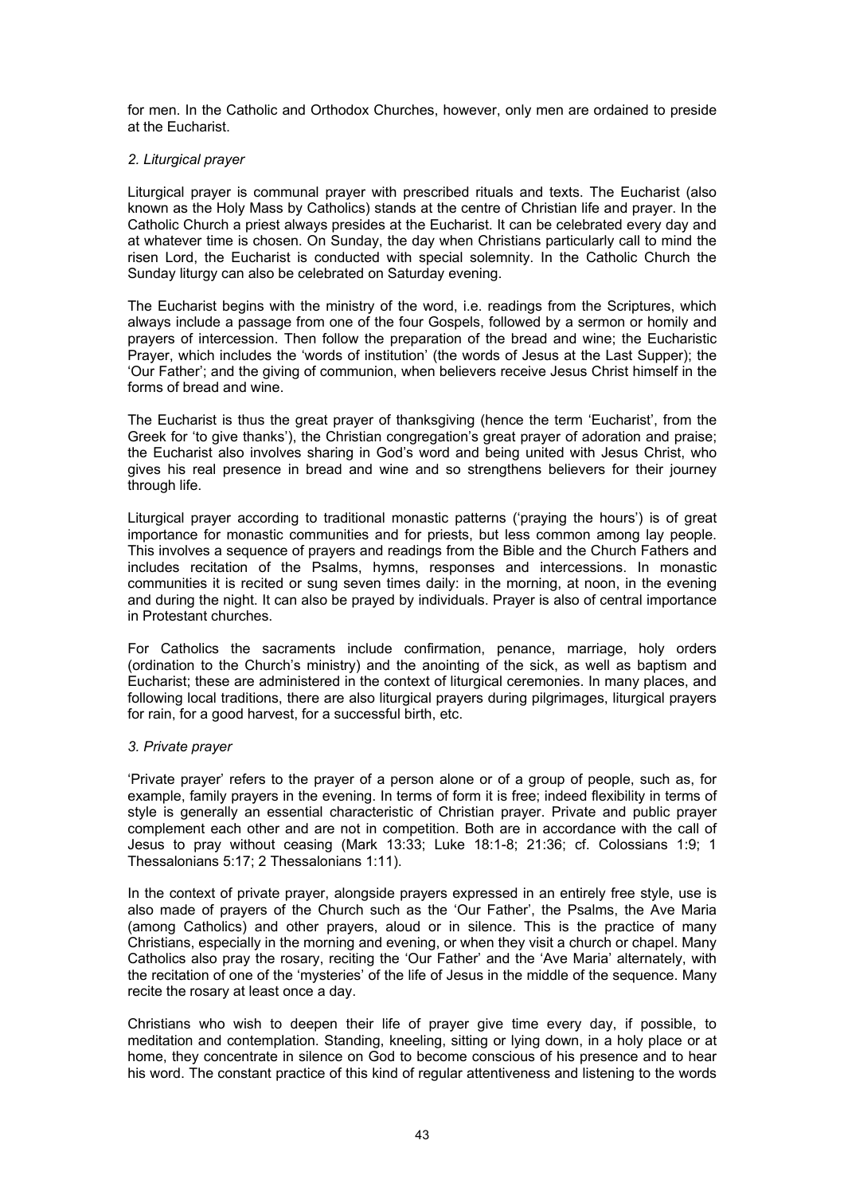for men. In the Catholic and Orthodox Churches, however, only men are ordained to preside at the Eucharist.

*2. Liturgical prayer*

Liturgical prayer is communal prayer with prescribed rituals and texts. The Eucharist (also known as the Holy Mass by Catholics) stands at the centre of Christian life and prayer. In the Catholic Church a priest always presides at the Eucharist. It can be celebrated every day and at whatever time is chosen. On Sunday, the day when Christians particularly call to mind the risen Lord, the Eucharist is conducted with special solemnity. In the Catholic Church the Sunday liturgy can also be celebrated on Saturday evening.

The Eucharist begins with the ministry of the word, i.e. readings from the Scriptures, which always include a passage from one of the four Gospels, followed by a sermon or homily and prayers of intercession. Then follow the preparation of the bread and wine; the Eucharistic Prayer, which includes the 'words of institution' (the words of Jesus at the Last Supper); the 'Our Father'; and the giving of communion, when believers receive Jesus Christ himself in the forms of bread and wine.

The Eucharist is thus the great prayer of thanksgiving (hence the term 'Eucharist', from the Greek for 'to give thanks'), the Christian congregation's great prayer of adoration and praise; the Eucharist also involves sharing in God's word and being united with Jesus Christ, who gives his real presence in bread and wine and so strengthens believers for their journey through life.

Liturgical prayer according to traditional monastic patterns ('praying the hours') is of great importance for monastic communities and for priests, but less common among lay people. This involves a sequence of prayers and readings from the Bible and the Church Fathers and includes recitation of the Psalms, hymns, responses and intercessions. In monastic communities it is recited or sung seven times daily: in the morning, at noon, in the evening and during the night. It can also be prayed by individuals. Prayer is also of central importance in Protestant churches.

For Catholics the sacraments include confirmation, penance, marriage, holy orders (ordination to the Church's ministry) and the anointing of the sick, as well as baptism and Eucharist; these are administered in the context of liturgical ceremonies. In many places, and following local traditions, there are also liturgical prayers during pilgrimages, liturgical prayers for rain, for a good harvest, for a successful birth, etc.

*3. Private prayer*

'Private prayer' refers to the prayer of a person alone or of a group of people, such as, for example, family prayers in the evening. In terms of form it is free; indeed flexibility in terms of style is generally an essential characteristic of Christian prayer. Private and public prayer complement each other and are not in competition. Both are in accordance with the call of Jesus to pray without ceasing (Mark 13:33; Luke 18:1-8; 21:36; cf. Colossians 1:9; 1 Thessalonians 5:17; 2 Thessalonians 1:11).

In the context of private prayer, alongside prayers expressed in an entirely free style, use is also made of prayers of the Church such as the 'Our Father', the Psalms, the Ave Maria (among Catholics) and other prayers, aloud or in silence. This is the practice of many Christians, especially in the morning and evening, or when they visit a church or chapel. Many Catholics also pray the rosary, reciting the 'Our Father' and the 'Ave Maria' alternately, with the recitation of one of the 'mysteries' of the life of Jesus in the middle of the sequence. Many recite the rosary at least once a day.

Christians who wish to deepen their life of prayer give time every day, if possible, to meditation and contemplation. Standing, kneeling, sitting or lying down, in a holy place or at home, they concentrate in silence on God to become conscious of his presence and to hear his word. The constant practice of this kind of regular attentiveness and listening to the words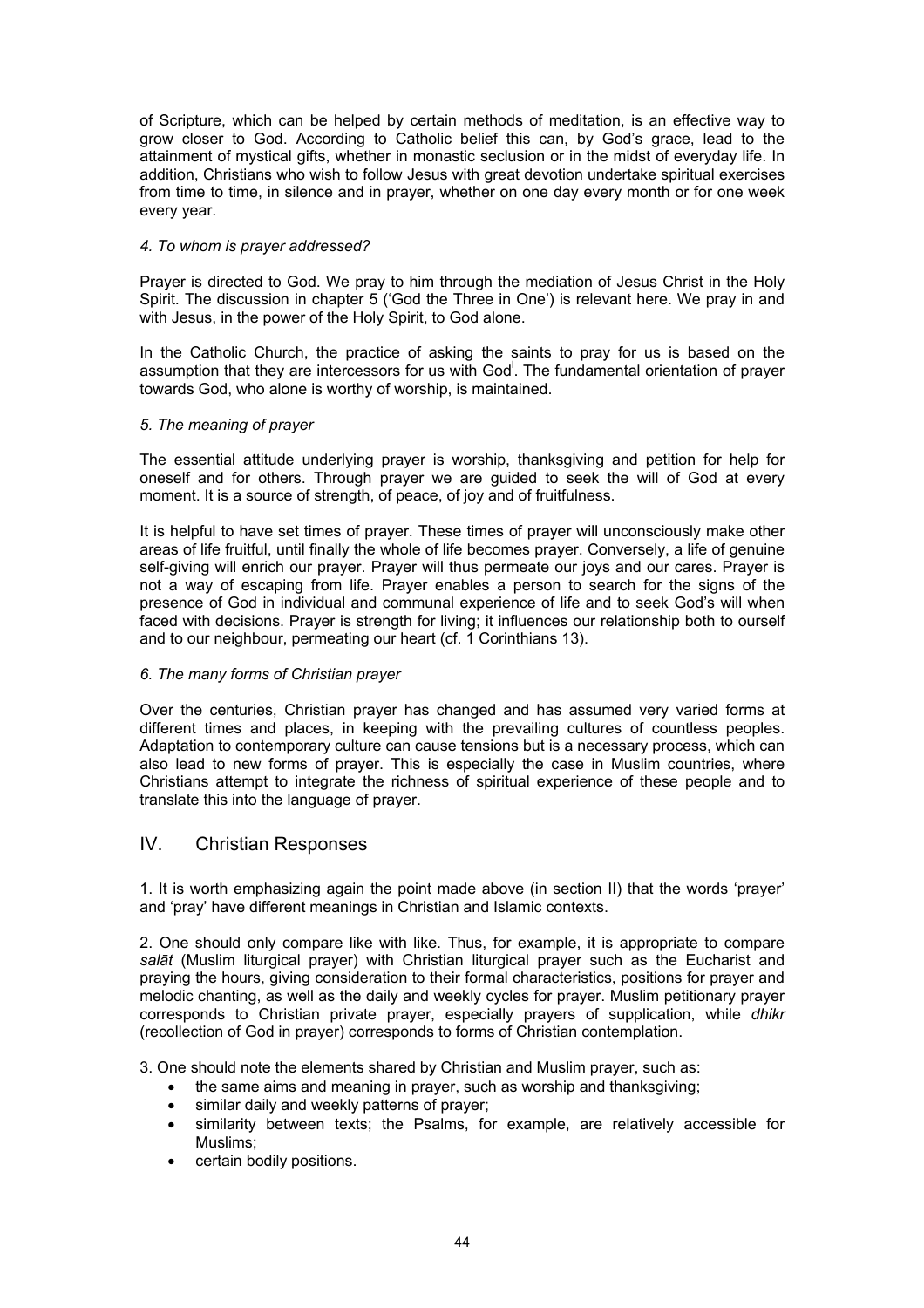of Scripture, which can be helped by certain methods of meditation, is an effective way to grow closer to God. According to Catholic belief this can, by God's grace, lead to the attainment of mystical gifts, whether in monastic seclusion or in the midst of everyday life. In addition, Christians who wish to follow Jesus with great devotion undertake spiritual exercises from time to time, in silence and in prayer, whether on one day every month or for one week every year.

*4. To whom is prayer addressed?*

Prayer is directed to God. We pray to him through the mediation of Jesus Christ in the Holy Spirit. The discussion in chapter 5 ('God the Three in One') is relevant here. We pray in and with Jesus, in the power of the Holy Spirit, to God alone.

In the Catholic Church, the practice of asking the saints to pray for us is based on the assumption that they are intercessors for us with God[i]. The fundamental orientation of prayer towards God, who alone is worthy of worship, is maintained.

*5. The meaning of prayer*

The essential attitude underlying prayer is worship, thanksgiving and petition for help for oneself and for others. Through prayer we are guided to seek the will of God at every moment. It is a source of strength, of peace, of joy and of fruitfulness.

It is helpful to have set times of prayer. These times of prayer will unconsciously make other areas of life fruitful, until finally the whole of life becomes prayer. Conversely, a life of genuine self-giving will enrich our prayer. Prayer will thus permeate our joys and our cares. Prayer is not a way of escaping from life. Prayer enables a person to search for the signs of the presence of God in individual and communal experience of life and to seek God's will when faced with decisions. Prayer is strength for living; it influences our relationship both to ourself and to our neighbour, permeating our heart (cf. 1 Corinthians 13).

*6. The many forms of Christian prayer*

Over the centuries, Christian prayer has changed and has assumed very varied forms at different times and places, in keeping with the prevailing cultures of countless peoples. Adaptation to contemporary culture can cause tensions but is a necessary process, which can also lead to new forms of prayer. This is especially the case in Muslim countries, where Christians attempt to integrate the richness of spiritual experience of these people and to translate this into the language of prayer.

## IV. Christian Responses

1. It is worth emphasizing again the point made above (in section II) that the words 'prayer' and 'pray' have different meanings in Christian and Islamic contexts.

2. One should only compare like with like. Thus, for example, it is appropriate to compare *salāt* (Muslim liturgical prayer) with Christian liturgical prayer such as the Eucharist and praying the hours, giving consideration to their formal characteristics, positions for prayer and melodic chanting, as well as the daily and weekly cycles for prayer. Muslim petitionary prayer corresponds to Christian private prayer, especially prayers of supplication, while *dhikr* (recollection of God in prayer) corresponds to forms of Christian contemplation.

3. One should note the elements shared by Christian and Muslim prayer, such as:

- the same aims and meaning in prayer, such as worship and thanksgiving;
- similar daily and weekly patterns of prayer;
- similarity between texts; the Psalms, for example, are relatively accessible for Muslims;
- certain bodily positions.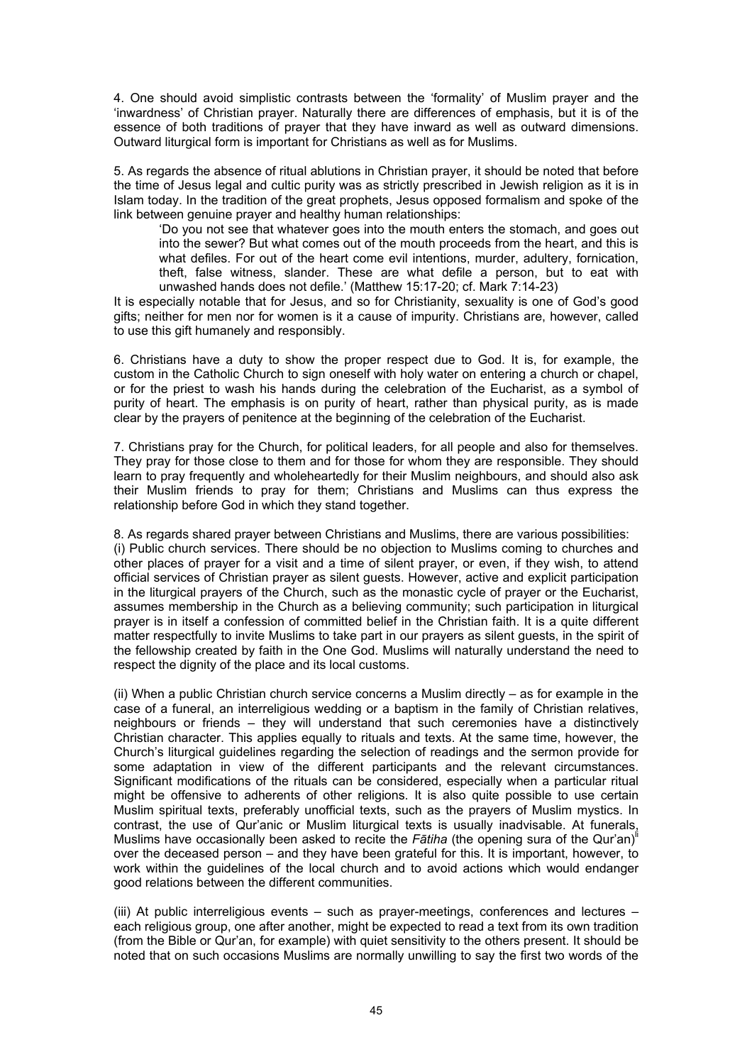4. One should avoid simplistic contrasts between the 'formality' of Muslim prayer and the 'inwardness' of Christian prayer. Naturally there are differences of emphasis, but it is of the essence of both traditions of prayer that they have inward as well as outward dimensions. Outward liturgical form is important for Christians as well as for Muslims.

5. As regards the absence of ritual ablutions in Christian prayer, it should be noted that before the time of Jesus legal and cultic purity was as strictly prescribed in Jewish religion as it is in Islam today. In the tradition of the great prophets, Jesus opposed formalism and spoke of the link between genuine prayer and healthy human relationships:

> 'Do you not see that whatever goes into the mouth enters the stomach, and goes out into the sewer? But what comes out of the mouth proceeds from the heart, and this is what defiles. For out of the heart come evil intentions, murder, adultery, fornication, theft, false witness, slander. These are what defile a person, but to eat with unwashed hands does not defile.' (Matthew 15:17-20; cf. Mark 7:14-23)

It is especially notable that for Jesus, and so for Christianity, sexuality is one of God's good gifts; neither for men nor for women is it a cause of impurity. Christians are, however, called to use this gift humanely and responsibly.

6. Christians have a duty to show the proper respect due to God. It is, for example, the custom in the Catholic Church to sign oneself with holy water on entering a church or chapel, or for the priest to wash his hands during the celebration of the Eucharist, as a symbol of purity of heart. The emphasis is on purity of heart, rather than physical purity, as is made clear by the prayers of penitence at the beginning of the celebration of the Eucharist.

7. Christians pray for the Church, for political leaders, for all people and also for themselves. They pray for those close to them and for those for whom they are responsible. They should learn to pray frequently and wholeheartedly for their Muslim neighbours, and should also ask their Muslim friends to pray for them; Christians and Muslims can thus express the relationship before God in which they stand together.

8. As regards shared prayer between Christians and Muslims, there are various possibilities:

(i) Public church services. There should be no objection to Muslims coming to churches and other places of prayer for a visit and a time of silent prayer, or even, if they wish, to attend official services of Christian prayer as silent guests. However, active and explicit participation in the liturgical prayers of the Church, such as the monastic cycle of prayer or the Eucharist, assumes membership in the Church as a believing community; such participation in liturgical prayer is in itself a confession of committed belief in the Christian faith. It is a quite different matter respectfully to invite Muslims to take part in our prayers as silent guests, in the spirit of the fellowship created by faith in the One God. Muslims will naturally understand the need to respect the dignity of the place and its local customs.

(ii) When a public Christian church service concerns a Muslim directly – as for example in the case of a funeral, an interreligious wedding or a baptism in the family of Christian relatives, neighbours or friends – they will understand that such ceremonies have a distinctively Christian character. This applies equally to rituals and texts. At the same time, however, the Church's liturgical guidelines regarding the selection of readings and the sermon provide for some adaptation in view of the different participants and the relevant circumstances. Significant modifications of the rituals can be considered, especially when a particular ritual might be offensive to adherents of other religions. It is also quite possible to use certain Muslim spiritual texts, preferably unofficial texts, such as the prayers of Muslim mystics. In contrast, the use of Qur'anic or Muslim liturgical texts is usually inadvisable. At funerals, Muslims have occasionally been asked to recite the *Fātiha* (the opening sura of the Qur'an)[li] over the deceased person – and they have been grateful for this. It is important, however, to work within the guidelines of the local church and to avoid actions which would endanger good relations between the different communities.

(iii) At public interreligious events – such as prayer-meetings, conferences and lectures – each religious group, one after another, might be expected to read a text from its own tradition (from the Bible or Qur'an, for example) with quiet sensitivity to the others present. It should be noted that on such occasions Muslims are normally unwilling to say the first two words of the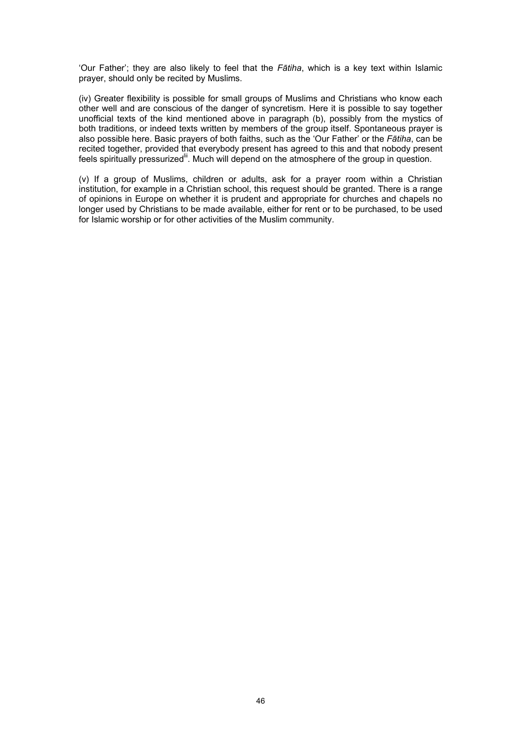'Our Father'; they are also likely to feel that the *Fātiha*, which is a key text within Islamic prayer, should only be recited by Muslims.

(iv) Greater flexibility is possible for small groups of Muslims and Christians who know each other well and are conscious of the danger of syncretism. Here it is possible to say together unofficial texts of the kind mentioned above in paragraph (b), possibly from the mystics of both traditions, or indeed texts written by members of the group itself. Spontaneous prayer is also possible here. Basic prayers of both faiths, such as the 'Our Father' or the *Fātiha*, can be recited together, provided that everybody present has agreed to this and that nobody present feels spiritually pressurized[lii]. Much will depend on the atmosphere of the group in question.

(v) If a group of Muslims, children or adults, ask for a prayer room within a Christian institution, for example in a Christian school, this request should be granted. There is a range of opinions in Europe on whether it is prudent and appropriate for churches and chapels no longer used by Christians to be made available, either for rent or to be purchased, to be used for Islamic worship or for other activities of the Muslim community.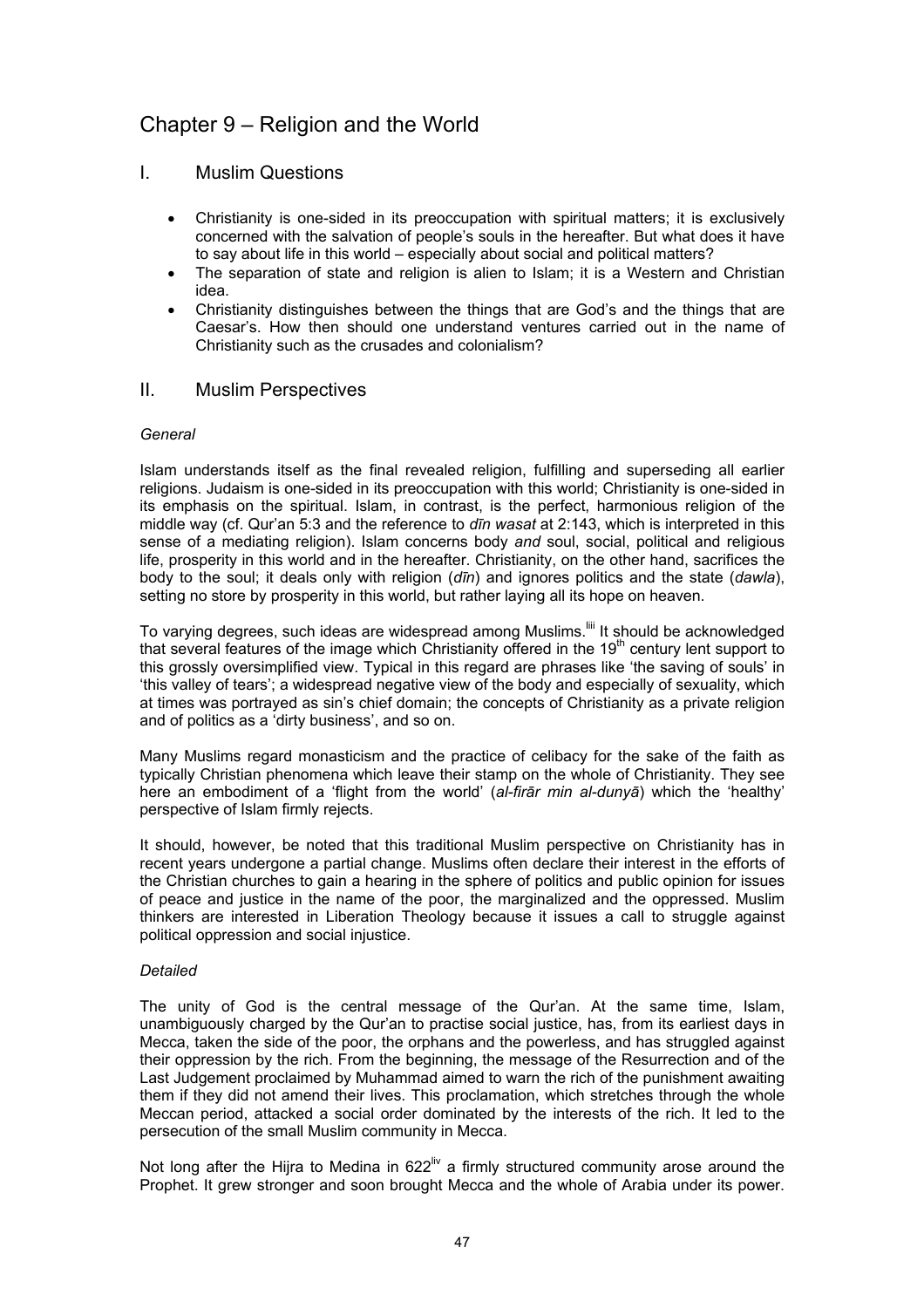# Chapter 9 – Religion and the World

## I. Muslim Questions

- Christianity is one-sided in its preoccupation with spiritual matters; it is exclusively concerned with the salvation of people's souls in the hereafter. But what does it have to say about life in this world – especially about social and political matters?
- The separation of state and religion is alien to Islam; it is a Western and Christian idea.
- Christianity distinguishes between the things that are God's and the things that are Caesar's. How then should one understand ventures carried out in the name of Christianity such as the crusades and colonialism?

## II. Muslim Perspectives

### *General*

Islam understands itself as the final revealed religion, fulfilling and superseding all earlier religions. Judaism is one-sided in its preoccupation with this world; Christianity is one-sided in its emphasis on the spiritual. Islam, in contrast, is the perfect, harmonious religion of the middle way (cf. Qur'an 5:3 and the reference to *dīn wasat* at 2:143, which is interpreted in this sense of a mediating religion). Islam concerns body *and* soul, social, political and religious life, prosperity in this world and in the hereafter. Christianity, on the other hand, sacrifices the body to the soul; it deals only with religion (*dīn*) and ignores politics and the state (*dawla*), setting no store by prosperity in this world, but rather laying all its hope on heaven.

To varying degrees, such ideas are widespread among Muslims.[liii] It should be acknowledged that several features of the image which Christianity offered in the 19th century lent support to this grossly oversimplified view. Typical in this regard are phrases like 'the saving of souls' in 'this valley of tears'; a widespread negative view of the body and especially of sexuality, which at times was portrayed as sin's chief domain; the concepts of Christianity as a private religion and of politics as a 'dirty business', and so on.

Many Muslims regard monasticism and the practice of celibacy for the sake of the faith as typically Christian phenomena which leave their stamp on the whole of Christianity. They see here an embodiment of a 'flight from the world' (*al-firār min al-dunyā*) which the 'healthy' perspective of Islam firmly rejects.

It should, however, be noted that this traditional Muslim perspective on Christianity has in recent years undergone a partial change. Muslims often declare their interest in the efforts of the Christian churches to gain a hearing in the sphere of politics and public opinion for issues of peace and justice in the name of the poor, the marginalized and the oppressed. Muslim thinkers are interested in Liberation Theology because it issues a call to struggle against political oppression and social injustice.

### *Detailed*

The unity of God is the central message of the Qur'an. At the same time, Islam, unambiguously charged by the Qur'an to practise social justice, has, from its earliest days in Mecca, taken the side of the poor, the orphans and the powerless, and has struggled against their oppression by the rich. From the beginning, the message of the Resurrection and of the Last Judgement proclaimed by Muhammad aimed to warn the rich of the punishment awaiting them if they did not amend their lives. This proclamation, which stretches through the whole Meccan period, attacked a social order dominated by the interests of the rich. It led to the persecution of the small Muslim community in Mecca.

Not long after the Hijra to Medina in 622[liv] a firmly structured community arose around the Prophet. It grew stronger and soon brought Mecca and the whole of Arabia under its power.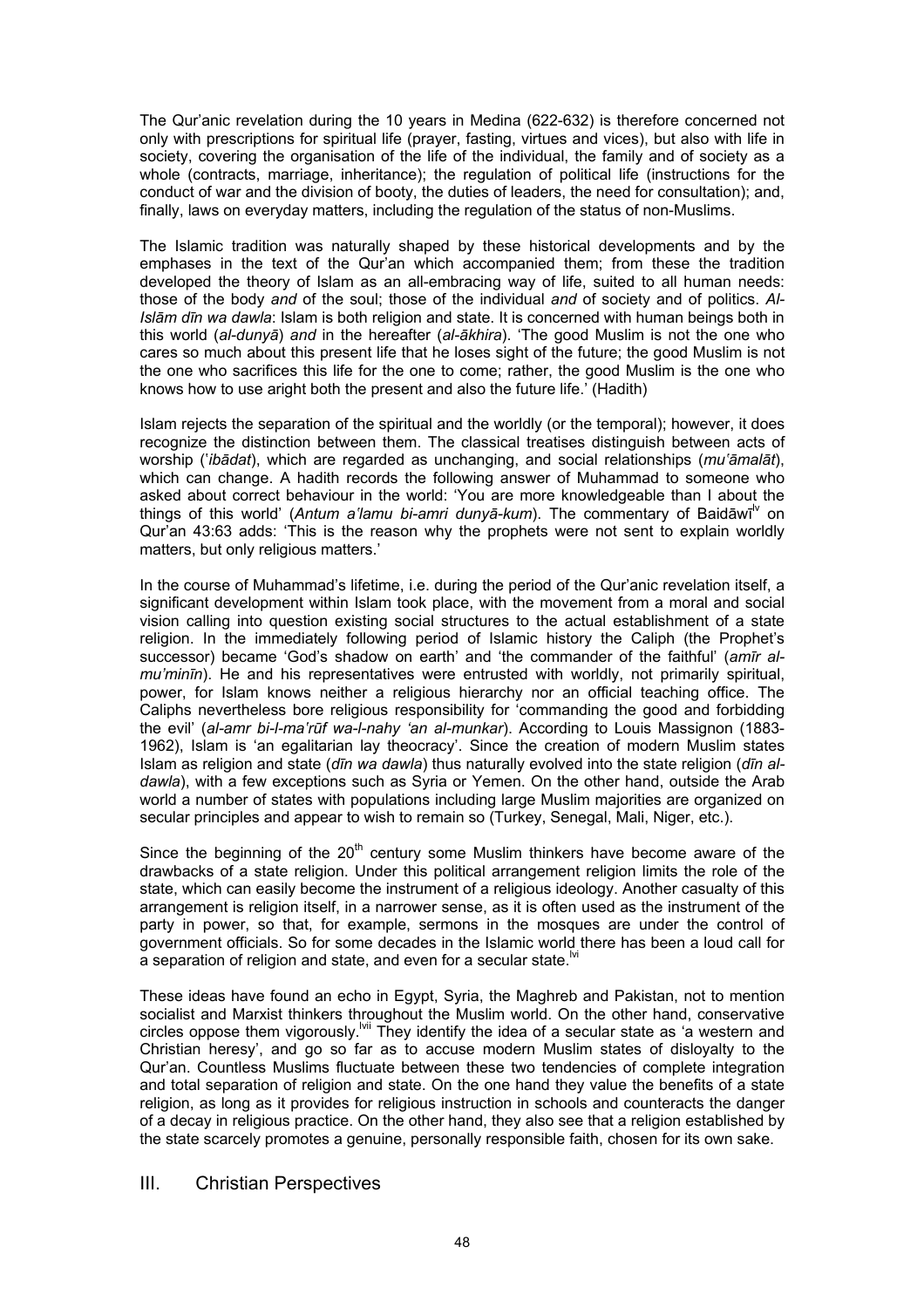The Qur'anic revelation during the 10 years in Medina (622-632) is therefore concerned not only with prescriptions for spiritual life (prayer, fasting, virtues and vices), but also with life in society, covering the organisation of the life of the individual, the family and of society as a whole (contracts, marriage, inheritance); the regulation of political life (instructions for the conduct of war and the division of booty, the duties of leaders, the need for consultation); and, finally, laws on everyday matters, including the regulation of the status of non-Muslims.

The Islamic tradition was naturally shaped by these historical developments and by the emphases in the text of the Qur'an which accompanied them; from these the tradition developed the theory of Islam as an all-embracing way of life, suited to all human needs: those of the body *and* of the soul; those of the individual *and* of society and of politics. *Al-Islām dīn wa dawla*: Islam is both religion and state. It is concerned with human beings both in this world (*al-dunyā*) *and* in the hereafter (*al-ākhira*). 'The good Muslim is not the one who cares so much about this present life that he loses sight of the future; the good Muslim is not the one who sacrifices this life for the one to come; rather, the good Muslim is the one who knows how to use aright both the present and also the future life.' (Hadith)

Islam rejects the separation of the spiritual and the worldly (or the temporal); however, it does recognize the distinction between them. The classical treatises distinguish between acts of worship (*'ibādat*), which are regarded as unchanging, and social relationships (*mu'āmalāt*), which can change. A hadith records the following answer of Muhammad to someone who asked about correct behaviour in the world: 'You are more knowledgeable than I about the things of this world' (*Antum a'lamu bi-amri dunyā-kum*). The commentary of Baidāwī[lv] on Qur'an 43:63 adds: 'This is the reason why the prophets were not sent to explain worldly matters, but only religious matters.'

In the course of Muhammad's lifetime, i.e. during the period of the Qur'anic revelation itself, a significant development within Islam took place, with the movement from a moral and social vision calling into question existing social structures to the actual establishment of a state religion. In the immediately following period of Islamic history the Caliph (the Prophet's successor) became 'God's shadow on earth' and 'the commander of the faithful' (*amīr al-mu'minīn*). He and his representatives were entrusted with worldly, not primarily spiritual, power, for Islam knows neither a religious hierarchy nor an official teaching office. The Caliphs nevertheless bore religious responsibility for 'commanding the good and forbidding the evil' (*al-amr bi-l-ma'rūf wa-l-nahy 'an al-munkar*). According to Louis Massignon (1883-1962), Islam is 'an egalitarian lay theocracy'. Since the creation of modern Muslim states Islam as religion and state (*dīn wa dawla*) thus naturally evolved into the state religion (*dīn al-dawla*), with a few exceptions such as Syria or Yemen. On the other hand, outside the Arab world a number of states with populations including large Muslim majorities are organized on secular principles and appear to wish to remain so (Turkey, Senegal, Mali, Niger, etc.).

Since the beginning of the 20th century some Muslim thinkers have become aware of the drawbacks of a state religion. Under this political arrangement religion limits the role of the state, which can easily become the instrument of a religious ideology. Another casualty of this arrangement is religion itself, in a narrower sense, as it is often used as the instrument of the party in power, so that, for example, sermons in the mosques are under the control of government officials. So for some decades in the Islamic world there has been a loud call for a separation of religion and state, and even for a secular state.[lvi]

These ideas have found an echo in Egypt, Syria, the Maghreb and Pakistan, not to mention socialist and Marxist thinkers throughout the Muslim world. On the other hand, conservative circles oppose them vigorously.[lvii] They identify the idea of a secular state as 'a western and Christian heresy', and go so far as to accuse modern Muslim states of disloyalty to the Qur'an. Countless Muslims fluctuate between these two tendencies of complete integration and total separation of religion and state. On the one hand they value the benefits of a state religion, as long as it provides for religious instruction in schools and counteracts the danger of a decay in religious practice. On the other hand, they also see that a religion established by the state scarcely promotes a genuine, personally responsible faith, chosen for its own sake.

## III. Christian Perspectives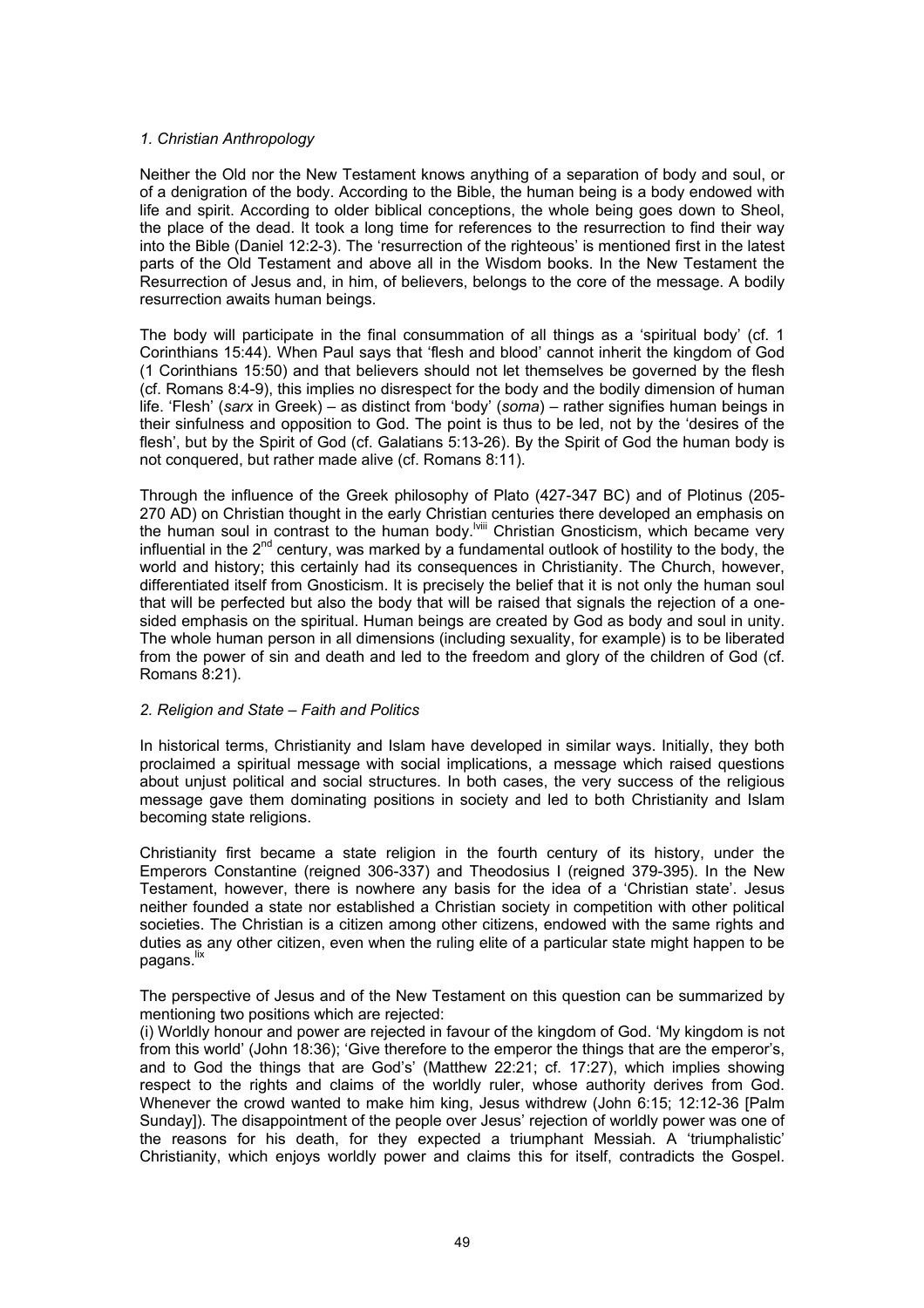*1. Christian Anthropology*

Neither the Old nor the New Testament knows anything of a separation of body and soul, or of a denigration of the body. According to the Bible, the human being is a body endowed with life and spirit. According to older biblical conceptions, the whole being goes down to Sheol, the place of the dead. It took a long time for references to the resurrection to find their way into the Bible (Daniel 12:2-3). The 'resurrection of the righteous' is mentioned first in the latest parts of the Old Testament and above all in the Wisdom books. In the New Testament the Resurrection of Jesus and, in him, of believers, belongs to the core of the message. A bodily resurrection awaits human beings.

The body will participate in the final consummation of all things as a 'spiritual body' (cf. 1 Corinthians 15:44). When Paul says that 'flesh and blood' cannot inherit the kingdom of God (1 Corinthians 15:50) and that believers should not let themselves be governed by the flesh (cf. Romans 8:4-9), this implies no disrespect for the body and the bodily dimension of human life. 'Flesh' (*sarx* in Greek) – as distinct from 'body' (*soma*) – rather signifies human beings in their sinfulness and opposition to God. The point is thus to be led, not by the 'desires of the flesh', but by the Spirit of God (cf. Galatians 5:13-26). By the Spirit of God the human body is not conquered, but rather made alive (cf. Romans 8:11).

Through the influence of the Greek philosophy of Plato (427-347 BC) and of Plotinus (205-270 AD) on Christian thought in the early Christian centuries there developed an emphasis on the human soul in contrast to the human body.[lviii] Christian Gnosticism, which became very influential in the 2nd century, was marked by a fundamental outlook of hostility to the body, the world and history; this certainly had its consequences in Christianity. The Church, however, differentiated itself from Gnosticism. It is precisely the belief that it is not only the human soul that will be perfected but also the body that will be raised that signals the rejection of a one-sided emphasis on the spiritual. Human beings are created by God as body and soul in unity. The whole human person in all dimensions (including sexuality, for example) is to be liberated from the power of sin and death and led to the freedom and glory of the children of God (cf. Romans 8:21).

*2. Religion and State – Faith and Politics*

In historical terms, Christianity and Islam have developed in similar ways. Initially, they both proclaimed a spiritual message with social implications, a message which raised questions about unjust political and social structures. In both cases, the very success of the religious message gave them dominating positions in society and led to both Christianity and Islam becoming state religions.

Christianity first became a state religion in the fourth century of its history, under the Emperors Constantine (reigned 306-337) and Theodosius I (reigned 379-395). In the New Testament, however, there is nowhere any basis for the idea of a 'Christian state'. Jesus neither founded a state nor established a Christian society in competition with other political societies. The Christian is a citizen among other citizens, endowed with the same rights and duties as any other citizen, even when the ruling elite of a particular state might happen to be pagans.[lix]

The perspective of Jesus and of the New Testament on this question can be summarized by mentioning two positions which are rejected:

(i) Worldly honour and power are rejected in favour of the kingdom of God. 'My kingdom is not from this world' (John 18:36); 'Give therefore to the emperor the things that are the emperor's, and to God the things that are God's' (Matthew 22:21; cf. 17:27), which implies showing respect to the rights and claims of the worldly ruler, whose authority derives from God. Whenever the crowd wanted to make him king, Jesus withdrew (John 6:15; 12:12-36 [Palm Sunday]). The disappointment of the people over Jesus' rejection of worldly power was one of the reasons for his death, for they expected a triumphant Messiah. A 'triumphalistic' Christianity, which enjoys worldly power and claims this for itself, contradicts the Gospel.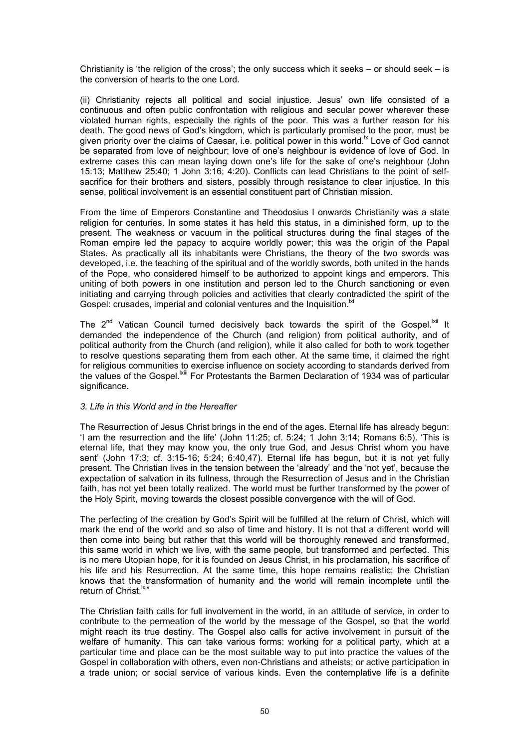Christianity is 'the religion of the cross'; the only success which it seeks – or should seek – is the conversion of hearts to the one Lord.

(ii) Christianity rejects all political and social injustice. Jesus' own life consisted of a continuous and often public confrontation with religious and secular power wherever these violated human rights, especially the rights of the poor. This was a further reason for his death. The good news of God's kingdom, which is particularly promised to the poor, must be given priority over the claims of Caesar, i.e. political power in this world.[lx] Love of God cannot be separated from love of neighbour; love of one's neighbour is evidence of love of God. In extreme cases this can mean laying down one's life for the sake of one's neighbour (John 15:13; Matthew 25:40; 1 John 3:16; 4:20). Conflicts can lead Christians to the point of self-sacrifice for their brothers and sisters, possibly through resistance to clear injustice. In this sense, political involvement is an essential constituent part of Christian mission.

From the time of Emperors Constantine and Theodosius I onwards Christianity was a state religion for centuries. In some states it has held this status, in a diminished form, up to the present. The weakness or vacuum in the political structures during the final stages of the Roman empire led the papacy to acquire worldly power; this was the origin of the Papal States. As practically all its inhabitants were Christians, the theory of the two swords was developed, i.e. the teaching of the spiritual and of the worldly swords, both united in the hands of the Pope, who considered himself to be authorized to appoint kings and emperors. This uniting of both powers in one institution and person led to the Church sanctioning or even initiating and carrying through policies and activities that clearly contradicted the spirit of the Gospel: crusades, imperial and colonial ventures and the Inquisition.[lxi]

The 2nd Vatican Council turned decisively back towards the spirit of the Gospel.[lxii] It demanded the independence of the Church (and religion) from political authority, and of political authority from the Church (and religion), while it also called for both to work together to resolve questions separating them from each other. At the same time, it claimed the right for religious communities to exercise influence on society according to standards derived from the values of the Gospel.[lxiii] For Protestants the Barmen Declaration of 1934 was of particular significance.

### *3. Life in this World and in the Hereafter*

The Resurrection of Jesus Christ brings in the end of the ages. Eternal life has already begun: 'I am the resurrection and the life' (John 11:25; cf. 5:24; 1 John 3:14; Romans 6:5). 'This is eternal life, that they may know you, the only true God, and Jesus Christ whom you have sent' (John 17:3; cf. 3:15-16; 5:24; 6:40,47). Eternal life has begun, but it is not yet fully present. The Christian lives in the tension between the 'already' and the 'not yet', because the expectation of salvation in its fullness, through the Resurrection of Jesus and in the Christian faith, has not yet been totally realized. The world must be further transformed by the power of the Holy Spirit, moving towards the closest possible convergence with the will of God.

The perfecting of the creation by God's Spirit will be fulfilled at the return of Christ, which will mark the end of the world and so also of time and history. It is not that a different world will then come into being but rather that this world will be thoroughly renewed and transformed, this same world in which we live, with the same people, but transformed and perfected. This is no mere Utopian hope, for it is founded on Jesus Christ, in his proclamation, his sacrifice of his life and his Resurrection. At the same time, this hope remains realistic; the Christian knows that the transformation of humanity and the world will remain incomplete until the return of Christ.[lxiv]

The Christian faith calls for full involvement in the world, in an attitude of service, in order to contribute to the permeation of the world by the message of the Gospel, so that the world might reach its true destiny. The Gospel also calls for active involvement in pursuit of the welfare of humanity. This can take various forms: working for a political party, which at a particular time and place can be the most suitable way to put into practice the values of the Gospel in collaboration with others, even non-Christians and atheists; or active participation in a trade union; or social service of various kinds. Even the contemplative life is a definite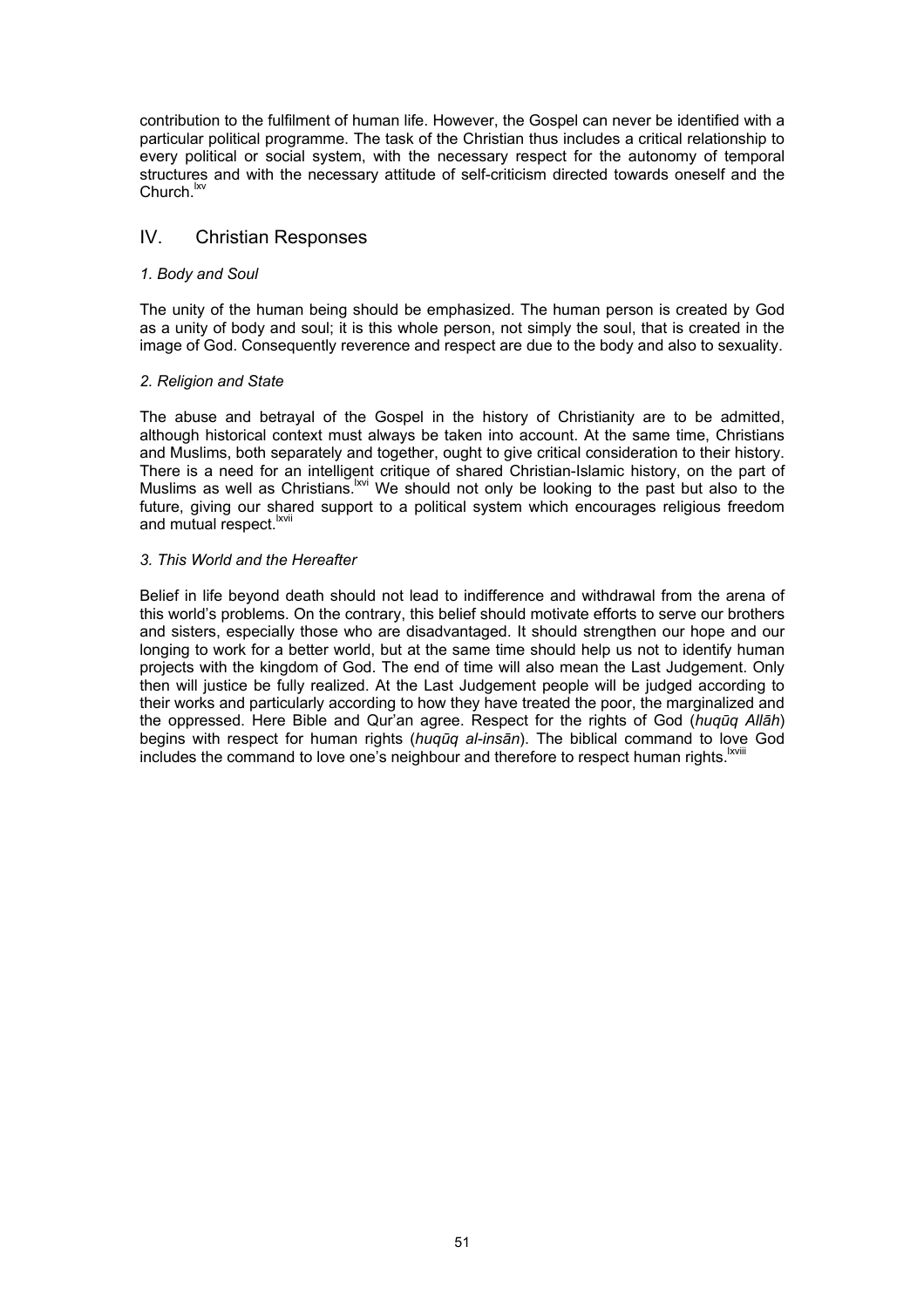contribution to the fulfilment of human life. However, the Gospel can never be identified with a particular political programme. The task of the Christian thus includes a critical relationship to every political or social system, with the necessary respect for the autonomy of temporal structures and with the necessary attitude of self-criticism directed towards oneself and the Church.[lxv]

## IV. Christian Responses

### *1. Body and Soul*

The unity of the human being should be emphasized. The human person is created by God as a unity of body and soul; it is this whole person, not simply the soul, that is created in the image of God. Consequently reverence and respect are due to the body and also to sexuality.

### *2. Religion and State*

The abuse and betrayal of the Gospel in the history of Christianity are to be admitted, although historical context must always be taken into account. At the same time, Christians and Muslims, both separately and together, ought to give critical consideration to their history. There is a need for an intelligent critique of shared Christian-Islamic history, on the part of Muslims as well as Christians.[lxvi] We should not only be looking to the past but also to the future, giving our shared support to a political system which encourages religious freedom and mutual respect.[lxvii]

### *3. This World and the Hereafter*

Belief in life beyond death should not lead to indifference and withdrawal from the arena of this world's problems. On the contrary, this belief should motivate efforts to serve our brothers and sisters, especially those who are disadvantaged. It should strengthen our hope and our longing to work for a better world, but at the same time should help us not to identify human projects with the kingdom of God. The end of time will also mean the Last Judgement. Only then will justice be fully realized. At the Last Judgement people will be judged according to their works and particularly according to how they have treated the poor, the marginalized and the oppressed. Here Bible and Qur'an agree. Respect for the rights of God (*huqūq Allāh*) begins with respect for human rights (*huqūq al-insān*). The biblical command to love God includes the command to love one's neighbour and therefore to respect human rights.[lxviii]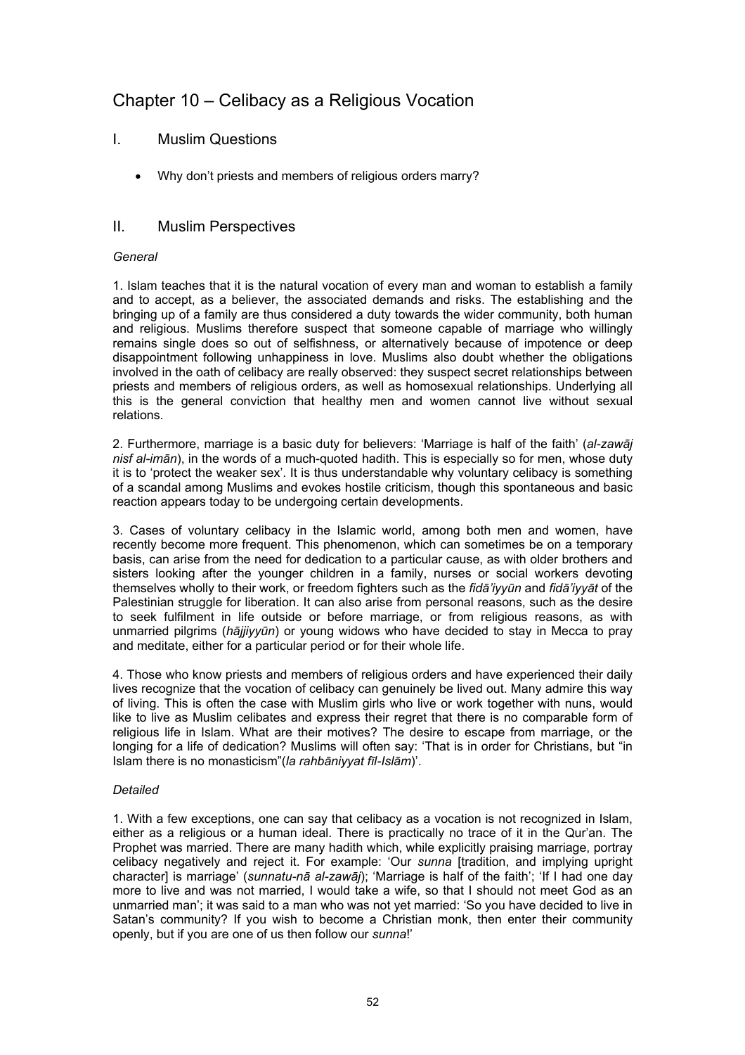# Chapter 10 – Celibacy as a Religious Vocation

## I. Muslim Questions

- Why don't priests and members of religious orders marry?

## II. Muslim Perspectives

### *General*

1. Islam teaches that it is the natural vocation of every man and woman to establish a family and to accept, as a believer, the associated demands and risks. The establishing and the bringing up of a family are thus considered a duty towards the wider community, both human and religious. Muslims therefore suspect that someone capable of marriage who willingly remains single does so out of selfishness, or alternatively because of impotence or deep disappointment following unhappiness in love. Muslims also doubt whether the obligations involved in the oath of celibacy are really observed: they suspect secret relationships between priests and members of religious orders, as well as homosexual relationships. Underlying all this is the general conviction that healthy men and women cannot live without sexual relations.

2. Furthermore, marriage is a basic duty for believers: 'Marriage is half of the faith' (*al-zawāj nisf al-imān*), in the words of a much-quoted hadith. This is especially so for men, whose duty it is to 'protect the weaker sex'. It is thus understandable why voluntary celibacy is something of a scandal among Muslims and evokes hostile criticism, though this spontaneous and basic reaction appears today to be undergoing certain developments.

3. Cases of voluntary celibacy in the Islamic world, among both men and women, have recently become more frequent. This phenomenon, which can sometimes be on a temporary basis, can arise from the need for dedication to a particular cause, as with older brothers and sisters looking after the younger children in a family, nurses or social workers devoting themselves wholly to their work, or freedom fighters such as the *fidā'iyyūn* and *fidā'iyyāt* of the Palestinian struggle for liberation. It can also arise from personal reasons, such as the desire to seek fulfilment in life outside or before marriage, or from religious reasons, as with unmarried pilgrims (*hājjiyyūn*) or young widows who have decided to stay in Mecca to pray and meditate, either for a particular period or for their whole life.

4. Those who know priests and members of religious orders and have experienced their daily lives recognize that the vocation of celibacy can genuinely be lived out. Many admire this way of living. This is often the case with Muslim girls who live or work together with nuns, would like to live as Muslim celibates and express their regret that there is no comparable form of religious life in Islam. What are their motives? The desire to escape from marriage, or the longing for a life of dedication? Muslims will often say: 'That is in order for Christians, but "in Islam there is no monasticism"(*la rahbāniyyat fīl-Islām*)'.

### *Detailed*

1. With a few exceptions, one can say that celibacy as a vocation is not recognized in Islam, either as a religious or a human ideal. There is practically no trace of it in the Qur'an. The Prophet was married. There are many hadith which, while explicitly praising marriage, portray celibacy negatively and reject it. For example: 'Our *sunna* [tradition, and implying upright character] is marriage' (*sunnatu-nā al-zawāj*); 'Marriage is half of the faith'; 'If I had one day more to live and was not married, I would take a wife, so that I should not meet God as an unmarried man'; it was said to a man who was not yet married: 'So you have decided to live in Satan's community? If you wish to become a Christian monk, then enter their community openly, but if you are one of us then follow our *sunna*!'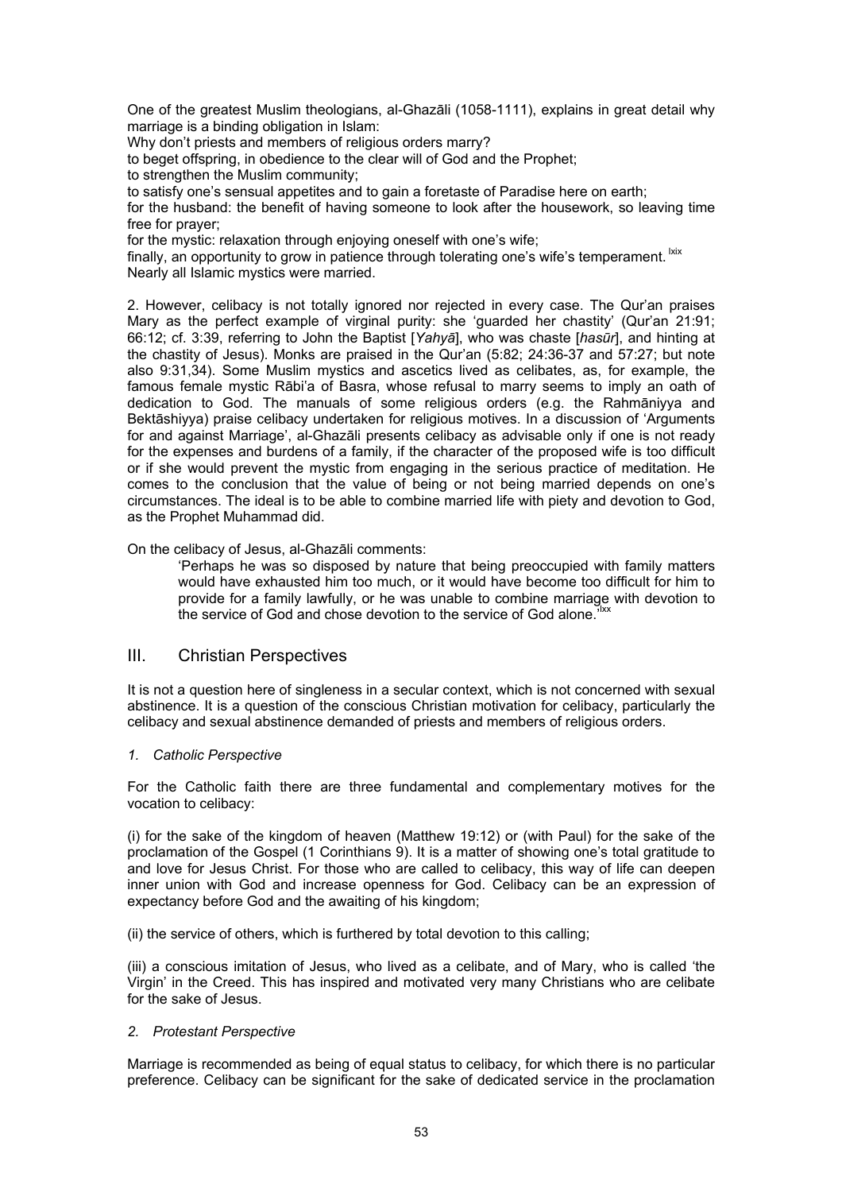One of the greatest Muslim theologians, al-Ghazāli (1058-1111), explains in great detail why marriage is a binding obligation in Islam:

Why don't priests and members of religious orders marry?

to beget offspring, in obedience to the clear will of God and the Prophet;

to strengthen the Muslim community;

to satisfy one's sensual appetites and to gain a foretaste of Paradise here on earth;

for the husband: the benefit of having someone to look after the housework, so leaving time free for prayer;

for the mystic: relaxation through enjoying oneself with one's wife;

finally, an opportunity to grow in patience through tolerating one's wife's temperament. [lxix]

Nearly all Islamic mystics were married.

2. However, celibacy is not totally ignored nor rejected in every case. The Qur'an praises Mary as the perfect example of virginal purity: she 'guarded her chastity' (Qur'an 21:91; 66:12; cf. 3:39, referring to John the Baptist [*Yahyā*], who was chaste [*hasūr*], and hinting at the chastity of Jesus). Monks are praised in the Qur'an (5:82; 24:36-37 and 57:27; but note also 9:31,34). Some Muslim mystics and ascetics lived as celibates, as, for example, the famous female mystic Rābi'a of Basra, whose refusal to marry seems to imply an oath of dedication to God. The manuals of some religious orders (e.g. the Rahmāniyya and Bektāshiyya) praise celibacy undertaken for religious motives. In a discussion of 'Arguments for and against Marriage', al-Ghazāli presents celibacy as advisable only if one is not ready for the expenses and burdens of a family, if the character of the proposed wife is too difficult or if she would prevent the mystic from engaging in the serious practice of meditation. He comes to the conclusion that the value of being or not being married depends on one's circumstances. The ideal is to be able to combine married life with piety and devotion to God, as the Prophet Muhammad did.

On the celibacy of Jesus, al-Ghazāli comments:

> 'Perhaps he was so disposed by nature that being preoccupied with family matters would have exhausted him too much, or it would have become too difficult for him to provide for a family lawfully, or he was unable to combine marriage with devotion to the service of God and chose devotion to the service of God alone.'[lxx]

## III. Christian Perspectives

It is not a question here of singleness in a secular context, which is not concerned with sexual abstinence. It is a question of the conscious Christian motivation for celibacy, particularly the celibacy and sexual abstinence demanded of priests and members of religious orders.

### *1. Catholic Perspective*

For the Catholic faith there are three fundamental and complementary motives for the vocation to celibacy:

(i) for the sake of the kingdom of heaven (Matthew 19:12) or (with Paul) for the sake of the proclamation of the Gospel (1 Corinthians 9). It is a matter of showing one's total gratitude to and love for Jesus Christ. For those who are called to celibacy, this way of life can deepen inner union with God and increase openness for God. Celibacy can be an expression of expectancy before God and the awaiting of his kingdom;

(ii) the service of others, which is furthered by total devotion to this calling;

(iii) a conscious imitation of Jesus, who lived as a celibate, and of Mary, who is called 'the Virgin' in the Creed. This has inspired and motivated very many Christians who are celibate for the sake of Jesus.

### *2. Protestant Perspective*

Marriage is recommended as being of equal status to celibacy, for which there is no particular preference. Celibacy can be significant for the sake of dedicated service in the proclamation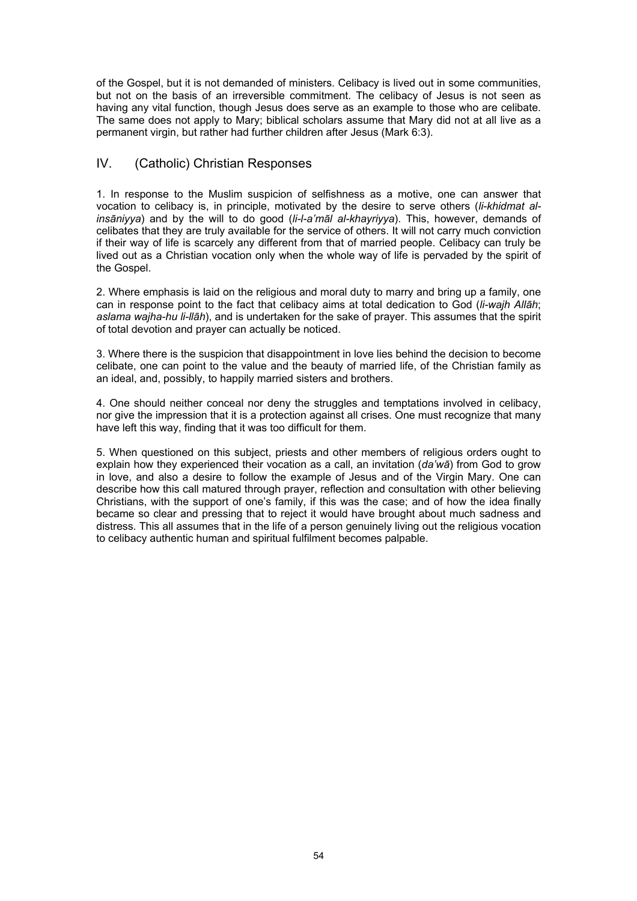of the Gospel, but it is not demanded of ministers. Celibacy is lived out in some communities, but not on the basis of an irreversible commitment. The celibacy of Jesus is not seen as having any vital function, though Jesus does serve as an example to those who are celibate. The same does not apply to Mary; biblical scholars assume that Mary did not at all live as a permanent virgin, but rather had further children after Jesus (Mark 6:3).

## IV. (Catholic) Christian Responses

1. In response to the Muslim suspicion of selfishness as a motive, one can answer that vocation to celibacy is, in principle, motivated by the desire to serve others (*li-khidmat al-insāniyya*) and by the will to do good (*li-l-a'māl al-khayriyya*). This, however, demands of celibates that they are truly available for the service of others. It will not carry much conviction if their way of life is scarcely any different from that of married people. Celibacy can truly be lived out as a Christian vocation only when the whole way of life is pervaded by the spirit of the Gospel.

2. Where emphasis is laid on the religious and moral duty to marry and bring up a family, one can in response point to the fact that celibacy aims at total dedication to God (*li-wajh Allāh*; *aslama wajha-hu li-llāh*), and is undertaken for the sake of prayer. This assumes that the spirit of total devotion and prayer can actually be noticed.

3. Where there is the suspicion that disappointment in love lies behind the decision to become celibate, one can point to the value and the beauty of married life, of the Christian family as an ideal, and, possibly, to happily married sisters and brothers.

4. One should neither conceal nor deny the struggles and temptations involved in celibacy, nor give the impression that it is a protection against all crises. One must recognize that many have left this way, finding that it was too difficult for them.

5. When questioned on this subject, priests and other members of religious orders ought to explain how they experienced their vocation as a call, an invitation (*da'wā*) from God to grow in love, and also a desire to follow the example of Jesus and of the Virgin Mary. One can describe how this call matured through prayer, reflection and consultation with other believing Christians, with the support of one's family, if this was the case; and of how the idea finally became so clear and pressing that to reject it would have brought about much sadness and distress. This all assumes that in the life of a person genuinely living out the religious vocation to celibacy authentic human and spiritual fulfilment becomes palpable.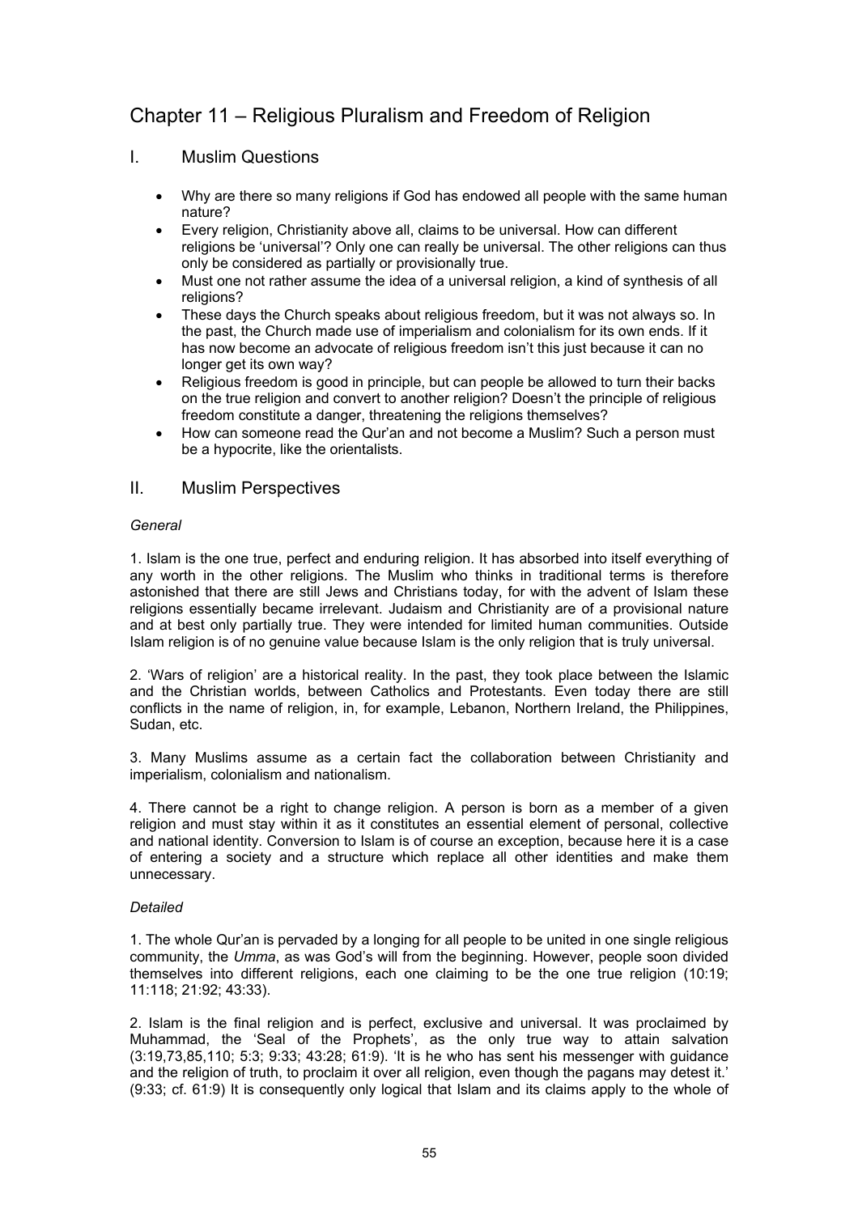# Chapter 11 – Religious Pluralism and Freedom of Religion

## I. Muslim Questions

- Why are there so many religions if God has endowed all people with the same human nature?
- Every religion, Christianity above all, claims to be universal. How can different religions be 'universal'? Only one can really be universal. The other religions can thus only be considered as partially or provisionally true.
- Must one not rather assume the idea of a universal religion, a kind of synthesis of all religions?
- These days the Church speaks about religious freedom, but it was not always so. In the past, the Church made use of imperialism and colonialism for its own ends. If it has now become an advocate of religious freedom isn't this just because it can no longer get its own way?
- Religious freedom is good in principle, but can people be allowed to turn their backs on the true religion and convert to another religion? Doesn't the principle of religious freedom constitute a danger, threatening the religions themselves?
- How can someone read the Qur'an and not become a Muslim? Such a person must be a hypocrite, like the orientalists.

## II. Muslim Perspectives

*General*

1. Islam is the one true, perfect and enduring religion. It has absorbed into itself everything of any worth in the other religions. The Muslim who thinks in traditional terms is therefore astonished that there are still Jews and Christians today, for with the advent of Islam these religions essentially became irrelevant. Judaism and Christianity are of a provisional nature and at best only partially true. They were intended for limited human communities. Outside Islam religion is of no genuine value because Islam is the only religion that is truly universal.

2. 'Wars of religion' are a historical reality. In the past, they took place between the Islamic and the Christian worlds, between Catholics and Protestants. Even today there are still conflicts in the name of religion, in, for example, Lebanon, Northern Ireland, the Philippines, Sudan, etc.

3. Many Muslims assume as a certain fact the collaboration between Christianity and imperialism, colonialism and nationalism.

4. There cannot be a right to change religion. A person is born as a member of a given religion and must stay within it as it constitutes an essential element of personal, collective and national identity. Conversion to Islam is of course an exception, because here it is a case of entering a society and a structure which replace all other identities and make them unnecessary.

*Detailed*

1. The whole Qur'an is pervaded by a longing for all people to be united in one single religious community, the *Umma*, as was God's will from the beginning. However, people soon divided themselves into different religions, each one claiming to be the one true religion (10:19; 11:118; 21:92; 43:33).

2. Islam is the final religion and is perfect, exclusive and universal. It was proclaimed by Muhammad, the 'Seal of the Prophets', as the only true way to attain salvation (3:19,73,85,110; 5:3; 9:33; 43:28; 61:9). 'It is he who has sent his messenger with guidance and the religion of truth, to proclaim it over all religion, even though the pagans may detest it.' (9:33; cf. 61:9) It is consequently only logical that Islam and its claims apply to the whole of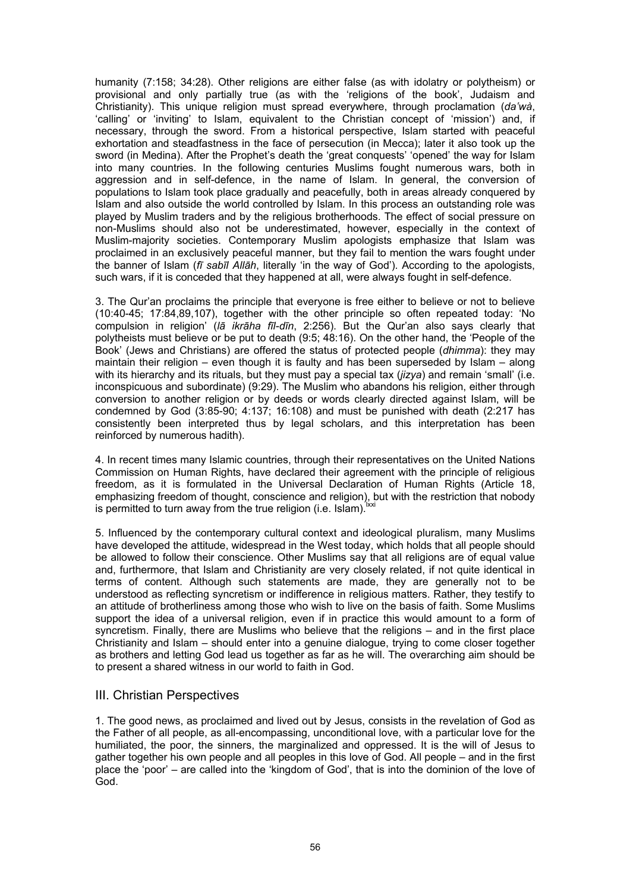humanity (7:158; 34:28). Other religions are either false (as with idolatry or polytheism) or provisional and only partially true (as with the 'religions of the book', Judaism and Christianity). This unique religion must spread everywhere, through proclamation (*da'wà*, 'calling' or 'inviting' to Islam, equivalent to the Christian concept of 'mission') and, if necessary, through the sword. From a historical perspective, Islam started with peaceful exhortation and steadfastness in the face of persecution (in Mecca); later it also took up the sword (in Medina). After the Prophet's death the 'great conquests' 'opened' the way for Islam into many countries. In the following centuries Muslims fought numerous wars, both in aggression and in self-defence, in the name of Islam. In general, the conversion of populations to Islam took place gradually and peacefully, both in areas already conquered by Islam and also outside the world controlled by Islam. In this process an outstanding role was played by Muslim traders and by the religious brotherhoods. The effect of social pressure on non-Muslims should also not be underestimated, however, especially in the context of Muslim-majority societies. Contemporary Muslim apologists emphasize that Islam was proclaimed in an exclusively peaceful manner, but they fail to mention the wars fought under the banner of Islam (*fī sabīl Allāh*, literally 'in the way of God'). According to the apologists, such wars, if it is conceded that they happened at all, were always fought in self-defence.

3. The Qur'an proclaims the principle that everyone is free either to believe or not to believe (10:40-45; 17:84,89,107), together with the other principle so often repeated today: 'No compulsion in religion' (*lā ikrāha fīl-dīn*, 2:256). But the Qur'an also says clearly that polytheists must believe or be put to death (9:5; 48:16). On the other hand, the 'People of the Book' (Jews and Christians) are offered the status of protected people (*dhimma*): they may maintain their religion – even though it is faulty and has been superseded by Islam – along with its hierarchy and its rituals, but they must pay a special tax (*jizya*) and remain 'small' (i.e. inconspicuous and subordinate) (9:29). The Muslim who abandons his religion, either through conversion to another religion or by deeds or words clearly directed against Islam, will be condemned by God (3:85-90; 4:137; 16:108) and must be punished with death (2:217 has consistently been interpreted thus by legal scholars, and this interpretation has been reinforced by numerous hadith).

4. In recent times many Islamic countries, through their representatives on the United Nations Commission on Human Rights, have declared their agreement with the principle of religious freedom, as it is formulated in the Universal Declaration of Human Rights (Article 18, emphasizing freedom of thought, conscience and religion), but with the restriction that nobody is permitted to turn away from the true religion (i.e. Islam).[lxxi]

5. Influenced by the contemporary cultural context and ideological pluralism, many Muslims have developed the attitude, widespread in the West today, which holds that all people should be allowed to follow their conscience. Other Muslims say that all religions are of equal value and, furthermore, that Islam and Christianity are very closely related, if not quite identical in terms of content. Although such statements are made, they are generally not to be understood as reflecting syncretism or indifference in religious matters. Rather, they testify to an attitude of brotherliness among those who wish to live on the basis of faith. Some Muslims support the idea of a universal religion, even if in practice this would amount to a form of syncretism. Finally, there are Muslims who believe that the religions – and in the first place Christianity and Islam – should enter into a genuine dialogue, trying to come closer together as brothers and letting God lead us together as far as he will. The overarching aim should be to present a shared witness in our world to faith in God.

## III. Christian Perspectives

1. The good news, as proclaimed and lived out by Jesus, consists in the revelation of God as the Father of all people, as all-encompassing, unconditional love, with a particular love for the humiliated, the poor, the sinners, the marginalized and oppressed. It is the will of Jesus to gather together his own people and all peoples in this love of God. All people – and in the first place the 'poor' – are called into the 'kingdom of God', that is into the dominion of the love of God.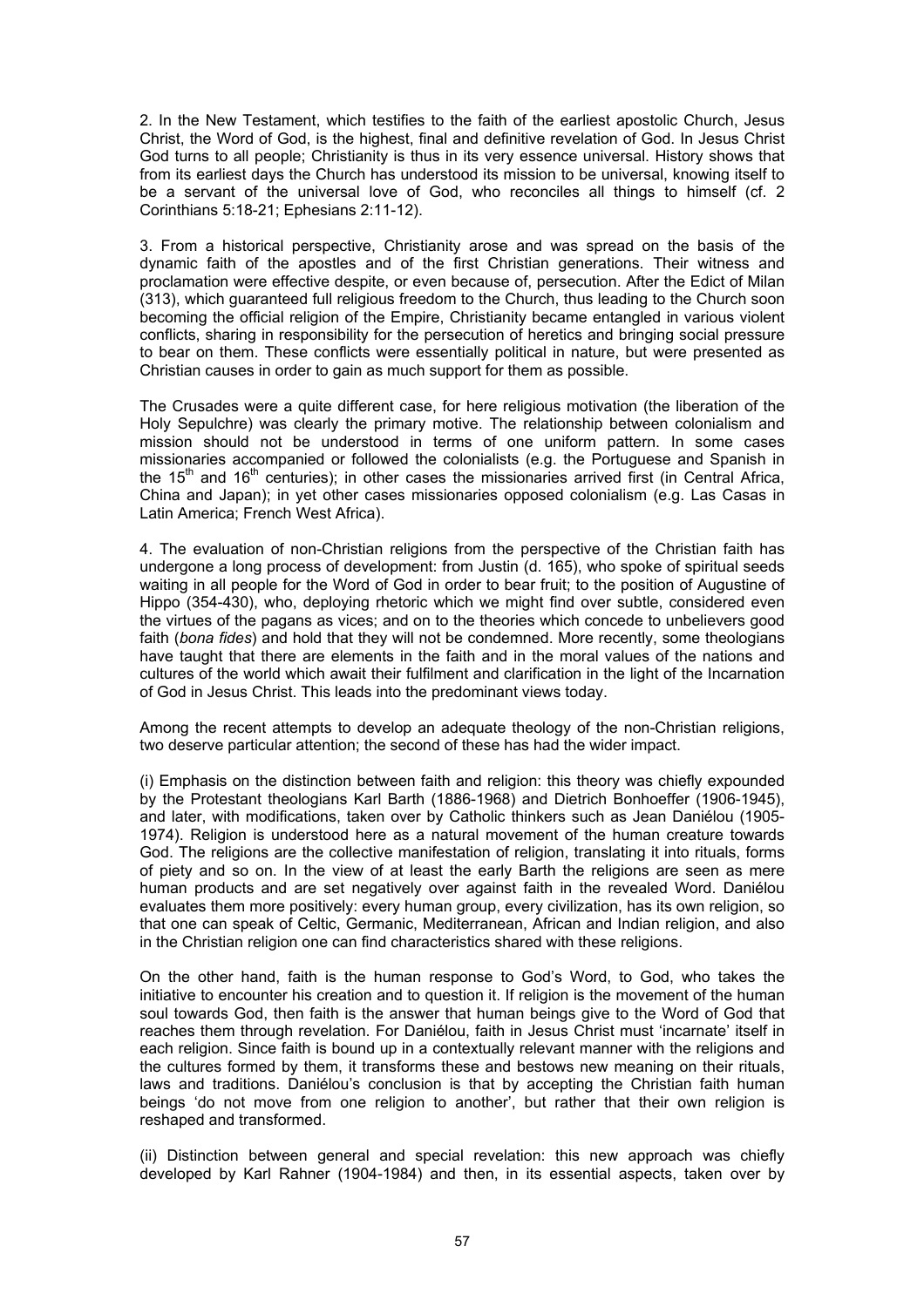2. In the New Testament, which testifies to the faith of the earliest apostolic Church, Jesus Christ, the Word of God, is the highest, final and definitive revelation of God. In Jesus Christ God turns to all people; Christianity is thus in its very essence universal. History shows that from its earliest days the Church has understood its mission to be universal, knowing itself to be a servant of the universal love of God, who reconciles all things to himself (cf. 2 Corinthians 5:18-21; Ephesians 2:11-12).

3. From a historical perspective, Christianity arose and was spread on the basis of the dynamic faith of the apostles and of the first Christian generations. Their witness and proclamation were effective despite, or even because of, persecution. After the Edict of Milan (313), which guaranteed full religious freedom to the Church, thus leading to the Church soon becoming the official religion of the Empire, Christianity became entangled in various violent conflicts, sharing in responsibility for the persecution of heretics and bringing social pressure to bear on them. These conflicts were essentially political in nature, but were presented as Christian causes in order to gain as much support for them as possible.

The Crusades were a quite different case, for here religious motivation (the liberation of the Holy Sepulchre) was clearly the primary motive. The relationship between colonialism and mission should not be understood in terms of one uniform pattern. In some cases missionaries accompanied or followed the colonialists (e.g. the Portuguese and Spanish in the 15th and 16th centuries); in other cases the missionaries arrived first (in Central Africa, China and Japan); in yet other cases missionaries opposed colonialism (e.g. Las Casas in Latin America; French West Africa).

4. The evaluation of non-Christian religions from the perspective of the Christian faith has undergone a long process of development: from Justin (d. 165), who spoke of spiritual seeds waiting in all people for the Word of God in order to bear fruit; to the position of Augustine of Hippo (354-430), who, deploying rhetoric which we might find over subtle, considered even the virtues of the pagans as vices; and on to the theories which concede to unbelievers good faith (*bona fides*) and hold that they will not be condemned. More recently, some theologians have taught that there are elements in the faith and in the moral values of the nations and cultures of the world which await their fulfilment and clarification in the light of the Incarnation of God in Jesus Christ. This leads into the predominant views today.

Among the recent attempts to develop an adequate theology of the non-Christian religions, two deserve particular attention; the second of these has had the wider impact.

(i) Emphasis on the distinction between faith and religion: this theory was chiefly expounded by the Protestant theologians Karl Barth (1886-1968) and Dietrich Bonhoeffer (1906-1945), and later, with modifications, taken over by Catholic thinkers such as Jean Daniélou (1905-1974). Religion is understood here as a natural movement of the human creature towards God. The religions are the collective manifestation of religion, translating it into rituals, forms of piety and so on. In the view of at least the early Barth the religions are seen as mere human products and are set negatively over against faith in the revealed Word. Daniélou evaluates them more positively: every human group, every civilization, has its own religion, so that one can speak of Celtic, Germanic, Mediterranean, African and Indian religion, and also in the Christian religion one can find characteristics shared with these religions.

On the other hand, faith is the human response to God's Word, to God, who takes the initiative to encounter his creation and to question it. If religion is the movement of the human soul towards God, then faith is the answer that human beings give to the Word of God that reaches them through revelation. For Daniélou, faith in Jesus Christ must 'incarnate' itself in each religion. Since faith is bound up in a contextually relevant manner with the religions and the cultures formed by them, it transforms these and bestows new meaning on their rituals, laws and traditions. Daniélou's conclusion is that by accepting the Christian faith human beings 'do not move from one religion to another', but rather that their own religion is reshaped and transformed.

(ii) Distinction between general and special revelation: this new approach was chiefly developed by Karl Rahner (1904-1984) and then, in its essential aspects, taken over by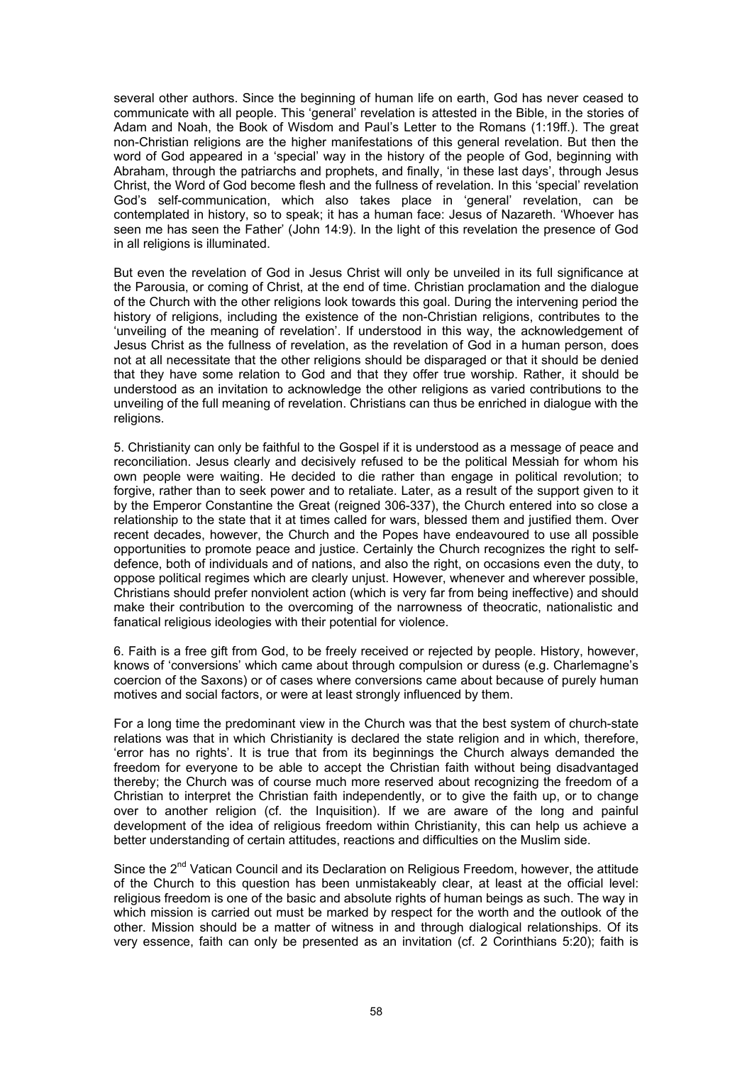several other authors. Since the beginning of human life on earth, God has never ceased to communicate with all people. This 'general' revelation is attested in the Bible, in the stories of Adam and Noah, the Book of Wisdom and Paul's Letter to the Romans (1:19ff.). The great non-Christian religions are the higher manifestations of this general revelation. But then the word of God appeared in a 'special' way in the history of the people of God, beginning with Abraham, through the patriarchs and prophets, and finally, 'in these last days', through Jesus Christ, the Word of God become flesh and the fullness of revelation. In this 'special' revelation God's self-communication, which also takes place in 'general' revelation, can be contemplated in history, so to speak; it has a human face: Jesus of Nazareth. 'Whoever has seen me has seen the Father' (John 14:9). In the light of this revelation the presence of God in all religions is illuminated.

But even the revelation of God in Jesus Christ will only be unveiled in its full significance at the Parousia, or coming of Christ, at the end of time. Christian proclamation and the dialogue of the Church with the other religions look towards this goal. During the intervening period the history of religions, including the existence of the non-Christian religions, contributes to the 'unveiling of the meaning of revelation'. If understood in this way, the acknowledgement of Jesus Christ as the fullness of revelation, as the revelation of God in a human person, does not at all necessitate that the other religions should be disparaged or that it should be denied that they have some relation to God and that they offer true worship. Rather, it should be understood as an invitation to acknowledge the other religions as varied contributions to the unveiling of the full meaning of revelation. Christians can thus be enriched in dialogue with the religions.

5. Christianity can only be faithful to the Gospel if it is understood as a message of peace and reconciliation. Jesus clearly and decisively refused to be the political Messiah for whom his own people were waiting. He decided to die rather than engage in political revolution; to forgive, rather than to seek power and to retaliate. Later, as a result of the support given to it by the Emperor Constantine the Great (reigned 306-337), the Church entered into so close a relationship to the state that it at times called for wars, blessed them and justified them. Over recent decades, however, the Church and the Popes have endeavoured to use all possible opportunities to promote peace and justice. Certainly the Church recognizes the right to self-defence, both of individuals and of nations, and also the right, on occasions even the duty, to oppose political regimes which are clearly unjust. However, whenever and wherever possible, Christians should prefer nonviolent action (which is very far from being ineffective) and should make their contribution to the overcoming of the narrowness of theocratic, nationalistic and fanatical religious ideologies with their potential for violence.

6. Faith is a free gift from God, to be freely received or rejected by people. History, however, knows of 'conversions' which came about through compulsion or duress (e.g. Charlemagne's coercion of the Saxons) or of cases where conversions came about because of purely human motives and social factors, or were at least strongly influenced by them.

For a long time the predominant view in the Church was that the best system of church-state relations was that in which Christianity is declared the state religion and in which, therefore, 'error has no rights'. It is true that from its beginnings the Church always demanded the freedom for everyone to be able to accept the Christian faith without being disadvantaged thereby; the Church was of course much more reserved about recognizing the freedom of a Christian to interpret the Christian faith independently, or to give the faith up, or to change over to another religion (cf. the Inquisition). If we are aware of the long and painful development of the idea of religious freedom within Christianity, this can help us achieve a better understanding of certain attitudes, reactions and difficulties on the Muslim side.

Since the 2nd Vatican Council and its Declaration on Religious Freedom, however, the attitude of the Church to this question has been unmistakeably clear, at least at the official level: religious freedom is one of the basic and absolute rights of human beings as such. The way in which mission is carried out must be marked by respect for the worth and the outlook of the other. Mission should be a matter of witness in and through dialogical relationships. Of its very essence, faith can only be presented as an invitation (cf. 2 Corinthians 5:20); faith is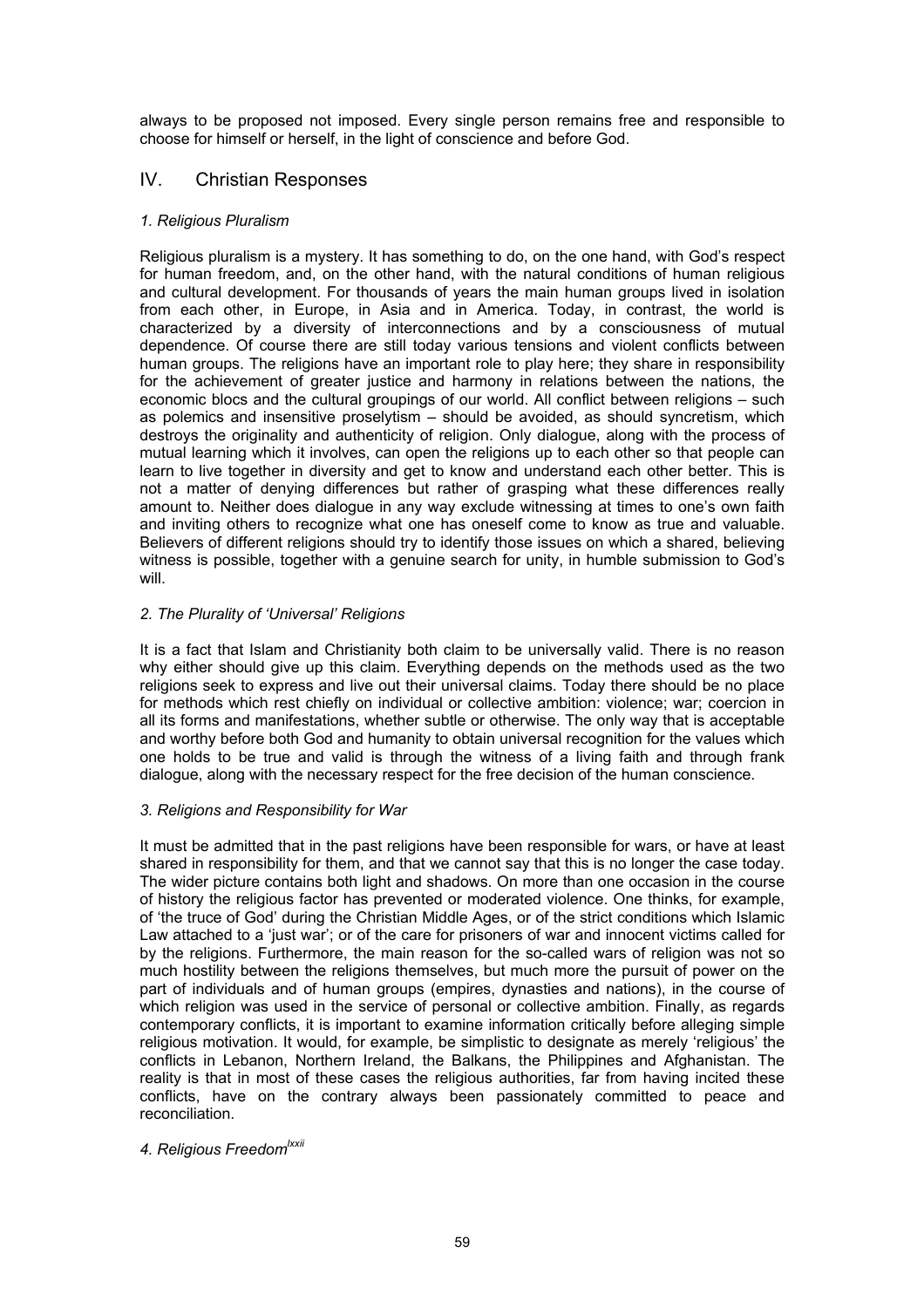always to be proposed not imposed. Every single person remains free and responsible to choose for himself or herself, in the light of conscience and before God.

## IV. Christian Responses

### *1. Religious Pluralism*

Religious pluralism is a mystery. It has something to do, on the one hand, with God's respect for human freedom, and, on the other hand, with the natural conditions of human religious and cultural development. For thousands of years the main human groups lived in isolation from each other, in Europe, in Asia and in America. Today, in contrast, the world is characterized by a diversity of interconnections and by a consciousness of mutual dependence. Of course there are still today various tensions and violent conflicts between human groups. The religions have an important role to play here; they share in responsibility for the achievement of greater justice and harmony in relations between the nations, the economic blocs and the cultural groupings of our world. All conflict between religions – such as polemics and insensitive proselytism – should be avoided, as should syncretism, which destroys the originality and authenticity of religion. Only dialogue, along with the process of mutual learning which it involves, can open the religions up to each other so that people can learn to live together in diversity and get to know and understand each other better. This is not a matter of denying differences but rather of grasping what these differences really amount to. Neither does dialogue in any way exclude witnessing at times to one's own faith and inviting others to recognize what one has oneself come to know as true and valuable. Believers of different religions should try to identify those issues on which a shared, believing witness is possible, together with a genuine search for unity, in humble submission to God's will.

### *2. The Plurality of 'Universal' Religions*

It is a fact that Islam and Christianity both claim to be universally valid. There is no reason why either should give up this claim. Everything depends on the methods used as the two religions seek to express and live out their universal claims. Today there should be no place for methods which rest chiefly on individual or collective ambition: violence; war; coercion in all its forms and manifestations, whether subtle or otherwise. The only way that is acceptable and worthy before both God and humanity to obtain universal recognition for the values which one holds to be true and valid is through the witness of a living faith and through frank dialogue, along with the necessary respect for the free decision of the human conscience.

### *3. Religions and Responsibility for War*

It must be admitted that in the past religions have been responsible for wars, or have at least shared in responsibility for them, and that we cannot say that this is no longer the case today. The wider picture contains both light and shadows. On more than one occasion in the course of history the religious factor has prevented or moderated violence. One thinks, for example, of 'the truce of God' during the Christian Middle Ages, or of the strict conditions which Islamic Law attached to a 'just war'; or of the care for prisoners of war and innocent victims called for by the religions. Furthermore, the main reason for the so-called wars of religion was not so much hostility between the religions themselves, but much more the pursuit of power on the part of individuals and of human groups (empires, dynasties and nations), in the course of which religion was used in the service of personal or collective ambition. Finally, as regards contemporary conflicts, it is important to examine information critically before alleging simple religious motivation. It would, for example, be simplistic to designate as merely 'religious' the conflicts in Lebanon, Northern Ireland, the Balkans, the Philippines and Afghanistan. The reality is that in most of these cases the religious authorities, far from having incited these conflicts, have on the contrary always been passionately committed to peace and reconciliation.

### *4. Religious Freedom*[lxxii]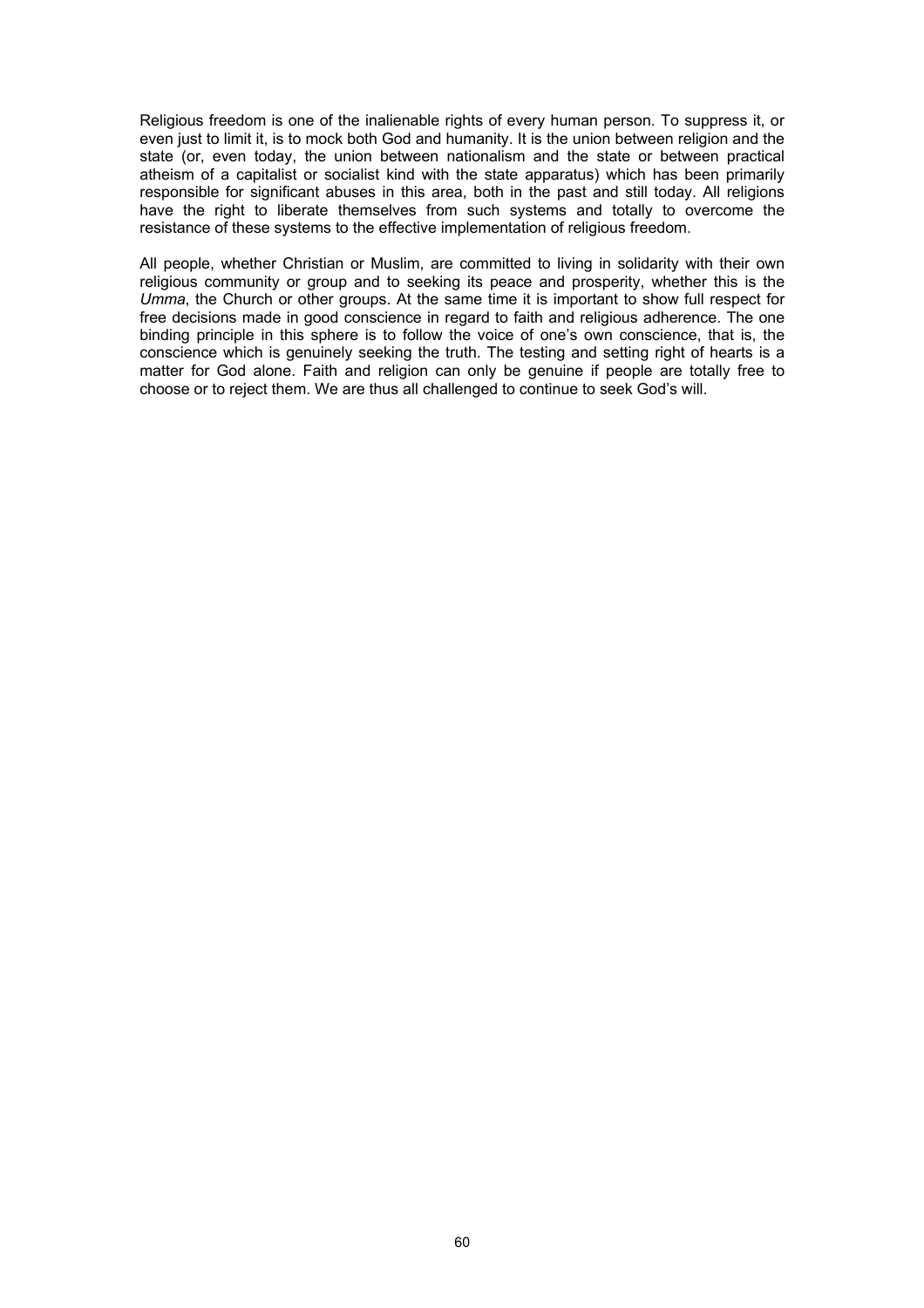Religious freedom is one of the inalienable rights of every human person. To suppress it, or even just to limit it, is to mock both God and humanity. It is the union between religion and the state (or, even today, the union between nationalism and the state or between practical atheism of a capitalist or socialist kind with the state apparatus) which has been primarily responsible for significant abuses in this area, both in the past and still today. All religions have the right to liberate themselves from such systems and totally to overcome the resistance of these systems to the effective implementation of religious freedom.

All people, whether Christian or Muslim, are committed to living in solidarity with their own religious community or group and to seeking its peace and prosperity, whether this is the *Umma*, the Church or other groups. At the same time it is important to show full respect for free decisions made in good conscience in regard to faith and religious adherence. The one binding principle in this sphere is to follow the voice of one's own conscience, that is, the conscience which is genuinely seeking the truth. The testing and setting right of hearts is a matter for God alone. Faith and religion can only be genuine if people are totally free to choose or to reject them. We are thus all challenged to continue to seek God's will.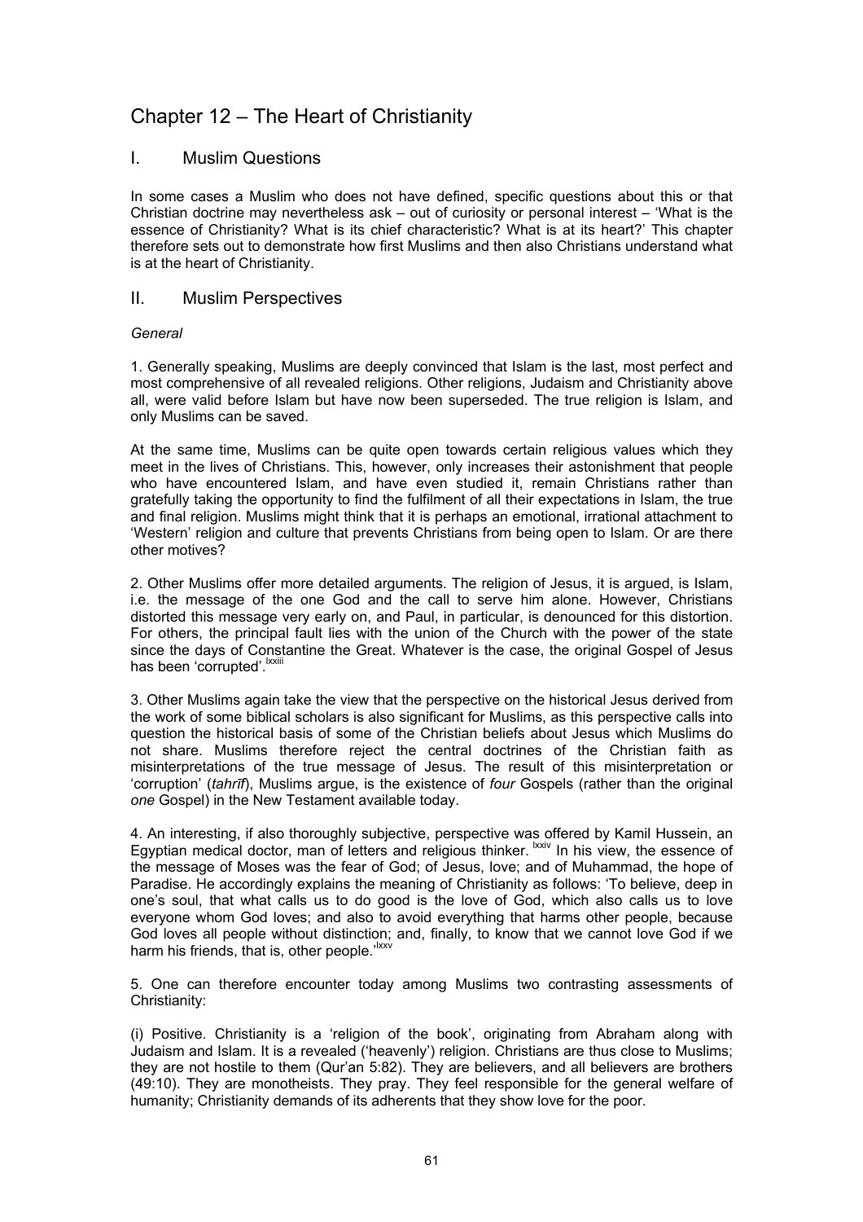# Chapter 12 – The Heart of Christianity

## I. Muslim Questions

In some cases a Muslim who does not have defined, specific questions about this or that Christian doctrine may nevertheless ask – out of curiosity or personal interest – 'What is the essence of Christianity? What is its chief characteristic? What is at its heart?' This chapter therefore sets out to demonstrate how first Muslims and then also Christians understand what is at the heart of Christianity.

## II. Muslim Perspectives

*General*

1. Generally speaking, Muslims are deeply convinced that Islam is the last, most perfect and most comprehensive of all revealed religions. Other religions, Judaism and Christianity above all, were valid before Islam but have now been superseded. The true religion is Islam, and only Muslims can be saved.

At the same time, Muslims can be quite open towards certain religious values which they meet in the lives of Christians. This, however, only increases their astonishment that people who have encountered Islam, and have even studied it, remain Christians rather than gratefully taking the opportunity to find the fulfilment of all their expectations in Islam, the true and final religion. Muslims might think that it is perhaps an emotional, irrational attachment to 'Western' religion and culture that prevents Christians from being open to Islam. Or are there other motives?

2. Other Muslims offer more detailed arguments. The religion of Jesus, it is argued, is Islam, i.e. the message of the one God and the call to serve him alone. However, Christians distorted this message very early on, and Paul, in particular, is denounced for this distortion. For others, the principal fault lies with the union of the Church with the power of the state since the days of Constantine the Great. Whatever is the case, the original Gospel of Jesus has been 'corrupted'.[lxxiii]

3. Other Muslims again take the view that the perspective on the historical Jesus derived from the work of some biblical scholars is also significant for Muslims, as this perspective calls into question the historical basis of some of the Christian beliefs about Jesus which Muslims do not share. Muslims therefore reject the central doctrines of the Christian faith as misinterpretations of the true message of Jesus. The result of this misinterpretation or 'corruption' (*tahrīf*), Muslims argue, is the existence of *four* Gospels (rather than the original *one* Gospel) in the New Testament available today.

4. An interesting, if also thoroughly subjective, perspective was offered by Kamil Hussein, an Egyptian medical doctor, man of letters and religious thinker.[lxxiv] In his view, the essence of the message of Moses was the fear of God; of Jesus, love; and of Muhammad, the hope of Paradise. He accordingly explains the meaning of Christianity as follows: 'To believe, deep in one's soul, that what calls us to do good is the love of God, which also calls us to love everyone whom God loves; and also to avoid everything that harms other people, because God loves all people without distinction; and, finally, to know that we cannot love God if we harm his friends, that is, other people.'[lxxv]

5. One can therefore encounter today among Muslims two contrasting assessments of Christianity:

(i) Positive. Christianity is a 'religion of the book', originating from Abraham along with Judaism and Islam. It is a revealed ('heavenly') religion. Christians are thus close to Muslims; they are not hostile to them (Qur'an 5:82). They are believers, and all believers are brothers (49:10). They are monotheists. They pray. They feel responsible for the general welfare of humanity; Christianity demands of its adherents that they show love for the poor.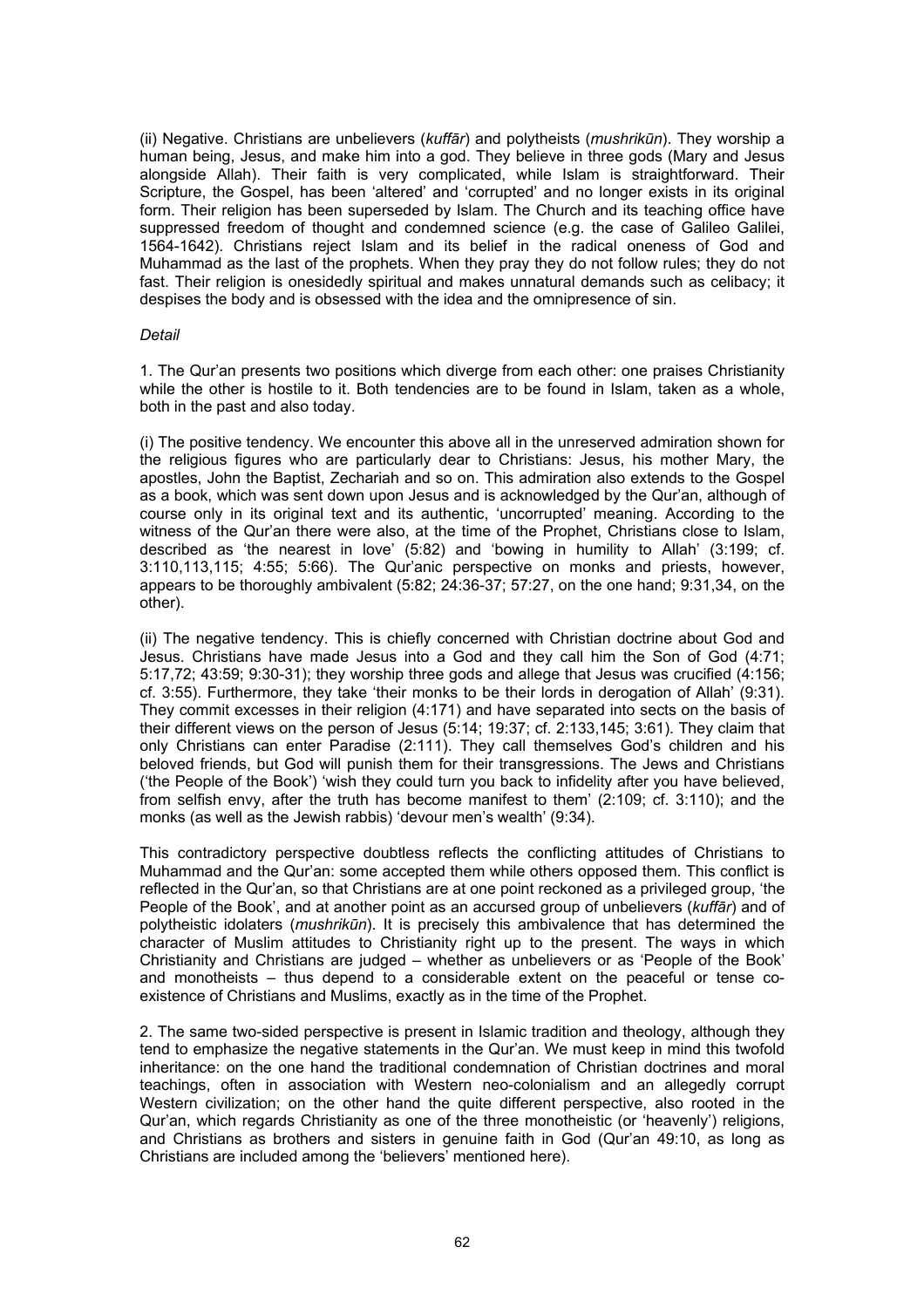(ii) Negative. Christians are unbelievers (*kuffār*) and polytheists (*mushrikūn*). They worship a human being, Jesus, and make him into a god. They believe in three gods (Mary and Jesus alongside Allah). Their faith is very complicated, while Islam is straightforward. Their Scripture, the Gospel, has been 'altered' and 'corrupted' and no longer exists in its original form. Their religion has been superseded by Islam. The Church and its teaching office have suppressed freedom of thought and condemned science (e.g. the case of Galileo Galilei, 1564-1642). Christians reject Islam and its belief in the radical oneness of God and Muhammad as the last of the prophets. When they pray they do not follow rules; they do not fast. Their religion is onesidedly spiritual and makes unnatural demands such as celibacy; it despises the body and is obsessed with the idea and the omnipresence of sin.

*Detail*

1. The Qur'an presents two positions which diverge from each other: one praises Christianity while the other is hostile to it. Both tendencies are to be found in Islam, taken as a whole, both in the past and also today.

(i) The positive tendency. We encounter this above all in the unreserved admiration shown for the religious figures who are particularly dear to Christians: Jesus, his mother Mary, the apostles, John the Baptist, Zechariah and so on. This admiration also extends to the Gospel as a book, which was sent down upon Jesus and is acknowledged by the Qur'an, although of course only in its original text and its authentic, 'uncorrupted' meaning. According to the witness of the Qur'an there were also, at the time of the Prophet, Christians close to Islam, described as 'the nearest in love' (5:82) and 'bowing in humility to Allah' (3:199; cf. 3:110,113,115; 4:55; 5:66). The Qur'anic perspective on monks and priests, however, appears to be thoroughly ambivalent (5:82; 24:36-37; 57:27, on the one hand; 9:31,34, on the other).

(ii) The negative tendency. This is chiefly concerned with Christian doctrine about God and Jesus. Christians have made Jesus into a God and they call him the Son of God (4:71; 5:17,72; 43:59; 9:30-31); they worship three gods and allege that Jesus was crucified (4:156; cf. 3:55). Furthermore, they take 'their monks to be their lords in derogation of Allah' (9:31). They commit excesses in their religion (4:171) and have separated into sects on the basis of their different views on the person of Jesus (5:14; 19:37; cf. 2:133,145; 3:61). They claim that only Christians can enter Paradise (2:111). They call themselves God's children and his beloved friends, but God will punish them for their transgressions. The Jews and Christians ('the People of the Book') 'wish they could turn you back to infidelity after you have believed, from selfish envy, after the truth has become manifest to them' (2:109; cf. 3:110); and the monks (as well as the Jewish rabbis) 'devour men's wealth' (9:34).

This contradictory perspective doubtless reflects the conflicting attitudes of Christians to Muhammad and the Qur'an: some accepted them while others opposed them. This conflict is reflected in the Qur'an, so that Christians are at one point reckoned as a privileged group, 'the People of the Book', and at another point as an accursed group of unbelievers (*kuffār*) and of polytheistic idolaters (*mushrikūn*). It is precisely this ambivalence that has determined the character of Muslim attitudes to Christianity right up to the present. The ways in which Christianity and Christians are judged – whether as unbelievers or as 'People of the Book' and monotheists – thus depend to a considerable extent on the peaceful or tense co-existence of Christians and Muslims, exactly as in the time of the Prophet.

2. The same two-sided perspective is present in Islamic tradition and theology, although they tend to emphasize the negative statements in the Qur'an. We must keep in mind this twofold inheritance: on the one hand the traditional condemnation of Christian doctrines and moral teachings, often in association with Western neo-colonialism and an allegedly corrupt Western civilization; on the other hand the quite different perspective, also rooted in the Qur'an, which regards Christianity as one of the three monotheistic (or 'heavenly') religions, and Christians as brothers and sisters in genuine faith in God (Qur'an 49:10, as long as Christians are included among the 'believers' mentioned here).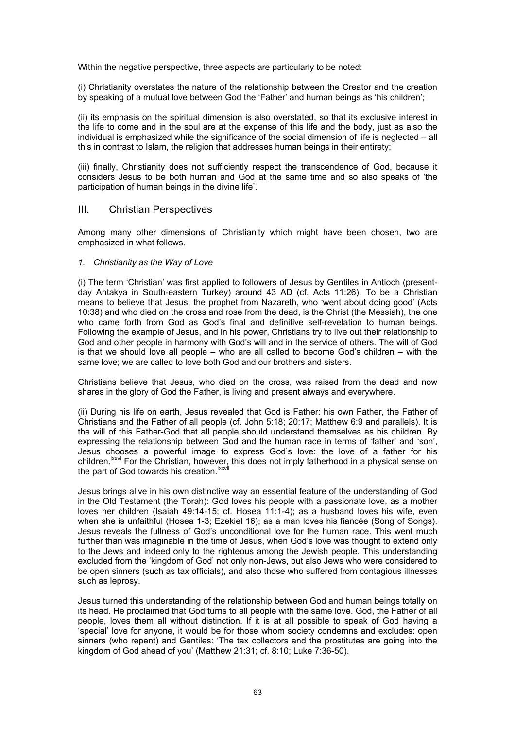Within the negative perspective, three aspects are particularly to be noted:

(i) Christianity overstates the nature of the relationship between the Creator and the creation by speaking of a mutual love between God the 'Father' and human beings as 'his children';

(ii) its emphasis on the spiritual dimension is also overstated, so that its exclusive interest in the life to come and in the soul are at the expense of this life and the body, just as also the individual is emphasized while the significance of the social dimension of life is neglected – all this in contrast to Islam, the religion that addresses human beings in their entirety;

(iii) finally, Christianity does not sufficiently respect the transcendence of God, because it considers Jesus to be both human and God at the same time and so also speaks of 'the participation of human beings in the divine life'.

## III. Christian Perspectives

Among many other dimensions of Christianity which might have been chosen, two are emphasized in what follows.

### *1. Christianity as the Way of Love*

(i) The term 'Christian' was first applied to followers of Jesus by Gentiles in Antioch (present-day Antakya in South-eastern Turkey) around 43 AD (cf. Acts 11:26). To be a Christian means to believe that Jesus, the prophet from Nazareth, who 'went about doing good' (Acts 10:38) and who died on the cross and rose from the dead, is the Christ (the Messiah), the one who came forth from God as God's final and definitive self-revelation to human beings. Following the example of Jesus, and in his power, Christians try to live out their relationship to God and other people in harmony with God's will and in the service of others. The will of God is that we should love all people – who are all called to become God's children – with the same love; we are called to love both God and our brothers and sisters.

Christians believe that Jesus, who died on the cross, was raised from the dead and now shares in the glory of God the Father, is living and present always and everywhere.

(ii) During his life on earth, Jesus revealed that God is Father: his own Father, the Father of Christians and the Father of all people (cf. John 5:18; 20:17; Matthew 6:9 and parallels). It is the will of this Father-God that all people should understand themselves as his children. By expressing the relationship between God and the human race in terms of 'father' and 'son', Jesus chooses a powerful image to express God's love: the love of a father for his children.[lxxvi] For the Christian, however, this does not imply fatherhood in a physical sense on the part of God towards his creation.[lxxvii]

Jesus brings alive in his own distinctive way an essential feature of the understanding of God in the Old Testament (the Torah): God loves his people with a passionate love, as a mother loves her children (Isaiah 49:14-15; cf. Hosea 11:1-4); as a husband loves his wife, even when she is unfaithful (Hosea 1-3; Ezekiel 16); as a man loves his fiancée (Song of Songs). Jesus reveals the fullness of God's unconditional love for the human race. This went much further than was imaginable in the time of Jesus, when God's love was thought to extend only to the Jews and indeed only to the righteous among the Jewish people. This understanding excluded from the 'kingdom of God' not only non-Jews, but also Jews who were considered to be open sinners (such as tax officials), and also those who suffered from contagious illnesses such as leprosy.

Jesus turned this understanding of the relationship between God and human beings totally on its head. He proclaimed that God turns to all people with the same love. God, the Father of all people, loves them all without distinction. If it is at all possible to speak of God having a 'special' love for anyone, it would be for those whom society condemns and excludes: open sinners (who repent) and Gentiles: 'The tax collectors and the prostitutes are going into the kingdom of God ahead of you' (Matthew 21:31; cf. 8:10; Luke 7:36-50).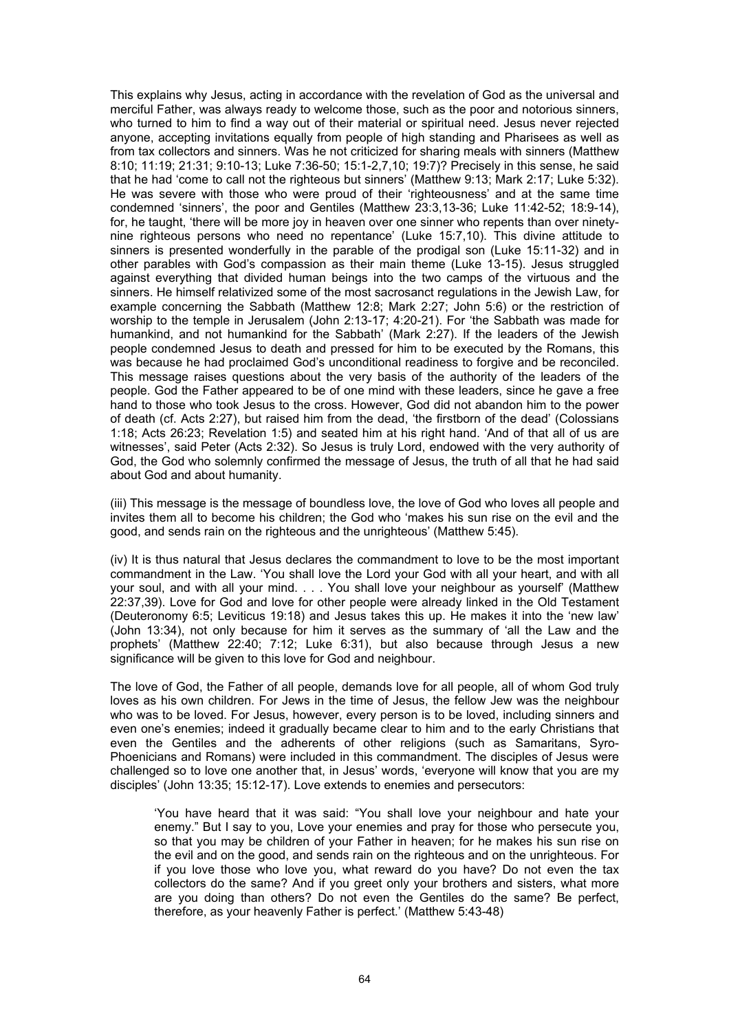This explains why Jesus, acting in accordance with the revelation of God as the universal and merciful Father, was always ready to welcome those, such as the poor and notorious sinners, who turned to him to find a way out of their material or spiritual need. Jesus never rejected anyone, accepting invitations equally from people of high standing and Pharisees as well as from tax collectors and sinners. Was he not criticized for sharing meals with sinners (Matthew 8:10; 11:19; 21:31; 9:10-13; Luke 7:36-50; 15:1-2,7,10; 19:7)? Precisely in this sense, he said that he had 'come to call not the righteous but sinners' (Matthew 9:13; Mark 2:17; Luke 5:32). He was severe with those who were proud of their 'righteousness' and at the same time condemned 'sinners', the poor and Gentiles (Matthew 23:3,13-36; Luke 11:42-52; 18:9-14), for, he taught, 'there will be more joy in heaven over one sinner who repents than over ninety-nine righteous persons who need no repentance' (Luke 15:7,10). This divine attitude to sinners is presented wonderfully in the parable of the prodigal son (Luke 15:11-32) and in other parables with God's compassion as their main theme (Luke 13-15). Jesus struggled against everything that divided human beings into the two camps of the virtuous and the sinners. He himself relativized some of the most sacrosanct regulations in the Jewish Law, for example concerning the Sabbath (Matthew 12:8; Mark 2:27; John 5:6) or the restriction of worship to the temple in Jerusalem (John 2:13-17; 4:20-21). For 'the Sabbath was made for humankind, and not humankind for the Sabbath' (Mark 2:27). If the leaders of the Jewish people condemned Jesus to death and pressed for him to be executed by the Romans, this was because he had proclaimed God's unconditional readiness to forgive and be reconciled. This message raises questions about the very basis of the authority of the leaders of the people. God the Father appeared to be of one mind with these leaders, since he gave a free hand to those who took Jesus to the cross. However, God did not abandon him to the power of death (cf. Acts 2:27), but raised him from the dead, 'the firstborn of the dead' (Colossians 1:18; Acts 26:23; Revelation 1:5) and seated him at his right hand. 'And of that all of us are witnesses', said Peter (Acts 2:32). So Jesus is truly Lord, endowed with the very authority of God, the God who solemnly confirmed the message of Jesus, the truth of all that he had said about God and about humanity.

(iii) This message is the message of boundless love, the love of God who loves all people and invites them all to become his children; the God who 'makes his sun rise on the evil and the good, and sends rain on the righteous and the unrighteous' (Matthew 5:45).

(iv) It is thus natural that Jesus declares the commandment to love to be the most important commandment in the Law. 'You shall love the Lord your God with all your heart, and with all your soul, and with all your mind. . . . You shall love your neighbour as yourself' (Matthew 22:37,39). Love for God and love for other people were already linked in the Old Testament (Deuteronomy 6:5; Leviticus 19:18) and Jesus takes this up. He makes it into the 'new law' (John 13:34), not only because for him it serves as the summary of 'all the Law and the prophets' (Matthew 22:40; 7:12; Luke 6:31), but also because through Jesus a new significance will be given to this love for God and neighbour.

The love of God, the Father of all people, demands love for all people, all of whom God truly loves as his own children. For Jews in the time of Jesus, the fellow Jew was the neighbour who was to be loved. For Jesus, however, every person is to be loved, including sinners and even one's enemies; indeed it gradually became clear to him and to the early Christians that even the Gentiles and the adherents of other religions (such as Samaritans, Syro-Phoenicians and Romans) were included in this commandment. The disciples of Jesus were challenged so to love one another that, in Jesus' words, 'everyone will know that you are my disciples' (John 13:35; 15:12-17). Love extends to enemies and persecutors:

> 'You have heard that it was said: "You shall love your neighbour and hate your enemy." But I say to you, Love your enemies and pray for those who persecute you, so that you may be children of your Father in heaven; for he makes his sun rise on the evil and on the good, and sends rain on the righteous and on the unrighteous. For if you love those who love you, what reward do you have? Do not even the tax collectors do the same? And if you greet only your brothers and sisters, what more are you doing than others? Do not even the Gentiles do the same? Be perfect, therefore, as your heavenly Father is perfect.' (Matthew 5:43-48)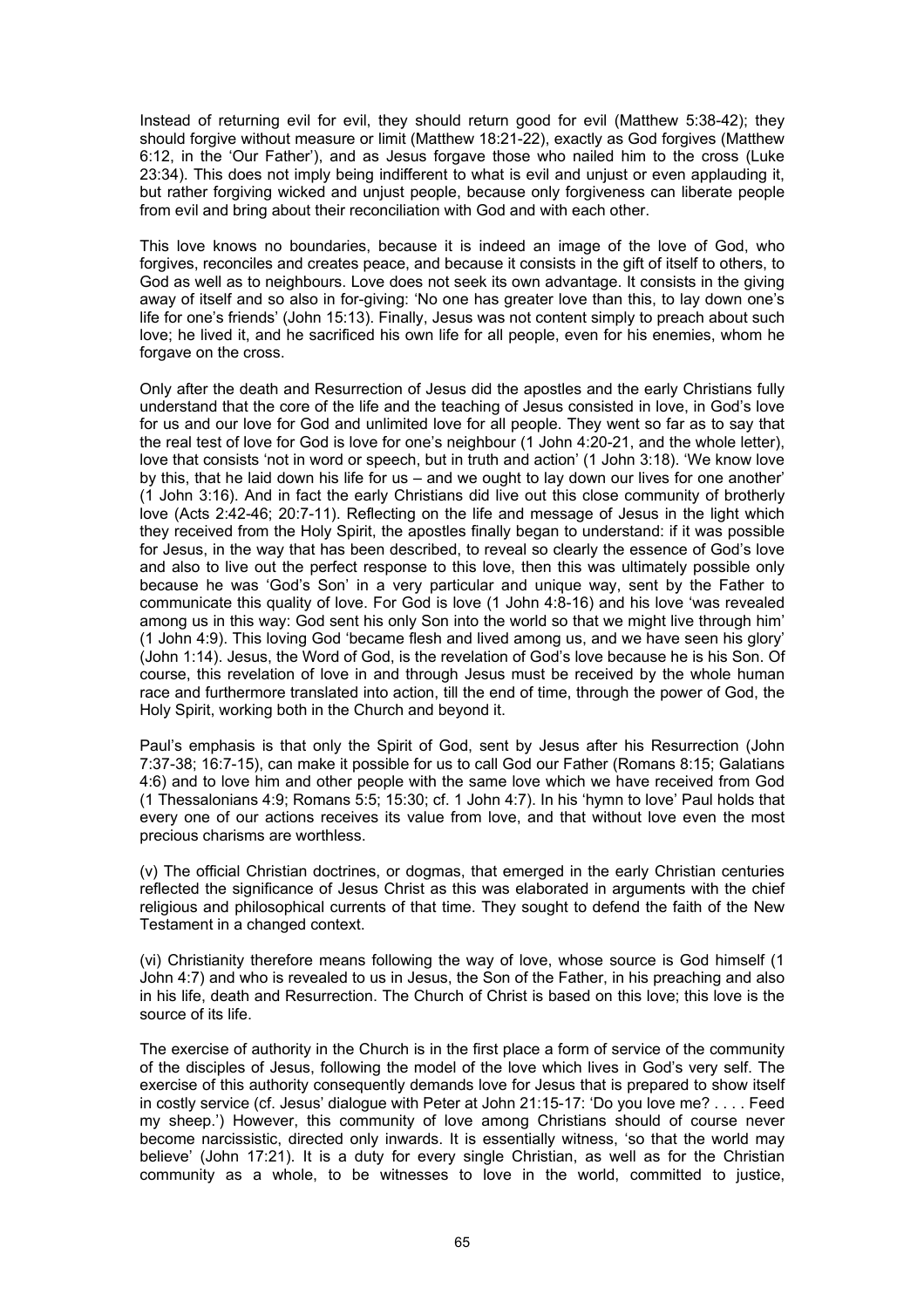Instead of returning evil for evil, they should return good for evil (Matthew 5:38-42); they should forgive without measure or limit (Matthew 18:21-22), exactly as God forgives (Matthew 6:12, in the 'Our Father'), and as Jesus forgave those who nailed him to the cross (Luke 23:34). This does not imply being indifferent to what is evil and unjust or even applauding it, but rather forgiving wicked and unjust people, because only forgiveness can liberate people from evil and bring about their reconciliation with God and with each other.

This love knows no boundaries, because it is indeed an image of the love of God, who forgives, reconciles and creates peace, and because it consists in the gift of itself to others, to God as well as to neighbours. Love does not seek its own advantage. It consists in the giving away of itself and so also in for-giving: 'No one has greater love than this, to lay down one's life for one's friends' (John 15:13). Finally, Jesus was not content simply to preach about such love; he lived it, and he sacrificed his own life for all people, even for his enemies, whom he forgave on the cross.

Only after the death and Resurrection of Jesus did the apostles and the early Christians fully understand that the core of the life and the teaching of Jesus consisted in love, in God's love for us and our love for God and unlimited love for all people. They went so far as to say that the real test of love for God is love for one's neighbour (1 John 4:20-21, and the whole letter), love that consists 'not in word or speech, but in truth and action' (1 John 3:18). 'We know love by this, that he laid down his life for us – and we ought to lay down our lives for one another' (1 John 3:16). And in fact the early Christians did live out this close community of brotherly love (Acts 2:42-46; 20:7-11). Reflecting on the life and message of Jesus in the light which they received from the Holy Spirit, the apostles finally began to understand: if it was possible for Jesus, in the way that has been described, to reveal so clearly the essence of God's love and also to live out the perfect response to this love, then this was ultimately possible only because he was 'God's Son' in a very particular and unique way, sent by the Father to communicate this quality of love. For God is love (1 John 4:8-16) and his love 'was revealed among us in this way: God sent his only Son into the world so that we might live through him' (1 John 4:9). This loving God 'became flesh and lived among us, and we have seen his glory' (John 1:14). Jesus, the Word of God, is the revelation of God's love because he is his Son. Of course, this revelation of love in and through Jesus must be received by the whole human race and furthermore translated into action, till the end of time, through the power of God, the Holy Spirit, working both in the Church and beyond it.

Paul's emphasis is that only the Spirit of God, sent by Jesus after his Resurrection (John 7:37-38; 16:7-15), can make it possible for us to call God our Father (Romans 8:15; Galatians 4:6) and to love him and other people with the same love which we have received from God (1 Thessalonians 4:9; Romans 5:5; 15:30; cf. 1 John 4:7). In his 'hymn to love' Paul holds that every one of our actions receives its value from love, and that without love even the most precious charisms are worthless.

(v) The official Christian doctrines, or dogmas, that emerged in the early Christian centuries reflected the significance of Jesus Christ as this was elaborated in arguments with the chief religious and philosophical currents of that time. They sought to defend the faith of the New Testament in a changed context.

(vi) Christianity therefore means following the way of love, whose source is God himself (1 John 4:7) and who is revealed to us in Jesus, the Son of the Father, in his preaching and also in his life, death and Resurrection. The Church of Christ is based on this love; this love is the source of its life.

The exercise of authority in the Church is in the first place a form of service of the community of the disciples of Jesus, following the model of the love which lives in God's very self. The exercise of this authority consequently demands love for Jesus that is prepared to show itself in costly service (cf. Jesus' dialogue with Peter at John 21:15-17: 'Do you love me? . . . . Feed my sheep.') However, this community of love among Christians should of course never become narcissistic, directed only inwards. It is essentially witness, 'so that the world may believe' (John 17:21). It is a duty for every single Christian, as well as for the Christian community as a whole, to be witnesses to love in the world, committed to justice,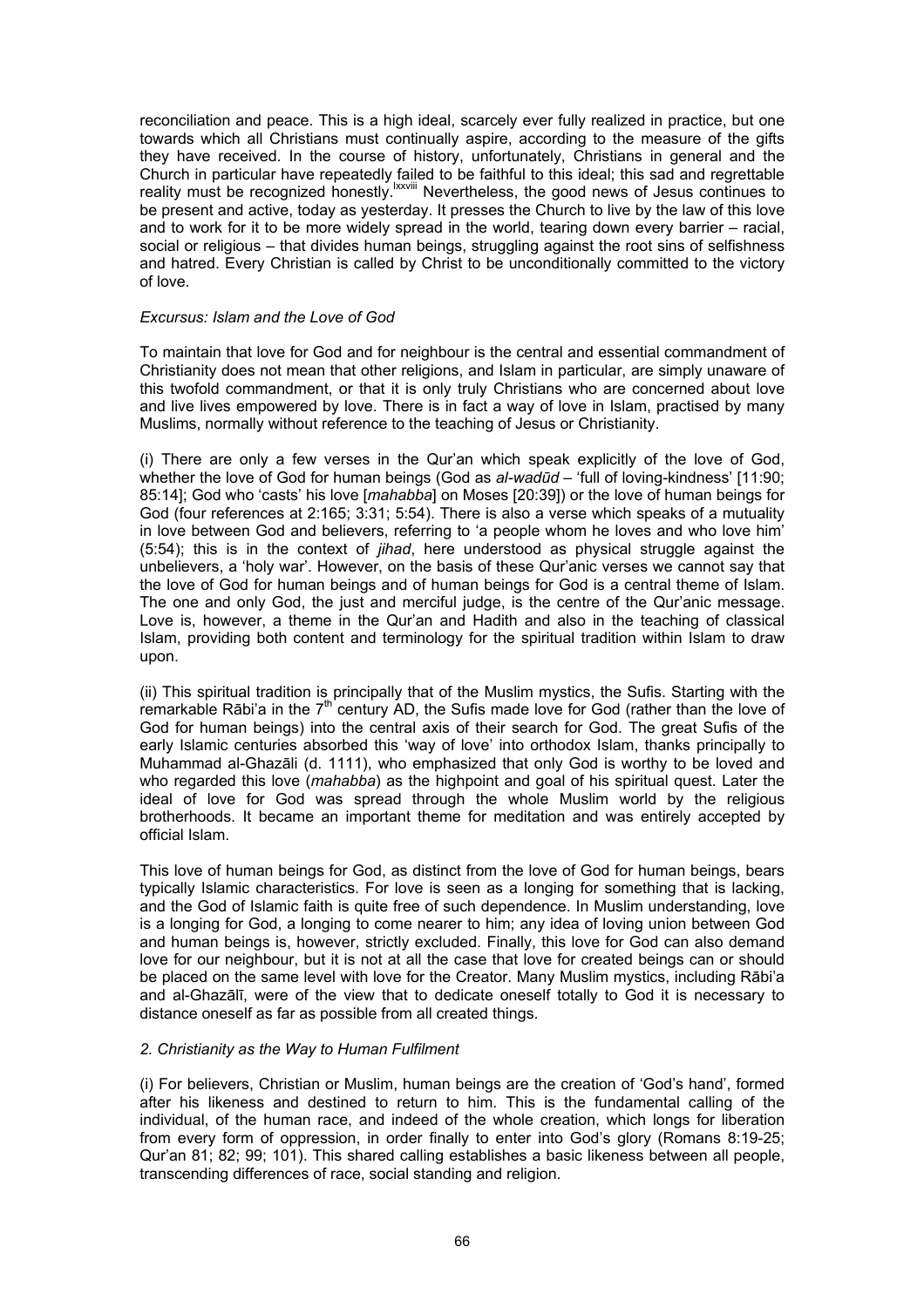reconciliation and peace. This is a high ideal, scarcely ever fully realized in practice, but one towards which all Christians must continually aspire, according to the measure of the gifts they have received. In the course of history, unfortunately, Christians in general and the Church in particular have repeatedly failed to be faithful to this ideal; this sad and regrettable reality must be recognized honestly.[lxxviii] Nevertheless, the good news of Jesus continues to be present and active, today as yesterday. It presses the Church to live by the law of this love and to work for it to be more widely spread in the world, tearing down every barrier – racial, social or religious – that divides human beings, struggling against the root sins of selfishness and hatred. Every Christian is called by Christ to be unconditionally committed to the victory of love.

*Excursus: Islam and the Love of God*

To maintain that love for God and for neighbour is the central and essential commandment of Christianity does not mean that other religions, and Islam in particular, are simply unaware of this twofold commandment, or that it is only truly Christians who are concerned about love and live lives empowered by love. There is in fact a way of love in Islam, practised by many Muslims, normally without reference to the teaching of Jesus or Christianity.

(i) There are only a few verses in the Qur'an which speak explicitly of the love of God, whether the love of God for human beings (God as *al-wadūd* – 'full of loving-kindness' [11:90; 85:14]; God who 'casts' his love [*mahabba*] on Moses [20:39]) or the love of human beings for God (four references at 2:165; 3:31; 5:54). There is also a verse which speaks of a mutuality in love between God and believers, referring to 'a people whom he loves and who love him' (5:54); this is in the context of *jihad*, here understood as physical struggle against the unbelievers, a 'holy war'. However, on the basis of these Qur'anic verses we cannot say that the love of God for human beings and of human beings for God is a central theme of Islam. The one and only God, the just and merciful judge, is the centre of the Qur'anic message. Love is, however, a theme in the Qur'an and Hadith and also in the teaching of classical Islam, providing both content and terminology for the spiritual tradition within Islam to draw upon.

(ii) This spiritual tradition is principally that of the Muslim mystics, the Sufis. Starting with the remarkable Rābi'a in the 7th century AD, the Sufis made love for God (rather than the love of God for human beings) into the central axis of their search for God. The great Sufis of the early Islamic centuries absorbed this 'way of love' into orthodox Islam, thanks principally to Muhammad al-Ghazāli (d. 1111), who emphasized that only God is worthy to be loved and who regarded this love (*mahabba*) as the highpoint and goal of his spiritual quest. Later the ideal of love for God was spread through the whole Muslim world by the religious brotherhoods. It became an important theme for meditation and was entirely accepted by official Islam.

This love of human beings for God, as distinct from the love of God for human beings, bears typically Islamic characteristics. For love is seen as a longing for something that is lacking, and the God of Islamic faith is quite free of such dependence. In Muslim understanding, love is a longing for God, a longing to come nearer to him; any idea of loving union between God and human beings is, however, strictly excluded. Finally, this love for God can also demand love for our neighbour, but it is not at all the case that love for created beings can or should be placed on the same level with love for the Creator. Many Muslim mystics, including Rābi'a and al-Ghazālī, were of the view that to dedicate oneself totally to God it is necessary to distance oneself as far as possible from all created things.

*2. Christianity as the Way to Human Fulfilment*

(i) For believers, Christian or Muslim, human beings are the creation of 'God's hand', formed after his likeness and destined to return to him. This is the fundamental calling of the individual, of the human race, and indeed of the whole creation, which longs for liberation from every form of oppression, in order finally to enter into God's glory (Romans 8:19-25; Qur'an 81; 82; 99; 101). This shared calling establishes a basic likeness between all people, transcending differences of race, social standing and religion.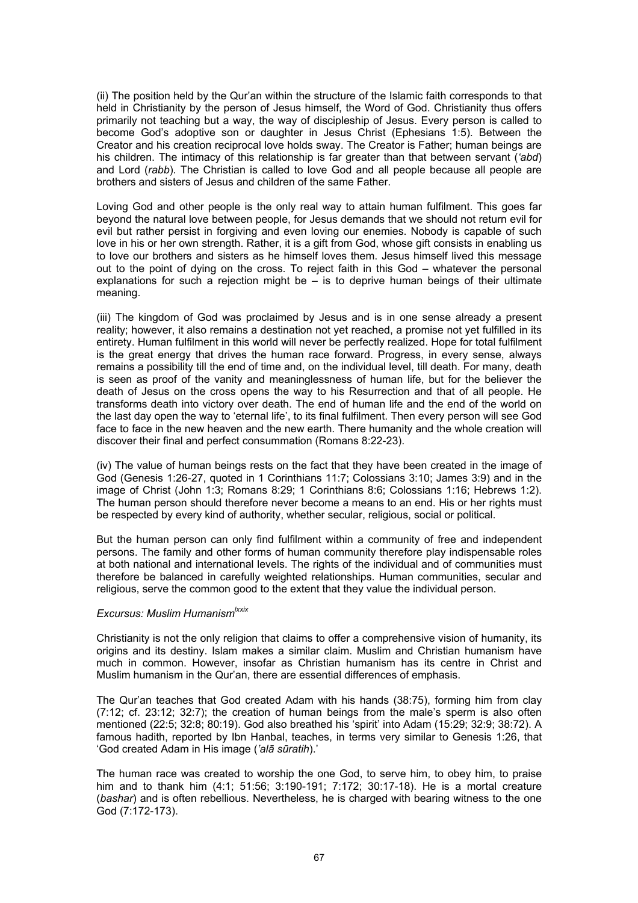(ii) The position held by the Qur'an within the structure of the Islamic faith corresponds to that held in Christianity by the person of Jesus himself, the Word of God. Christianity thus offers primarily not teaching but a way, the way of discipleship of Jesus. Every person is called to become God's adoptive son or daughter in Jesus Christ (Ephesians 1:5). Between the Creator and his creation reciprocal love holds sway. The Creator is Father; human beings are his children. The intimacy of this relationship is far greater than that between servant (*'abd*) and Lord (*rabb*). The Christian is called to love God and all people because all people are brothers and sisters of Jesus and children of the same Father.

Loving God and other people is the only real way to attain human fulfilment. This goes far beyond the natural love between people, for Jesus demands that we should not return evil for evil but rather persist in forgiving and even loving our enemies. Nobody is capable of such love in his or her own strength. Rather, it is a gift from God, whose gift consists in enabling us to love our brothers and sisters as he himself loves them. Jesus himself lived this message out to the point of dying on the cross. To reject faith in this God – whatever the personal explanations for such a rejection might be – is to deprive human beings of their ultimate meaning.

(iii) The kingdom of God was proclaimed by Jesus and is in one sense already a present reality; however, it also remains a destination not yet reached, a promise not yet fulfilled in its entirety. Human fulfilment in this world will never be perfectly realized. Hope for total fulfilment is the great energy that drives the human race forward. Progress, in every sense, always remains a possibility till the end of time and, on the individual level, till death. For many, death is seen as proof of the vanity and meaninglessness of human life, but for the believer the death of Jesus on the cross opens the way to his Resurrection and that of all people. He transforms death into victory over death. The end of human life and the end of the world on the last day open the way to 'eternal life', to its final fulfilment. Then every person will see God face to face in the new heaven and the new earth. There humanity and the whole creation will discover their final and perfect consummation (Romans 8:22-23).

(iv) The value of human beings rests on the fact that they have been created in the image of God (Genesis 1:26-27, quoted in 1 Corinthians 11:7; Colossians 3:10; James 3:9) and in the image of Christ (John 1:3; Romans 8:29; 1 Corinthians 8:6; Colossians 1:16; Hebrews 1:2). The human person should therefore never become a means to an end. His or her rights must be respected by every kind of authority, whether secular, religious, social or political.

But the human person can only find fulfilment within a community of free and independent persons. The family and other forms of human community therefore play indispensable roles at both national and international levels. The rights of the individual and of communities must therefore be balanced in carefully weighted relationships. Human communities, secular and religious, serve the common good to the extent that they value the individual person.

*Excursus: Muslim Humanism*[lxxix]

Christianity is not the only religion that claims to offer a comprehensive vision of humanity, its origins and its destiny. Islam makes a similar claim. Muslim and Christian humanism have much in common. However, insofar as Christian humanism has its centre in Christ and Muslim humanism in the Qur'an, there are essential differences of emphasis.

The Qur'an teaches that God created Adam with his hands (38:75), forming him from clay (7:12; cf. 23:12; 32:7); the creation of human beings from the male's sperm is also often mentioned (22:5; 32:8; 80:19). God also breathed his 'spirit' into Adam (15:29; 32:9; 38:72). A famous hadith, reported by Ibn Hanbal, teaches, in terms very similar to Genesis 1:26, that 'God created Adam in His image (*'alā sūratih*).'

The human race was created to worship the one God, to serve him, to obey him, to praise him and to thank him (4:1; 51:56; 3:190-191; 7:172; 30:17-18). He is a mortal creature (*bashar*) and is often rebellious. Nevertheless, he is charged with bearing witness to the one God (7:172-173).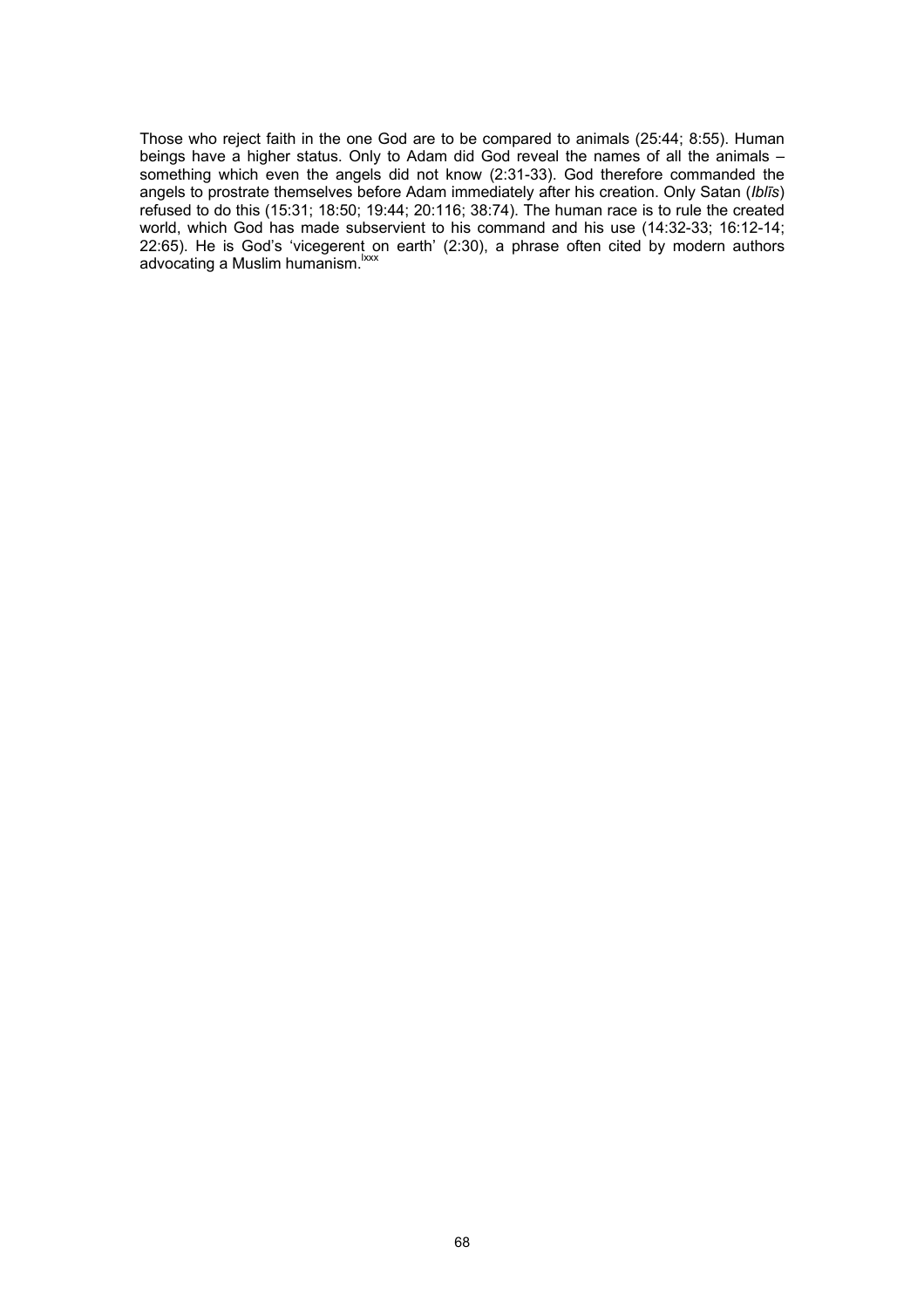Those who reject faith in the one God are to be compared to animals (25:44; 8:55). Human beings have a higher status. Only to Adam did God reveal the names of all the animals – something which even the angels did not know (2:31-33). God therefore commanded the angels to prostrate themselves before Adam immediately after his creation. Only Satan (*Iblīs*) refused to do this (15:31; 18:50; 19:44; 20:116; 38:74). The human race is to rule the created world, which God has made subservient to his command and his use (14:32-33; 16:12-14; 22:65). He is God's 'vicegerent on earth' (2:30), a phrase often cited by modern authors advocating a Muslim humanism.[lxxx]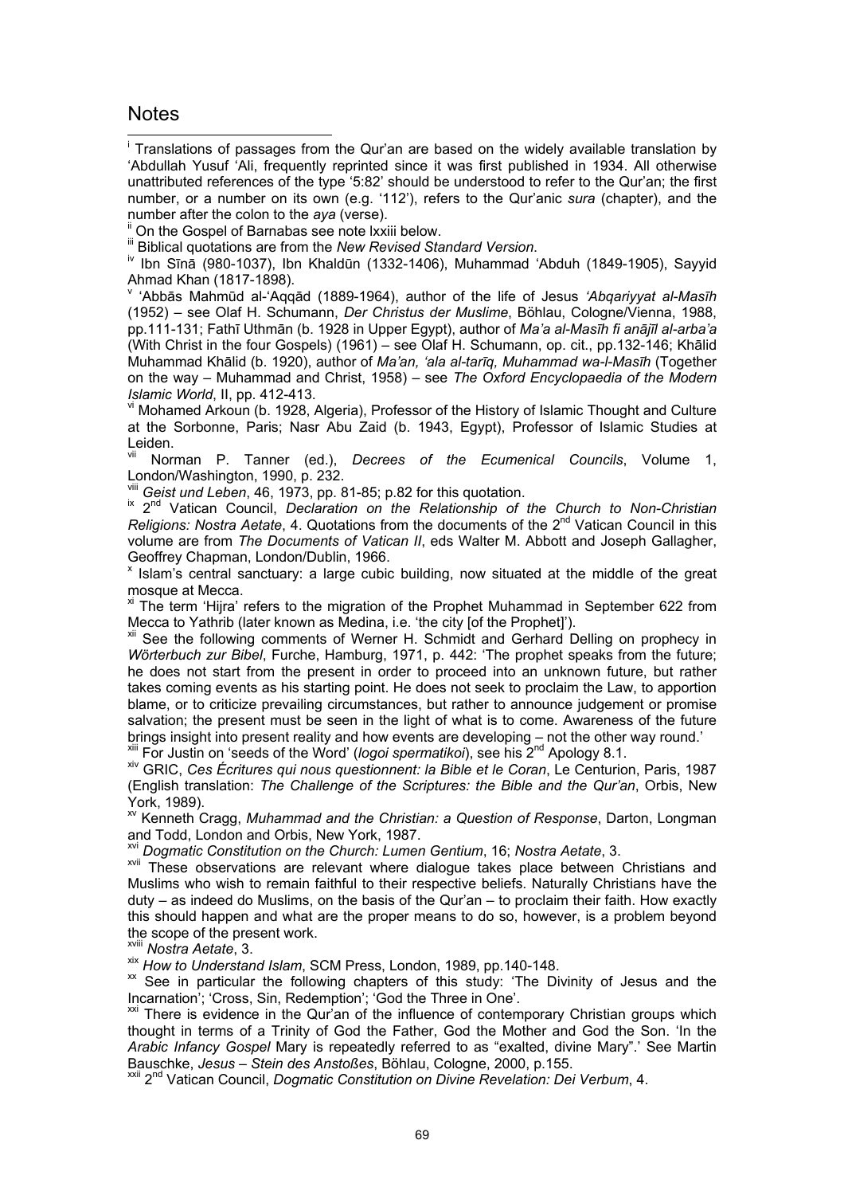# Notes

[i] Translations of passages from the Qur'an are based on the widely available translation by 'Abdullah Yusuf 'Ali, frequently reprinted since it was first published in 1934. All otherwise unattributed references of the type '5:82' should be understood to refer to the Qur'an; the first number, or a number on its own (e.g. '112'), refers to the Qur'anic *sura* (chapter), and the number after the colon to the *aya* (verse).

[ii] On the Gospel of Barnabas see note lxxiii below.

[iii] Biblical quotations are from the *New Revised Standard Version*.

[iv] Ibn Sīnā (980-1037), Ibn Khaldūn (1332-1406), Muhammad 'Abduh (1849-1905), Sayyid Ahmad Khan (1817-1898).

[v] 'Abbās Mahmūd al-'Aqqād (1889-1964), author of the life of Jesus *'Abqariyyat al-Masīh* (1952) – see Olaf H. Schumann, *Der Christus der Muslime*, Böhlau, Cologne/Vienna, 1988, pp.111-131; Fathī Uthmān (b. 1928 in Upper Egypt), author of *Ma'a al-Masīh fi anājīl al-arba'a* (With Christ in the four Gospels) (1961) – see Olaf H. Schumann, op. cit., pp.132-146; Khālid Muhammad Khālid (b. 1920), author of *Ma'an, 'ala al-tarīq, Muhammad wa-l-Masīh* (Together on the way – Muhammad and Christ, 1958) – see *The Oxford Encyclopaedia of the Modern Islamic World*, II, pp. 412-413.

[vi] Mohamed Arkoun (b. 1928, Algeria), Professor of the History of Islamic Thought and Culture at the Sorbonne, Paris; Nasr Abu Zaid (b. 1943, Egypt), Professor of Islamic Studies at Leiden.

[vii] Norman P. Tanner (ed.), *Decrees of the Ecumenical Councils*, Volume 1, London/Washington, 1990, p. 232.

[viii] *Geist und Leben*, 46, 1973, pp. 81-85; p.82 for this quotation.

[ix] 2nd Vatican Council, *Declaration on the Relationship of the Church to Non-Christian Religions: Nostra Aetate*, 4. Quotations from the documents of the 2nd Vatican Council in this volume are from *The Documents of Vatican II*, eds Walter M. Abbott and Joseph Gallagher, Geoffrey Chapman, London/Dublin, 1966.

[x] Islam's central sanctuary: a large cubic building, now situated at the middle of the great mosque at Mecca.

[xi] The term 'Hijra' refers to the migration of the Prophet Muhammad in September 622 from Mecca to Yathrib (later known as Medina, i.e. 'the city [of the Prophet]').

[xii] See the following comments of Werner H. Schmidt and Gerhard Delling on prophecy in *Wörterbuch zur Bibel*, Furche, Hamburg, 1971, p. 442: 'The prophet speaks from the future; he does not start from the present in order to proceed into an unknown future, but rather takes coming events as his starting point. He does not seek to proclaim the Law, to apportion blame, or to criticize prevailing circumstances, but rather to announce judgement or promise salvation; the present must be seen in the light of what is to come. Awareness of the future brings insight into present reality and how events are developing – not the other way round.'

[xiii] For Justin on 'seeds of the Word' (*logoi spermatikoi*), see his 2nd Apology 8.1.

[xiv] GRIC, *Ces Écritures qui nous questionnent: la Bible et le Coran*, Le Centurion, Paris, 1987 (English translation: *The Challenge of the Scriptures: the Bible and the Qur'an*, Orbis, New York, 1989).

[xv] Kenneth Cragg, *Muhammad and the Christian: a Question of Response*, Darton, Longman and Todd, London and Orbis, New York, 1987.

[xvi] *Dogmatic Constitution on the Church: Lumen Gentium*, 16; *Nostra Aetate*, 3.

[xvii] These observations are relevant where dialogue takes place between Christians and Muslims who wish to remain faithful to their respective beliefs. Naturally Christians have the duty – as indeed do Muslims, on the basis of the Qur'an – to proclaim their faith. How exactly this should happen and what are the proper means to do so, however, is a problem beyond the scope of the present work.

[xviii] *Nostra Aetate*, 3.

[xix] *How to Understand Islam*, SCM Press, London, 1989, pp.140-148.

[xx] See in particular the following chapters of this study: 'The Divinity of Jesus and the Incarnation'; 'Cross, Sin, Redemption'; 'God the Three in One'.

[xxi] There is evidence in the Qur'an of the influence of contemporary Christian groups which thought in terms of a Trinity of God the Father, God the Mother and God the Son. 'In the *Arabic Infancy Gospel* Mary is repeatedly referred to as "exalted, divine Mary".' See Martin Bauschke, *Jesus – Stein des Anstoßes*, Böhlau, Cologne, 2000, p.155.

[xxii] 2nd Vatican Council, *Dogmatic Constitution on Divine Revelation: Dei Verbum*, 4.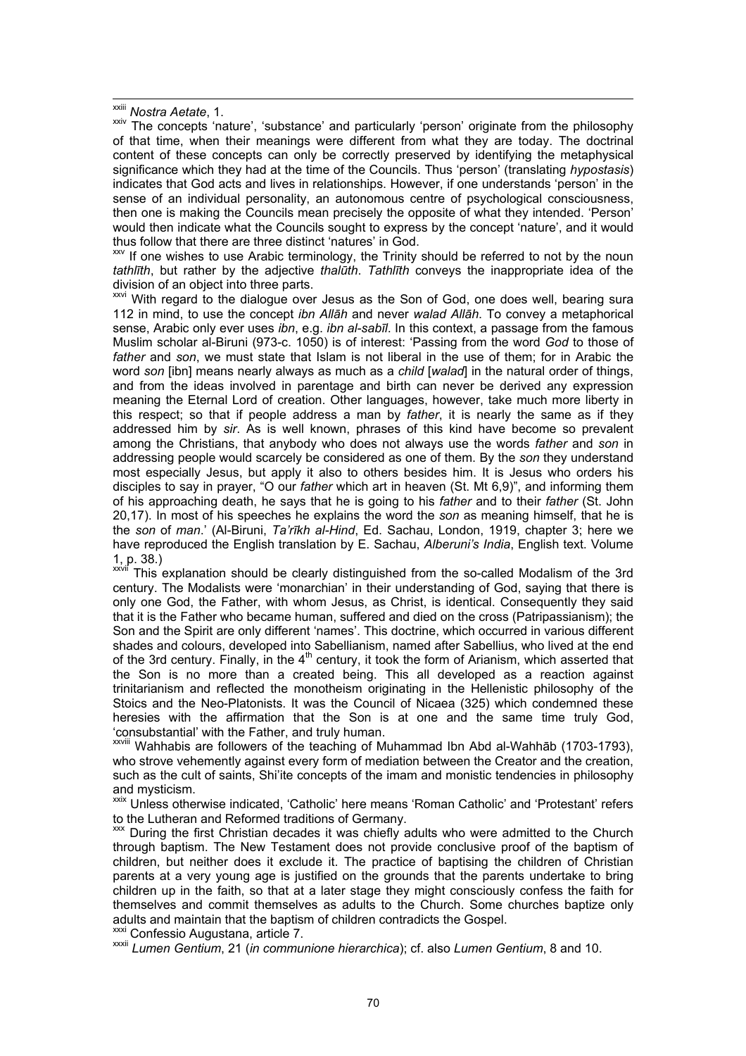[xxiii] *Nostra Aetate*, 1.

[xxiv] The concepts 'nature', 'substance' and particularly 'person' originate from the philosophy of that time, when their meanings were different from what they are today. The doctrinal content of these concepts can only be correctly preserved by identifying the metaphysical significance which they had at the time of the Councils. Thus 'person' (translating *hypostasis*) indicates that God acts and lives in relationships. However, if one understands 'person' in the sense of an individual personality, an autonomous centre of psychological consciousness, then one is making the Councils mean precisely the opposite of what they intended. 'Person' would then indicate what the Councils sought to express by the concept 'nature', and it would thus follow that there are three distinct 'natures' in God.

[xxv] If one wishes to use Arabic terminology, the Trinity should be referred to not by the noun *tathlīth*, but rather by the adjective *thalūth*. *Tathlīth* conveys the inappropriate idea of the division of an object into three parts.

[xxvi] With regard to the dialogue over Jesus as the Son of God, one does well, bearing sura 112 in mind, to use the concept *ibn Allāh* and never *walad Allāh*. To convey a metaphorical sense, Arabic only ever uses *ibn*, e.g. *ibn al-sabīl*. In this context, a passage from the famous Muslim scholar al-Biruni (973-c. 1050) is of interest: 'Passing from the word *God* to those of *father* and *son*, we must state that Islam is not liberal in the use of them; for in Arabic the word *son* [ibn] means nearly always as much as a *child* [*walad*] in the natural order of things, and from the ideas involved in parentage and birth can never be derived any expression meaning the Eternal Lord of creation. Other languages, however, take much more liberty in this respect; so that if people address a man by *father*, it is nearly the same as if they addressed him by *sir*. As is well known, phrases of this kind have become so prevalent among the Christians, that anybody who does not always use the words *father* and *son* in addressing people would scarcely be considered as one of them. By the *son* they understand most especially Jesus, but apply it also to others besides him. It is Jesus who orders his disciples to say in prayer, "O our *father* which art in heaven (St. Mt 6,9)", and informing them of his approaching death, he says that he is going to his *father* and to their *father* (St. John 20,17). In most of his speeches he explains the word the *son* as meaning himself, that he is the *son* of *man*.' (Al-Biruni, *Ta'rīkh al-Hind*, Ed. Sachau, London, 1919, chapter 3; here we have reproduced the English translation by E. Sachau, *Alberuni's India*, English text. Volume 1, p. 38.)

[xxvii] This explanation should be clearly distinguished from the so-called Modalism of the 3rd century. The Modalists were 'monarchian' in their understanding of God, saying that there is only one God, the Father, with whom Jesus, as Christ, is identical. Consequently they said that it is the Father who became human, suffered and died on the cross (Patripassianism); the Son and the Spirit are only different 'names'. This doctrine, which occurred in various different shades and colours, developed into Sabellianism, named after Sabellius, who lived at the end of the 3rd century. Finally, in the 4th century, it took the form of Arianism, which asserted that the Son is no more than a created being. This all developed as a reaction against trinitarianism and reflected the monotheism originating in the Hellenistic philosophy of the Stoics and the Neo-Platonists. It was the Council of Nicaea (325) which condemned these heresies with the affirmation that the Son is at one and the same time truly God, 'consubstantial' with the Father, and truly human.

[xxviii] Wahhabis are followers of the teaching of Muhammad Ibn Abd al-Wahhāb (1703-1793), who strove vehemently against every form of mediation between the Creator and the creation, such as the cult of saints, Shi'ite concepts of the imam and monistic tendencies in philosophy and mysticism.

[xxix] Unless otherwise indicated, 'Catholic' here means 'Roman Catholic' and 'Protestant' refers to the Lutheran and Reformed traditions of Germany.

[xxx] During the first Christian decades it was chiefly adults who were admitted to the Church through baptism. The New Testament does not provide conclusive proof of the baptism of children, but neither does it exclude it. The practice of baptising the children of Christian parents at a very young age is justified on the grounds that the parents undertake to bring children up in the faith, so that at a later stage they might consciously confess the faith for themselves and commit themselves as adults to the Church. Some churches baptize only adults and maintain that the baptism of children contradicts the Gospel.

[xxxi] Confessio Augustana, article 7.

[xxxii] *Lumen Gentium*, 21 (*in communione hierarchica*); cf. also *Lumen Gentium*, 8 and 10.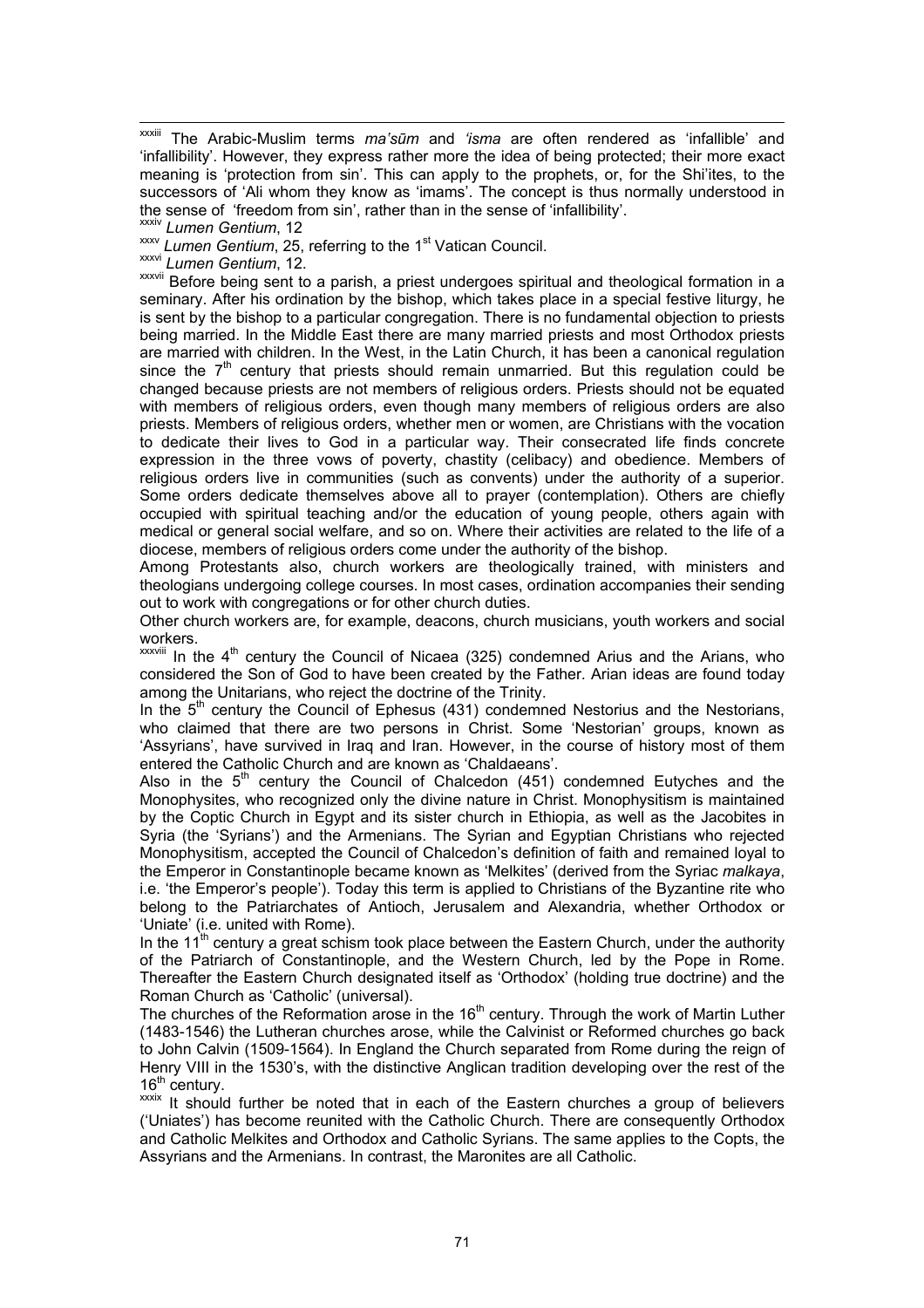[xxxiii] The Arabic-Muslim terms *ma'sūm* and *'isma* are often rendered as 'infallible' and 'infallibility'. However, they express rather more the idea of being protected; their more exact meaning is 'protection from sin'. This can apply to the prophets, or, for the Shi'ites, to the successors of 'Ali whom they know as 'imams'. The concept is thus normally understood in the sense of 'freedom from sin', rather than in the sense of 'infallibility'.

[xxxiv] *Lumen Gentium*, 12

[xxxv] *Lumen Gentium*, 25, referring to the 1st Vatican Council.

[xxxvi] *Lumen Gentium*, 12.

[xxxvii] Before being sent to a parish, a priest undergoes spiritual and theological formation in a seminary. After his ordination by the bishop, which takes place in a special festive liturgy, he is sent by the bishop to a particular congregation. There is no fundamental objection to priests being married. In the Middle East there are many married priests and most Orthodox priests are married with children. In the West, in the Latin Church, it has been a canonical regulation since the 7th century that priests should remain unmarried. But this regulation could be changed because priests are not members of religious orders. Priests should not be equated with members of religious orders, even though many members of religious orders are also priests. Members of religious orders, whether men or women, are Christians with the vocation to dedicate their lives to God in a particular way. Their consecrated life finds concrete expression in the three vows of poverty, chastity (celibacy) and obedience. Members of religious orders live in communities (such as convents) under the authority of a superior. Some orders dedicate themselves above all to prayer (contemplation). Others are chiefly occupied with spiritual teaching and/or the education of young people, others again with medical or general social welfare, and so on. Where their activities are related to the life of a diocese, members of religious orders come under the authority of the bishop.

Among Protestants also, church workers are theologically trained, with ministers and theologians undergoing college courses. In most cases, ordination accompanies their sending out to work with congregations or for other church duties.

Other church workers are, for example, deacons, church musicians, youth workers and social workers.

[xxxviii] In the 4th century the Council of Nicaea (325) condemned Arius and the Arians, who considered the Son of God to have been created by the Father. Arian ideas are found today among the Unitarians, who reject the doctrine of the Trinity.

In the 5th century the Council of Ephesus (431) condemned Nestorius and the Nestorians, who claimed that there are two persons in Christ. Some 'Nestorian' groups, known as 'Assyrians', have survived in Iraq and Iran. However, in the course of history most of them entered the Catholic Church and are known as 'Chaldaeans'.

Also in the 5th century the Council of Chalcedon (451) condemned Eutyches and the Monophysites, who recognized only the divine nature in Christ. Monophysitism is maintained by the Coptic Church in Egypt and its sister church in Ethiopia, as well as the Jacobites in Syria (the 'Syrians') and the Armenians. The Syrian and Egyptian Christians who rejected Monophysitism, accepted the Council of Chalcedon's definition of faith and remained loyal to the Emperor in Constantinople became known as 'Melkites' (derived from the Syriac *malkaya*, i.e. 'the Emperor's people'). Today this term is applied to Christians of the Byzantine rite who belong to the Patriarchates of Antioch, Jerusalem and Alexandria, whether Orthodox or 'Uniate' (i.e. united with Rome).

In the 11th century a great schism took place between the Eastern Church, under the authority of the Patriarch of Constantinople, and the Western Church, led by the Pope in Rome. Thereafter the Eastern Church designated itself as 'Orthodox' (holding true doctrine) and the Roman Church as 'Catholic' (universal).

The churches of the Reformation arose in the 16th century. Through the work of Martin Luther (1483-1546) the Lutheran churches arose, while the Calvinist or Reformed churches go back to John Calvin (1509-1564). In England the Church separated from Rome during the reign of Henry VIII in the 1530's, with the distinctive Anglican tradition developing over the rest of the 16th century.

[xxxix] It should further be noted that in each of the Eastern churches a group of believers ('Uniates') has become reunited with the Catholic Church. There are consequently Orthodox and Catholic Melkites and Orthodox and Catholic Syrians. The same applies to the Copts, the Assyrians and the Armenians. In contrast, the Maronites are all Catholic.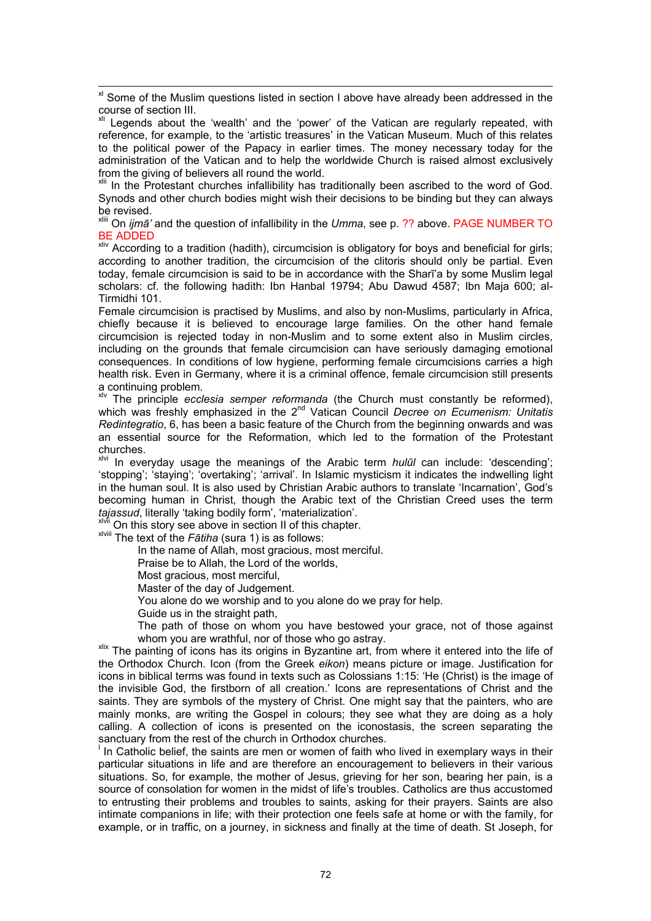[xl] Some of the Muslim questions listed in section I above have already been addressed in the course of section III.

[xli] Legends about the 'wealth' and the 'power' of the Vatican are regularly repeated, with reference, for example, to the 'artistic treasures' in the Vatican Museum. Much of this relates to the political power of the Papacy in earlier times. The money necessary today for the administration of the Vatican and to help the worldwide Church is raised almost exclusively from the giving of believers all round the world.

[xlii] In the Protestant churches infallibility has traditionally been ascribed to the word of God. Synods and other church bodies might wish their decisions to be binding but they can always be revised.

[xliii] On *ijmā'* and the question of infallibility in the *Umma*, see p. ?? above. PAGE NUMBER TO BE ADDED

[xliv] According to a tradition (hadith), circumcision is obligatory for boys and beneficial for girls; according to another tradition, the circumcision of the clitoris should only be partial. Even today, female circumcision is said to be in accordance with the Sharī'a by some Muslim legal scholars: cf. the following hadith: Ibn Hanbal 19794; Abu Dawud 4587; Ibn Maja 600; al-Tirmidhi 101.

Female circumcision is practised by Muslims, and also by non-Muslims, particularly in Africa, chiefly because it is believed to encourage large families. On the other hand female circumcision is rejected today in non-Muslim and to some extent also in Muslim circles, including on the grounds that female circumcision can have seriously damaging emotional consequences. In conditions of low hygiene, performing female circumcisions carries a high health risk. Even in Germany, where it is a criminal offence, female circumcision still presents a continuing problem.

[xlv] The principle *ecclesia semper reformanda* (the Church must constantly be reformed), which was freshly emphasized in the 2nd Vatican Council *Decree on Ecumenism: Unitatis Redintegratio*, 6, has been a basic feature of the Church from the beginning onwards and was an essential source for the Reformation, which led to the formation of the Protestant churches.

[xlvi] In everyday usage the meanings of the Arabic term *hulūl* can include: 'descending'; 'stopping'; 'staying'; 'overtaking'; 'arrival'. In Islamic mysticism it indicates the indwelling light in the human soul. It is also used by Christian Arabic authors to translate 'Incarnation', God's becoming human in Christ, though the Arabic text of the Christian Creed uses the term *tajassud*, literally 'taking bodily form', 'materialization'.

[xlvii] On this story see above in section II of this chapter.

[xlviii] The text of the *Fātiha* (sura 1) is as follows:

> In the name of Allah, most gracious, most merciful.
> Praise be to Allah, the Lord of the worlds,
> Most gracious, most merciful,
> Master of the day of Judgement.
> You alone do we worship and to you alone do we pray for help.
> Guide us in the straight path,
> The path of those on whom you have bestowed your grace, not of those against whom you are wrathful, nor of those who go astray.

[xlix] The painting of icons has its origins in Byzantine art, from where it entered into the life of the Orthodox Church. Icon (from the Greek *eikon*) means picture or image. Justification for icons in biblical terms was found in texts such as Colossians 1:15: 'He (Christ) is the image of the invisible God, the firstborn of all creation.' Icons are representations of Christ and the saints. They are symbols of the mystery of Christ. One might say that the painters, who are mainly monks, are writing the Gospel in colours; they see what they are doing as a holy calling. A collection of icons is presented on the iconostasis, the screen separating the sanctuary from the rest of the church in Orthodox churches.

[l] In Catholic belief, the saints are men or women of faith who lived in exemplary ways in their particular situations in life and are therefore an encouragement to believers in their various situations. So, for example, the mother of Jesus, grieving for her son, bearing her pain, is a source of consolation for women in the midst of life's troubles. Catholics are thus accustomed to entrusting their problems and troubles to saints, asking for their prayers. Saints are also intimate companions in life; with their protection one feels safe at home or with the family, for example, or in traffic, on a journey, in sickness and finally at the time of death. St Joseph, for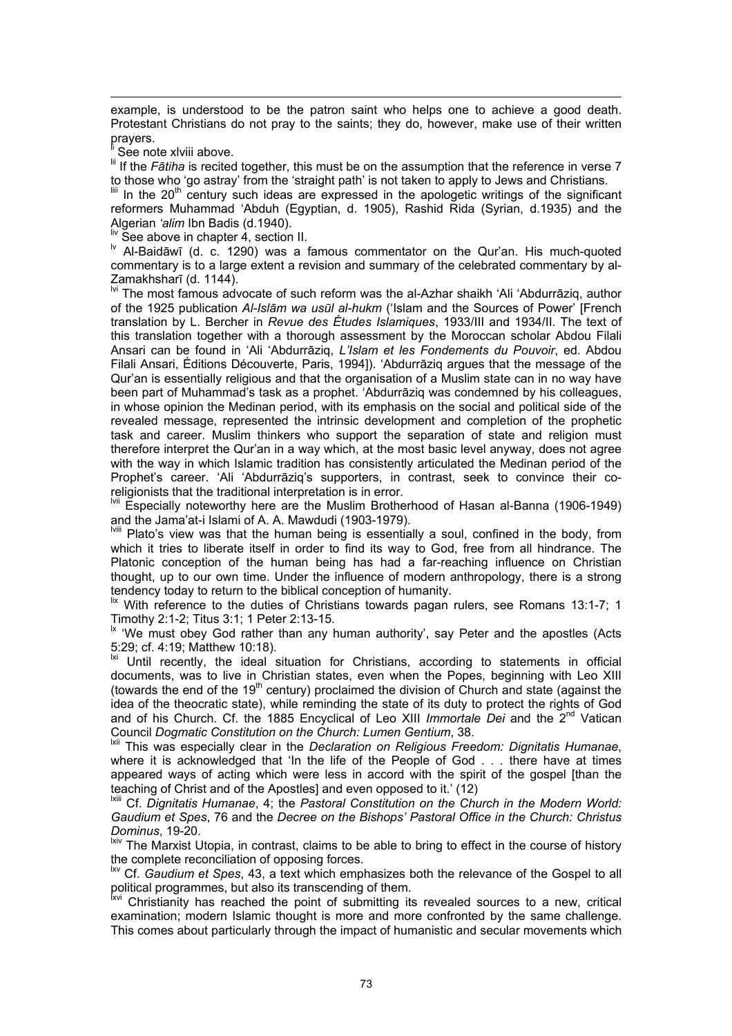example, is understood to be the patron saint who helps one to achieve a good death. Protestant Christians do not pray to the saints; they do, however, make use of their written prayers.

[li] See note xlviii above.

[lii] If the *Fātiha* is recited together, this must be on the assumption that the reference in verse 7 to those who 'go astray' from the 'straight path' is not taken to apply to Jews and Christians.

[liii] In the 20th century such ideas are expressed in the apologetic writings of the significant reformers Muhammad 'Abduh (Egyptian, d. 1905), Rashid Rida (Syrian, d.1935) and the Algerian *'alim* Ibn Badis (d.1940).

[liv] See above in chapter 4, section II.

[lv] Al-Baidāwī (d. c. 1290) was a famous commentator on the Qur'an. His much-quoted commentary is to a large extent a revision and summary of the celebrated commentary by al-Zamakhsharī (d. 1144).

[lvi] The most famous advocate of such reform was the al-Azhar shaikh 'Ali 'Abdurrāziq, author of the 1925 publication *Al-Islām wa usūl al-hukm* ('Islam and the Sources of Power' [French translation by L. Bercher in *Revue des Études Islamiques*, 1933/III and 1934/II. The text of this translation together with a thorough assessment by the Moroccan scholar Abdou Filali Ansari can be found in 'Ali 'Abdurrāziq, *L'Islam et les Fondements du Pouvoir*, ed. Abdou Filali Ansari, Éditions Découverte, Paris, 1994]). 'Abdurrāziq argues that the message of the Qur'an is essentially religious and that the organisation of a Muslim state can in no way have been part of Muhammad's task as a prophet. 'Abdurrāziq was condemned by his colleagues, in whose opinion the Medinan period, with its emphasis on the social and political side of the revealed message, represented the intrinsic development and completion of the prophetic task and career. Muslim thinkers who support the separation of state and religion must therefore interpret the Qur'an in a way which, at the most basic level anyway, does not agree with the way in which Islamic tradition has consistently articulated the Medinan period of the Prophet's career. 'Ali 'Abdurrāziq's supporters, in contrast, seek to convince their co-religionists that the traditional interpretation is in error.

[lvii] Especially noteworthy here are the Muslim Brotherhood of Hasan al-Banna (1906-1949) and the Jama'at-i Islami of A. A. Mawdudi (1903-1979).

[lviii] Plato's view was that the human being is essentially a soul, confined in the body, from which it tries to liberate itself in order to find its way to God, free from all hindrance. The Platonic conception of the human being has had a far-reaching influence on Christian thought, up to our own time. Under the influence of modern anthropology, there is a strong tendency today to return to the biblical conception of humanity.

[lix] With reference to the duties of Christians towards pagan rulers, see Romans 13:1-7; 1 Timothy 2:1-2; Titus 3:1; 1 Peter 2:13-15.

[lx] 'We must obey God rather than any human authority', say Peter and the apostles (Acts 5:29; cf. 4:19; Matthew 10:18).

[lxi] Until recently, the ideal situation for Christians, according to statements in official documents, was to live in Christian states, even when the Popes, beginning with Leo XIII (towards the end of the 19th century) proclaimed the division of Church and state (against the idea of the theocratic state), while reminding the state of its duty to protect the rights of God and of his Church. Cf. the 1885 Encyclical of Leo XIII *Immortale Dei* and the 2nd Vatican Council *Dogmatic Constitution on the Church: Lumen Gentium*, 38.

[lxii] This was especially clear in the *Declaration on Religious Freedom: Dignitatis Humanae*, where it is acknowledged that 'In the life of the People of God . . . there have at times appeared ways of acting which were less in accord with the spirit of the gospel [than the teaching of Christ and of the Apostles] and even opposed to it.' (12)

[lxiii] Cf. *Dignitatis Humanae*, 4; the *Pastoral Constitution on the Church in the Modern World: Gaudium et Spes*, 76 and the *Decree on the Bishops' Pastoral Office in the Church: Christus Dominus*, 19-20.

[lxiv] The Marxist Utopia, in contrast, claims to be able to bring to effect in the course of history the complete reconciliation of opposing forces.

[lxv] Cf. *Gaudium et Spes*, 43, a text which emphasizes both the relevance of the Gospel to all political programmes, but also its transcending of them.

[lxvi] Christianity has reached the point of submitting its revealed sources to a new, critical examination; modern Islamic thought is more and more confronted by the same challenge. This comes about particularly through the impact of humanistic and secular movements which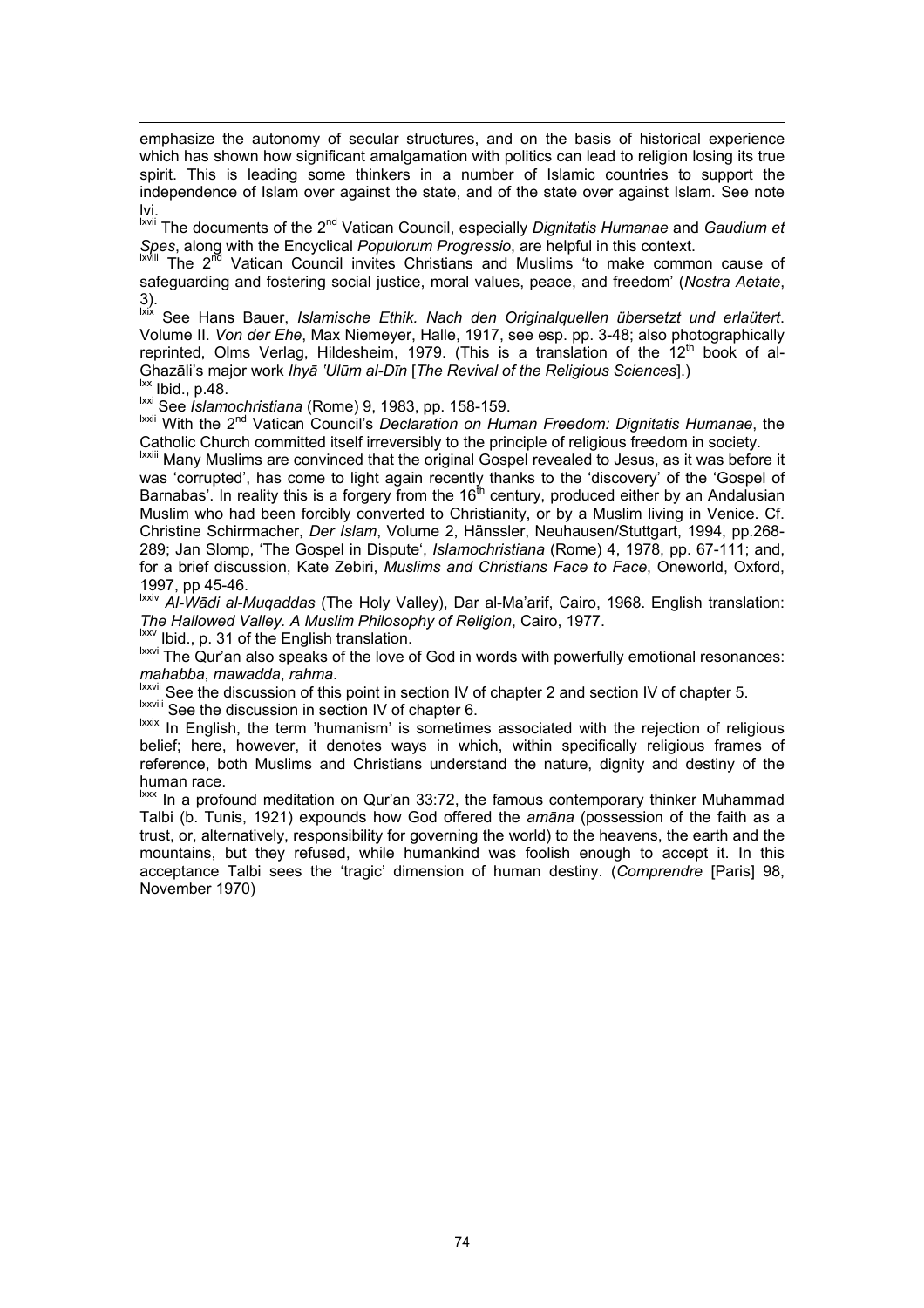emphasize the autonomy of secular structures, and on the basis of historical experience which has shown how significant amalgamation with politics can lead to religion losing its true spirit. This is leading some thinkers in a number of Islamic countries to support the independence of Islam over against the state, and of the state over against Islam. See note lvi.

[lxvii] The documents of the 2nd Vatican Council, especially *Dignitatis Humanae* and *Gaudium et Spes*, along with the Encyclical *Populorum Progressio*, are helpful in this context.

[lxviii] The 2nd Vatican Council invites Christians and Muslims 'to make common cause of safeguarding and fostering social justice, moral values, peace, and freedom' (*Nostra Aetate*, 3).

[lxix] See Hans Bauer, *Islamische Ethik. Nach den Originalquellen übersetzt und erlaütert*. Volume II. *Von der Ehe*, Max Niemeyer, Halle, 1917, see esp. pp. 3-48; also photographically reprinted, Olms Verlag, Hildesheim, 1979. (This is a translation of the 12th book of al-Ghazāli's major work *Ihyā 'Ulūm al-Dīn* [*The Revival of the Religious Sciences*].)

[lxx] Ibid., p.48.

[lxxi] See *Islamochristiana* (Rome) 9, 1983, pp. 158-159.

[lxxii] With the 2nd Vatican Council's *Declaration on Human Freedom: Dignitatis Humanae*, the Catholic Church committed itself irreversibly to the principle of religious freedom in society.

[lxxiii] Many Muslims are convinced that the original Gospel revealed to Jesus, as it was before it was 'corrupted', has come to light again recently thanks to the 'discovery' of the 'Gospel of Barnabas'. In reality this is a forgery from the 16th century, produced either by an Andalusian Muslim who had been forcibly converted to Christianity, or by a Muslim living in Venice. Cf. Christine Schirrmacher, *Der Islam*, Volume 2, Hänssler, Neuhausen/Stuttgart, 1994, pp.268-289; Jan Slomp, 'The Gospel in Dispute', *Islamochristiana* (Rome) 4, 1978, pp. 67-111; and, for a brief discussion, Kate Zebiri, *Muslims and Christians Face to Face*, Oneworld, Oxford, 1997, pp 45-46.

[lxxiv] *Al-Wādi al-Muqaddas* (The Holy Valley), Dar al-Ma'arif, Cairo, 1968. English translation: *The Hallowed Valley. A Muslim Philosophy of Religion*, Cairo, 1977.

[lxxv] Ibid., p. 31 of the English translation.

[lxxvi] The Qur'an also speaks of the love of God in words with powerfully emotional resonances: *mahabba*, *mawadda*, *rahma*.

[lxxvii] See the discussion of this point in section IV of chapter 2 and section IV of chapter 5.

[lxxviii] See the discussion in section IV of chapter 6.

[lxxix] In English, the term 'humanism' is sometimes associated with the rejection of religious belief; here, however, it denotes ways in which, within specifically religious frames of reference, both Muslims and Christians understand the nature, dignity and destiny of the human race.

[lxxx] In a profound meditation on Qur'an 33:72, the famous contemporary thinker Muhammad Talbi (b. Tunis, 1921) expounds how God offered the *amāna* (possession of the faith as a trust, or, alternatively, responsibility for governing the world) to the heavens, the earth and the mountains, but they refused, while humankind was foolish enough to accept it. In this acceptance Talbi sees the 'tragic' dimension of human destiny. (*Comprendre* [Paris] 98, November 1970)